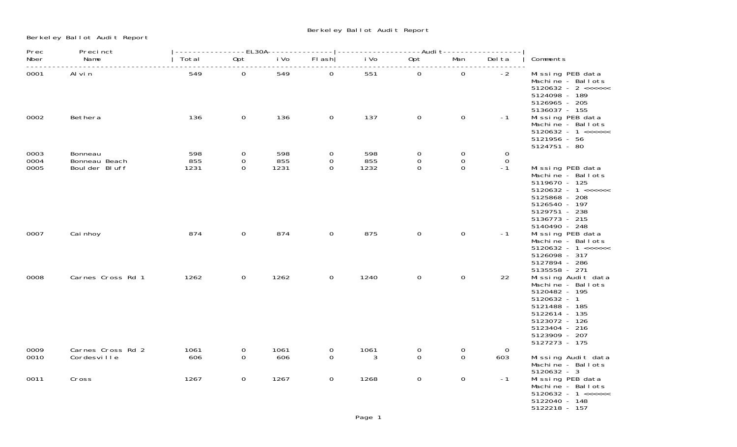# Berkeley Ballot Audit Report

Berkeley Ballot Audit Report

| Prec Nber | Precinct Name | EL30A Total | EL30A Opt | EL30A iVo | EL30A Flash | Audit iVo | Audit Opt | Audit Man | Audit Delta | Comments |
|---|---|---|---|---|---|---|---|---|---|---|
| 0001 | Alvin | 549 | 0 | 549 | 0 | 551 | 0 | 0 | -2 | Missing PEB data<br>Machine - Ballots<br>5120632 - 2 <<<<<<<br>5124098 - 189<br>5126965 - 205<br>5136037 - 155 |
| 0002 | Bethera | 136 | 0 | 136 | 0 | 137 | 0 | 0 | -1 | Missing PEB data<br>Machine - Ballots<br>5120632 - 1 <<<<<<<br>5121956 - 56<br>5124751 - 80 |
| 0003 | Bonneau | 598 | 0 | 598 | 0 | 598 | 0 | 0 | 0 | |
| 0004 | Bonneau Beach | 855 | 0 | 855 | 0 | 855 | 0 | 0 | 0 | |
| 0005 | Boulder Bluff | 1231 | 0 | 1231 | 0 | 1232 | 0 | 0 | -1 | Missing PEB data<br>Machine - Ballots<br>5119670 - 125<br>5120632 - 1 <<<<<<<br>5125868 - 208<br>5126540 - 197<br>5129751 - 238<br>5136773 - 215<br>5140490 - 248 |
| 0007 | Cainhoy | 874 | 0 | 874 | 0 | 875 | 0 | 0 | -1 | Missing PEB data<br>Machine - Ballots<br>5120632 - 1 <<<<<<<br>5126098 - 317<br>5127894 - 286<br>5135558 - 271 |
| 0008 | Carnes Cross Rd 1 | 1262 | 0 | 1262 | 0 | 1240 | 0 | 0 | 22 | Missing Audit data<br>Machine - Ballots<br>5120482 - 195<br>5120632 - 1<br>5121488 - 185<br>5122614 - 135<br>5123072 - 126<br>5123404 - 216<br>5123909 - 207<br>5127273 - 175 |
| 0009 | Carnes Cross Rd 2 | 1061 | 0 | 1061 | 0 | 1061 | 0 | 0 | 0 | |
| 0010 | Cordesville | 606 | 0 | 606 | 0 | 3 | 0 | 0 | 603 | Missing Audit data<br>Machine - Ballots<br>5120632 - 3 |
| 0011 | Cross | 1267 | 0 | 1267 | 0 | 1268 | 0 | 0 | -1 | Missing PEB data<br>Machine - Ballots<br>5120632 - 1 <<<<<<<br>5122040 - 148<br>5122218 - 157 |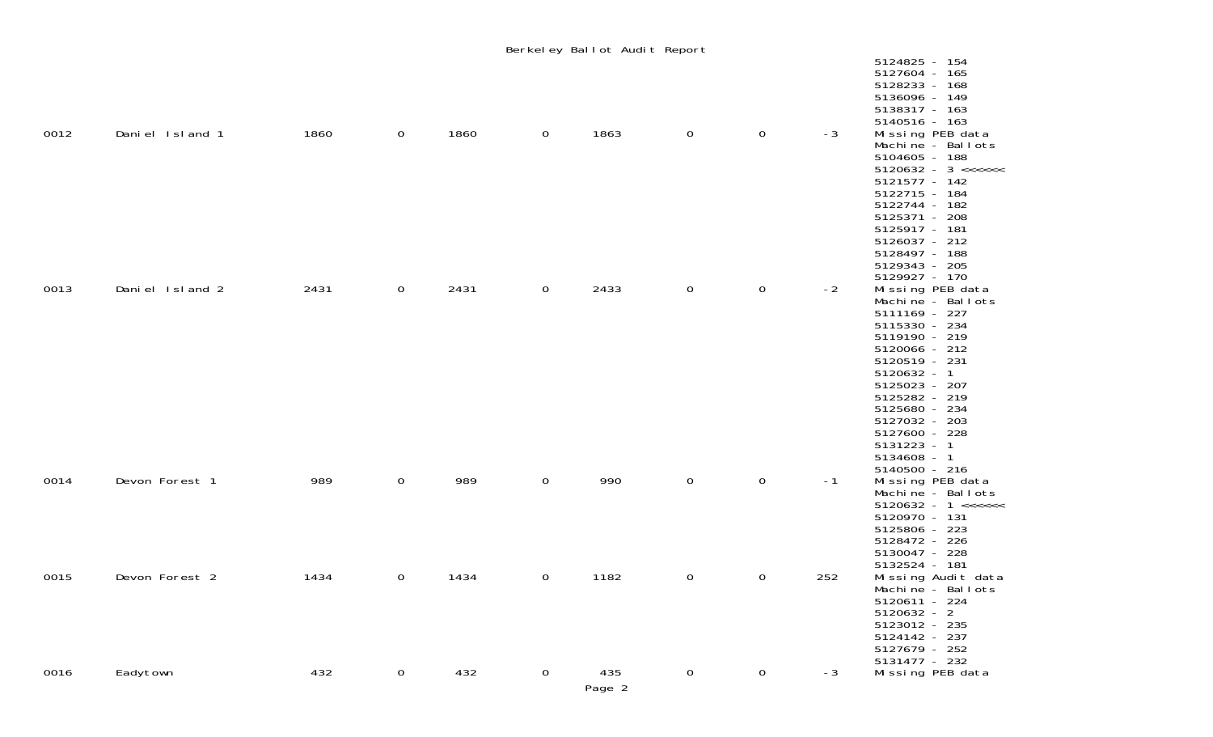# Berkeley Ballot Audit Report

| | | | | | | | | | |
|---|---|---|---|---|---|---|---|---|---|
| | | | | | | | | | 5124825 - 154<br>5127604 - 165<br>5128233 - 168<br>5136096 - 149<br>5138317 - 163<br>5140516 - 163 |
| 0012 | Daniel Island 1 | 1860 | 0 | 1860 | 0 | 1863 | 0 | 0 | -3 | Missing PEB data<br>Machine - Ballots<br>5104605 - 188<br>5120632 - 3 <<<<<<<br>5121577 - 142<br>5122715 - 184<br>5122744 - 182<br>5125371 - 208<br>5125917 - 181<br>5126037 - 212<br>5128497 - 188<br>5129343 - 205<br>5129927 - 170 |
| 0013 | Daniel Island 2 | 2431 | 0 | 2431 | 0 | 2433 | 0 | 0 | -2 | Missing PEB data<br>Machine - Ballots<br>5111169 - 227<br>5115330 - 234<br>5119190 - 219<br>5120066 - 212<br>5120519 - 231<br>5120632 - 1<br>5125023 - 207<br>5125282 - 219<br>5125680 - 234<br>5127032 - 203<br>5127600 - 228<br>5131223 - 1<br>5134608 - 1<br>5140500 - 216 |
| 0014 | Devon Forest 1 | 989 | 0 | 989 | 0 | 990 | 0 | 0 | -1 | Missing PEB data<br>Machine - Ballots<br>5120632 - 1 <<<<<<<br>5120970 - 131<br>5125806 - 223<br>5128472 - 226<br>5130047 - 228<br>5132524 - 181 |
| 0015 | Devon Forest 2 | 1434 | 0 | 1434 | 0 | 1182 | 0 | 0 | 252 | Missing Audit data<br>Machine - Ballots<br>5120611 - 224<br>5120632 - 2<br>5123012 - 235<br>5124142 - 237<br>5127679 - 252<br>5131477 - 232 |
| 0016 | Eadytown | 432 | 0 | 432 | 0 | 435 | 0 | 0 | -3 | Missing PEB data |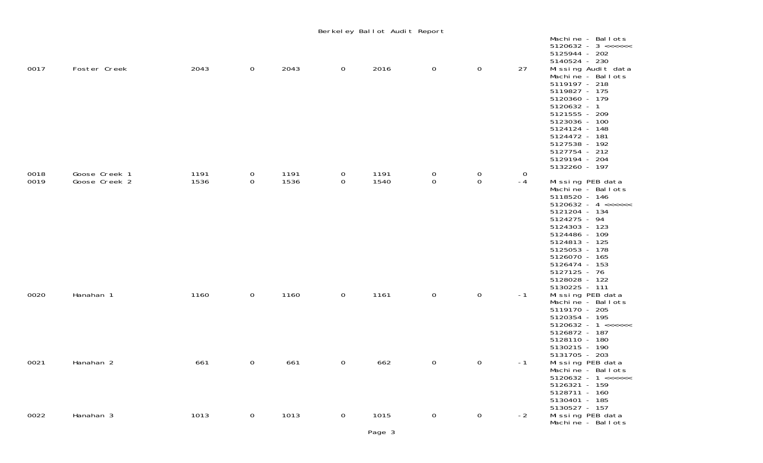Berkeley Ballot Audit Report

| | | | | | | | | | | |
|---|---|---|---|---|---|---|---|---|---|---|
| | | | | | | | | | | Machine - Ballots<br>5120632 - 3 <<<<<<<br>5125944 - 202<br>5140524 - 230 |
| 0017 | Foster Creek | 2043 | 0 | 2043 | 0 | 2016 | 0 | 0 | 27 | Missing Audit data<br>Machine - Ballots<br>5119197 - 218<br>5119827 - 175<br>5120360 - 179<br>5120632 - 1<br>5121555 - 209<br>5123036 - 100<br>5124124 - 148<br>5124472 - 181<br>5127538 - 192<br>5127754 - 212<br>5129194 - 204<br>5132260 - 197 |
| 0018 | Goose Creek 1 | 1191 | 0 | 1191 | 0 | 1191 | 0 | 0 | 0 | |
| 0019 | Goose Creek 2 | 1536 | 0 | 1536 | 0 | 1540 | 0 | 0 | -4 | Missing PEB data<br>Machine - Ballots<br>5118520 - 146<br>5120632 - 4 <<<<<<<br>5121204 - 134<br>5124275 - 94<br>5124303 - 123<br>5124486 - 109<br>5124813 - 125<br>5125053 - 178<br>5126070 - 165<br>5126474 - 153<br>5127125 - 76<br>5128028 - 122<br>5130225 - 111 |
| 0020 | Hanahan 1 | 1160 | 0 | 1160 | 0 | 1161 | 0 | 0 | -1 | Missing PEB data<br>Machine - Ballots<br>5119170 - 205<br>5120354 - 195<br>5120632 - 1 <<<<<<<br>5126872 - 187<br>5128110 - 180<br>5130215 - 190<br>5131705 - 203 |
| 0021 | Hanahan 2 | 661 | 0 | 661 | 0 | 662 | 0 | 0 | -1 | Missing PEB data<br>Machine - Ballots<br>5120632 - 1 <<<<<<<br>5126321 - 159<br>5128711 - 160<br>5130401 - 185<br>5130527 - 157 |
| 0022 | Hanahan 3 | 1013 | 0 | 1013 | 0 | 1015 | 0 | 0 | -2 | Missing PEB data<br>Machine - Ballots |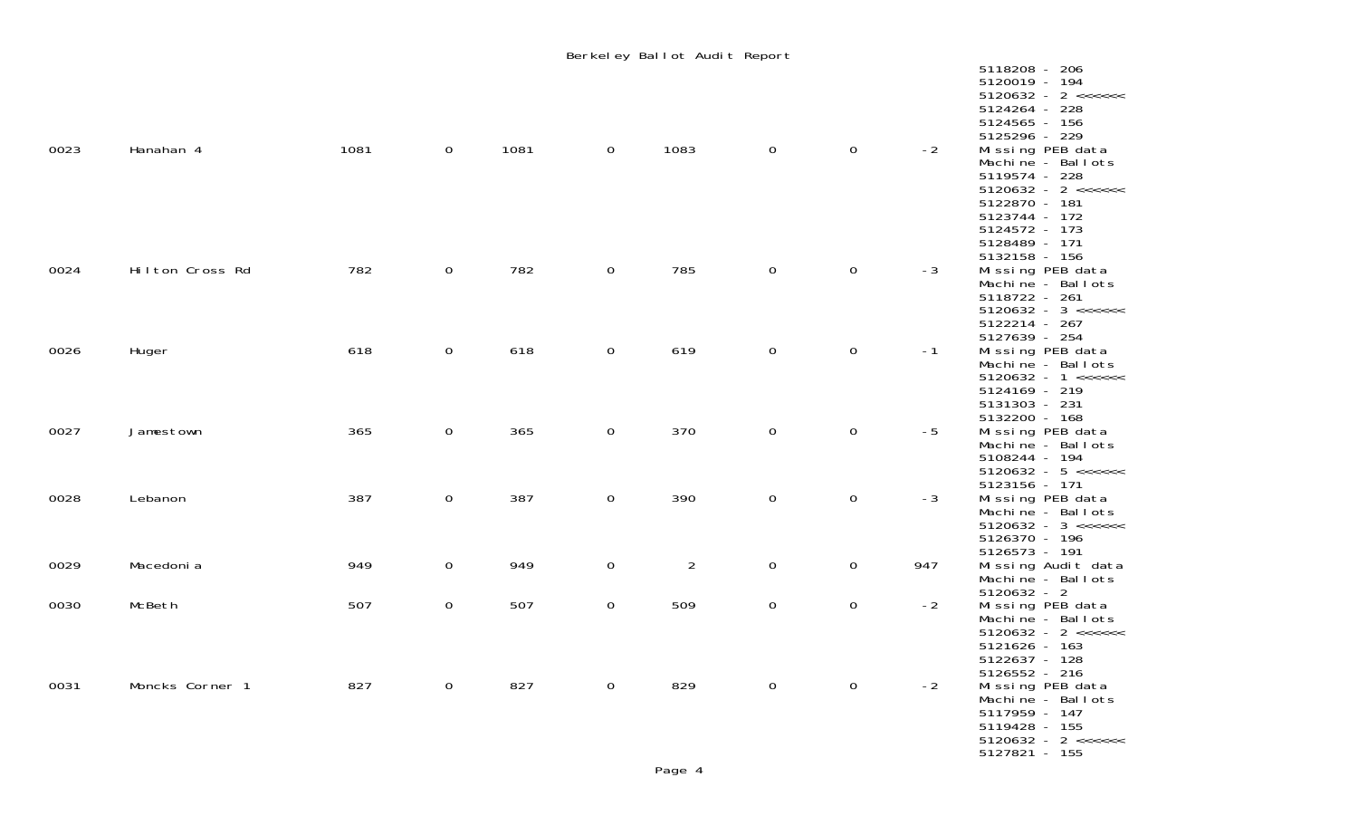# Berkeley Ballot Audit Report

| | | | | | | | | | |
|---|---|---|---|---|---|---|---|---|---|
| | | | | | | | | | 5118208 - 206<br>5120019 - 194<br>5120632 - 2 <<<<<<<br>5124264 - 228<br>5124565 - 156<br>5125296 - 229 |
| 0023 | Hanahan 4 | 1081 | 0 | 1081 | 0 | 1083 | 0 | 0 | -2 | Missing PEB data<br>Machine - Ballots<br>5119574 - 228<br>5120632 - 2 <<<<<<<br>5122870 - 181<br>5123744 - 172<br>5124572 - 173<br>5128489 - 171<br>5132158 - 156 |
| 0024 | Hilton Cross Rd | 782 | 0 | 782 | 0 | 785 | 0 | 0 | -3 | Missing PEB data<br>Machine - Ballots<br>5118722 - 261<br>5120632 - 3 <<<<<<<br>5122214 - 267<br>5127639 - 254 |
| 0026 | Huger | 618 | 0 | 618 | 0 | 619 | 0 | 0 | -1 | Missing PEB data<br>Machine - Ballots<br>5120632 - 1 <<<<<<<br>5124169 - 219<br>5131303 - 231<br>5132200 - 168 |
| 0027 | Jamestown | 365 | 0 | 365 | 0 | 370 | 0 | 0 | -5 | Missing PEB data<br>Machine - Ballots<br>5108244 - 194<br>5120632 - 5 <<<<<<<br>5123156 - 171 |
| 0028 | Lebanon | 387 | 0 | 387 | 0 | 390 | 0 | 0 | -3 | Missing PEB data<br>Machine - Ballots<br>5120632 - 3 <<<<<<<br>5126370 - 196<br>5126573 - 191 |
| 0029 | Macedonia | 949 | 0 | 949 | 0 | 2 | 0 | 0 | 947 | Missing Audit data<br>Machine - Ballots<br>5120632 - 2 |
| 0030 | McBeth | 507 | 0 | 507 | 0 | 509 | 0 | 0 | -2 | Missing PEB data<br>Machine - Ballots<br>5120632 - 2 <<<<<<<br>5121626 - 163<br>5122637 - 128<br>5126552 - 216 |
| 0031 | Moncks Corner 1 | 827 | 0 | 827 | 0 | 829 | 0 | 0 | -2 | Missing PEB data<br>Machine - Ballots<br>5117959 - 147<br>5119428 - 155<br>5120632 - 2 <<<<<<<br>5127821 - 155 |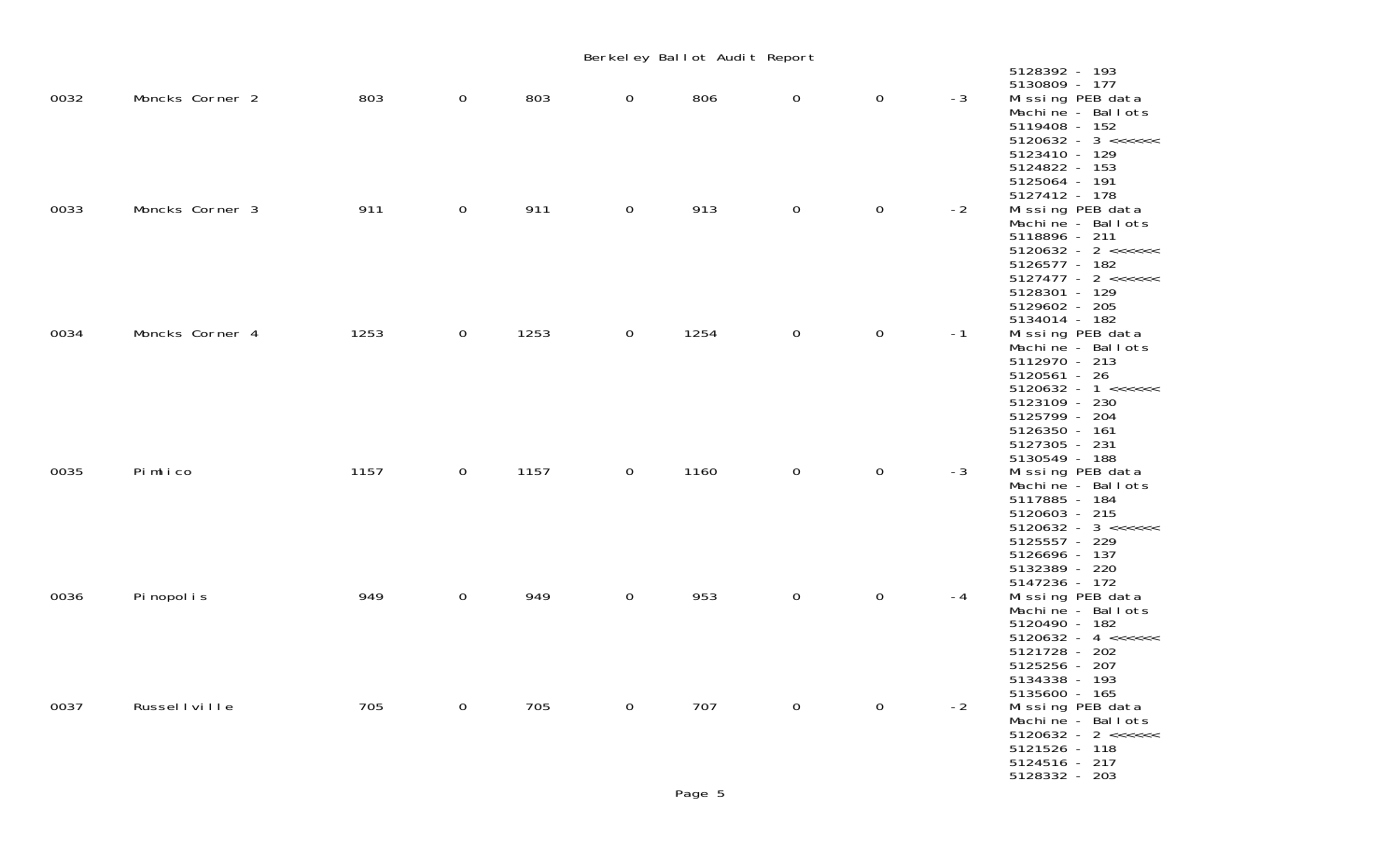# Berkeley Ballot Audit Report

| | | | | | | | | | |
|---|---|---|---|---|---|---|---|---|---|
| | | | | | | | | | 5128392 - 193<br>5130809 - 177 |
| 0032 | Moncks Corner 2 | 803 | 0 | 803 | 0 | 806 | 0 | 0 | -3 | Missing PEB data<br>Machine - Ballots<br>5119408 - 152<br>5120632 - 3 <<<<<<<br>5123410 - 129<br>5124822 - 153<br>5125064 - 191<br>5127412 - 178 |
| 0033 | Moncks Corner 3 | 911 | 0 | 911 | 0 | 913 | 0 | 0 | -2 | Missing PEB data<br>Machine - Ballots<br>5118896 - 211<br>5120632 - 2 <<<<<<<br>5126577 - 182<br>5127477 - 2 <<<<<<<br>5128301 - 129<br>5129602 - 205<br>5134014 - 182 |
| 0034 | Moncks Corner 4 | 1253 | 0 | 1253 | 0 | 1254 | 0 | 0 | -1 | Missing PEB data<br>Machine - Ballots<br>5112970 - 213<br>5120561 - 26<br>5120632 - 1 <<<<<<<br>5123109 - 230<br>5125799 - 204<br>5126350 - 161<br>5127305 - 231<br>5130549 - 188 |
| 0035 | Pimlico | 1157 | 0 | 1157 | 0 | 1160 | 0 | 0 | -3 | Missing PEB data<br>Machine - Ballots<br>5117885 - 184<br>5120603 - 215<br>5120632 - 3 <<<<<<<br>5125557 - 229<br>5126696 - 137<br>5132389 - 220<br>5147236 - 172 |
| 0036 | Pinopolis | 949 | 0 | 949 | 0 | 953 | 0 | 0 | -4 | Missing PEB data<br>Machine - Ballots<br>5120490 - 182<br>5120632 - 4 <<<<<<<br>5121728 - 202<br>5125256 - 207<br>5134338 - 193<br>5135600 - 165 |
| 0037 | Russellville | 705 | 0 | 705 | 0 | 707 | 0 | 0 | -2 | Missing PEB data<br>Machine - Ballots<br>5120632 - 2 <<<<<<<br>5121526 - 118<br>5124516 - 217<br>5128332 - 203 |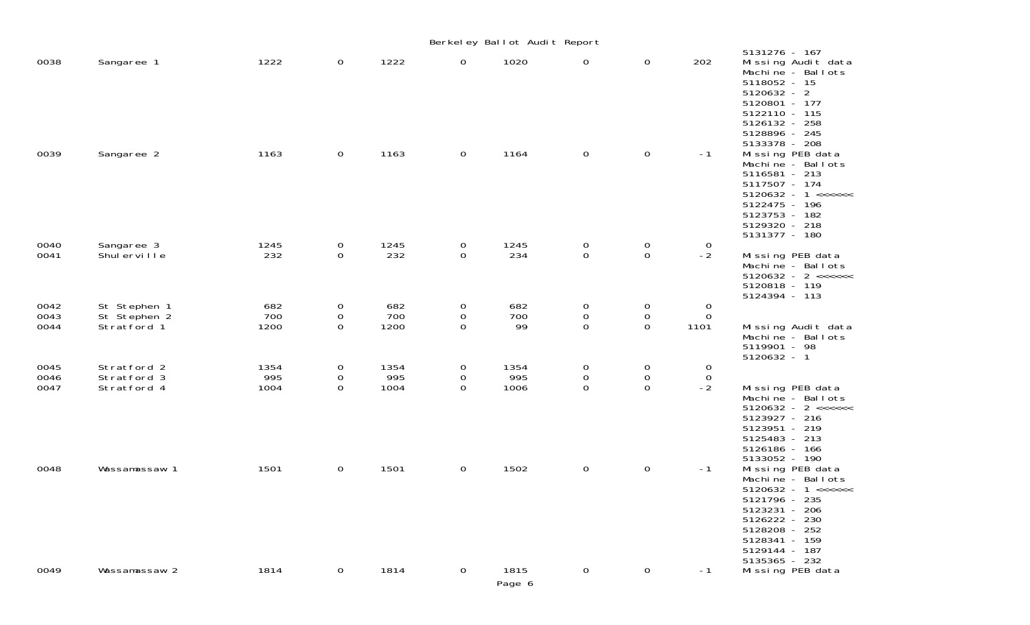# Berkeley Ballot Audit Report

| | | | | | | | | | | |
|---|---|---|---|---|---|---|---|---|---|---|
| | | | | | | | | | | 5131276 - 167 |
| 0038 | Sangaree 1 | 1222 | 0 | 1222 | 0 | 1020 | 0 | 0 | 202 | Missing Audit data<br>Machine - Ballots<br>5118052 - 15<br>5120632 - 2<br>5120801 - 177<br>5122110 - 115<br>5126132 - 258<br>5128896 - 245<br>5133378 - 208 |
| 0039 | Sangaree 2 | 1163 | 0 | 1163 | 0 | 1164 | 0 | 0 | -1 | Missing PEB data<br>Machine - Ballots<br>5116581 - 213<br>5117507 - 174<br>5120632 - 1 <<<<<<<br>5122475 - 196<br>5123753 - 182<br>5129320 - 218<br>5131377 - 180 |
| 0040 | Sangaree 3 | 1245 | 0 | 1245 | 0 | 1245 | 0 | 0 | 0 | |
| 0041 | Shulerville | 232 | 0 | 232 | 0 | 234 | 0 | 0 | -2 | Missing PEB data<br>Machine - Ballots<br>5120632 - 2 <<<<<<<br>5120818 - 119<br>5124394 - 113 |
| 0042 | St Stephen 1 | 682 | 0 | 682 | 0 | 682 | 0 | 0 | 0 | |
| 0043 | St Stephen 2 | 700 | 0 | 700 | 0 | 700 | 0 | 0 | 0 | |
| 0044 | Stratford 1 | 1200 | 0 | 1200 | 0 | 99 | 0 | 0 | 1101 | Missing Audit data<br>Machine - Ballots<br>5119901 - 98<br>5120632 - 1 |
| 0045 | Stratford 2 | 1354 | 0 | 1354 | 0 | 1354 | 0 | 0 | 0 | |
| 0046 | Stratford 3 | 995 | 0 | 995 | 0 | 995 | 0 | 0 | 0 | |
| 0047 | Stratford 4 | 1004 | 0 | 1004 | 0 | 1006 | 0 | 0 | -2 | Missing PEB data<br>Machine - Ballots<br>5120632 - 2 <<<<<<<br>5123927 - 216<br>5123951 - 219<br>5125483 - 213<br>5126186 - 166<br>5133052 - 190 |
| 0048 | Wassamassaw 1 | 1501 | 0 | 1501 | 0 | 1502 | 0 | 0 | -1 | Missing PEB data<br>Machine - Ballots<br>5120632 - 1 <<<<<<<br>5121796 - 235<br>5123231 - 206<br>5126222 - 230<br>5128208 - 252<br>5128341 - 159<br>5129144 - 187<br>5135365 - 232 |
| 0049 | Wassamassaw 2 | 1814 | 0 | 1814 | 0 | 1815 | 0 | 0 | -1 | Missing PEB data |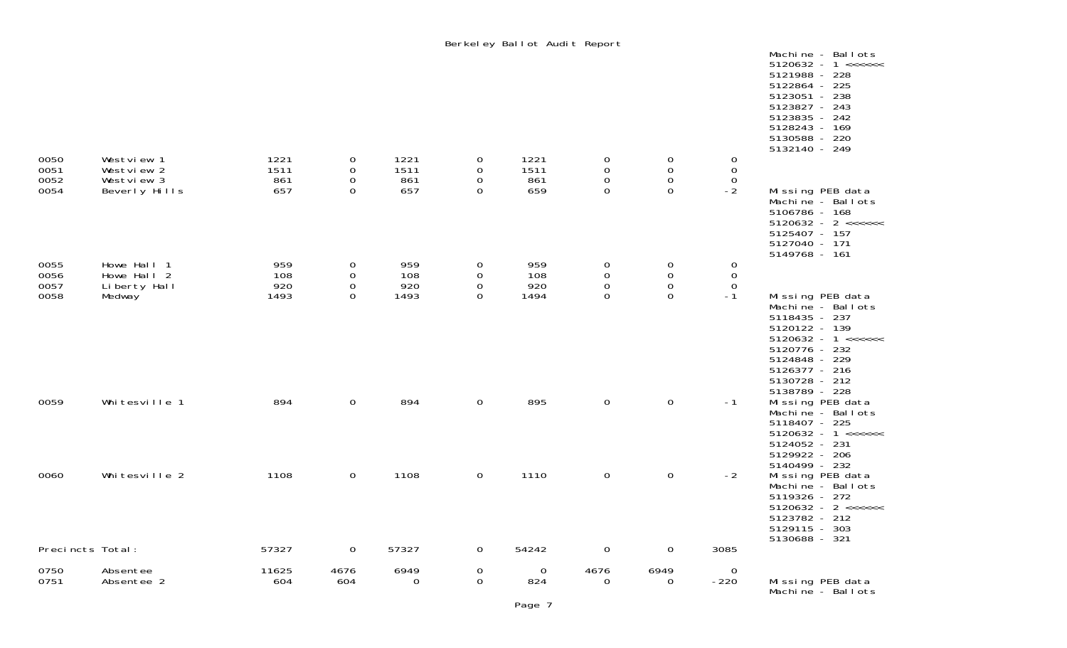Berkeley Ballot Audit Report

| | | | | | | | | | | |
|---|---|---|---|---|---|---|---|---|---|---|
| | | | | | | | | | | Machine - Ballots<br>5120632 - 1 <<<<<<<br>5121988 - 228<br>5122864 - 225<br>5123051 - 238<br>5123827 - 243<br>5123835 - 242<br>5128243 - 169<br>5130588 - 220<br>5132140 - 249 |
| 0050 | Westview 1 | 1221 | 0 | 1221 | 0 | 1221 | 0 | 0 | 0 | |
| 0051 | Westview 2 | 1511 | 0 | 1511 | 0 | 1511 | 0 | 0 | 0 | |
| 0052 | Westview 3 | 861 | 0 | 861 | 0 | 861 | 0 | 0 | 0 | |
| 0054 | Beverly Hills | 657 | 0 | 657 | 0 | 659 | 0 | 0 | -2 | Missing PEB data<br>Machine - Ballots<br>5106786 - 168<br>5120632 - 2 <<<<<<<br>5125407 - 157<br>5127040 - 171<br>5149768 - 161 |
| 0055 | Howe Hall 1 | 959 | 0 | 959 | 0 | 959 | 0 | 0 | 0 | |
| 0056 | Howe Hall 2 | 108 | 0 | 108 | 0 | 108 | 0 | 0 | 0 | |
| 0057 | Liberty Hall | 920 | 0 | 920 | 0 | 920 | 0 | 0 | 0 | |
| 0058 | Medway | 1493 | 0 | 1493 | 0 | 1494 | 0 | 0 | -1 | Missing PEB data<br>Machine - Ballots<br>5118435 - 237<br>5120122 - 139<br>5120632 - 1 <<<<<<<br>5120776 - 232<br>5124848 - 229<br>5126377 - 216<br>5130728 - 212<br>5138789 - 228 |
| 0059 | Whitesville 1 | 894 | 0 | 894 | 0 | 895 | 0 | 0 | -1 | Missing PEB data<br>Machine - Ballots<br>5118407 - 225<br>5120632 - 1 <<<<<<<br>5124052 - 231<br>5129922 - 206<br>5140499 - 232 |
| 0060 | Whitesville 2 | 1108 | 0 | 1108 | 0 | 1110 | 0 | 0 | -2 | Missing PEB data<br>Machine - Ballots<br>5119326 - 272<br>5120632 - 2 <<<<<<<br>5123782 - 212<br>5129115 - 303<br>5130688 - 321 |
| Precincts Total: | | 57327 | 0 | 57327 | 0 | 54242 | 0 | 0 | 3085 | |
| 0750 | Absentee | 11625 | 4676 | 6949 | 0 | 0 | 4676 | 6949 | 0 | |
| 0751 | Absentee 2 | 604 | 604 | 0 | 0 | 824 | 0 | 0 | -220 | Missing PEB data<br>Machine - Ballots |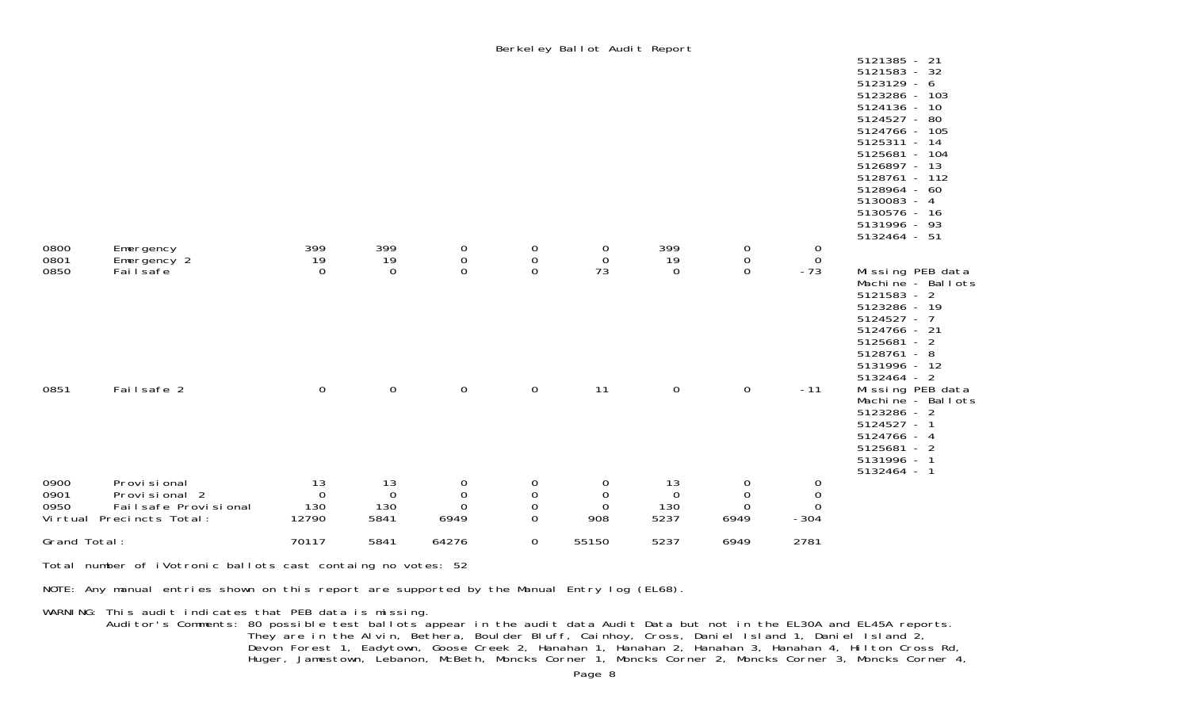# Berkeley Ballot Audit Report

| | | | | | | | | | | |
|---|---|---|---|---|---|---|---|---|---|---|
| | | | | | | | | | | 5121385 - 21<br>5121583 - 32<br>5123129 - 6<br>5123286 - 103<br>5124136 - 10<br>5124527 - 80<br>5124766 - 105<br>5125311 - 14<br>5125681 - 104<br>5126897 - 13<br>5128761 - 112<br>5128964 - 60<br>5130083 - 4<br>5130576 - 16<br>5131996 - 93<br>5132464 - 51 |
| 0800 | Emergency | 399 | 399 | 0 | 0 | 0 | 399 | 0 | 0 | |
| 0801 | Emergency 2 | 19 | 19 | 0 | 0 | 0 | 19 | 0 | 0 | |
| 0850 | Failsafe | 0 | 0 | 0 | 0 | 73 | 0 | 0 | -73 | Missing PEB data<br>Machine - Ballots<br>5121583 - 2<br>5123286 - 19<br>5124527 - 7<br>5124766 - 21<br>5125681 - 2<br>5128761 - 8<br>5131996 - 12<br>5132464 - 2 |
| 0851 | Failsafe 2 | 0 | 0 | 0 | 0 | 11 | 0 | 0 | -11 | Missing PEB data<br>Machine - Ballots<br>5123286 - 2<br>5124527 - 1<br>5124766 - 4<br>5125681 - 2<br>5131996 - 1<br>5132464 - 1 |
| 0900 | Provisional | 13 | 13 | 0 | 0 | 0 | 13 | 0 | 0 | |
| 0901 | Provisional 2 | 0 | 0 | 0 | 0 | 0 | 0 | 0 | 0 | |
| 0950 | Failsafe Provisional | 130 | 130 | 0 | 0 | 0 | 130 | 0 | 0 | |
| Virtual Precincts Total: | | 12790 | 5841 | 6949 | 0 | 908 | 5237 | 6949 | -304 | |
| Grand Total: | | 70117 | 5841 | 64276 | 0 | 55150 | 5237 | 6949 | 2781 | |

Total number of iVotronic ballots cast containg no votes: 52

NOTE: Any manual entries shown on this report are supported by the Manual Entry log (EL68).

WARNING: This audit indicates that PEB data is missing.

Auditor's Comments: 80 possible test ballots appear in the audit data Audit Data but not in the EL30A and EL45A reports. They are in the Alvin, Bethera, Boulder Bluff, Cainhoy, Cross, Daniel Island 1, Daniel Island 2, Devon Forest 1, Eadytown, Goose Creek 2, Hanahan 1, Hanahan 2, Hanahan 3, Hanahan 4, Hilton Cross Rd, Huger, Jamestown, Lebanon, McBeth, Moncks Corner 1, Moncks Corner 2, Moncks Corner 3, Moncks Corner 4,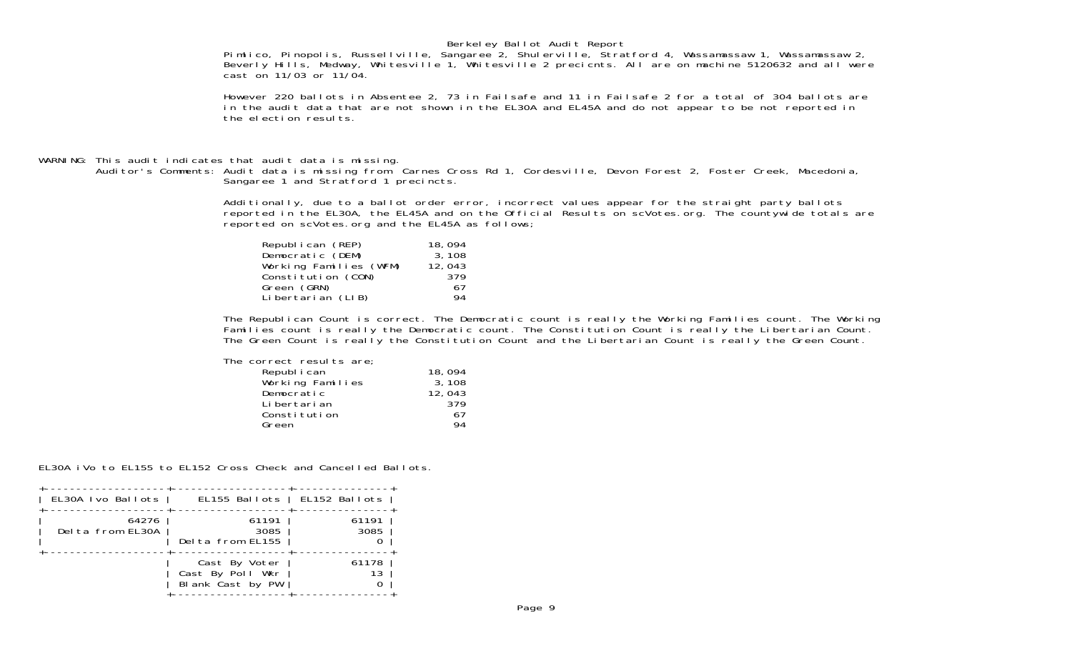Pimlico, Pinopolis, Russellville, Sangaree 2, Shulerville, Stratford 4, Wassamassaw 1, Wassamassaw 2, Beverly Hills, Medway, Whitesville 1, Whitesville 2 precicnts. All are on machine 5120632 and all were cast on 11/03 or 11/04.

However 220 ballots in Absentee 2, 73 in Failsafe and 11 in Failsafe 2 for a total of 304 ballots are in the audit data that are not shown in the EL30A and EL45A and do not appear to be not reported in the election results.

WARNING: This audit indicates that audit data is missing.

Auditor's Comments: Audit data is missing from Carnes Cross Rd 1, Cordesville, Devon Forest 2, Foster Creek, Macedonia, Sangaree 1 and Stratford 1 precincts.

Additionally, due to a ballot order error, incorrect values appear for the straight party ballots reported in the EL30A, the EL45A and on the Official Results on scVotes.org. The countywide totals are reported on scVotes.org and the EL45A as follows;

| | |
|---|---|
| Republican (REP) | 18,094 |
| Democratic (DEM) | 3,108 |
| Working Families (WFM) | 12,043 |
| Constitution (CON) | 379 |
| Green (GRN) | 67 |
| Libertarian (LIB) | 94 |

The Republican Count is correct. The Democratic count is really the Working Families count. The Working Families count is really the Democratic count. The Constitution Count is really the Libertarian Count. The Green Count is really the Constitution Count and the Libertarian Count is really the Green Count.

The correct results are;

| | |
|---|---|
| Republican | 18,094 |
| Working Families | 3,108 |
| Democratic | 12,043 |
| Libertarian | 379 |
| Constitution | 67 |
| Green | 94 |

EL30A iVo to EL155 to EL152 Cross Check and Cancelled Ballots.

| EL30A Ivo Ballots | EL155 Ballots | EL152 Ballots |
|---|---|---|
| 64276 | 61191 | 61191 |
| Delta from EL30A | 3085 | 3085 |
| | Delta from EL155 | 0 |
| | Cast By Voter | 61178 |
| | Cast By Poll Wkr | 13 |
| | Blank Cast by PW | 0 |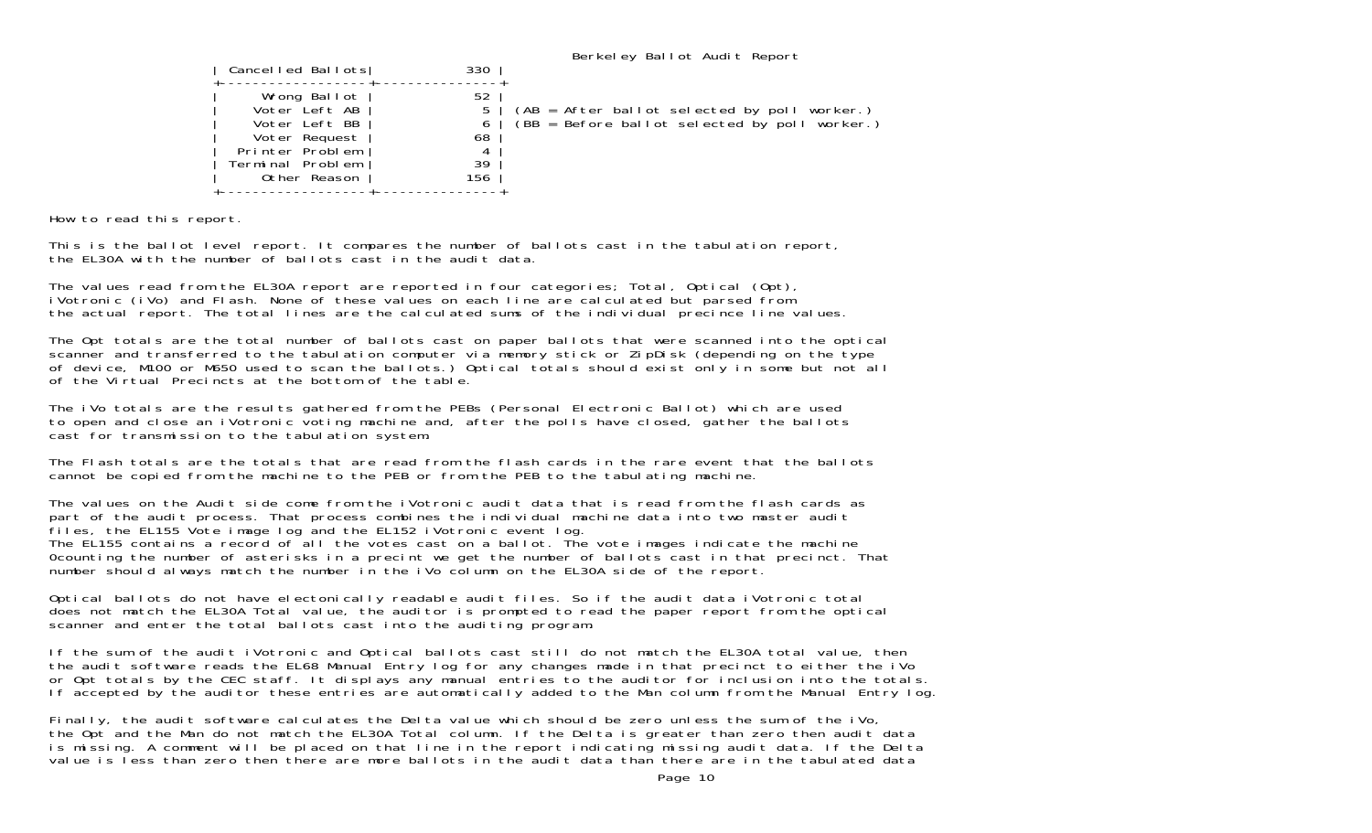| Cancelled Ballots | 330 | |
|---|---|---|
| Wrong Ballot | 52 | |
| Voter Left AB | 5 | (AB = After ballot selected by poll worker.) |
| Voter Left BB | 6 | (BB = Before ballot selected by poll worker.) |
| Voter Request | 68 | |
| Printer Problem | 4 | |
| Terminal Problem | 39 | |
| Other Reason | 156 | |

How to read this report.

This is the ballot level report. It compares the number of ballots cast in the tabulation report, the EL30A with the number of ballots cast in the audit data.

The values read from the EL30A report are reported in four categories; Total, Optical (Opt), iVotronic (iVo) and Flash. None of these values on each line are calculated but parsed from the actual report. The total lines are the calculated sums of the individual precince line values.

The Opt totals are the total number of ballots cast on paper ballots that were scanned into the optical scanner and transferred to the tabulation computer via memory stick or ZipDisk (depending on the type of device, M100 or M650 used to scan the ballots.) Optical totals should exist only in some but not all of the Virtual Precincts at the bottom of the table.

The iVo totals are the results gathered from the PEBs (Personal Electronic Ballot) which are used to open and close an iVotronic voting machine and, after the polls have closed, gather the ballots cast for transmission to the tabulation system.

The Flash totals are the totals that are read from the flash cards in the rare event that the ballots cannot be copied from the machine to the PEB or from the PEB to the tabulating machine.

The values on the Audit side come from the iVotronic audit data that is read from the flash cards as part of the audit process. That process combines the individual machine data into two master audit files, the EL155 Vote image log and the EL152 iVotronic event log.
The EL155 contains a record of all the votes cast on a ballot. The vote images indicate the machine 0counting the number of asterisks in a precint we get the number of ballots cast in that precinct. That number should always match the number in the iVo column on the EL30A side of the report.

Optical ballots do not have electonically readable audit files. So if the audit data iVotronic total does not match the EL30A Total value, the auditor is prompted to read the paper report from the optical scanner and enter the total ballots cast into the auditing program.

If the sum of the audit iVotronic and Optical ballots cast still do not match the EL30A total value, then the audit software reads the EL68 Manual Entry log for any changes made in that precinct to either the iVo or Opt totals by the CEC staff. It displays any manual entries to the auditor for inclusion into the totals. If accepted by the auditor these entries are automatically added to the Man column from the Manual Entry log.

Finally, the audit software calculates the Delta value which should be zero unless the sum of the iVo, the Opt and the Man do not match the EL30A Total column. If the Delta is greater than zero then audit data is missing. A comment will be placed on that line in the report indicating missing audit data. If the Delta value is less than zero then there are more ballots in the audit data than there are in the tabulated data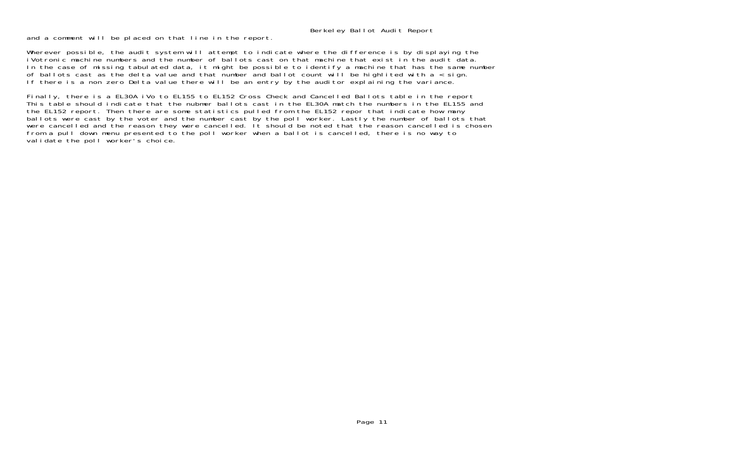and a comment will be placed on that line in the report.

Wherever possible, the audit system will attempt to indicate where the difference is by displaying the iVotronic machine numbers and the number of ballots cast on that machine that exist in the audit data. In the case of missing tabulated data, it might be possible to identify a machine that has the same number of ballots cast as the delta value and that number and ballot count will be highlited with a < sign. If there is a non zero Delta value there will be an entry by the auditor explaining the variance.

Finally, there is a EL30A iVo to EL155 to EL152 Cross Check and Cancelled Ballots table in the report This table should indicate that the nubmer ballots cast in the EL30A match the numbers in the EL155 and the EL152 report. Then there are some statistics pulled from the EL152 repor that indicate how many ballots were cast by the voter and the number cast by the poll worker. Lastly the number of ballots that were cancelled and the reason they were cancelled. It should be noted that the reason cancelled is chosen from a pull down menu presented to the poll worker when a ballot is cancelled, there is no way to validate the poll worker's choice.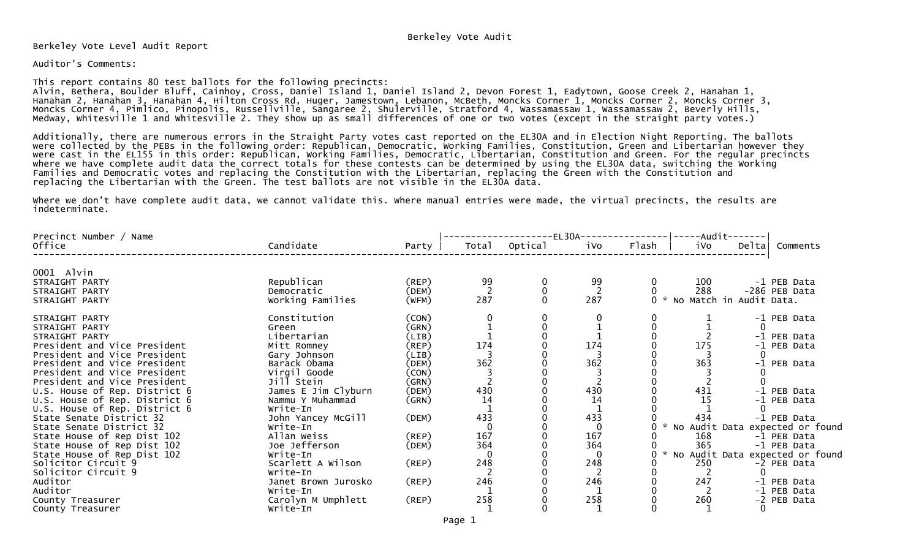Berkeley Vote Audit

Berkeley Vote Level Audit Report

Auditor's Comments:

This report contains 80 test ballots for the following precincts:
Alvin, Bethera, Boulder Bluff, Cainhoy, Cross, Daniel Island 1, Daniel Island 2, Devon Forest 1, Eadytown, Goose Creek 2, Hanahan 1, Hanahan 2, Hanahan 3, Hanahan 4, Hilton Cross Rd, Huger, Jamestown, Lebanon, McBeth, Moncks Corner 1, Moncks Corner 2, Moncks Corner 3, Moncks Corner 4, Pimlico, Pinopolis, Russellville, Sangaree 2, Shulerville, Stratford 4, Wassamassaw 1, Wassamassaw 2, Beverly Hills, Medway, Whitesville 1 and Whitesville 2. They show up as small differences of one or two votes (except in the straight party votes.)

Additionally, there are numerous errors in the Straight Party votes cast reported on the EL30A and in Election Night Reporting. The ballots were collected by the PEBs in the following order: Republican, Democratic, Working Families, Constitution, Green and Libertarian however they were cast in the EL155 in this order: Republican, Working Families, Democratic, Libertarian, Constitution and Green. For the regular precincts where we have complete audit data the correct totals for these contests can be determined by using the EL30A data, switching the Working Families and Democratic votes and replacing the Constitution with the Libertarian, replacing the Green with the Constitution and replacing the Libertarian with the Green. The test ballots are not visible in the EL30A data.

Where we don't have complete audit data, we cannot validate this. Where manual entries were made, the virtual precincts, the results are indeterminate.

| Precinct Number / Name Office | Candidate | Party | EL30A Total | EL30A Optical | EL30A iVo | EL30A Flash | Audit iVo | Audit Delta | Comments |
|---|---|---|---|---|---|---|---|---|---|
| **0001 Alvin** | | | | | | | | | |
| STRAIGHT PARTY | Republican | (REP) | 99 | 0 | 99 | 0 | 100 | -1 | PEB Data |
| STRAIGHT PARTY | Democratic | (DEM) | 2 | 0 | 2 | 0 | 288 | -286 | PEB Data |
| STRAIGHT PARTY | Working Families | (WFM) | 287 | 0 | 287 | 0 | * No Match in Audit Data. | | |
| STRAIGHT PARTY | Constitution | (CON) | 0 | 0 | 0 | 0 | 1 | -1 | PEB Data |
| STRAIGHT PARTY | Green | (GRN) | 1 | 0 | 1 | 0 | 1 | 0 | |
| STRAIGHT PARTY | Libertarian | (LIB) | 1 | 0 | 1 | 0 | 2 | -1 | PEB Data |
| President and Vice President | Mitt Romney | (REP) | 174 | 0 | 174 | 0 | 175 | -1 | PEB Data |
| President and Vice President | Gary Johnson | (LIB) | 3 | 0 | 3 | 0 | 3 | 0 | |
| President and Vice President | Barack Obama | (DEM) | 362 | 0 | 362 | 0 | 363 | -1 | PEB Data |
| President and Vice President | Virgil Goode | (CON) | 3 | 0 | 3 | 0 | 3 | 0 | |
| President and Vice President | Jill Stein | (GRN) | 2 | 0 | 2 | 0 | 2 | 0 | |
| U.S. House of Rep. District 6 | James E Jim Clyburn | (DEM) | 430 | 0 | 430 | 0 | 431 | -1 | PEB Data |
| U.S. House of Rep. District 6 | Nammu Y Muhammad | (GRN) | 14 | 0 | 14 | 0 | 15 | -1 | PEB Data |
| U.S. House of Rep. District 6 | Write-In | | 1 | 0 | 1 | 0 | 1 | 0 | |
| State Senate District 32 | John Yancey McGill | (DEM) | 433 | 0 | 433 | 0 | 434 | -1 | PEB Data |
| State Senate District 32 | Write-In | | 0 | 0 | 0 | 0 | * No Audit Data expected or found | | |
| State House of Rep Dist 102 | Allan Weiss | (REP) | 167 | 0 | 167 | 0 | 168 | -1 | PEB Data |
| State House of Rep Dist 102 | Joe Jefferson | (DEM) | 364 | 0 | 364 | 0 | 365 | -1 | PEB Data |
| State House of Rep Dist 102 | Write-In | | 0 | 0 | 0 | 0 | * No Audit Data expected or found | | |
| Solicitor Circuit 9 | Scarlett A Wilson | (REP) | 248 | 0 | 248 | 0 | 250 | -2 | PEB Data |
| Solicitor Circuit 9 | Write-In | | 2 | 0 | 2 | 0 | 2 | 0 | |
| Auditor | Janet Brown Jurosko | (REP) | 246 | 0 | 246 | 0 | 247 | -1 | PEB Data |
| Auditor | Write-In | | 1 | 0 | 1 | 0 | 2 | -1 | PEB Data |
| County Treasurer | Carolyn M Umphlett | (REP) | 258 | 0 | 258 | 0 | 260 | -2 | PEB Data |
| County Treasurer | Write-In | | 1 | 0 | 1 | 0 | 1 | 0 | |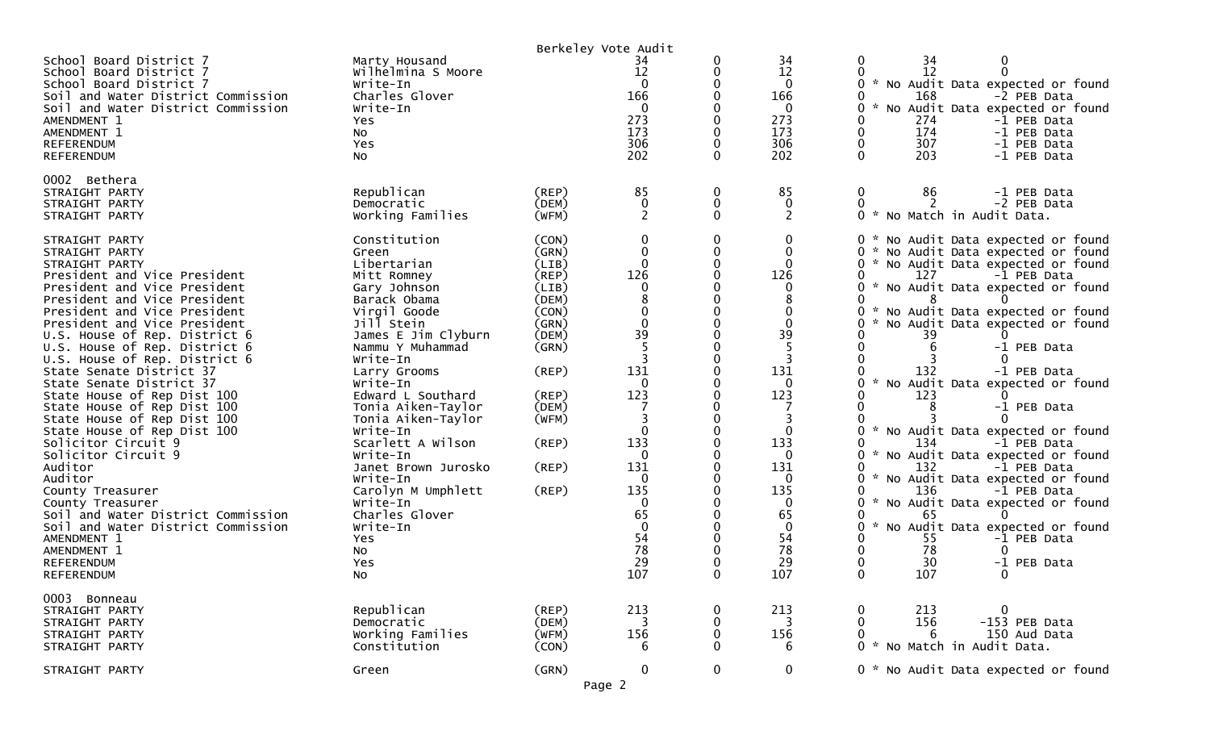Berkeley Vote Audit

| Contest | Candidate | Party | | | | | | |
|---|---|---|---|---|---|---|---|---|
| School Board District 7 | Marty Housand | | 34 | 0 | 34 | 0 | 34 | 0 |
| School Board District 7 | Wilhelmina S Moore | | 12 | 0 | 12 | 0 | 12 | 0 |
| School Board District 7 | Write-In | | 0 | 0 | 0 | 0 | * No Audit Data expected or found | |
| Soil and Water District Commission | Charles Glover | | 166 | 0 | 166 | 0 | 168 | -2 PEB Data |
| Soil and Water District Commission | Write-In | | 0 | 0 | 0 | 0 | * No Audit Data expected or found | |
| AMENDMENT 1 | Yes | | 273 | 0 | 273 | 0 | 274 | -1 PEB Data |
| AMENDMENT 1 | No | | 173 | 0 | 173 | 0 | 174 | -1 PEB Data |
| REFERENDUM | Yes | | 306 | 0 | 306 | 0 | 307 | -1 PEB Data |
| REFERENDUM | No | | 202 | 0 | 202 | 0 | 203 | -1 PEB Data |

0002 Bethera

| Contest | Candidate | Party | | | | | | |
|---|---|---|---|---|---|---|---|---|
| STRAIGHT PARTY | Republican | (REP) | 85 | 0 | 85 | 0 | 86 | -1 PEB Data |
| STRAIGHT PARTY | Democratic | (DEM) | 0 | 0 | 0 | 0 | 2 | -2 PEB Data |
| STRAIGHT PARTY | Working Families | (WFM) | 2 | 0 | 2 | 0 | * No Match in Audit Data. | |
| STRAIGHT PARTY | Constitution | (CON) | 0 | 0 | 0 | 0 | * No Audit Data expected or found | |
| STRAIGHT PARTY | Green | (GRN) | 0 | 0 | 0 | 0 | * No Audit Data expected or found | |
| STRAIGHT PARTY | Libertarian | (LIB) | 0 | 0 | 0 | 0 | * No Audit Data expected or found | |
| President and Vice President | Mitt Romney | (REP) | 126 | 0 | 126 | 0 | 127 | -1 PEB Data |
| President and Vice President | Gary Johnson | (LIB) | 0 | 0 | 0 | 0 | * No Audit Data expected or found | |
| President and Vice President | Barack Obama | (DEM) | 8 | 0 | 8 | 0 | 8 | 0 |
| President and Vice President | Virgil Goode | (CON) | 0 | 0 | 0 | 0 | * No Audit Data expected or found | |
| President and Vice President | Jill Stein | (GRN) | 0 | 0 | 0 | 0 | * No Audit Data expected or found | |
| U.S. House of Rep. District 6 | James E Jim Clyburn | (DEM) | 39 | 0 | 39 | 0 | 39 | 0 |
| U.S. House of Rep. District 6 | Nammu Y Muhammad | (GRN) | 5 | 0 | 5 | 0 | 6 | -1 PEB Data |
| U.S. House of Rep. District 6 | Write-In | | 3 | 0 | 3 | 0 | 3 | 0 |
| State Senate District 37 | Larry Grooms | (REP) | 131 | 0 | 131 | 0 | 132 | -1 PEB Data |
| State Senate District 37 | Write-In | | 0 | 0 | 0 | 0 | * No Audit Data expected or found | |
| State House of Rep Dist 100 | Edward L Southard | (REP) | 123 | 0 | 123 | 0 | 123 | 0 |
| State House of Rep Dist 100 | Tonia Aiken-Taylor | (DEM) | 7 | 0 | 7 | 0 | 8 | -1 PEB Data |
| State House of Rep Dist 100 | Tonia Aiken-Taylor | (WFM) | 3 | 0 | 3 | 0 | 3 | 0 |
| State House of Rep Dist 100 | Write-In | | 0 | 0 | 0 | 0 | * No Audit Data expected or found | |
| Solicitor Circuit 9 | Scarlett A Wilson | (REP) | 133 | 0 | 133 | 0 | 134 | -1 PEB Data |
| Solicitor Circuit 9 | Write-In | | 0 | 0 | 0 | 0 | * No Audit Data expected or found | |
| Auditor | Janet Brown Jurosko | (REP) | 131 | 0 | 131 | 0 | 132 | -1 PEB Data |
| Auditor | Write-In | | 0 | 0 | 0 | 0 | * No Audit Data expected or found | |
| County Treasurer | Carolyn M Umphlett | (REP) | 135 | 0 | 135 | 0 | 136 | -1 PEB Data |
| County Treasurer | Write-In | | 0 | 0 | 0 | 0 | * No Audit Data expected or found | |
| Soil and Water District Commission | Charles Glover | | 65 | 0 | 65 | 0 | 65 | 0 |
| Soil and Water District Commission | Write-In | | 0 | 0 | 0 | 0 | * No Audit Data expected or found | |
| AMENDMENT 1 | Yes | | 54 | 0 | 54 | 0 | 55 | -1 PEB Data |
| AMENDMENT 1 | No | | 78 | 0 | 78 | 0 | 78 | 0 |
| REFERENDUM | Yes | | 29 | 0 | 29 | 0 | 30 | -1 PEB Data |
| REFERENDUM | No | | 107 | 0 | 107 | 0 | 107 | 0 |

0003 Bonneau

| Contest | Candidate | Party | | | | | | |
|---|---|---|---|---|---|---|---|---|
| STRAIGHT PARTY | Republican | (REP) | 213 | 0 | 213 | 0 | 213 | 0 |
| STRAIGHT PARTY | Democratic | (DEM) | 3 | 0 | 3 | 0 | 156 | -153 PEB Data |
| STRAIGHT PARTY | Working Families | (WFM) | 156 | 0 | 156 | 0 | 6 | 150 Aud Data |
| STRAIGHT PARTY | Constitution | (CON) | 6 | 0 | 6 | 0 | * No Match in Audit Data. | |
| STRAIGHT PARTY | Green | (GRN) | 0 | 0 | 0 | 0 | * No Audit Data expected or found | |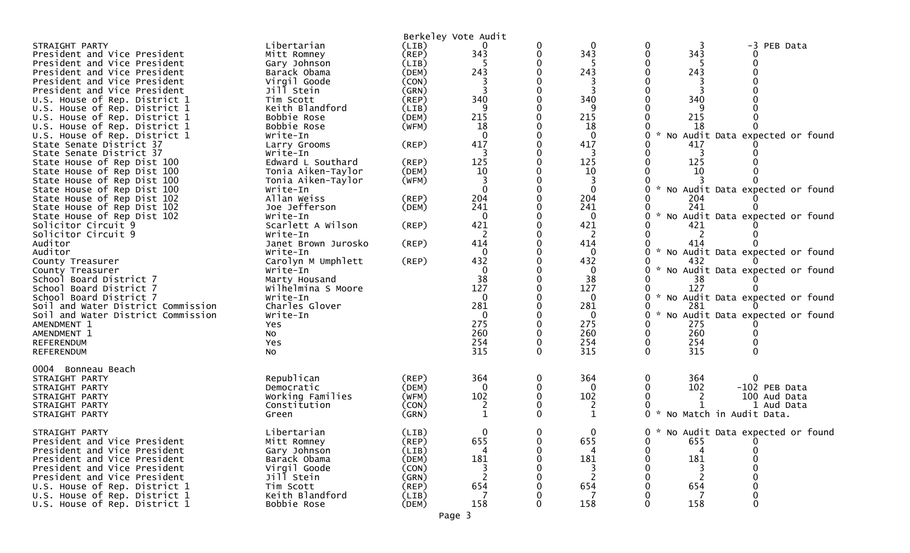Berkeley Vote Audit

| Office | Candidate | Party | Votes | | | | Audit | Diff |
|---|---|---|---|---|---|---|---|---|
| STRAIGHT PARTY | Libertarian | (LIB) | 0 | 0 | 0 | 0 | 3 | -3 PEB Data |
| President and Vice President | Mitt Romney | (REP) | 343 | 0 | 343 | 0 | 343 | 0 |
| President and Vice President | Gary Johnson | (LIB) | 5 | 0 | 5 | 0 | 5 | 0 |
| President and Vice President | Barack Obama | (DEM) | 243 | 0 | 243 | 0 | 243 | 0 |
| President and Vice President | Virgil Goode | (CON) | 3 | 0 | 3 | 0 | 3 | 0 |
| President and Vice President | Jill Stein | (GRN) | 3 | 0 | 3 | 0 | 3 | 0 |
| U.S. House of Rep. District 1 | Tim Scott | (REP) | 340 | 0 | 340 | 0 | 340 | 0 |
| U.S. House of Rep. District 1 | Keith Blandford | (LIB) | 9 | 0 | 9 | 0 | 9 | 0 |
| U.S. House of Rep. District 1 | Bobbie Rose | (DEM) | 215 | 0 | 215 | 0 | 215 | 0 |
| U.S. House of Rep. District 1 | Bobbie Rose | (WFM) | 18 | 0 | 18 | 0 | 18 | 0 |
| U.S. House of Rep. District 1 | Write-In | | 0 | 0 | 0 | 0 * No Audit Data expected or found | | |
| State Senate District 37 | Larry Grooms | (REP) | 417 | 0 | 417 | 0 | 417 | 0 |
| State Senate District 37 | Write-In | | 3 | 0 | 3 | 0 | 3 | 0 |
| State House of Rep Dist 100 | Edward L Southard | (REP) | 125 | 0 | 125 | 0 | 125 | 0 |
| State House of Rep Dist 100 | Tonia Aiken-Taylor | (DEM) | 10 | 0 | 10 | 0 | 10 | 0 |
| State House of Rep Dist 100 | Tonia Aiken-Taylor | (WFM) | 3 | 0 | 3 | 0 | 3 | 0 |
| State House of Rep Dist 100 | Write-In | | 0 | 0 | 0 | 0 * No Audit Data expected or found | | |
| State House of Rep Dist 102 | Allan Weiss | (REP) | 204 | 0 | 204 | 0 | 204 | 0 |
| State House of Rep Dist 102 | Joe Jefferson | (DEM) | 241 | 0 | 241 | 0 | 241 | 0 |
| State House of Rep Dist 102 | Write-In | | 0 | 0 | 0 | 0 * No Audit Data expected or found | | |
| Solicitor Circuit 9 | Scarlett A Wilson | (REP) | 421 | 0 | 421 | 0 | 421 | 0 |
| Solicitor Circuit 9 | Write-In | | 2 | 0 | 2 | 0 | 2 | 0 |
| Auditor | Janet Brown Jurosko | (REP) | 414 | 0 | 414 | 0 | 414 | 0 |
| Auditor | Write-In | | 0 | 0 | 0 | 0 * No Audit Data expected or found | | |
| County Treasurer | Carolyn M Umphlett | (REP) | 432 | 0 | 432 | 0 | 432 | 0 |
| County Treasurer | Write-In | | 0 | 0 | 0 | 0 * No Audit Data expected or found | | |
| School Board District 7 | Marty Housand | | 38 | 0 | 38 | 0 | 38 | 0 |
| School Board District 7 | Wilhelmina S Moore | | 127 | 0 | 127 | 0 | 127 | 0 |
| School Board District 7 | Write-In | | 0 | 0 | 0 | 0 * No Audit Data expected or found | | |
| Soil and Water District Commission | Charles Glover | | 281 | 0 | 281 | 0 | 281 | 0 |
| Soil and Water District Commission | Write-In | | 0 | 0 | 0 | 0 * No Audit Data expected or found | | |
| AMENDMENT 1 | Yes | | 275 | 0 | 275 | 0 | 275 | 0 |
| AMENDMENT 1 | No | | 260 | 0 | 260 | 0 | 260 | 0 |
| REFERENDUM | Yes | | 254 | 0 | 254 | 0 | 254 | 0 |
| REFERENDUM | No | | 315 | 0 | 315 | 0 | 315 | 0 |

0004 Bonneau Beach

| Office | Candidate | Party | Votes | | | | Audit | Diff |
|---|---|---|---|---|---|---|---|---|
| STRAIGHT PARTY | Republican | (REP) | 364 | 0 | 364 | 0 | 364 | 0 |
| STRAIGHT PARTY | Democratic | (DEM) | 0 | 0 | 0 | 0 | 102 | -102 PEB Data |
| STRAIGHT PARTY | Working Families | (WFM) | 102 | 0 | 102 | 0 | 2 | 100 Aud Data |
| STRAIGHT PARTY | Constitution | (CON) | 2 | 0 | 2 | 0 | 1 | 1 Aud Data |
| STRAIGHT PARTY | Green | (GRN) | 1 | 0 | 1 | 0 * No Match in Audit Data. | | |
| STRAIGHT PARTY | Libertarian | (LIB) | 0 | 0 | 0 | 0 * No Audit Data expected or found | | |
| President and Vice President | Mitt Romney | (REP) | 655 | 0 | 655 | 0 | 655 | 0 |
| President and Vice President | Gary Johnson | (LIB) | 4 | 0 | 4 | 0 | 4 | 0 |
| President and Vice President | Barack Obama | (DEM) | 181 | 0 | 181 | 0 | 181 | 0 |
| President and Vice President | Virgil Goode | (CON) | 3 | 0 | 3 | 0 | 3 | 0 |
| President and Vice President | Jill Stein | (GRN) | 2 | 0 | 2 | 0 | 2 | 0 |
| U.S. House of Rep. District 1 | Tim Scott | (REP) | 654 | 0 | 654 | 0 | 654 | 0 |
| U.S. House of Rep. District 1 | Keith Blandford | (LIB) | 7 | 0 | 7 | 0 | 7 | 0 |
| U.S. House of Rep. District 1 | Bobbie Rose | (DEM) | 158 | 0 | 158 | 0 | 158 | 0 |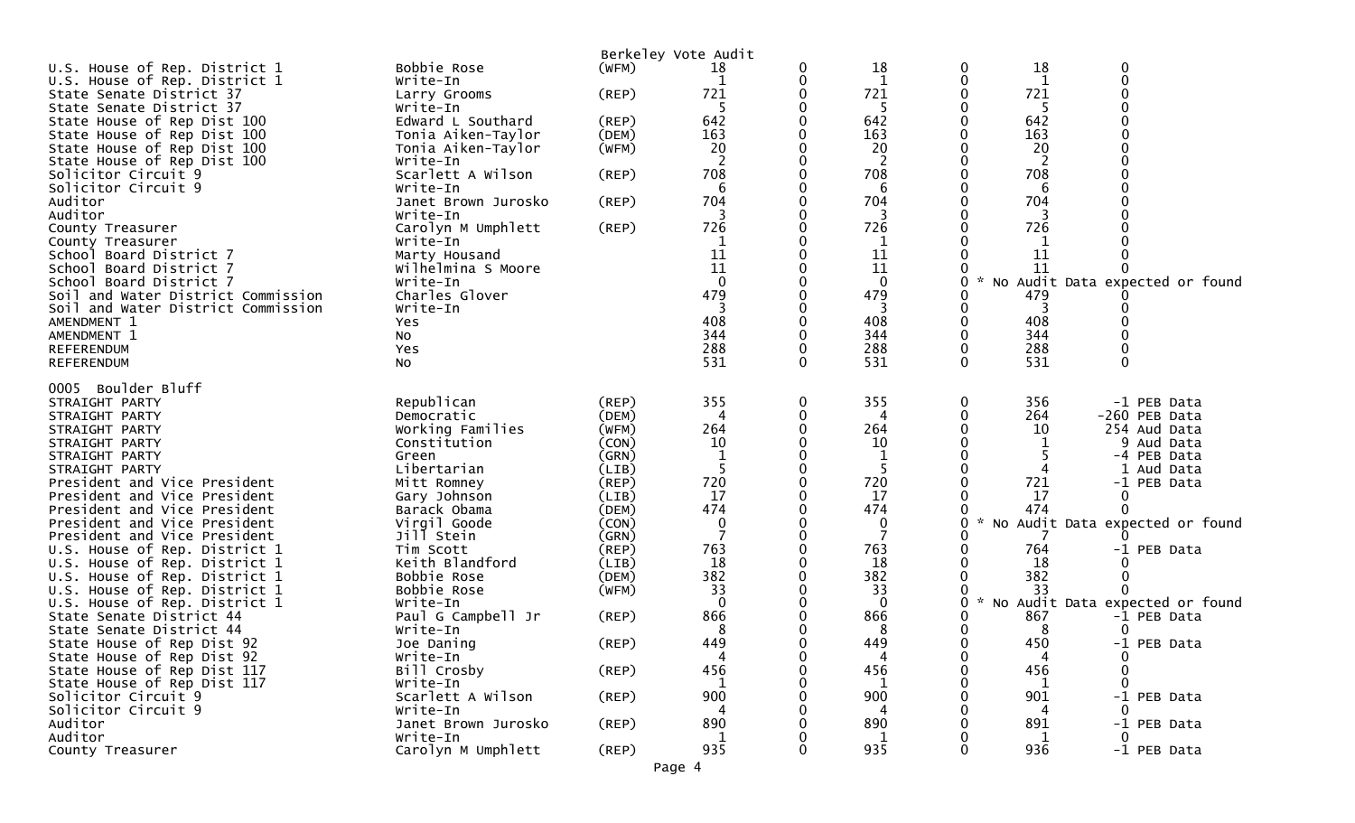Berkeley Vote Audit

| Contest | Candidate | Party | | | | | | |
|---|---|---|---|---|---|---|---|---|
| U.S. House of Rep. District 1 | Bobbie Rose | (WFM) | 18 | 0 | 18 | 0 | 18 | 0 |
| U.S. House of Rep. District 1 | Write-In | | 1 | 0 | 1 | 0 | 1 | 0 |
| State Senate District 37 | Larry Grooms | (REP) | 721 | 0 | 721 | 0 | 721 | 0 |
| State Senate District 37 | Write-In | | 5 | 0 | 5 | 0 | 5 | 0 |
| State House of Rep Dist 100 | Edward L Southard | (REP) | 642 | 0 | 642 | 0 | 642 | 0 |
| State House of Rep Dist 100 | Tonia Aiken-Taylor | (DEM) | 163 | 0 | 163 | 0 | 163 | 0 |
| State House of Rep Dist 100 | Tonia Aiken-Taylor | (WFM) | 20 | 0 | 20 | 0 | 20 | 0 |
| State House of Rep Dist 100 | Write-In | | 2 | 0 | 2 | 0 | 2 | 0 |
| Solicitor Circuit 9 | Scarlett A Wilson | (REP) | 708 | 0 | 708 | 0 | 708 | 0 |
| Solicitor Circuit 9 | Write-In | | 6 | 0 | 6 | 0 | 6 | 0 |
| Auditor | Janet Brown Jurosko | (REP) | 704 | 0 | 704 | 0 | 704 | 0 |
| Auditor | Write-In | | 3 | 0 | 3 | 0 | 3 | 0 |
| County Treasurer | Carolyn M Umphlett | (REP) | 726 | 0 | 726 | 0 | 726 | 0 |
| County Treasurer | Write-In | | 1 | 0 | 1 | 0 | 1 | 0 |
| School Board District 7 | Marty Housand | | 11 | 0 | 11 | 0 | 11 | 0 |
| School Board District 7 | Wilhelmina S Moore | | 11 | 0 | 11 | 0 | 11 | 0 |
| School Board District 7 | Write-In | | 0 | 0 | 0 | 0 * | No Audit Data expected or found | |
| Soil and Water District Commission | Charles Glover | | 479 | 0 | 479 | 0 | 479 | 0 |
| Soil and Water District Commission | Write-In | | 3 | 0 | 3 | 0 | 3 | 0 |
| AMENDMENT 1 | Yes | | 408 | 0 | 408 | 0 | 408 | 0 |
| AMENDMENT 1 | No | | 344 | 0 | 344 | 0 | 344 | 0 |
| REFERENDUM | Yes | | 288 | 0 | 288 | 0 | 288 | 0 |
| REFERENDUM | No | | 531 | 0 | 531 | 0 | 531 | 0 |

0005 Boulder Bluff

| Contest | Candidate | Party | | | | | | |
|---|---|---|---|---|---|---|---|---|
| STRAIGHT PARTY | Republican | (REP) | 355 | 0 | 355 | 0 | 356 | -1 PEB Data |
| STRAIGHT PARTY | Democratic | (DEM) | 4 | 0 | 4 | 0 | 264 | -260 PEB Data |
| STRAIGHT PARTY | Working Families | (WFM) | 264 | 0 | 264 | 0 | 10 | 254 Aud Data |
| STRAIGHT PARTY | Constitution | (CON) | 10 | 0 | 10 | 0 | 1 | 9 Aud Data |
| STRAIGHT PARTY | Green | (GRN) | 1 | 0 | 1 | 0 | 5 | -4 PEB Data |
| STRAIGHT PARTY | Libertarian | (LIB) | 5 | 0 | 5 | 0 | 4 | 1 Aud Data |
| President and Vice President | Mitt Romney | (REP) | 720 | 0 | 720 | 0 | 721 | -1 PEB Data |
| President and Vice President | Gary Johnson | (LIB) | 17 | 0 | 17 | 0 | 17 | 0 |
| President and Vice President | Barack Obama | (DEM) | 474 | 0 | 474 | 0 | 474 | 0 |
| President and Vice President | Virgil Goode | (CON) | 0 | 0 | 0 | 0 * | No Audit Data expected or found | |
| President and Vice President | Jill Stein | (GRN) | 7 | 0 | 7 | 0 | 7 | 0 |
| U.S. House of Rep. District 1 | Tim Scott | (REP) | 763 | 0 | 763 | 0 | 764 | -1 PEB Data |
| U.S. House of Rep. District 1 | Keith Blandford | (LIB) | 18 | 0 | 18 | 0 | 18 | 0 |
| U.S. House of Rep. District 1 | Bobbie Rose | (DEM) | 382 | 0 | 382 | 0 | 382 | 0 |
| U.S. House of Rep. District 1 | Bobbie Rose | (WFM) | 33 | 0 | 33 | 0 | 33 | 0 |
| U.S. House of Rep. District 1 | Write-In | | 0 | 0 | 0 | 0 * | No Audit Data expected or found | |
| State Senate District 44 | Paul G Campbell Jr | (REP) | 866 | 0 | 866 | 0 | 867 | -1 PEB Data |
| State Senate District 44 | Write-In | | 8 | 0 | 8 | 0 | 8 | 0 |
| State House of Rep Dist 92 | Joe Daning | (REP) | 449 | 0 | 449 | 0 | 450 | -1 PEB Data |
| State House of Rep Dist 92 | Write-In | | 4 | 0 | 4 | 0 | 4 | 0 |
| State House of Rep Dist 117 | Bill Crosby | (REP) | 456 | 0 | 456 | 0 | 456 | 0 |
| State House of Rep Dist 117 | Write-In | | 1 | 0 | 1 | 0 | 1 | 0 |
| Solicitor Circuit 9 | Scarlett A Wilson | (REP) | 900 | 0 | 900 | 0 | 901 | -1 PEB Data |
| Solicitor Circuit 9 | Write-In | | 4 | 0 | 4 | 0 | 4 | 0 |
| Auditor | Janet Brown Jurosko | (REP) | 890 | 0 | 890 | 0 | 891 | -1 PEB Data |
| Auditor | Write-In | | 1 | 0 | 1 | 0 | 1 | 0 |
| County Treasurer | Carolyn M Umphlett | (REP) | 935 | 0 | 935 | 0 | 936 | -1 PEB Data |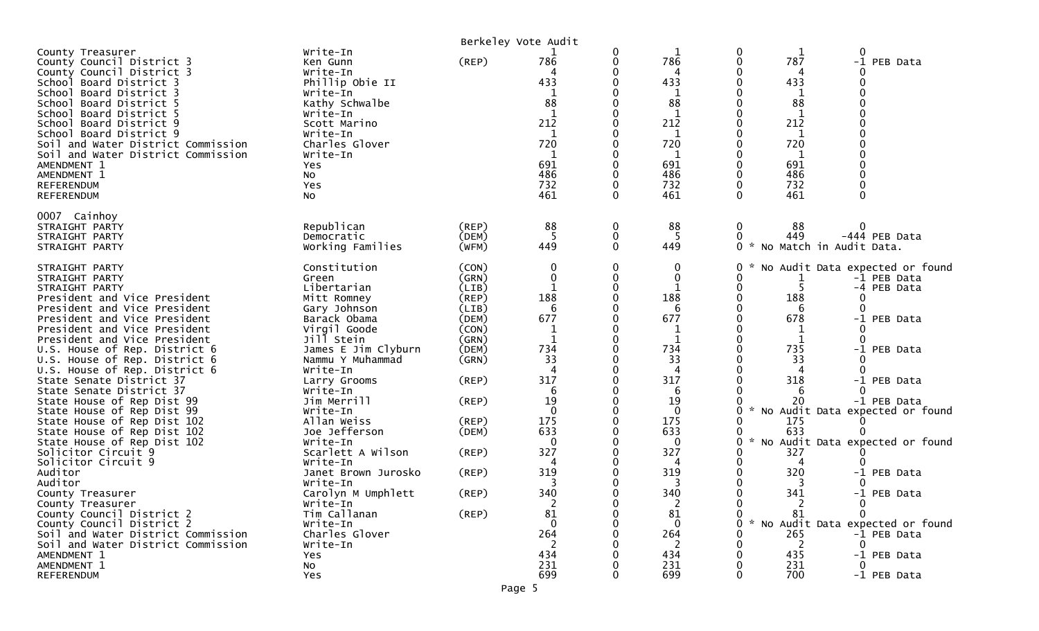Berkeley Vote Audit

| Contest | Candidate | Party | | | | | | |
|---|---|---|---|---|---|---|---|---|
| County Treasurer | Write-In | | 1 | 0 | 1 | 0 | 1 | 0 |
| County Council District 3 | Ken Gunn | (REP) | 786 | 0 | 786 | 0 | 787 | -1 PEB Data |
| County Council District 3 | Write-In | | 4 | 0 | 4 | 0 | 4 | 0 |
| School Board District 3 | Phillip Obie II | | 433 | 0 | 433 | 0 | 433 | 0 |
| School Board District 3 | Write-In | | 1 | 0 | 1 | 0 | 1 | 0 |
| School Board District 5 | Kathy Schwalbe | | 88 | 0 | 88 | 0 | 88 | 0 |
| School Board District 5 | Write-In | | 1 | 0 | 1 | 0 | 1 | 0 |
| School Board District 9 | Scott Marino | | 212 | 0 | 212 | 0 | 212 | 0 |
| School Board District 9 | Write-In | | 1 | 0 | 1 | 0 | 1 | 0 |
| Soil and Water District Commission | Charles Glover | | 720 | 0 | 720 | 0 | 720 | 0 |
| Soil and Water District Commission | Write-In | | 1 | 0 | 1 | 0 | 1 | 0 |
| AMENDMENT 1 | Yes | | 691 | 0 | 691 | 0 | 691 | 0 |
| AMENDMENT 1 | No | | 486 | 0 | 486 | 0 | 486 | 0 |
| REFERENDUM | Yes | | 732 | 0 | 732 | 0 | 732 | 0 |
| REFERENDUM | No | | 461 | 0 | 461 | 0 | 461 | 0 |

0007 Cainhoy

| Contest | Candidate | Party | | | | | | |
|---|---|---|---|---|---|---|---|---|
| STRAIGHT PARTY | Republican | (REP) | 88 | 0 | 88 | 0 | 88 | 0 |
| STRAIGHT PARTY | Democratic | (DEM) | 5 | 0 | 5 | 0 | 449 | -444 PEB Data |
| STRAIGHT PARTY | Working Families | (WFM) | 449 | 0 | 449 | 0 * No Match in Audit Data. | | |
| STRAIGHT PARTY | Constitution | (CON) | 0 | 0 | 0 | 0 * No Audit Data expected or found | | |
| STRAIGHT PARTY | Green | (GRN) | 0 | 0 | 0 | 0 | 1 | -1 PEB Data |
| STRAIGHT PARTY | Libertarian | (LIB) | 1 | 0 | 1 | 0 | 5 | -4 PEB Data |
| President and Vice President | Mitt Romney | (REP) | 188 | 0 | 188 | 0 | 188 | 0 |
| President and Vice President | Gary Johnson | (LIB) | 6 | 0 | 6 | 0 | 6 | 0 |
| President and Vice President | Barack Obama | (DEM) | 677 | 0 | 677 | 0 | 678 | -1 PEB Data |
| President and Vice President | Virgil Goode | (CON) | 1 | 0 | 1 | 0 | 1 | 0 |
| President and Vice President | Jill Stein | (GRN) | 1 | 0 | 1 | 0 | 1 | 0 |
| U.S. House of Rep. District 6 | James E Jim Clyburn | (DEM) | 734 | 0 | 734 | 0 | 735 | -1 PEB Data |
| U.S. House of Rep. District 6 | Nammu Y Muhammad | (GRN) | 33 | 0 | 33 | 0 | 33 | 0 |
| U.S. House of Rep. District 6 | Write-In | | 4 | 0 | 4 | 0 | 4 | 0 |
| State Senate District 37 | Larry Grooms | (REP) | 317 | 0 | 317 | 0 | 318 | -1 PEB Data |
| State Senate District 37 | Write-In | | 6 | 0 | 6 | 0 | 6 | 0 |
| State House of Rep Dist 99 | Jim Merrill | (REP) | 19 | 0 | 19 | 0 | 20 | -1 PEB Data |
| State House of Rep Dist 99 | Write-In | | 0 | 0 | 0 | 0 * No Audit Data expected or found | | |
| State House of Rep Dist 102 | Allan Weiss | (REP) | 175 | 0 | 175 | 0 | 175 | 0 |
| State House of Rep Dist 102 | Joe Jefferson | (DEM) | 633 | 0 | 633 | 0 | 633 | 0 |
| State House of Rep Dist 102 | Write-In | | 0 | 0 | 0 | 0 * No Audit Data expected or found | | |
| Solicitor Circuit 9 | Scarlett A Wilson | (REP) | 327 | 0 | 327 | 0 | 327 | 0 |
| Solicitor Circuit 9 | Write-In | | 4 | 0 | 4 | 0 | 4 | 0 |
| Auditor | Janet Brown Jurosko | (REP) | 319 | 0 | 319 | 0 | 320 | -1 PEB Data |
| Auditor | Write-In | | 3 | 0 | 3 | 0 | 3 | 0 |
| County Treasurer | Carolyn M Umphlett | (REP) | 340 | 0 | 340 | 0 | 341 | -1 PEB Data |
| County Treasurer | Write-In | | 2 | 0 | 2 | 0 | 2 | 0 |
| County Council District 2 | Tim Callanan | (REP) | 81 | 0 | 81 | 0 | 81 | 0 |
| County Council District 2 | Write-In | | 0 | 0 | 0 | 0 * No Audit Data expected or found | | |
| Soil and Water District Commission | Charles Glover | | 264 | 0 | 264 | 0 | 265 | -1 PEB Data |
| Soil and Water District Commission | Write-In | | 2 | 0 | 2 | 0 | 2 | 0 |
| AMENDMENT 1 | Yes | | 434 | 0 | 434 | 0 | 435 | -1 PEB Data |
| AMENDMENT 1 | No | | 231 | 0 | 231 | 0 | 231 | 0 |
| REFERENDUM | Yes | | 699 | 0 | 699 | 0 | 700 | -1 PEB Data |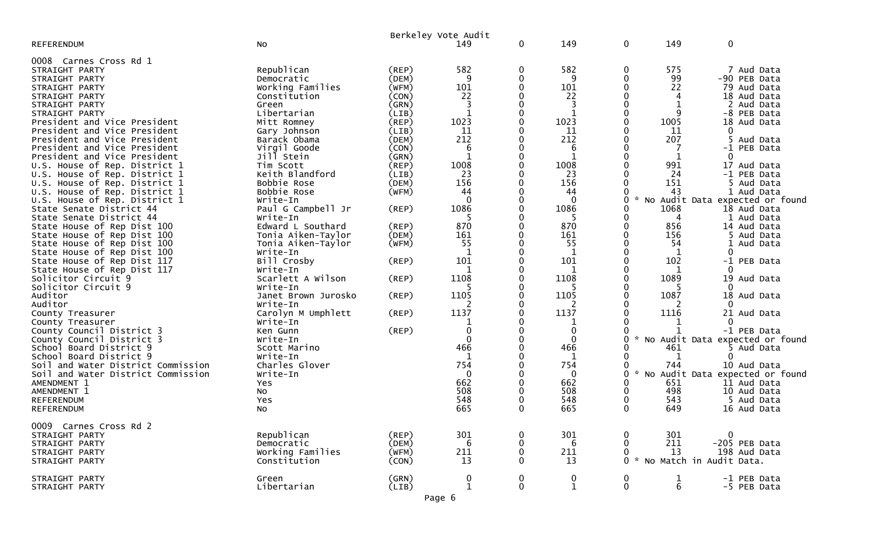Berkeley Vote Audit

| | | | | | | | | |
|---|---|---|---|---|---|---|---|---|
| REFERENDUM | No | | 149 | 0 | 149 | 0 | 149 | 0 |

**0008 Carnes Cross Rd 1**

| | | | | | | | | |
|---|---|---|---|---|---|---|---|---|
| STRAIGHT PARTY | Republican | (REP) | 582 | 0 | 582 | 0 | 575 | 7 Aud Data |
| STRAIGHT PARTY | Democratic | (DEM) | 9 | 0 | 9 | 0 | 99 | -90 PEB Data |
| STRAIGHT PARTY | Working Families | (WFM) | 101 | 0 | 101 | 0 | 22 | 79 Aud Data |
| STRAIGHT PARTY | Constitution | (CON) | 22 | 0 | 22 | 0 | 4 | 18 Aud Data |
| STRAIGHT PARTY | Green | (GRN) | 3 | 0 | 3 | 0 | 1 | 2 Aud Data |
| STRAIGHT PARTY | Libertarian | (LIB) | 1 | 0 | 1 | 0 | 9 | -8 PEB Data |
| President and Vice President | Mitt Romney | (REP) | 1023 | 0 | 1023 | 0 | 1005 | 18 Aud Data |
| President and Vice President | Gary Johnson | (LIB) | 11 | 0 | 11 | 0 | 11 | 0 |
| President and Vice President | Barack Obama | (DEM) | 212 | 0 | 212 | 0 | 207 | 5 Aud Data |
| President and Vice President | Virgil Goode | (CON) | 6 | 0 | 6 | 0 | 7 | -1 PEB Data |
| President and Vice President | Jill Stein | (GRN) | 1 | 0 | 1 | 0 | 1 | 0 |
| U.S. House of Rep. District 1 | Tim Scott | (REP) | 1008 | 0 | 1008 | 0 | 991 | 17 Aud Data |
| U.S. House of Rep. District 1 | Keith Blandford | (LIB) | 23 | 0 | 23 | 0 | 24 | -1 PEB Data |
| U.S. House of Rep. District 1 | Bobbie Rose | (DEM) | 156 | 0 | 156 | 0 | 151 | 5 Aud Data |
| U.S. House of Rep. District 1 | Bobbie Rose | (WFM) | 44 | 0 | 44 | 0 | 43 | 1 Aud Data |
| U.S. House of Rep. District 1 | Write-In | | 0 | 0 | 0 | 0 * | No Audit Data expected or found | |
| State Senate District 44 | Paul G Campbell Jr | (REP) | 1086 | 0 | 1086 | 0 | 1068 | 18 Aud Data |
| State Senate District 44 | Write-In | | 5 | 0 | 5 | 0 | 4 | 1 Aud Data |
| State House of Rep Dist 100 | Edward L Southard | (REP) | 870 | 0 | 870 | 0 | 856 | 14 Aud Data |
| State House of Rep Dist 100 | Tonia Aiken-Taylor | (DEM) | 161 | 0 | 161 | 0 | 156 | 5 Aud Data |
| State House of Rep Dist 100 | Tonia Aiken-Taylor | (WFM) | 55 | 0 | 55 | 0 | 54 | 1 Aud Data |
| State House of Rep Dist 100 | Write-In | | 1 | 0 | 1 | 0 | 1 | 0 |
| State House of Rep Dist 117 | Bill Crosby | (REP) | 101 | 0 | 101 | 0 | 102 | -1 PEB Data |
| State House of Rep Dist 117 | Write-In | | 1 | 0 | 1 | 0 | 1 | 0 |
| Solicitor Circuit 9 | Scarlett A Wilson | (REP) | 1108 | 0 | 1108 | 0 | 1089 | 19 Aud Data |
| Solicitor Circuit 9 | Write-In | | 5 | 0 | 5 | 0 | 5 | 0 |
| Auditor | Janet Brown Jurosko | (REP) | 1105 | 0 | 1105 | 0 | 1087 | 18 Aud Data |
| Auditor | Write-In | | 2 | 0 | 2 | 0 | 2 | 0 |
| County Treasurer | Carolyn M Umphlett | (REP) | 1137 | 0 | 1137 | 0 | 1116 | 21 Aud Data |
| County Treasurer | Write-In | | 1 | 0 | 1 | 0 | 1 | 0 |
| County Council District 3 | Ken Gunn | (REP) | 0 | 0 | 0 | 0 | 1 | -1 PEB Data |
| County Council District 3 | Write-In | | 0 | 0 | 0 | 0 * | No Audit Data expected or found | |
| School Board District 9 | Scott Marino | | 466 | 0 | 466 | 0 | 461 | 5 Aud Data |
| School Board District 9 | Write-In | | 1 | 0 | 1 | 0 | 1 | 0 |
| Soil and Water District Commission | Charles Glover | | 754 | 0 | 754 | 0 | 744 | 10 Aud Data |
| Soil and Water District Commission | Write-In | | 0 | 0 | 0 | 0 * | No Audit Data expected or found | |
| AMENDMENT 1 | Yes | | 662 | 0 | 662 | 0 | 651 | 11 Aud Data |
| AMENDMENT 1 | No | | 508 | 0 | 508 | 0 | 498 | 10 Aud Data |
| REFERENDUM | Yes | | 548 | 0 | 548 | 0 | 543 | 5 Aud Data |
| REFERENDUM | No | | 665 | 0 | 665 | 0 | 649 | 16 Aud Data |

**0009 Carnes Cross Rd 2**

| | | | | | | | | |
|---|---|---|---|---|---|---|---|---|
| STRAIGHT PARTY | Republican | (REP) | 301 | 0 | 301 | 0 | 301 | 0 |
| STRAIGHT PARTY | Democratic | (DEM) | 6 | 0 | 6 | 0 | 211 | -205 PEB Data |
| STRAIGHT PARTY | Working Families | (WFM) | 211 | 0 | 211 | 0 | 13 | 198 Aud Data |
| STRAIGHT PARTY | Constitution | (CON) | 13 | 0 | 13 | 0 * | No Match in Audit Data. | |
| STRAIGHT PARTY | Green | (GRN) | 0 | 0 | 0 | 0 | 1 | -1 PEB Data |
| STRAIGHT PARTY | Libertarian | (LIB) | 1 | 0 | 1 | 0 | 6 | -5 PEB Data |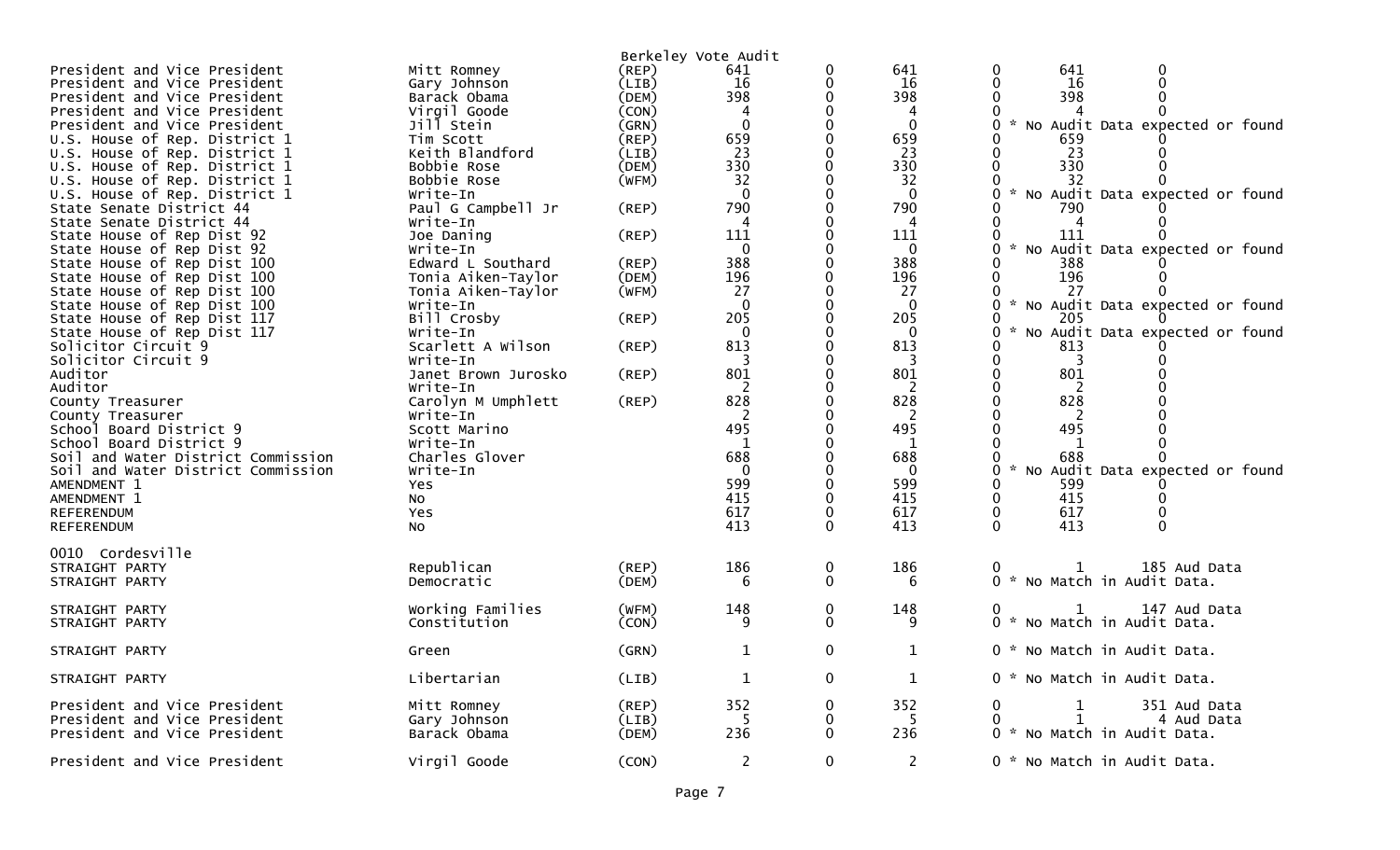Berkeley Vote Audit

| Contest | Candidate | Party | Votes | | | | | |
|---|---|---|---|---|---|---|---|---|
| President and Vice President | Mitt Romney | (REP) | 641 | 0 | 641 | 0 | 641 | 0 |
| President and Vice President | Gary Johnson | (LIB) | 16 | 0 | 16 | 0 | 16 | 0 |
| President and Vice President | Barack Obama | (DEM) | 398 | 0 | 398 | 0 | 398 | 0 |
| President and Vice President | Virgil Goode | (CON) | 4 | 0 | 4 | 0 | 4 | 0 |
| President and Vice President | Jill Stein | (GRN) | 0 | 0 | 0 | 0 * No Audit Data expected or found | | |
| U.S. House of Rep. District 1 | Tim Scott | (REP) | 659 | 0 | 659 | 0 | 659 | 0 |
| U.S. House of Rep. District 1 | Keith Blandford | (LIB) | 23 | 0 | 23 | 0 | 23 | 0 |
| U.S. House of Rep. District 1 | Bobbie Rose | (DEM) | 330 | 0 | 330 | 0 | 330 | 0 |
| U.S. House of Rep. District 1 | Bobbie Rose | (WFM) | 32 | 0 | 32 | 0 | 32 | 0 |
| U.S. House of Rep. District 1 | Write-In | | 0 | 0 | 0 | 0 * No Audit Data expected or found | | |
| State Senate District 44 | Paul G Campbell Jr | (REP) | 790 | 0 | 790 | 0 | 790 | 0 |
| State Senate District 44 | Write-In | | 4 | 0 | 4 | 0 | 4 | 0 |
| State House of Rep Dist 92 | Joe Daning | (REP) | 111 | 0 | 111 | 0 | 111 | 0 |
| State House of Rep Dist 92 | Write-In | | 0 | 0 | 0 | 0 * No Audit Data expected or found | | |
| State House of Rep Dist 100 | Edward L Southard | (REP) | 388 | 0 | 388 | 0 | 388 | 0 |
| State House of Rep Dist 100 | Tonia Aiken-Taylor | (DEM) | 196 | 0 | 196 | 0 | 196 | 0 |
| State House of Rep Dist 100 | Tonia Aiken-Taylor | (WFM) | 27 | 0 | 27 | 0 | 27 | 0 |
| State House of Rep Dist 100 | Write-In | | 0 | 0 | 0 | 0 * No Audit Data expected or found | | |
| State House of Rep Dist 117 | Bill Crosby | (REP) | 205 | 0 | 205 | 0 | 205 | 0 |
| State House of Rep Dist 117 | Write-In | | 0 | 0 | 0 | 0 * No Audit Data expected or found | | |
| Solicitor Circuit 9 | Scarlett A Wilson | (REP) | 813 | 0 | 813 | 0 | 813 | 0 |
| Solicitor Circuit 9 | Write-In | | 3 | 0 | 3 | 0 | 3 | 0 |
| Auditor | Janet Brown Jurosko | (REP) | 801 | 0 | 801 | 0 | 801 | 0 |
| Auditor | Write-In | | 2 | 0 | 2 | 0 | 2 | 0 |
| County Treasurer | Carolyn M Umphlett | (REP) | 828 | 0 | 828 | 0 | 828 | 0 |
| County Treasurer | Write-In | | 2 | 0 | 2 | 0 | 2 | 0 |
| School Board District 9 | Scott Marino | | 495 | 0 | 495 | 0 | 495 | 0 |
| School Board District 9 | Write-In | | 1 | 0 | 1 | 0 | 1 | 0 |
| Soil and Water District Commission | Charles Glover | | 688 | 0 | 688 | 0 | 688 | 0 |
| Soil and Water District Commission | Write-In | | 0 | 0 | 0 | 0 * No Audit Data expected or found | | |
| AMENDMENT 1 | Yes | | 599 | 0 | 599 | 0 | 599 | 0 |
| AMENDMENT 1 | No | | 415 | 0 | 415 | 0 | 415 | 0 |
| REFERENDUM | Yes | | 617 | 0 | 617 | 0 | 617 | 0 |
| REFERENDUM | No | | 413 | 0 | 413 | 0 | 413 | 0 |

0010 Cordesville

| Contest | Candidate | Party | Votes | | | | | |
|---|---|---|---|---|---|---|---|---|
| STRAIGHT PARTY | Republican | (REP) | 186 | 0 | 186 | 0 | 1 | 185 Aud Data |
| STRAIGHT PARTY | Democratic | (DEM) | 6 | 0 | 6 | 0 * No Match in Audit Data. | | |
| STRAIGHT PARTY | Working Families | (WFM) | 148 | 0 | 148 | 0 | 1 | 147 Aud Data |
| STRAIGHT PARTY | Constitution | (CON) | 9 | 0 | 9 | 0 * No Match in Audit Data. | | |
| STRAIGHT PARTY | Green | (GRN) | 1 | 0 | 1 | 0 * No Match in Audit Data. | | |
| STRAIGHT PARTY | Libertarian | (LIB) | 1 | 0 | 1 | 0 * No Match in Audit Data. | | |
| President and Vice President | Mitt Romney | (REP) | 352 | 0 | 352 | 0 | 1 | 351 Aud Data |
| President and Vice President | Gary Johnson | (LIB) | 5 | 0 | 5 | 0 | 1 | 4 Aud Data |
| President and Vice President | Barack Obama | (DEM) | 236 | 0 | 236 | 0 * No Match in Audit Data. | | |
| President and Vice President | Virgil Goode | (CON) | 2 | 0 | 2 | 0 * No Match in Audit Data. | | |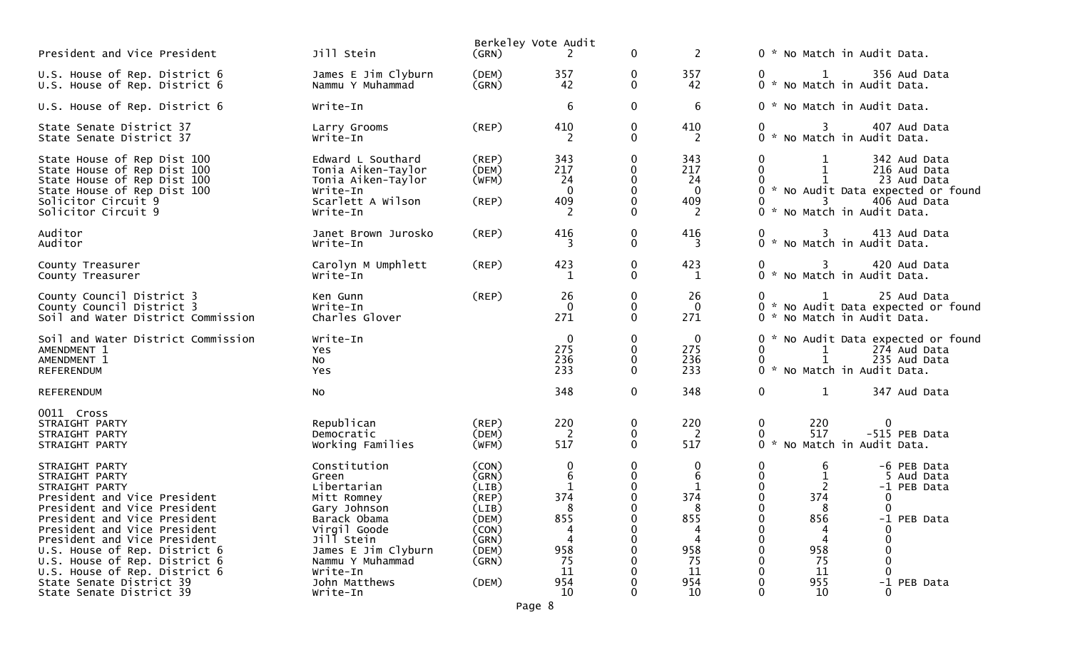Berkeley Vote Audit

| Contest | Candidate | Party | | | | | | |
|---|---|---|---|---|---|---|---|---|
| President and Vice President | Jill Stein | (GRN) | 2 | 0 | 2 | 0 * No Match in Audit Data. | | |
| U.S. House of Rep. District 6 | James E Jim Clyburn | (DEM) | 357 | 0 | 357 | 0 | 1 | 356 Aud Data |
| U.S. House of Rep. District 6 | Nammu Y Muhammad | (GRN) | 42 | 0 | 42 | 0 * No Match in Audit Data. | | |
| U.S. House of Rep. District 6 | Write-In | | 6 | 0 | 6 | 0 * No Match in Audit Data. | | |
| State Senate District 37 | Larry Grooms | (REP) | 410 | 0 | 410 | 0 | 3 | 407 Aud Data |
| State Senate District 37 | Write-In | | 2 | 0 | 2 | 0 * No Match in Audit Data. | | |
| State House of Rep Dist 100 | Edward L Southard | (REP) | 343 | 0 | 343 | 0 | 1 | 342 Aud Data |
| State House of Rep Dist 100 | Tonia Aiken-Taylor | (DEM) | 217 | 0 | 217 | 0 | 1 | 216 Aud Data |
| State House of Rep Dist 100 | Tonia Aiken-Taylor | (WFM) | 24 | 0 | 24 | 0 | 1 | 23 Aud Data |
| State House of Rep Dist 100 | Write-In | | 0 | 0 | 0 | 0 * No Audit Data expected or found | | |
| Solicitor Circuit 9 | Scarlett A Wilson | (REP) | 409 | 0 | 409 | 0 | 3 | 406 Aud Data |
| Solicitor Circuit 9 | Write-In | | 2 | 0 | 2 | 0 * No Match in Audit Data. | | |
| Auditor | Janet Brown Jurosko | (REP) | 416 | 0 | 416 | 0 | 3 | 413 Aud Data |
| Auditor | Write-In | | 3 | 0 | 3 | 0 * No Match in Audit Data. | | |
| County Treasurer | Carolyn M Umphlett | (REP) | 423 | 0 | 423 | 0 | 3 | 420 Aud Data |
| County Treasurer | Write-In | | 1 | 0 | 1 | 0 * No Match in Audit Data. | | |
| County Council District 3 | Ken Gunn | (REP) | 26 | 0 | 26 | 0 | 1 | 25 Aud Data |
| County Council District 3 | Write-In | | 0 | 0 | 0 | 0 * No Audit Data expected or found | | |
| Soil and Water District Commission | Charles Glover | | 271 | 0 | 271 | 0 * No Match in Audit Data. | | |
| Soil and Water District Commission | Write-In | | 0 | 0 | 0 | 0 * No Audit Data expected or found | | |
| AMENDMENT 1 | Yes | | 275 | 0 | 275 | 0 | 1 | 274 Aud Data |
| AMENDMENT 1 | No | | 236 | 0 | 236 | 0 | 1 | 235 Aud Data |
| REFERENDUM | Yes | | 233 | 0 | 233 | 0 * No Match in Audit Data. | | |
| REFERENDUM | No | | 348 | 0 | 348 | 0 | 1 | 347 Aud Data |
| 0011 Cross | | | | | | | | |
| STRAIGHT PARTY | Republican | (REP) | 220 | 0 | 220 | 0 | 220 | 0 |
| STRAIGHT PARTY | Democratic | (DEM) | 2 | 0 | 2 | 0 | 517 | -515 PEB Data |
| STRAIGHT PARTY | Working Families | (WFM) | 517 | 0 | 517 | 0 * No Match in Audit Data. | | |
| STRAIGHT PARTY | Constitution | (CON) | 0 | 0 | 0 | 0 | 6 | -6 PEB Data |
| STRAIGHT PARTY | Green | (GRN) | 6 | 0 | 6 | 0 | 1 | 5 Aud Data |
| STRAIGHT PARTY | Libertarian | (LIB) | 1 | 0 | 1 | 0 | 2 | -1 PEB Data |
| President and Vice President | Mitt Romney | (REP) | 374 | 0 | 374 | 0 | 374 | 0 |
| President and Vice President | Gary Johnson | (LIB) | 8 | 0 | 8 | 0 | 8 | 0 |
| President and Vice President | Barack Obama | (DEM) | 855 | 0 | 855 | 0 | 856 | -1 PEB Data |
| President and Vice President | Virgil Goode | (CON) | 4 | 0 | 4 | 0 | 4 | 0 |
| President and Vice President | Jill Stein | (GRN) | 4 | 0 | 4 | 0 | 4 | 0 |
| U.S. House of Rep. District 6 | James E Jim Clyburn | (DEM) | 958 | 0 | 958 | 0 | 958 | 0 |
| U.S. House of Rep. District 6 | Nammu Y Muhammad | (GRN) | 75 | 0 | 75 | 0 | 75 | 0 |
| U.S. House of Rep. District 6 | Write-In | | 11 | 0 | 11 | 0 | 11 | 0 |
| State Senate District 39 | John Matthews | (DEM) | 954 | 0 | 954 | 0 | 955 | -1 PEB Data |
| State Senate District 39 | Write-In | | 10 | 0 | 10 | 0 | 10 | 0 |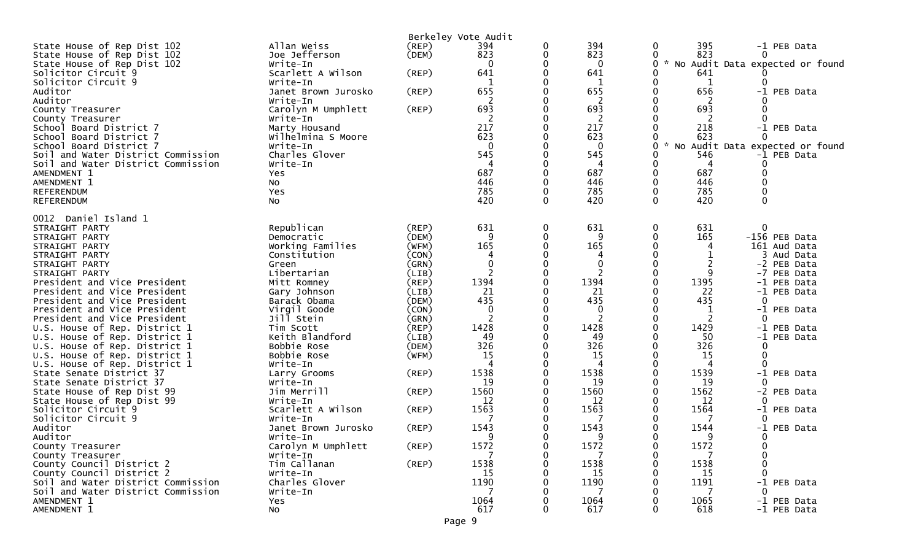Berkeley Vote Audit

| Contest | Candidate | Party | Votes | | | | | Diff | Note |
|---|---|---|---|---|---|---|---|---|---|
| State House of Rep Dist 102 | Allan Weiss | (REP) | 394 | 0 | 394 | 0 | 395 | -1 | PEB Data |
| State House of Rep Dist 102 | Joe Jefferson | (DEM) | 823 | 0 | 823 | 0 | 823 | 0 | |
| State House of Rep Dist 102 | Write-In | | 0 | 0 | 0 | 0 | * | | No Audit Data expected or found |
| Solicitor Circuit 9 | Scarlett A Wilson | (REP) | 641 | 0 | 641 | 0 | 641 | 0 | |
| Solicitor Circuit 9 | Write-In | | 1 | 0 | 1 | 0 | 1 | 0 | |
| Auditor | Janet Brown Jurosko | (REP) | 655 | 0 | 655 | 0 | 656 | -1 | PEB Data |
| Auditor | Write-In | | 2 | 0 | 2 | 0 | 2 | 0 | |
| County Treasurer | Carolyn M Umphlett | (REP) | 693 | 0 | 693 | 0 | 693 | 0 | |
| County Treasurer | Write-In | | 2 | 0 | 2 | 0 | 2 | 0 | |
| School Board District 7 | Marty Housand | | 217 | 0 | 217 | 0 | 218 | -1 | PEB Data |
| School Board District 7 | Wilhelmina S Moore | | 623 | 0 | 623 | 0 | 623 | 0 | |
| School Board District 7 | Write-In | | 0 | 0 | 0 | 0 | * | | No Audit Data expected or found |
| Soil and Water District Commission | Charles Glover | | 545 | 0 | 545 | 0 | 546 | -1 | PEB Data |
| Soil and Water District Commission | Write-In | | 4 | 0 | 4 | 0 | 4 | 0 | |
| AMENDMENT 1 | Yes | | 687 | 0 | 687 | 0 | 687 | 0 | |
| AMENDMENT 1 | No | | 446 | 0 | 446 | 0 | 446 | 0 | |
| REFERENDUM | Yes | | 785 | 0 | 785 | 0 | 785 | 0 | |
| REFERENDUM | No | | 420 | 0 | 420 | 0 | 420 | 0 | |

0012 Daniel Island 1

| Contest | Candidate | Party | Votes | | | | | Diff | Note |
|---|---|---|---|---|---|---|---|---|---|
| STRAIGHT PARTY | Republican | (REP) | 631 | 0 | 631 | 0 | 631 | 0 | |
| STRAIGHT PARTY | Democratic | (DEM) | 9 | 0 | 9 | 0 | 165 | -156 | PEB Data |
| STRAIGHT PARTY | Working Families | (WFM) | 165 | 0 | 165 | 0 | 4 | 161 | Aud Data |
| STRAIGHT PARTY | Constitution | (CON) | 4 | 0 | 4 | 0 | 1 | 3 | Aud Data |
| STRAIGHT PARTY | Green | (GRN) | 0 | 0 | 0 | 0 | 2 | -2 | PEB Data |
| STRAIGHT PARTY | Libertarian | (LIB) | 2 | 0 | 2 | 0 | 9 | -7 | PEB Data |
| President and Vice President | Mitt Romney | (REP) | 1394 | 0 | 1394 | 0 | 1395 | -1 | PEB Data |
| President and Vice President | Gary Johnson | (LIB) | 21 | 0 | 21 | 0 | 22 | -1 | PEB Data |
| President and Vice President | Barack Obama | (DEM) | 435 | 0 | 435 | 0 | 435 | 0 | |
| President and Vice President | Virgil Goode | (CON) | 0 | 0 | 0 | 0 | 1 | -1 | PEB Data |
| President and Vice President | Jill Stein | (GRN) | 2 | 0 | 2 | 0 | 2 | 0 | |
| U.S. House of Rep. District 1 | Tim Scott | (REP) | 1428 | 0 | 1428 | 0 | 1429 | -1 | PEB Data |
| U.S. House of Rep. District 1 | Keith Blandford | (LIB) | 49 | 0 | 49 | 0 | 50 | -1 | PEB Data |
| U.S. House of Rep. District 1 | Bobbie Rose | (DEM) | 326 | 0 | 326 | 0 | 326 | 0 | |
| U.S. House of Rep. District 1 | Bobbie Rose | (WFM) | 15 | 0 | 15 | 0 | 15 | 0 | |
| U.S. House of Rep. District 1 | Write-In | | 4 | 0 | 4 | 0 | 4 | 0 | |
| State Senate District 37 | Larry Grooms | (REP) | 1538 | 0 | 1538 | 0 | 1539 | -1 | PEB Data |
| State Senate District 37 | Write-In | | 19 | 0 | 19 | 0 | 19 | 0 | |
| State House of Rep Dist 99 | Jim Merrill | (REP) | 1560 | 0 | 1560 | 0 | 1562 | -2 | PEB Data |
| State House of Rep Dist 99 | Write-In | | 12 | 0 | 12 | 0 | 12 | 0 | |
| Solicitor Circuit 9 | Scarlett A Wilson | (REP) | 1563 | 0 | 1563 | 0 | 1564 | -1 | PEB Data |
| Solicitor Circuit 9 | Write-In | | 7 | 0 | 7 | 0 | 7 | 0 | |
| Auditor | Janet Brown Jurosko | (REP) | 1543 | 0 | 1543 | 0 | 1544 | -1 | PEB Data |
| Auditor | Write-In | | 9 | 0 | 9 | 0 | 9 | 0 | |
| County Treasurer | Carolyn M Umphlett | (REP) | 1572 | 0 | 1572 | 0 | 1572 | 0 | |
| County Treasurer | Write-In | | 7 | 0 | 7 | 0 | 7 | 0 | |
| County Council District 2 | Tim Callanan | (REP) | 1538 | 0 | 1538 | 0 | 1538 | 0 | |
| County Council District 2 | Write-In | | 15 | 0 | 15 | 0 | 15 | 0 | |
| Soil and Water District Commission | Charles Glover | | 1190 | 0 | 1190 | 0 | 1191 | -1 | PEB Data |
| Soil and Water District Commission | Write-In | | 7 | 0 | 7 | 0 | 7 | 0 | |
| AMENDMENT 1 | Yes | | 1064 | 0 | 1064 | 0 | 1065 | -1 | PEB Data |
| AMENDMENT 1 | No | | 617 | 0 | 617 | 0 | 618 | -1 | PEB Data |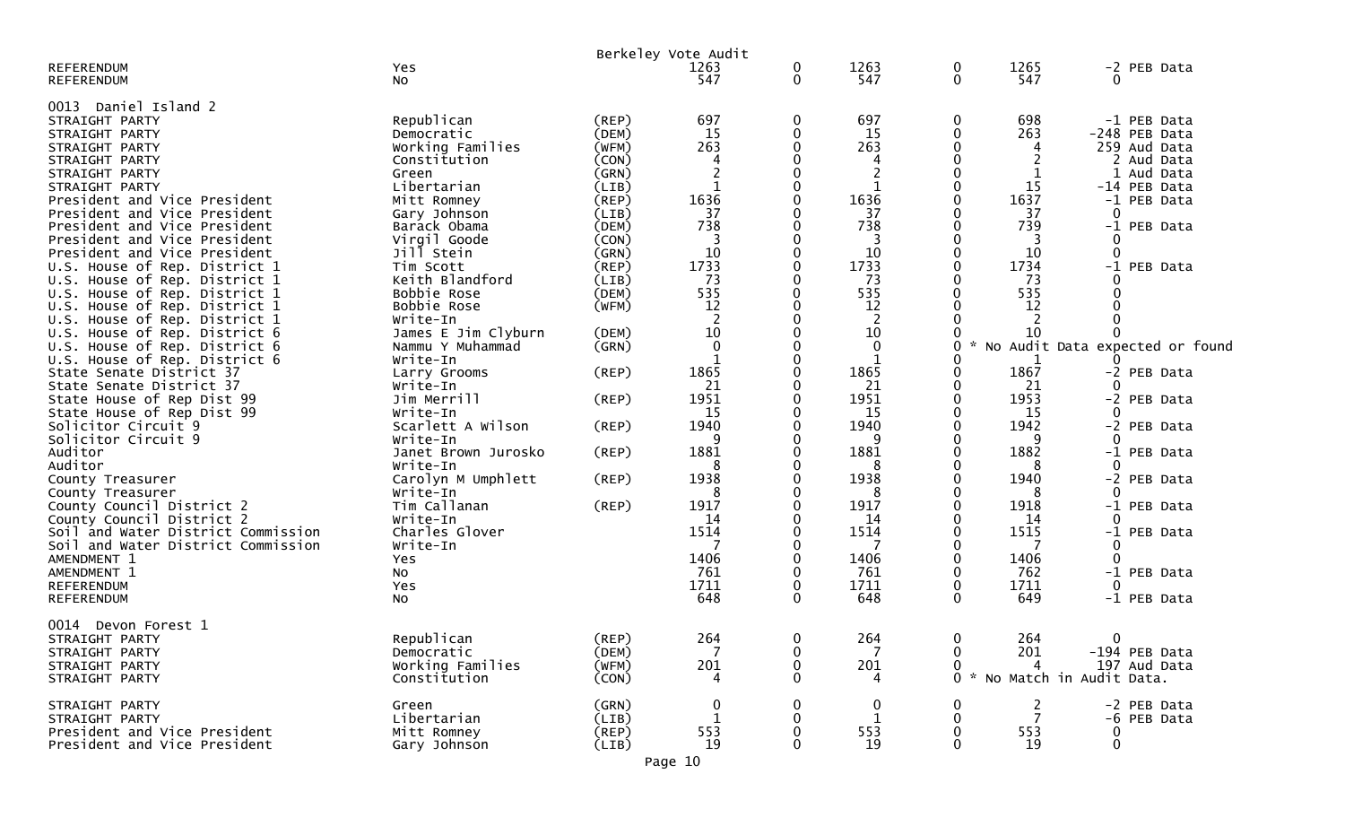Berkeley Vote Audit

| Contest | Choice | Party | Count | | Count | | Count | Difference |
|---|---|---|---|---|---|---|---|---|
| REFERENDUM | Yes | | 1263 | 0 | 1263 | 0 | 1265 | -2 PEB Data |
| REFERENDUM | No | | 547 | 0 | 547 | 0 | 547 | 0 |
| **0013 Daniel Island 2** | | | | | | | | |
| STRAIGHT PARTY | Republican | (REP) | 697 | 0 | 697 | 0 | 698 | -1 PEB Data |
| STRAIGHT PARTY | Democratic | (DEM) | 15 | 0 | 15 | 0 | 263 | -248 PEB Data |
| STRAIGHT PARTY | Working Families | (WFM) | 263 | 0 | 263 | 0 | 4 | 259 Aud Data |
| STRAIGHT PARTY | Constitution | (CON) | 4 | 0 | 4 | 0 | 2 | 2 Aud Data |
| STRAIGHT PARTY | Green | (GRN) | 2 | 0 | 2 | 0 | 1 | 1 Aud Data |
| STRAIGHT PARTY | Libertarian | (LIB) | 1 | 0 | 1 | 0 | 15 | -14 PEB Data |
| President and Vice President | Mitt Romney | (REP) | 1636 | 0 | 1636 | 0 | 1637 | -1 PEB Data |
| President and Vice President | Gary Johnson | (LIB) | 37 | 0 | 37 | 0 | 37 | 0 |
| President and Vice President | Barack Obama | (DEM) | 738 | 0 | 738 | 0 | 739 | -1 PEB Data |
| President and Vice President | Virgil Goode | (CON) | 3 | 0 | 3 | 0 | 3 | 0 |
| President and Vice President | Jill Stein | (GRN) | 10 | 0 | 10 | 0 | 10 | 0 |
| U.S. House of Rep. District 1 | Tim Scott | (REP) | 1733 | 0 | 1733 | 0 | 1734 | -1 PEB Data |
| U.S. House of Rep. District 1 | Keith Blandford | (LIB) | 73 | 0 | 73 | 0 | 73 | 0 |
| U.S. House of Rep. District 1 | Bobbie Rose | (DEM) | 535 | 0 | 535 | 0 | 535 | 0 |
| U.S. House of Rep. District 1 | Bobbie Rose | (WFM) | 12 | 0 | 12 | 0 | 12 | 0 |
| U.S. House of Rep. District 1 | Write-In | | 2 | 0 | 2 | 0 | 2 | 0 |
| U.S. House of Rep. District 6 | James E Jim Clyburn | (DEM) | 10 | 0 | 10 | 0 | 10 | 0 |
| U.S. House of Rep. District 6 | Nammu Y Muhammad | (GRN) | 0 | 0 | 0 | 0 * | No Audit Data expected or found | |
| U.S. House of Rep. District 6 | Write-In | | 1 | 0 | 1 | 0 | 1 | 0 |
| State Senate District 37 | Larry Grooms | (REP) | 1865 | 0 | 1865 | 0 | 1867 | -2 PEB Data |
| State Senate District 37 | Write-In | | 21 | 0 | 21 | 0 | 21 | 0 |
| State House of Rep Dist 99 | Jim Merrill | (REP) | 1951 | 0 | 1951 | 0 | 1953 | -2 PEB Data |
| State House of Rep Dist 99 | Write-In | | 15 | 0 | 15 | 0 | 15 | 0 |
| Solicitor Circuit 9 | Scarlett A Wilson | (REP) | 1940 | 0 | 1940 | 0 | 1942 | -2 PEB Data |
| Solicitor Circuit 9 | Write-In | | 9 | 0 | 9 | 0 | 9 | 0 |
| Auditor | Janet Brown Jurosko | (REP) | 1881 | 0 | 1881 | 0 | 1882 | -1 PEB Data |
| Auditor | Write-In | | 8 | 0 | 8 | 0 | 8 | 0 |
| County Treasurer | Carolyn M Umphlett | (REP) | 1938 | 0 | 1938 | 0 | 1940 | -2 PEB Data |
| County Treasurer | Write-In | | 8 | 0 | 8 | 0 | 8 | 0 |
| County Council District 2 | Tim Callanan | (REP) | 1917 | 0 | 1917 | 0 | 1918 | -1 PEB Data |
| County Council District 2 | Write-In | | 14 | 0 | 14 | 0 | 14 | 0 |
| Soil and Water District Commission | Charles Glover | | 1514 | 0 | 1514 | 0 | 1515 | -1 PEB Data |
| Soil and Water District Commission | Write-In | | 7 | 0 | 7 | 0 | 7 | 0 |
| AMENDMENT 1 | Yes | | 1406 | 0 | 1406 | 0 | 1406 | 0 |
| AMENDMENT 1 | No | | 761 | 0 | 761 | 0 | 762 | -1 PEB Data |
| REFERENDUM | Yes | | 1711 | 0 | 1711 | 0 | 1711 | 0 |
| REFERENDUM | No | | 648 | 0 | 648 | 0 | 649 | -1 PEB Data |
| **0014 Devon Forest 1** | | | | | | | | |
| STRAIGHT PARTY | Republican | (REP) | 264 | 0 | 264 | 0 | 264 | 0 |
| STRAIGHT PARTY | Democratic | (DEM) | 7 | 0 | 7 | 0 | 201 | -194 PEB Data |
| STRAIGHT PARTY | Working Families | (WFM) | 201 | 0 | 201 | 0 | 4 | 197 Aud Data |
| STRAIGHT PARTY | Constitution | (CON) | 4 | 0 | 4 | 0 * | No Match in Audit Data. | |
| STRAIGHT PARTY | Green | (GRN) | 0 | 0 | 0 | 0 | 2 | -2 PEB Data |
| STRAIGHT PARTY | Libertarian | (LIB) | 1 | 0 | 1 | 0 | 7 | -6 PEB Data |
| President and Vice President | Mitt Romney | (REP) | 553 | 0 | 553 | 0 | 553 | 0 |
| President and Vice President | Gary Johnson | (LIB) | 19 | 0 | 19 | 0 | 19 | 0 |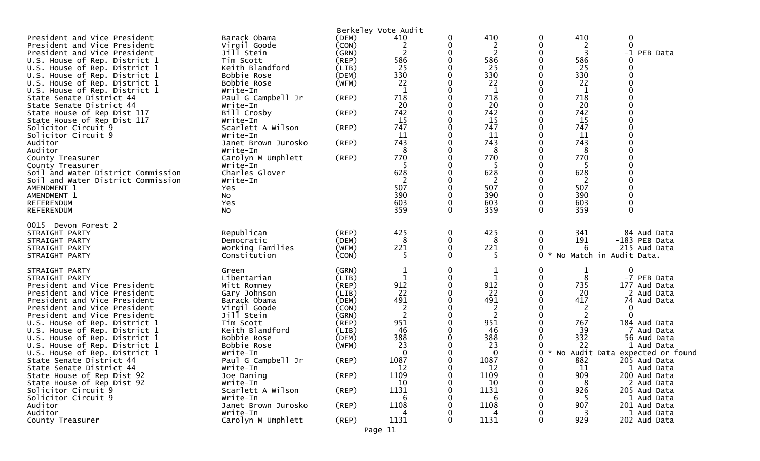Berkeley Vote Audit

| Contest | Candidate | Party | | | | | | |
|---|---|---|---|---|---|---|---|---|
| President and Vice President | Barack Obama | (DEM) | 410 | 0 | 410 | 0 | 410 | 0 |
| President and Vice President | Virgil Goode | (CON) | 2 | 0 | 2 | 0 | 2 | 0 |
| President and Vice President | Jill Stein | (GRN) | 2 | 0 | 2 | 0 | 3 | -1 PEB Data |
| U.S. House of Rep. District 1 | Tim Scott | (REP) | 586 | 0 | 586 | 0 | 586 | 0 |
| U.S. House of Rep. District 1 | Keith Blandford | (LIB) | 25 | 0 | 25 | 0 | 25 | 0 |
| U.S. House of Rep. District 1 | Bobbie Rose | (DEM) | 330 | 0 | 330 | 0 | 330 | 0 |
| U.S. House of Rep. District 1 | Bobbie Rose | (WFM) | 22 | 0 | 22 | 0 | 22 | 0 |
| U.S. House of Rep. District 1 | Write-In | | 1 | 0 | 1 | 0 | 1 | 0 |
| State Senate District 44 | Paul G Campbell Jr | (REP) | 718 | 0 | 718 | 0 | 718 | 0 |
| State Senate District 44 | Write-In | | 20 | 0 | 20 | 0 | 20 | 0 |
| State House of Rep Dist 117 | Bill Crosby | (REP) | 742 | 0 | 742 | 0 | 742 | 0 |
| State House of Rep Dist 117 | Write-In | | 15 | 0 | 15 | 0 | 15 | 0 |
| Solicitor Circuit 9 | Scarlett A Wilson | (REP) | 747 | 0 | 747 | 0 | 747 | 0 |
| Solicitor Circuit 9 | Write-In | | 11 | 0 | 11 | 0 | 11 | 0 |
| Auditor | Janet Brown Jurosko | (REP) | 743 | 0 | 743 | 0 | 743 | 0 |
| Auditor | Write-In | | 8 | 0 | 8 | 0 | 8 | 0 |
| County Treasurer | Carolyn M Umphlett | (REP) | 770 | 0 | 770 | 0 | 770 | 0 |
| County Treasurer | Write-In | | 5 | 0 | 5 | 0 | 5 | 0 |
| Soil and Water District Commission | Charles Glover | | 628 | 0 | 628 | 0 | 628 | 0 |
| Soil and Water District Commission | Write-In | | 2 | 0 | 2 | 0 | 2 | 0 |
| AMENDMENT 1 | Yes | | 507 | 0 | 507 | 0 | 507 | 0 |
| AMENDMENT 1 | No | | 390 | 0 | 390 | 0 | 390 | 0 |
| REFERENDUM | Yes | | 603 | 0 | 603 | 0 | 603 | 0 |
| REFERENDUM | No | | 359 | 0 | 359 | 0 | 359 | 0 |

0015 Devon Forest 2

| Contest | Candidate | Party | | | | | | |
|---|---|---|---|---|---|---|---|---|
| STRAIGHT PARTY | Republican | (REP) | 425 | 0 | 425 | 0 | 341 | 84 Aud Data |
| STRAIGHT PARTY | Democratic | (DEM) | 8 | 0 | 8 | 0 | 191 | -183 PEB Data |
| STRAIGHT PARTY | Working Families | (WFM) | 221 | 0 | 221 | 0 | 6 | 215 Aud Data |
| STRAIGHT PARTY | Constitution | (CON) | 5 | 0 | 5 | 0 | * No Match in Audit Data. | |
| STRAIGHT PARTY | Green | (GRN) | 1 | 0 | 1 | 0 | 1 | 0 |
| STRAIGHT PARTY | Libertarian | (LIB) | 1 | 0 | 1 | 0 | 8 | -7 PEB Data |
| President and Vice President | Mitt Romney | (REP) | 912 | 0 | 912 | 0 | 735 | 177 Aud Data |
| President and Vice President | Gary Johnson | (LIB) | 22 | 0 | 22 | 0 | 20 | 2 Aud Data |
| President and Vice President | Barack Obama | (DEM) | 491 | 0 | 491 | 0 | 417 | 74 Aud Data |
| President and Vice President | Virgil Goode | (CON) | 2 | 0 | 2 | 0 | 2 | 0 |
| President and Vice President | Jill Stein | (GRN) | 2 | 0 | 2 | 0 | 2 | 0 |
| U.S. House of Rep. District 1 | Tim Scott | (REP) | 951 | 0 | 951 | 0 | 767 | 184 Aud Data |
| U.S. House of Rep. District 1 | Keith Blandford | (LIB) | 46 | 0 | 46 | 0 | 39 | 7 Aud Data |
| U.S. House of Rep. District 1 | Bobbie Rose | (DEM) | 388 | 0 | 388 | 0 | 332 | 56 Aud Data |
| U.S. House of Rep. District 1 | Bobbie Rose | (WFM) | 23 | 0 | 23 | 0 | 22 | 1 Aud Data |
| U.S. House of Rep. District 1 | Write-In | | 0 | 0 | 0 | 0 | * No Audit Data expected or found | |
| State Senate District 44 | Paul G Campbell Jr | (REP) | 1087 | 0 | 1087 | 0 | 882 | 205 Aud Data |
| State Senate District 44 | Write-In | | 12 | 0 | 12 | 0 | 11 | 1 Aud Data |
| State House of Rep Dist 92 | Joe Daning | (REP) | 1109 | 0 | 1109 | 0 | 909 | 200 Aud Data |
| State House of Rep Dist 92 | Write-In | | 10 | 0 | 10 | 0 | 8 | 2 Aud Data |
| Solicitor Circuit 9 | Scarlett A Wilson | (REP) | 1131 | 0 | 1131 | 0 | 926 | 205 Aud Data |
| Solicitor Circuit 9 | Write-In | | 6 | 0 | 6 | 0 | 5 | 1 Aud Data |
| Auditor | Janet Brown Jurosko | (REP) | 1108 | 0 | 1108 | 0 | 907 | 201 Aud Data |
| Auditor | Write-In | | 4 | 0 | 4 | 0 | 3 | 1 Aud Data |
| County Treasurer | Carolyn M Umphlett | (REP) | 1131 | 0 | 1131 | 0 | 929 | 202 Aud Data |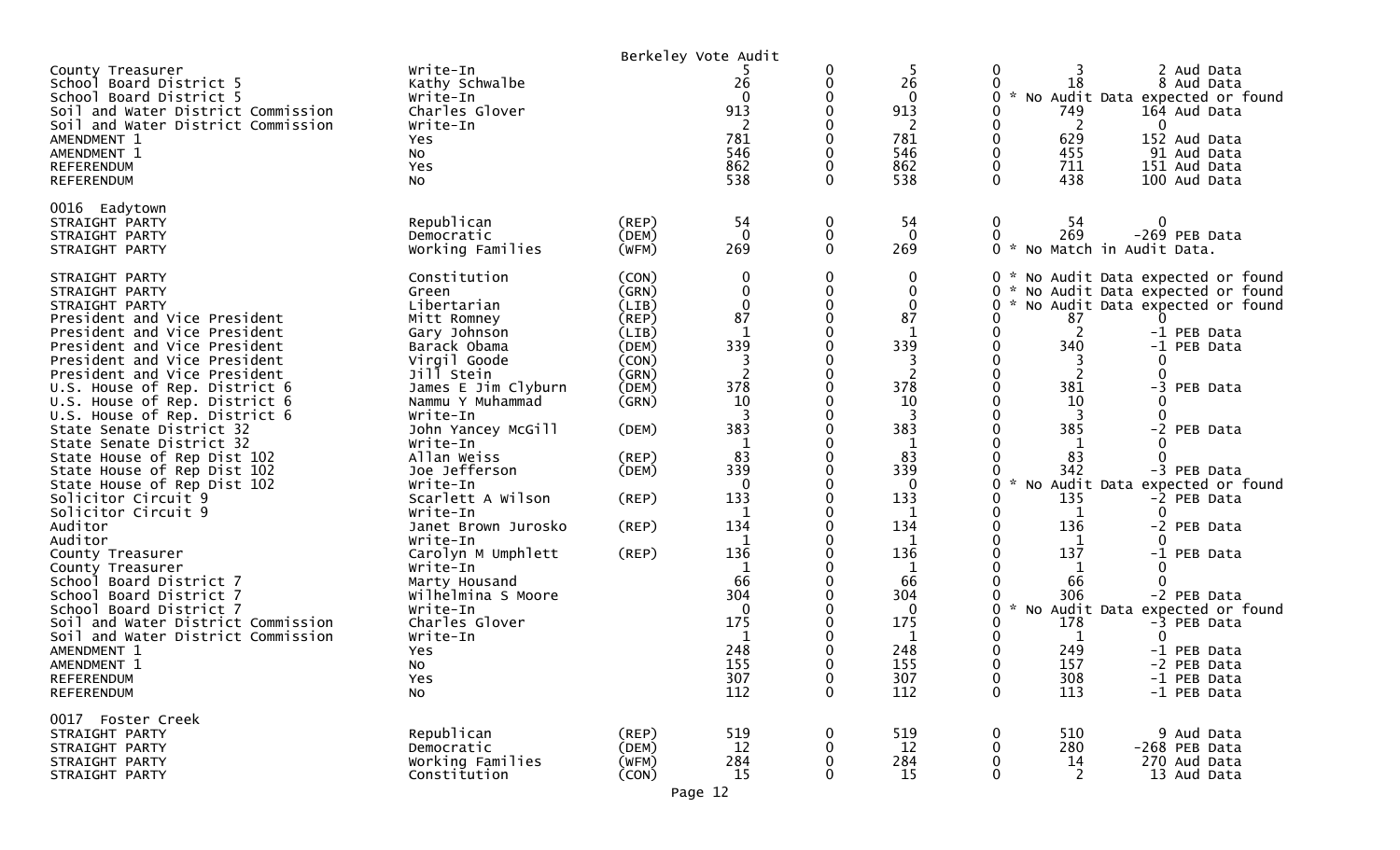Berkeley Vote Audit

| Contest | Candidate | Party | | | | | | |
|---|---|---|---|---|---|---|---|---|
| County Treasurer | Write-In | | 5 | 0 | 5 | 0 | 3 | 2 Aud Data |
| School Board District 5 | Kathy Schwalbe | | 26 | 0 | 26 | 0 | 18 | 8 Aud Data |
| School Board District 5 | Write-In | | 0 | 0 | 0 | 0 * | No Audit Data expected or found | |
| Soil and Water District Commission | Charles Glover | | 913 | 0 | 913 | 0 | 749 | 164 Aud Data |
| Soil and Water District Commission | Write-In | | 2 | 0 | 2 | 0 | 2 | 0 |
| AMENDMENT 1 | Yes | | 781 | 0 | 781 | 0 | 629 | 152 Aud Data |
| AMENDMENT 1 | No | | 546 | 0 | 546 | 0 | 455 | 91 Aud Data |
| REFERENDUM | Yes | | 862 | 0 | 862 | 0 | 711 | 151 Aud Data |
| REFERENDUM | No | | 538 | 0 | 538 | 0 | 438 | 100 Aud Data |
| **0016 Eadytown** | | | | | | | | |
| STRAIGHT PARTY | Republican | (REP) | 54 | 0 | 54 | 0 | 54 | 0 |
| STRAIGHT PARTY | Democratic | (DEM) | 0 | 0 | 0 | 0 | 269 | -269 PEB Data |
| STRAIGHT PARTY | Working Families | (WFM) | 269 | 0 | 269 | 0 * | No Match in Audit Data. | |
| STRAIGHT PARTY | Constitution | (CON) | 0 | 0 | 0 | 0 * | No Audit Data expected or found | |
| STRAIGHT PARTY | Green | (GRN) | 0 | 0 | 0 | 0 * | No Audit Data expected or found | |
| STRAIGHT PARTY | Libertarian | (LIB) | 0 | 0 | 0 | 0 * | No Audit Data expected or found | |
| President and Vice President | Mitt Romney | (REP) | 87 | 0 | 87 | 0 | 87 | 0 |
| President and Vice President | Gary Johnson | (LIB) | 1 | 0 | 1 | 0 | 2 | -1 PEB Data |
| President and Vice President | Barack Obama | (DEM) | 339 | 0 | 339 | 0 | 340 | -1 PEB Data |
| President and Vice President | Virgil Goode | (CON) | 3 | 0 | 3 | 0 | 3 | 0 |
| President and Vice President | Jill Stein | (GRN) | 2 | 0 | 2 | 0 | 2 | 0 |
| U.S. House of Rep. District 6 | James E Jim Clyburn | (DEM) | 378 | 0 | 378 | 0 | 381 | -3 PEB Data |
| U.S. House of Rep. District 6 | Nammu Y Muhammad | (GRN) | 10 | 0 | 10 | 0 | 10 | 0 |
| U.S. House of Rep. District 6 | Write-In | | 3 | 0 | 3 | 0 | 3 | 0 |
| State Senate District 32 | John Yancey McGill | (DEM) | 383 | 0 | 383 | 0 | 385 | -2 PEB Data |
| State Senate District 32 | Write-In | | 1 | 0 | 1 | 0 | 1 | 0 |
| State House of Rep Dist 102 | Allan Weiss | (REP) | 83 | 0 | 83 | 0 | 83 | 0 |
| State House of Rep Dist 102 | Joe Jefferson | (DEM) | 339 | 0 | 339 | 0 | 342 | -3 PEB Data |
| State House of Rep Dist 102 | Write-In | | 0 | 0 | 0 | 0 * | No Audit Data expected or found | |
| Solicitor Circuit 9 | Scarlett A Wilson | (REP) | 133 | 0 | 133 | 0 | 135 | -2 PEB Data |
| Solicitor Circuit 9 | Write-In | | 1 | 0 | 1 | 0 | 1 | 0 |
| Auditor | Janet Brown Jurosko | (REP) | 134 | 0 | 134 | 0 | 136 | -2 PEB Data |
| Auditor | Write-In | | 1 | 0 | 1 | 0 | 1 | 0 |
| County Treasurer | Carolyn M Umphlett | (REP) | 136 | 0 | 136 | 0 | 137 | -1 PEB Data |
| County Treasurer | Write-In | | 1 | 0 | 1 | 0 | 1 | 0 |
| School Board District 7 | Marty Housand | | 66 | 0 | 66 | 0 | 66 | 0 |
| School Board District 7 | Wilhelmina S Moore | | 304 | 0 | 304 | 0 | 306 | -2 PEB Data |
| School Board District 7 | Write-In | | 0 | 0 | 0 | 0 * | No Audit Data expected or found | |
| Soil and Water District Commission | Charles Glover | | 175 | 0 | 175 | 0 | 178 | -3 PEB Data |
| Soil and Water District Commission | Write-In | | 1 | 0 | 1 | 0 | 1 | 0 |
| AMENDMENT 1 | Yes | | 248 | 0 | 248 | 0 | 249 | -1 PEB Data |
| AMENDMENT 1 | No | | 155 | 0 | 155 | 0 | 157 | -2 PEB Data |
| REFERENDUM | Yes | | 307 | 0 | 307 | 0 | 308 | -1 PEB Data |
| REFERENDUM | No | | 112 | 0 | 112 | 0 | 113 | -1 PEB Data |
| **0017 Foster Creek** | | | | | | | | |
| STRAIGHT PARTY | Republican | (REP) | 519 | 0 | 519 | 0 | 510 | 9 Aud Data |
| STRAIGHT PARTY | Democratic | (DEM) | 12 | 0 | 12 | 0 | 280 | -268 PEB Data |
| STRAIGHT PARTY | Working Families | (WFM) | 284 | 0 | 284 | 0 | 14 | 270 Aud Data |
| STRAIGHT PARTY | Constitution | (CON) | 15 | 0 | 15 | 0 | 2 | 13 Aud Data |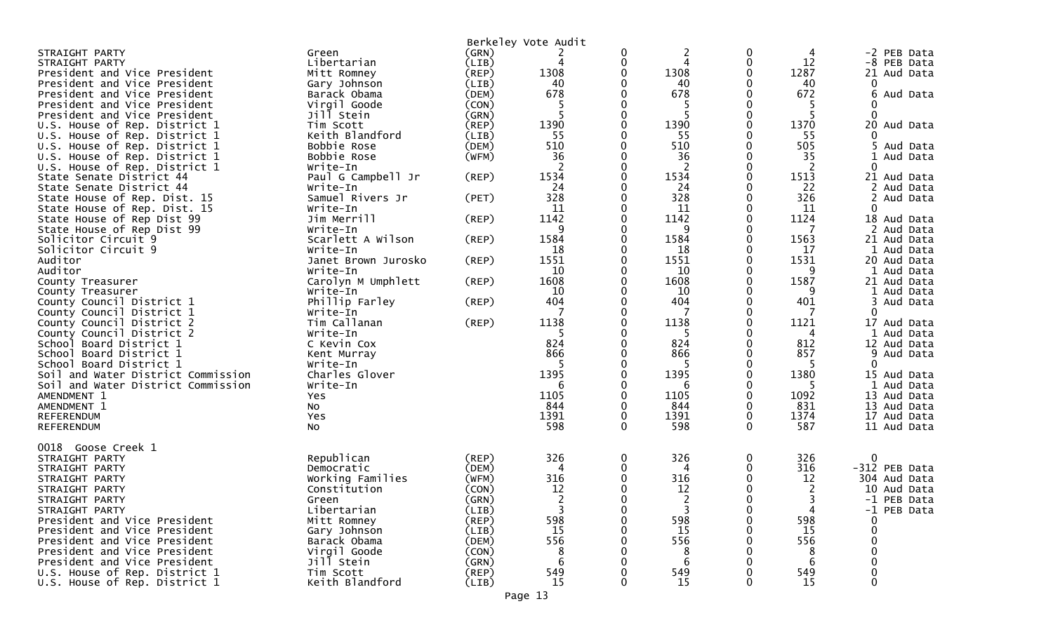Berkeley Vote Audit

| Office | Candidate | Party | | | | | | |
|---|---|---|---|---|---|---|---|---|
| STRAIGHT PARTY | Green | (GRN) | 2 | 0 | 2 | 0 | 4 | -2 PEB Data |
| STRAIGHT PARTY | Libertarian | (LIB) | 4 | 0 | 4 | 0 | 12 | -8 PEB Data |
| President and Vice President | Mitt Romney | (REP) | 1308 | 0 | 1308 | 0 | 1287 | 21 Aud Data |
| President and Vice President | Gary Johnson | (LIB) | 40 | 0 | 40 | 0 | 40 | 0 |
| President and Vice President | Barack Obama | (DEM) | 678 | 0 | 678 | 0 | 672 | 6 Aud Data |
| President and Vice President | Virgil Goode | (CON) | 5 | 0 | 5 | 0 | 5 | 0 |
| President and Vice President | Jill Stein | (GRN) | 5 | 0 | 5 | 0 | 5 | 0 |
| U.S. House of Rep. District 1 | Tim Scott | (REP) | 1390 | 0 | 1390 | 0 | 1370 | 20 Aud Data |
| U.S. House of Rep. District 1 | Keith Blandford | (LIB) | 55 | 0 | 55 | 0 | 55 | 0 |
| U.S. House of Rep. District 1 | Bobbie Rose | (DEM) | 510 | 0 | 510 | 0 | 505 | 5 Aud Data |
| U.S. House of Rep. District 1 | Bobbie Rose | (WFM) | 36 | 0 | 36 | 0 | 35 | 1 Aud Data |
| U.S. House of Rep. District 1 | Write-In | | 2 | 0 | 2 | 0 | 2 | 0 |
| State Senate District 44 | Paul G Campbell Jr | (REP) | 1534 | 0 | 1534 | 0 | 1513 | 21 Aud Data |
| State Senate District 44 | Write-In | | 24 | 0 | 24 | 0 | 22 | 2 Aud Data |
| State House of Rep. Dist. 15 | Samuel Rivers Jr | (PET) | 328 | 0 | 328 | 0 | 326 | 2 Aud Data |
| State House of Rep. Dist. 15 | Write-In | | 11 | 0 | 11 | 0 | 11 | 0 |
| State House of Rep Dist 99 | Jim Merrill | (REP) | 1142 | 0 | 1142 | 0 | 1124 | 18 Aud Data |
| State House of Rep Dist 99 | Write-In | | 9 | 0 | 9 | 0 | 7 | 2 Aud Data |
| Solicitor Circuit 9 | Scarlett A Wilson | (REP) | 1584 | 0 | 1584 | 0 | 1563 | 21 Aud Data |
| Solicitor Circuit 9 | Write-In | | 18 | 0 | 18 | 0 | 17 | 1 Aud Data |
| Auditor | Janet Brown Jurosko | (REP) | 1551 | 0 | 1551 | 0 | 1531 | 20 Aud Data |
| Auditor | Write-In | | 10 | 0 | 10 | 0 | 9 | 1 Aud Data |
| County Treasurer | Carolyn M Umphlett | (REP) | 1608 | 0 | 1608 | 0 | 1587 | 21 Aud Data |
| County Treasurer | Write-In | | 10 | 0 | 10 | 0 | 9 | 1 Aud Data |
| County Council District 1 | Phillip Farley | (REP) | 404 | 0 | 404 | 0 | 401 | 3 Aud Data |
| County Council District 1 | Write-In | | 7 | 0 | 7 | 0 | 7 | 0 |
| County Council District 2 | Tim Callanan | (REP) | 1138 | 0 | 1138 | 0 | 1121 | 17 Aud Data |
| County Council District 2 | Write-In | | 5 | 0 | 5 | 0 | 4 | 1 Aud Data |
| School Board District 1 | C Kevin Cox | | 824 | 0 | 824 | 0 | 812 | 12 Aud Data |
| School Board District 1 | Kent Murray | | 866 | 0 | 866 | 0 | 857 | 9 Aud Data |
| School Board District 1 | Write-In | | 5 | 0 | 5 | 0 | 5 | 0 |
| Soil and Water District Commission | Charles Glover | | 1395 | 0 | 1395 | 0 | 1380 | 15 Aud Data |
| Soil and Water District Commission | Write-In | | 6 | 0 | 6 | 0 | 5 | 1 Aud Data |
| AMENDMENT 1 | Yes | | 1105 | 0 | 1105 | 0 | 1092 | 13 Aud Data |
| AMENDMENT 1 | No | | 844 | 0 | 844 | 0 | 831 | 13 Aud Data |
| REFERENDUM | Yes | | 1391 | 0 | 1391 | 0 | 1374 | 17 Aud Data |
| REFERENDUM | No | | 598 | 0 | 598 | 0 | 587 | 11 Aud Data |

0018 Goose Creek 1

| Office | Candidate | Party | | | | | | |
|---|---|---|---|---|---|---|---|---|
| STRAIGHT PARTY | Republican | (REP) | 326 | 0 | 326 | 0 | 326 | 0 |
| STRAIGHT PARTY | Democratic | (DEM) | 4 | 0 | 4 | 0 | 316 | -312 PEB Data |
| STRAIGHT PARTY | Working Families | (WFM) | 316 | 0 | 316 | 0 | 12 | 304 Aud Data |
| STRAIGHT PARTY | Constitution | (CON) | 12 | 0 | 12 | 0 | 2 | 10 Aud Data |
| STRAIGHT PARTY | Green | (GRN) | 2 | 0 | 2 | 0 | 3 | -1 PEB Data |
| STRAIGHT PARTY | Libertarian | (LIB) | 3 | 0 | 3 | 0 | 4 | -1 PEB Data |
| President and Vice President | Mitt Romney | (REP) | 598 | 0 | 598 | 0 | 598 | 0 |
| President and Vice President | Gary Johnson | (LIB) | 15 | 0 | 15 | 0 | 15 | 0 |
| President and Vice President | Barack Obama | (DEM) | 556 | 0 | 556 | 0 | 556 | 0 |
| President and Vice President | Virgil Goode | (CON) | 8 | 0 | 8 | 0 | 8 | 0 |
| President and Vice President | Jill Stein | (GRN) | 6 | 0 | 6 | 0 | 6 | 0 |
| U.S. House of Rep. District 1 | Tim Scott | (REP) | 549 | 0 | 549 | 0 | 549 | 0 |
| U.S. House of Rep. District 1 | Keith Blandford | (LIB) | 15 | 0 | 15 | 0 | 15 | 0 |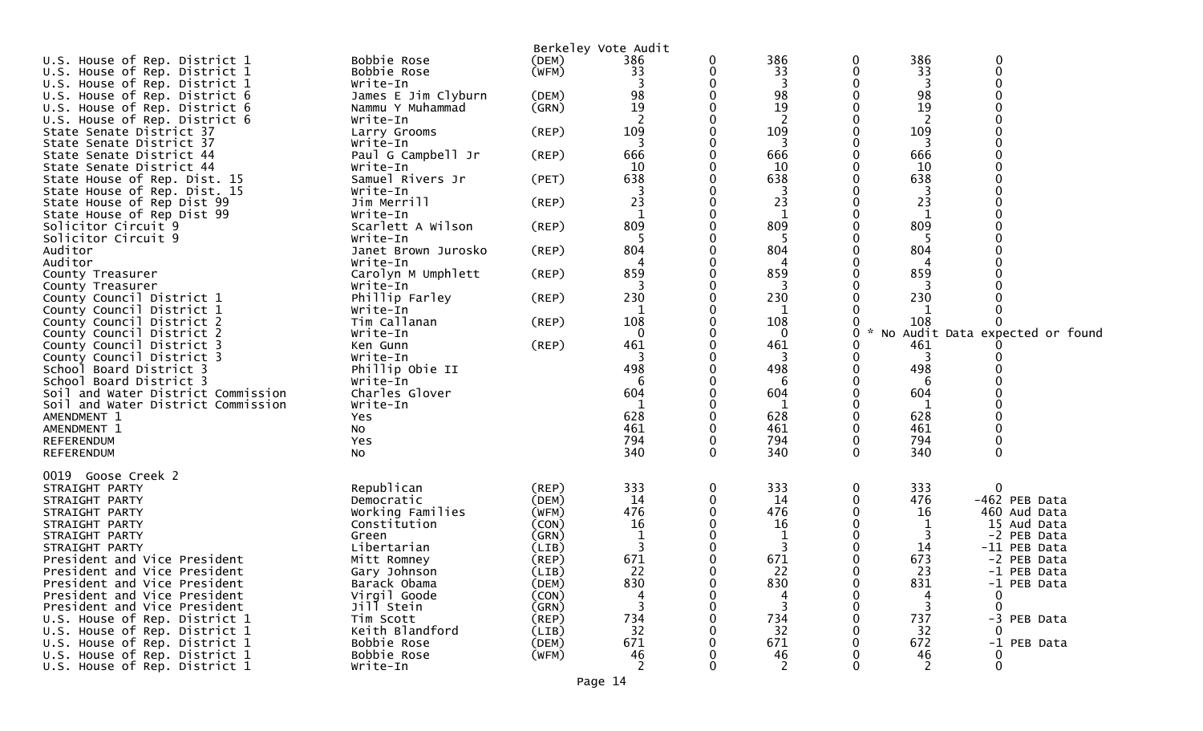Berkeley Vote Audit

| | | | | | | | | |
|---|---|---|---|---|---|---|---|---|
| U.S. House of Rep. District 1 | Bobbie Rose | (DEM) | 386 | 0 | 386 | 0 | 386 | 0 |
| U.S. House of Rep. District 1 | Bobbie Rose | (WFM) | 33 | 0 | 33 | 0 | 33 | 0 |
| U.S. House of Rep. District 1 | Write-In | | 3 | 0 | 3 | 0 | 3 | 0 |
| U.S. House of Rep. District 6 | James E Jim Clyburn | (DEM) | 98 | 0 | 98 | 0 | 98 | 0 |
| U.S. House of Rep. District 6 | Nammu Y Muhammad | (GRN) | 19 | 0 | 19 | 0 | 19 | 0 |
| U.S. House of Rep. District 6 | Write-In | | 2 | 0 | 2 | 0 | 2 | 0 |
| State Senate District 37 | Larry Grooms | (REP) | 109 | 0 | 109 | 0 | 109 | 0 |
| State Senate District 37 | Write-In | | 3 | 0 | 3 | 0 | 3 | 0 |
| State Senate District 44 | Paul G Campbell Jr | (REP) | 666 | 0 | 666 | 0 | 666 | 0 |
| State Senate District 44 | Write-In | | 10 | 0 | 10 | 0 | 10 | 0 |
| State House of Rep. Dist. 15 | Samuel Rivers Jr | (PET) | 638 | 0 | 638 | 0 | 638 | 0 |
| State House of Rep. Dist. 15 | Write-In | | 3 | 0 | 3 | 0 | 3 | 0 |
| State House of Rep Dist 99 | Jim Merrill | (REP) | 23 | 0 | 23 | 0 | 23 | 0 |
| State House of Rep Dist 99 | Write-In | | 1 | 0 | 1 | 0 | 1 | 0 |
| Solicitor Circuit 9 | Scarlett A Wilson | (REP) | 809 | 0 | 809 | 0 | 809 | 0 |
| Solicitor Circuit 9 | Write-In | | 5 | 0 | 5 | 0 | 5 | 0 |
| Auditor | Janet Brown Jurosko | (REP) | 804 | 0 | 804 | 0 | 804 | 0 |
| Auditor | Write-In | | 4 | 0 | 4 | 0 | 4 | 0 |
| County Treasurer | Carolyn M Umphlett | (REP) | 859 | 0 | 859 | 0 | 859 | 0 |
| County Treasurer | Write-In | | 3 | 0 | 3 | 0 | 3 | 0 |
| County Council District 1 | Phillip Farley | (REP) | 230 | 0 | 230 | 0 | 230 | 0 |
| County Council District 1 | Write-In | | 1 | 0 | 1 | 0 | 1 | 0 |
| County Council District 2 | Tim Callanan | (REP) | 108 | 0 | 108 | 0 | 108 | 0 |
| County Council District 2 | Write-In | | 0 | 0 | 0 | 0 * No Audit Data expected or found | | |
| County Council District 3 | Ken Gunn | (REP) | 461 | 0 | 461 | 0 | 461 | 0 |
| County Council District 3 | Write-In | | 3 | 0 | 3 | 0 | 3 | 0 |
| School Board District 3 | Phillip Obie II | | 498 | 0 | 498 | 0 | 498 | 0 |
| School Board District 3 | Write-In | | 6 | 0 | 6 | 0 | 6 | 0 |
| Soil and Water District Commission | Charles Glover | | 604 | 0 | 604 | 0 | 604 | 0 |
| Soil and Water District Commission | Write-In | | 1 | 0 | 1 | 0 | 1 | 0 |
| AMENDMENT 1 | Yes | | 628 | 0 | 628 | 0 | 628 | 0 |
| AMENDMENT 1 | No | | 461 | 0 | 461 | 0 | 461 | 0 |
| REFERENDUM | Yes | | 794 | 0 | 794 | 0 | 794 | 0 |
| REFERENDUM | No | | 340 | 0 | 340 | 0 | 340 | 0 |

0019 Goose Creek 2

| | | | | | | | | |
|---|---|---|---|---|---|---|---|---|
| STRAIGHT PARTY | Republican | (REP) | 333 | 0 | 333 | 0 | 333 | 0 |
| STRAIGHT PARTY | Democratic | (DEM) | 14 | 0 | 14 | 0 | 476 | -462 PEB Data |
| STRAIGHT PARTY | Working Families | (WFM) | 476 | 0 | 476 | 0 | 16 | 460 Aud Data |
| STRAIGHT PARTY | Constitution | (CON) | 16 | 0 | 16 | 0 | 1 | 15 Aud Data |
| STRAIGHT PARTY | Green | (GRN) | 1 | 0 | 1 | 0 | 3 | -2 PEB Data |
| STRAIGHT PARTY | Libertarian | (LIB) | 3 | 0 | 3 | 0 | 14 | -11 PEB Data |
| President and Vice President | Mitt Romney | (REP) | 671 | 0 | 671 | 0 | 673 | -2 PEB Data |
| President and Vice President | Gary Johnson | (LIB) | 22 | 0 | 22 | 0 | 23 | -1 PEB Data |
| President and Vice President | Barack Obama | (DEM) | 830 | 0 | 830 | 0 | 831 | -1 PEB Data |
| President and Vice President | Virgil Goode | (CON) | 4 | 0 | 4 | 0 | 4 | 0 |
| President and Vice President | Jill Stein | (GRN) | 3 | 0 | 3 | 0 | 3 | 0 |
| U.S. House of Rep. District 1 | Tim Scott | (REP) | 734 | 0 | 734 | 0 | 737 | -3 PEB Data |
| U.S. House of Rep. District 1 | Keith Blandford | (LIB) | 32 | 0 | 32 | 0 | 32 | 0 |
| U.S. House of Rep. District 1 | Bobbie Rose | (DEM) | 671 | 0 | 671 | 0 | 672 | -1 PEB Data |
| U.S. House of Rep. District 1 | Bobbie Rose | (WFM) | 46 | 0 | 46 | 0 | 46 | 0 |
| U.S. House of Rep. District 1 | Write-In | | 2 | 0 | 2 | 0 | 2 | 0 |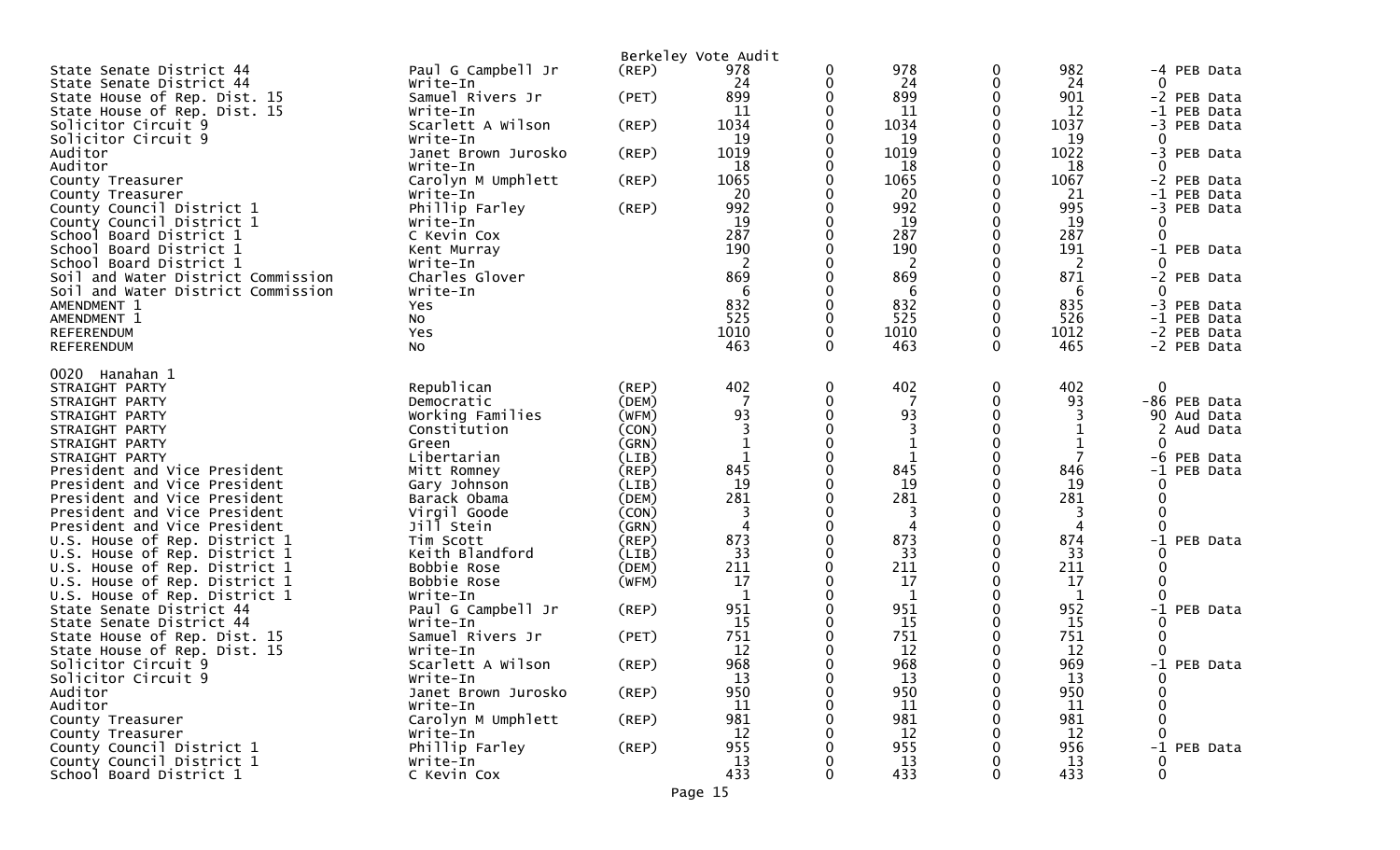Berkeley Vote Audit

| Contest | Candidate | Party | | | | | | Diff |
|---|---|---|---|---|---|---|---|---|
| State Senate District 44 | Paul G Campbell Jr | (REP) | 978 | 0 | 978 | 0 | 982 | -4 PEB Data |
| State Senate District 44 | Write-In | | 24 | 0 | 24 | 0 | 24 | 0 |
| State House of Rep. Dist. 15 | Samuel Rivers Jr | (PET) | 899 | 0 | 899 | 0 | 901 | -2 PEB Data |
| State House of Rep. Dist. 15 | Write-In | | 11 | 0 | 11 | 0 | 12 | -1 PEB Data |
| Solicitor Circuit 9 | Scarlett A Wilson | (REP) | 1034 | 0 | 1034 | 0 | 1037 | -3 PEB Data |
| Solicitor Circuit 9 | Write-In | | 19 | 0 | 19 | 0 | 19 | 0 |
| Auditor | Janet Brown Jurosko | (REP) | 1019 | 0 | 1019 | 0 | 1022 | -3 PEB Data |
| Auditor | Write-In | | 18 | 0 | 18 | 0 | 18 | 0 |
| County Treasurer | Carolyn M Umphlett | (REP) | 1065 | 0 | 1065 | 0 | 1067 | -2 PEB Data |
| County Treasurer | Write-In | | 20 | 0 | 20 | 0 | 21 | -1 PEB Data |
| County Council District 1 | Phillip Farley | (REP) | 992 | 0 | 992 | 0 | 995 | -3 PEB Data |
| County Council District 1 | Write-In | | 19 | 0 | 19 | 0 | 19 | 0 |
| School Board District 1 | C Kevin Cox | | 287 | 0 | 287 | 0 | 287 | 0 |
| School Board District 1 | Kent Murray | | 190 | 0 | 190 | 0 | 191 | -1 PEB Data |
| School Board District 1 | Write-In | | 2 | 0 | 2 | 0 | 2 | 0 |
| Soil and Water District Commission | Charles Glover | | 869 | 0 | 869 | 0 | 871 | -2 PEB Data |
| Soil and Water District Commission | Write-In | | 6 | 0 | 6 | 0 | 6 | 0 |
| AMENDMENT 1 | Yes | | 832 | 0 | 832 | 0 | 835 | -3 PEB Data |
| AMENDMENT 1 | No | | 525 | 0 | 525 | 0 | 526 | -1 PEB Data |
| REFERENDUM | Yes | | 1010 | 0 | 1010 | 0 | 1012 | -2 PEB Data |
| REFERENDUM | No | | 463 | 0 | 463 | 0 | 465 | -2 PEB Data |

0020 Hanahan 1

| Contest | Candidate | Party | | | | | | Diff |
|---|---|---|---|---|---|---|---|---|
| STRAIGHT PARTY | Republican | (REP) | 402 | 0 | 402 | 0 | 402 | 0 |
| STRAIGHT PARTY | Democratic | (DEM) | 7 | 0 | 7 | 0 | 93 | -86 PEB Data |
| STRAIGHT PARTY | Working Families | (WFM) | 93 | 0 | 93 | 0 | 3 | 90 Aud Data |
| STRAIGHT PARTY | Constitution | (CON) | 3 | 0 | 3 | 0 | 1 | 2 Aud Data |
| STRAIGHT PARTY | Green | (GRN) | 1 | 0 | 1 | 0 | 1 | 0 |
| STRAIGHT PARTY | Libertarian | (LIB) | 1 | 0 | 1 | 0 | 7 | -6 PEB Data |
| President and Vice President | Mitt Romney | (REP) | 845 | 0 | 845 | 0 | 846 | -1 PEB Data |
| President and Vice President | Gary Johnson | (LIB) | 19 | 0 | 19 | 0 | 19 | 0 |
| President and Vice President | Barack Obama | (DEM) | 281 | 0 | 281 | 0 | 281 | 0 |
| President and Vice President | Virgil Goode | (CON) | 3 | 0 | 3 | 0 | 3 | 0 |
| President and Vice President | Jill Stein | (GRN) | 4 | 0 | 4 | 0 | 4 | 0 |
| U.S. House of Rep. District 1 | Tim Scott | (REP) | 873 | 0 | 873 | 0 | 874 | -1 PEB Data |
| U.S. House of Rep. District 1 | Keith Blandford | (LIB) | 33 | 0 | 33 | 0 | 33 | 0 |
| U.S. House of Rep. District 1 | Bobbie Rose | (DEM) | 211 | 0 | 211 | 0 | 211 | 0 |
| U.S. House of Rep. District 1 | Bobbie Rose | (WFM) | 17 | 0 | 17 | 0 | 17 | 0 |
| U.S. House of Rep. District 1 | Write-In | | 1 | 0 | 1 | 0 | 1 | 0 |
| State Senate District 44 | Paul G Campbell Jr | (REP) | 951 | 0 | 951 | 0 | 952 | -1 PEB Data |
| State Senate District 44 | Write-In | | 15 | 0 | 15 | 0 | 15 | 0 |
| State House of Rep. Dist. 15 | Samuel Rivers Jr | (PET) | 751 | 0 | 751 | 0 | 751 | 0 |
| State House of Rep. Dist. 15 | Write-In | | 12 | 0 | 12 | 0 | 12 | 0 |
| Solicitor Circuit 9 | Scarlett A Wilson | (REP) | 968 | 0 | 968 | 0 | 969 | -1 PEB Data |
| Solicitor Circuit 9 | Write-In | | 13 | 0 | 13 | 0 | 13 | 0 |
| Auditor | Janet Brown Jurosko | (REP) | 950 | 0 | 950 | 0 | 950 | 0 |
| Auditor | Write-In | | 11 | 0 | 11 | 0 | 11 | 0 |
| County Treasurer | Carolyn M Umphlett | (REP) | 981 | 0 | 981 | 0 | 981 | 0 |
| County Treasurer | Write-In | | 12 | 0 | 12 | 0 | 12 | 0 |
| County Council District 1 | Phillip Farley | (REP) | 955 | 0 | 955 | 0 | 956 | -1 PEB Data |
| County Council District 1 | Write-In | | 13 | 0 | 13 | 0 | 13 | 0 |
| School Board District 1 | C Kevin Cox | | 433 | 0 | 433 | 0 | 433 | 0 |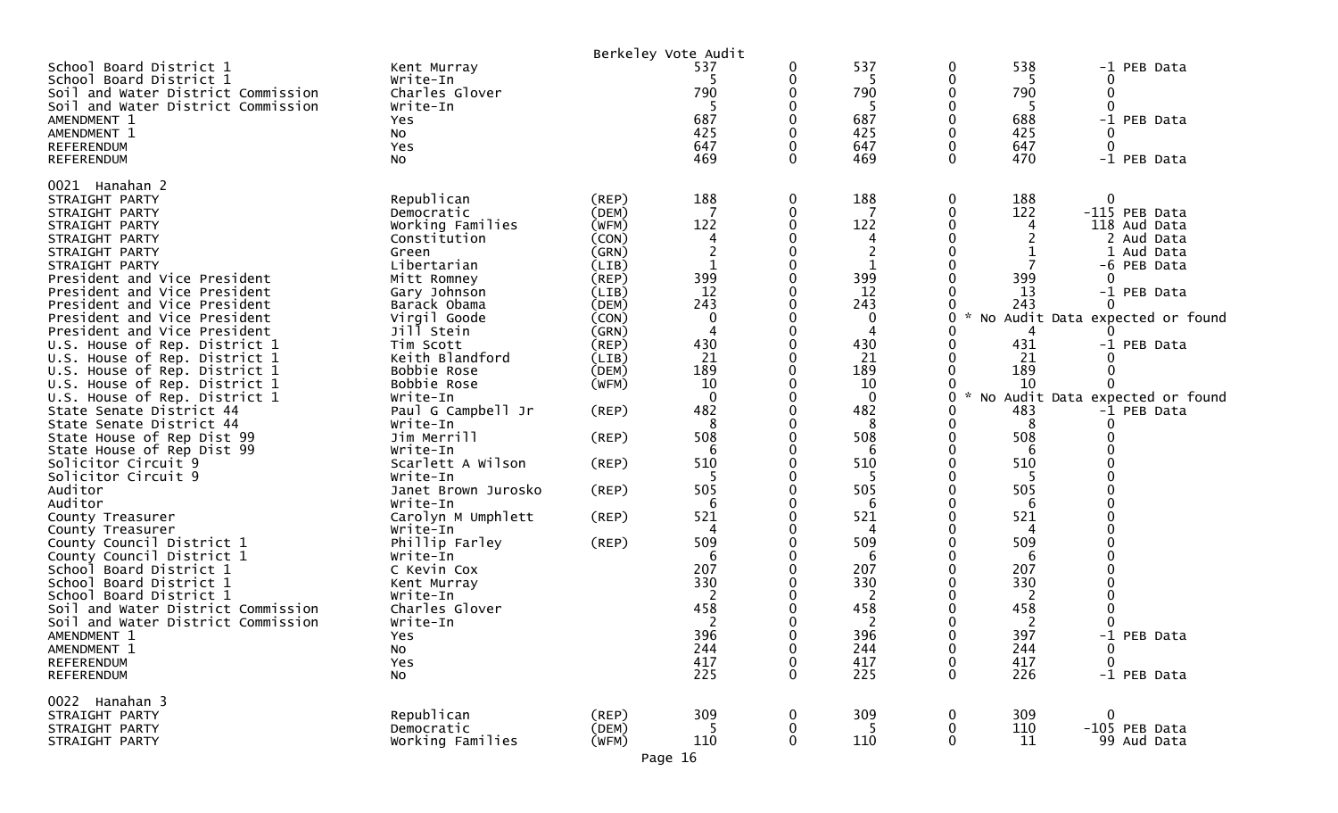Berkeley Vote Audit

| Contest | Candidate | Party | | | | | | |
|---|---|---|---|---|---|---|---|---|
| School Board District 1 | Kent Murray | | 537 | 0 | 537 | 0 | 538 | -1 PEB Data |
| School Board District 1 | Write-In | | 5 | 0 | 5 | 0 | 5 | 0 |
| Soil and Water District Commission | Charles Glover | | 790 | 0 | 790 | 0 | 790 | 0 |
| Soil and Water District Commission | Write-In | | 5 | 0 | 5 | 0 | 5 | 0 |
| AMENDMENT 1 | Yes | | 687 | 0 | 687 | 0 | 688 | -1 PEB Data |
| AMENDMENT 1 | No | | 425 | 0 | 425 | 0 | 425 | 0 |
| REFERENDUM | Yes | | 647 | 0 | 647 | 0 | 647 | 0 |
| REFERENDUM | No | | 469 | 0 | 469 | 0 | 470 | -1 PEB Data |
| **0021 Hanahan 2** | | | | | | | | |
| STRAIGHT PARTY | Republican | (REP) | 188 | 0 | 188 | 0 | 188 | 0 |
| STRAIGHT PARTY | Democratic | (DEM) | 7 | 0 | 7 | 0 | 122 | -115 PEB Data |
| STRAIGHT PARTY | Working Families | (WFM) | 122 | 0 | 122 | 0 | 4 | 118 Aud Data |
| STRAIGHT PARTY | Constitution | (CON) | 4 | 0 | 4 | 0 | 2 | 2 Aud Data |
| STRAIGHT PARTY | Green | (GRN) | 2 | 0 | 2 | 0 | 1 | 1 Aud Data |
| STRAIGHT PARTY | Libertarian | (LIB) | 1 | 0 | 1 | 0 | 7 | -6 PEB Data |
| President and Vice President | Mitt Romney | (REP) | 399 | 0 | 399 | 0 | 399 | 0 |
| President and Vice President | Gary Johnson | (LIB) | 12 | 0 | 12 | 0 | 13 | -1 PEB Data |
| President and Vice President | Barack Obama | (DEM) | 243 | 0 | 243 | 0 | 243 | 0 |
| President and Vice President | Virgil Goode | (CON) | 0 | 0 | 0 | 0 | * No Audit Data expected or found | |
| President and Vice President | Jill Stein | (GRN) | 4 | 0 | 4 | 0 | 4 | 0 |
| U.S. House of Rep. District 1 | Tim Scott | (REP) | 430 | 0 | 430 | 0 | 431 | -1 PEB Data |
| U.S. House of Rep. District 1 | Keith Blandford | (LIB) | 21 | 0 | 21 | 0 | 21 | 0 |
| U.S. House of Rep. District 1 | Bobbie Rose | (DEM) | 189 | 0 | 189 | 0 | 189 | 0 |
| U.S. House of Rep. District 1 | Bobbie Rose | (WFM) | 10 | 0 | 10 | 0 | 10 | 0 |
| U.S. House of Rep. District 1 | Write-In | | 0 | 0 | 0 | 0 | * No Audit Data expected or found | |
| State Senate District 44 | Paul G Campbell Jr | (REP) | 482 | 0 | 482 | 0 | 483 | -1 PEB Data |
| State Senate District 44 | Write-In | | 8 | 0 | 8 | 0 | 8 | 0 |
| State House of Rep Dist 99 | Jim Merrill | (REP) | 508 | 0 | 508 | 0 | 508 | 0 |
| State House of Rep Dist 99 | Write-In | | 6 | 0 | 6 | 0 | 6 | 0 |
| Solicitor Circuit 9 | Scarlett A Wilson | (REP) | 510 | 0 | 510 | 0 | 510 | 0 |
| Solicitor Circuit 9 | Write-In | | 5 | 0 | 5 | 0 | 5 | 0 |
| Auditor | Janet Brown Jurosko | (REP) | 505 | 0 | 505 | 0 | 505 | 0 |
| Auditor | Write-In | | 6 | 0 | 6 | 0 | 6 | 0 |
| County Treasurer | Carolyn M Umphlett | (REP) | 521 | 0 | 521 | 0 | 521 | 0 |
| County Treasurer | Write-In | | 4 | 0 | 4 | 0 | 4 | 0 |
| County Council District 1 | Phillip Farley | (REP) | 509 | 0 | 509 | 0 | 509 | 0 |
| County Council District 1 | Write-In | | 6 | 0 | 6 | 0 | 6 | 0 |
| School Board District 1 | C Kevin Cox | | 207 | 0 | 207 | 0 | 207 | 0 |
| School Board District 1 | Kent Murray | | 330 | 0 | 330 | 0 | 330 | 0 |
| School Board District 1 | Write-In | | 2 | 0 | 2 | 0 | 2 | 0 |
| Soil and Water District Commission | Charles Glover | | 458 | 0 | 458 | 0 | 458 | 0 |
| Soil and Water District Commission | Write-In | | 2 | 0 | 2 | 0 | 2 | 0 |
| AMENDMENT 1 | Yes | | 396 | 0 | 396 | 0 | 397 | -1 PEB Data |
| AMENDMENT 1 | No | | 244 | 0 | 244 | 0 | 244 | 0 |
| REFERENDUM | Yes | | 417 | 0 | 417 | 0 | 417 | 0 |
| REFERENDUM | No | | 225 | 0 | 225 | 0 | 226 | -1 PEB Data |
| **0022 Hanahan 3** | | | | | | | | |
| STRAIGHT PARTY | Republican | (REP) | 309 | 0 | 309 | 0 | 309 | 0 |
| STRAIGHT PARTY | Democratic | (DEM) | 5 | 0 | 5 | 0 | 110 | -105 PEB Data |
| STRAIGHT PARTY | Working Families | (WFM) | 110 | 0 | 110 | 0 | 11 | 99 Aud Data |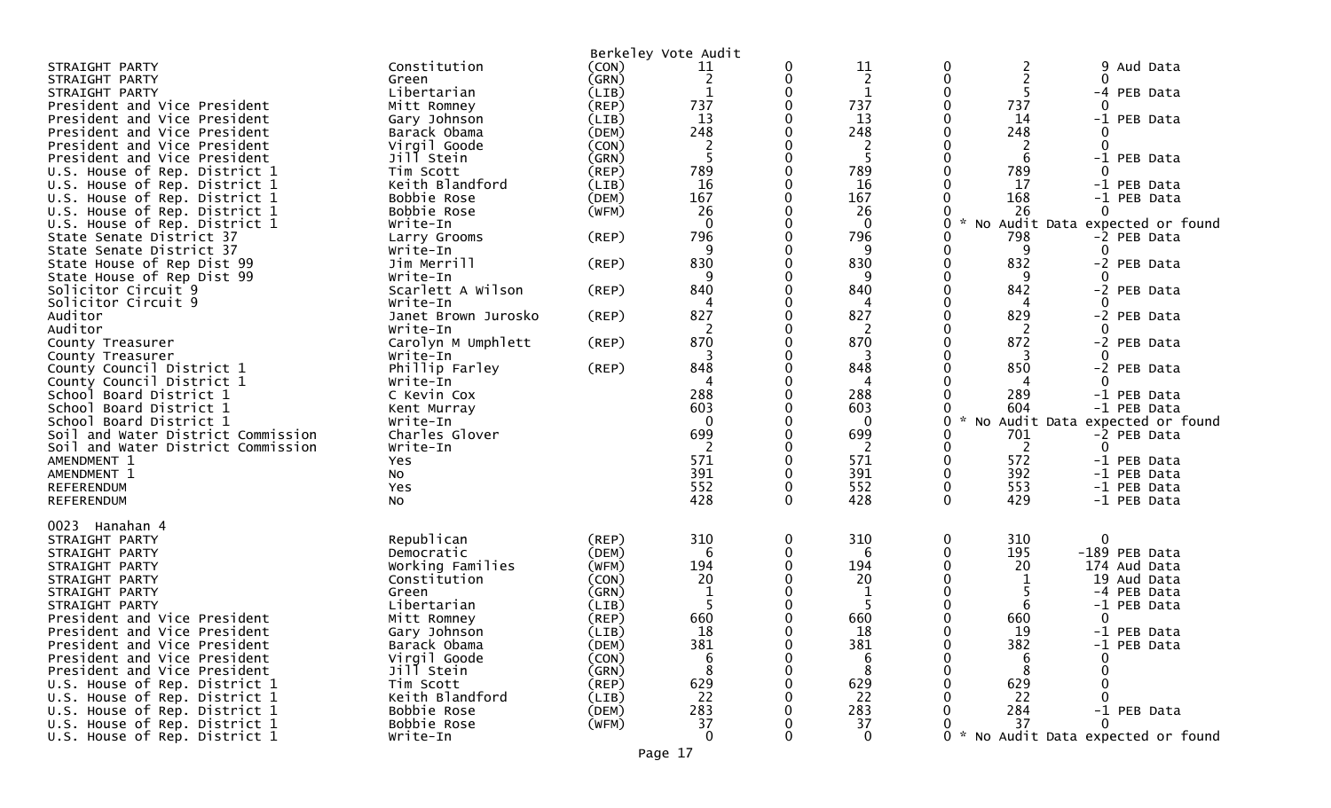Berkeley Vote Audit

| | | | | | | | | |
|---|---|---|---|---|---|---|---|---|
| STRAIGHT PARTY | Constitution | (CON) | 11 | 0 | 11 | 0 | 2 | 9 Aud Data |
| STRAIGHT PARTY | Green | (GRN) | 2 | 0 | 2 | 0 | 2 | 0 |
| STRAIGHT PARTY | Libertarian | (LIB) | 1 | 0 | 1 | 0 | 5 | -4 PEB Data |
| President and Vice President | Mitt Romney | (REP) | 737 | 0 | 737 | 0 | 737 | 0 |
| President and Vice President | Gary Johnson | (LIB) | 13 | 0 | 13 | 0 | 14 | -1 PEB Data |
| President and Vice President | Barack Obama | (DEM) | 248 | 0 | 248 | 0 | 248 | 0 |
| President and Vice President | Virgil Goode | (CON) | 2 | 0 | 2 | 0 | 2 | 0 |
| President and Vice President | Jill Stein | (GRN) | 5 | 0 | 5 | 0 | 6 | -1 PEB Data |
| U.S. House of Rep. District 1 | Tim Scott | (REP) | 789 | 0 | 789 | 0 | 789 | 0 |
| U.S. House of Rep. District 1 | Keith Blandford | (LIB) | 16 | 0 | 16 | 0 | 17 | -1 PEB Data |
| U.S. House of Rep. District 1 | Bobbie Rose | (DEM) | 167 | 0 | 167 | 0 | 168 | -1 PEB Data |
| U.S. House of Rep. District 1 | Bobbie Rose | (WFM) | 26 | 0 | 26 | 0 | 26 | 0 |
| U.S. House of Rep. District 1 | Write-In | | 0 | 0 | 0 | 0 * No Audit Data expected or found | | |
| State Senate District 37 | Larry Grooms | (REP) | 796 | 0 | 796 | 0 | 798 | -2 PEB Data |
| State Senate District 37 | Write-In | | 9 | 0 | 9 | 0 | 9 | 0 |
| State House of Rep Dist 99 | Jim Merrill | (REP) | 830 | 0 | 830 | 0 | 832 | -2 PEB Data |
| State House of Rep Dist 99 | Write-In | | 9 | 0 | 9 | 0 | 9 | 0 |
| Solicitor Circuit 9 | Scarlett A Wilson | (REP) | 840 | 0 | 840 | 0 | 842 | -2 PEB Data |
| Solicitor Circuit 9 | Write-In | | 4 | 0 | 4 | 0 | 4 | 0 |
| Auditor | Janet Brown Jurosko | (REP) | 827 | 0 | 827 | 0 | 829 | -2 PEB Data |
| Auditor | Write-In | | 2 | 0 | 2 | 0 | 2 | 0 |
| County Treasurer | Carolyn M Umphlett | (REP) | 870 | 0 | 870 | 0 | 872 | -2 PEB Data |
| County Treasurer | Write-In | | 3 | 0 | 3 | 0 | 3 | 0 |
| County Council District 1 | Phillip Farley | (REP) | 848 | 0 | 848 | 0 | 850 | -2 PEB Data |
| County Council District 1 | Write-In | | 4 | 0 | 4 | 0 | 4 | 0 |
| School Board District 1 | C Kevin Cox | | 288 | 0 | 288 | 0 | 289 | -1 PEB Data |
| School Board District 1 | Kent Murray | | 603 | 0 | 603 | 0 | 604 | -1 PEB Data |
| School Board District 1 | Write-In | | 0 | 0 | 0 | 0 * No Audit Data expected or found | | |
| Soil and Water District Commission | Charles Glover | | 699 | 0 | 699 | 0 | 701 | -2 PEB Data |
| Soil and Water District Commission | Write-In | | 2 | 0 | 2 | 0 | 2 | 0 |
| AMENDMENT 1 | Yes | | 571 | 0 | 571 | 0 | 572 | -1 PEB Data |
| AMENDMENT 1 | No | | 391 | 0 | 391 | 0 | 392 | -1 PEB Data |
| REFERENDUM | Yes | | 552 | 0 | 552 | 0 | 553 | -1 PEB Data |
| REFERENDUM | No | | 428 | 0 | 428 | 0 | 429 | -1 PEB Data |

0023 Hanahan 4

| | | | | | | | | |
|---|---|---|---|---|---|---|---|---|
| STRAIGHT PARTY | Republican | (REP) | 310 | 0 | 310 | 0 | 310 | 0 |
| STRAIGHT PARTY | Democratic | (DEM) | 6 | 0 | 6 | 0 | 195 | -189 PEB Data |
| STRAIGHT PARTY | Working Families | (WFM) | 194 | 0 | 194 | 0 | 20 | 174 Aud Data |
| STRAIGHT PARTY | Constitution | (CON) | 20 | 0 | 20 | 0 | 1 | 19 Aud Data |
| STRAIGHT PARTY | Green | (GRN) | 1 | 0 | 1 | 0 | 5 | -4 PEB Data |
| STRAIGHT PARTY | Libertarian | (LIB) | 5 | 0 | 5 | 0 | 6 | -1 PEB Data |
| President and Vice President | Mitt Romney | (REP) | 660 | 0 | 660 | 0 | 660 | 0 |
| President and Vice President | Gary Johnson | (LIB) | 18 | 0 | 18 | 0 | 19 | -1 PEB Data |
| President and Vice President | Barack Obama | (DEM) | 381 | 0 | 381 | 0 | 382 | -1 PEB Data |
| President and Vice President | Virgil Goode | (CON) | 6 | 0 | 6 | 0 | 6 | 0 |
| President and Vice President | Jill Stein | (GRN) | 8 | 0 | 8 | 0 | 8 | 0 |
| U.S. House of Rep. District 1 | Tim Scott | (REP) | 629 | 0 | 629 | 0 | 629 | 0 |
| U.S. House of Rep. District 1 | Keith Blandford | (LIB) | 22 | 0 | 22 | 0 | 22 | 0 |
| U.S. House of Rep. District 1 | Bobbie Rose | (DEM) | 283 | 0 | 283 | 0 | 284 | -1 PEB Data |
| U.S. House of Rep. District 1 | Bobbie Rose | (WFM) | 37 | 0 | 37 | 0 | 37 | 0 |
| U.S. House of Rep. District 1 | Write-In | | 0 | 0 | 0 | 0 * No Audit Data expected or found | | |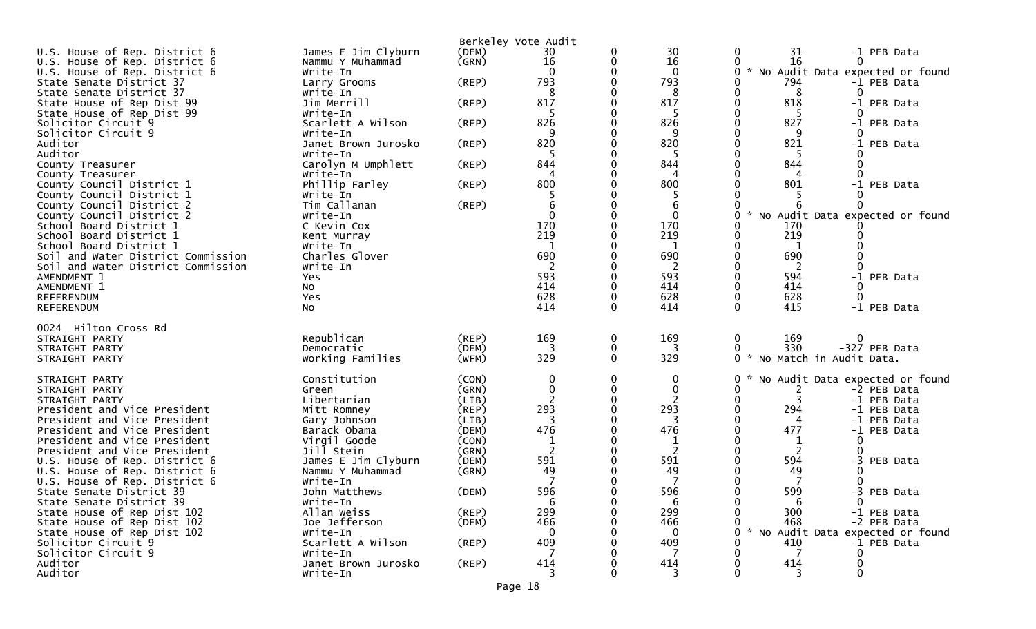Berkeley Vote Audit

| | | | | | | | | |
|---|---|---|---|---|---|---|---|---|
| U.S. House of Rep. District 6 | James E Jim Clyburn | (DEM) | 30 | 0 | 30 | 0 | 31 | -1 PEB Data |
| U.S. House of Rep. District 6 | Nammu Y Muhammad | (GRN) | 16 | 0 | 16 | 0 | 16 | 0 |
| U.S. House of Rep. District 6 | Write-In | | 0 | 0 | 0 | 0 * | No Audit Data expected or found | |
| State Senate District 37 | Larry Grooms | (REP) | 793 | 0 | 793 | 0 | 794 | -1 PEB Data |
| State Senate District 37 | Write-In | | 8 | 0 | 8 | 0 | 8 | 0 |
| State House of Rep Dist 99 | Jim Merrill | (REP) | 817 | 0 | 817 | 0 | 818 | -1 PEB Data |
| State House of Rep Dist 99 | Write-In | | 5 | 0 | 5 | 0 | 5 | 0 |
| Solicitor Circuit 9 | Scarlett A Wilson | (REP) | 826 | 0 | 826 | 0 | 827 | -1 PEB Data |
| Solicitor Circuit 9 | Write-In | | 9 | 0 | 9 | 0 | 9 | 0 |
| Auditor | Janet Brown Jurosko | (REP) | 820 | 0 | 820 | 0 | 821 | -1 PEB Data |
| Auditor | Write-In | | 5 | 0 | 5 | 0 | 5 | 0 |
| County Treasurer | Carolyn M Umphlett | (REP) | 844 | 0 | 844 | 0 | 844 | 0 |
| County Treasurer | Write-In | | 4 | 0 | 4 | 0 | 4 | 0 |
| County Council District 1 | Phillip Farley | (REP) | 800 | 0 | 800 | 0 | 801 | -1 PEB Data |
| County Council District 1 | Write-In | | 5 | 0 | 5 | 0 | 5 | 0 |
| County Council District 2 | Tim Callanan | (REP) | 6 | 0 | 6 | 0 | 6 | 0 |
| County Council District 2 | Write-In | | 0 | 0 | 0 | 0 * | No Audit Data expected or found | |
| School Board District 1 | C Kevin Cox | | 170 | 0 | 170 | 0 | 170 | 0 |
| School Board District 1 | Kent Murray | | 219 | 0 | 219 | 0 | 219 | 0 |
| School Board District 1 | Write-In | | 1 | 0 | 1 | 0 | 1 | 0 |
| Soil and Water District Commission | Charles Glover | | 690 | 0 | 690 | 0 | 690 | 0 |
| Soil and Water District Commission | Write-In | | 2 | 0 | 2 | 0 | 2 | 0 |
| AMENDMENT 1 | Yes | | 593 | 0 | 593 | 0 | 594 | -1 PEB Data |
| AMENDMENT 1 | No | | 414 | 0 | 414 | 0 | 414 | 0 |
| REFERENDUM | Yes | | 628 | 0 | 628 | 0 | 628 | 0 |
| REFERENDUM | No | | 414 | 0 | 414 | 0 | 415 | -1 PEB Data |

0024 Hilton Cross Rd

| | | | | | | | | |
|---|---|---|---|---|---|---|---|---|
| STRAIGHT PARTY | Republican | (REP) | 169 | 0 | 169 | 0 | 169 | 0 |
| STRAIGHT PARTY | Democratic | (DEM) | 3 | 0 | 3 | 0 | 330 | -327 PEB Data |
| STRAIGHT PARTY | Working Families | (WFM) | 329 | 0 | 329 | 0 * | No Match in Audit Data. | |
| STRAIGHT PARTY | Constitution | (CON) | 0 | 0 | 0 | 0 * | No Audit Data expected or found | |
| STRAIGHT PARTY | Green | (GRN) | 0 | 0 | 0 | 0 | 2 | -2 PEB Data |
| STRAIGHT PARTY | Libertarian | (LIB) | 2 | 0 | 2 | 0 | 3 | -1 PEB Data |
| President and Vice President | Mitt Romney | (REP) | 293 | 0 | 293 | 0 | 294 | -1 PEB Data |
| President and Vice President | Gary Johnson | (LIB) | 3 | 0 | 3 | 0 | 4 | -1 PEB Data |
| President and Vice President | Barack Obama | (DEM) | 476 | 0 | 476 | 0 | 477 | -1 PEB Data |
| President and Vice President | Virgil Goode | (CON) | 1 | 0 | 1 | 0 | 1 | 0 |
| President and Vice President | Jill Stein | (GRN) | 2 | 0 | 2 | 0 | 2 | 0 |
| U.S. House of Rep. District 6 | James E Jim Clyburn | (DEM) | 591 | 0 | 591 | 0 | 594 | -3 PEB Data |
| U.S. House of Rep. District 6 | Nammu Y Muhammad | (GRN) | 49 | 0 | 49 | 0 | 49 | 0 |
| U.S. House of Rep. District 6 | Write-In | | 7 | 0 | 7 | 0 | 7 | 0 |
| State Senate District 39 | John Matthews | (DEM) | 596 | 0 | 596 | 0 | 599 | -3 PEB Data |
| State Senate District 39 | Write-In | | 6 | 0 | 6 | 0 | 6 | 0 |
| State House of Rep Dist 102 | Allan Weiss | (REP) | 299 | 0 | 299 | 0 | 300 | -1 PEB Data |
| State House of Rep Dist 102 | Joe Jefferson | (DEM) | 466 | 0 | 466 | 0 | 468 | -2 PEB Data |
| State House of Rep Dist 102 | Write-In | | 0 | 0 | 0 | 0 * | No Audit Data expected or found | |
| Solicitor Circuit 9 | Scarlett A Wilson | (REP) | 409 | 0 | 409 | 0 | 410 | -1 PEB Data |
| Solicitor Circuit 9 | Write-In | | 7 | 0 | 7 | 0 | 7 | 0 |
| Auditor | Janet Brown Jurosko | (REP) | 414 | 0 | 414 | 0 | 414 | 0 |
| Auditor | Write-In | | 3 | 0 | 3 | 0 | 3 | 0 |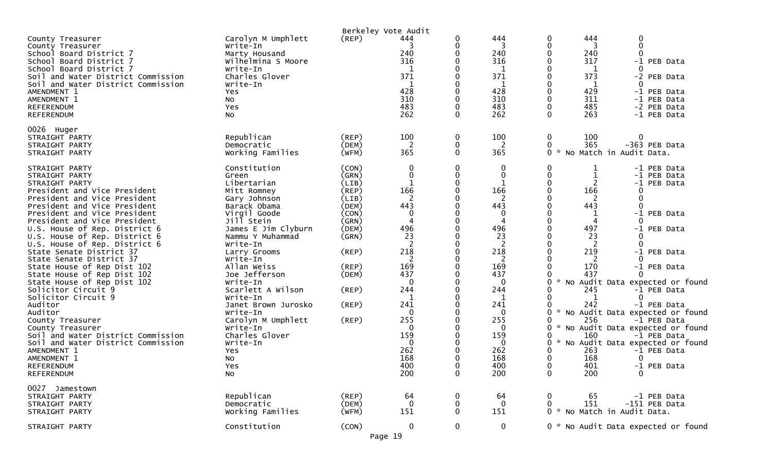Berkeley Vote Audit

| Contest | Candidate | Party | | | | | | |
|---|---|---|---|---|---|---|---|---|
| County Treasurer | Carolyn M Umphlett | (REP) | 444 | 0 | 444 | 0 | 444 | 0 |
| County Treasurer | Write-In | | 3 | 0 | 3 | 0 | 3 | 0 |
| School Board District 7 | Marty Housand | | 240 | 0 | 240 | 0 | 240 | 0 |
| School Board District 7 | Wilhelmina S Moore | | 316 | 0 | 316 | 0 | 317 | -1 PEB Data |
| School Board District 7 | Write-In | | 1 | 0 | 1 | 0 | 1 | 0 |
| Soil and Water District Commission | Charles Glover | | 371 | 0 | 371 | 0 | 373 | -2 PEB Data |
| Soil and Water District Commission | Write-In | | 1 | 0 | 1 | 0 | 1 | 0 |
| AMENDMENT 1 | Yes | | 428 | 0 | 428 | 0 | 429 | -1 PEB Data |
| AMENDMENT 1 | No | | 310 | 0 | 310 | 0 | 311 | -1 PEB Data |
| REFERENDUM | Yes | | 483 | 0 | 483 | 0 | 485 | -2 PEB Data |
| REFERENDUM | No | | 262 | 0 | 262 | 0 | 263 | -1 PEB Data |
| **0026 Huger** | | | | | | | | |
| STRAIGHT PARTY | Republican | (REP) | 100 | 0 | 100 | 0 | 100 | 0 |
| STRAIGHT PARTY | Democratic | (DEM) | 2 | 0 | 2 | 0 | 365 | -363 PEB Data |
| STRAIGHT PARTY | Working Families | (WFM) | 365 | 0 | 365 | 0 * No Match in Audit Data. | | |
| STRAIGHT PARTY | Constitution | (CON) | 0 | 0 | 0 | 0 | 1 | -1 PEB Data |
| STRAIGHT PARTY | Green | (GRN) | 0 | 0 | 0 | 0 | 1 | -1 PEB Data |
| STRAIGHT PARTY | Libertarian | (LIB) | 1 | 0 | 1 | 0 | 2 | -1 PEB Data |
| President and Vice President | Mitt Romney | (REP) | 166 | 0 | 166 | 0 | 166 | 0 |
| President and Vice President | Gary Johnson | (LIB) | 2 | 0 | 2 | 0 | 2 | 0 |
| President and Vice President | Barack Obama | (DEM) | 443 | 0 | 443 | 0 | 443 | 0 |
| President and Vice President | Virgil Goode | (CON) | 0 | 0 | 0 | 0 | 1 | -1 PEB Data |
| President and Vice President | Jill Stein | (GRN) | 4 | 0 | 4 | 0 | 4 | 0 |
| U.S. House of Rep. District 6 | James E Jim Clyburn | (DEM) | 496 | 0 | 496 | 0 | 497 | -1 PEB Data |
| U.S. House of Rep. District 6 | Nammu Y Muhammad | (GRN) | 23 | 0 | 23 | 0 | 23 | 0 |
| U.S. House of Rep. District 6 | Write-In | | 2 | 0 | 2 | 0 | 2 | 0 |
| State Senate District 37 | Larry Grooms | (REP) | 218 | 0 | 218 | 0 | 219 | -1 PEB Data |
| State Senate District 37 | Write-In | | 2 | 0 | 2 | 0 | 2 | 0 |
| State House of Rep Dist 102 | Allan Weiss | (REP) | 169 | 0 | 169 | 0 | 170 | -1 PEB Data |
| State House of Rep Dist 102 | Joe Jefferson | (DEM) | 437 | 0 | 437 | 0 | 437 | 0 |
| State House of Rep Dist 102 | Write-In | | 0 | 0 | 0 | 0 * No Audit Data expected or found | | |
| Solicitor Circuit 9 | Scarlett A Wilson | (REP) | 244 | 0 | 244 | 0 | 245 | -1 PEB Data |
| Solicitor Circuit 9 | Write-In | | 1 | 0 | 1 | 0 | 1 | 0 |
| Auditor | Janet Brown Jurosko | (REP) | 241 | 0 | 241 | 0 | 242 | -1 PEB Data |
| Auditor | Write-In | | 0 | 0 | 0 | 0 * No Audit Data expected or found | | |
| County Treasurer | Carolyn M Umphlett | (REP) | 255 | 0 | 255 | 0 | 256 | -1 PEB Data |
| County Treasurer | Write-In | | 0 | 0 | 0 | 0 * No Audit Data expected or found | | |
| Soil and Water District Commission | Charles Glover | | 159 | 0 | 159 | 0 | 160 | -1 PEB Data |
| Soil and Water District Commission | Write-In | | 0 | 0 | 0 | 0 * No Audit Data expected or found | | |
| AMENDMENT 1 | Yes | | 262 | 0 | 262 | 0 | 263 | -1 PEB Data |
| AMENDMENT 1 | No | | 168 | 0 | 168 | 0 | 168 | 0 |
| REFERENDUM | Yes | | 400 | 0 | 400 | 0 | 401 | -1 PEB Data |
| REFERENDUM | No | | 200 | 0 | 200 | 0 | 200 | 0 |
| **0027 Jamestown** | | | | | | | | |
| STRAIGHT PARTY | Republican | (REP) | 64 | 0 | 64 | 0 | 65 | -1 PEB Data |
| STRAIGHT PARTY | Democratic | (DEM) | 0 | 0 | 0 | 0 | 151 | -151 PEB Data |
| STRAIGHT PARTY | Working Families | (WFM) | 151 | 0 | 151 | 0 * No Match in Audit Data. | | |
| STRAIGHT PARTY | Constitution | (CON) | 0 | 0 | 0 | 0 * No Audit Data expected or found | | |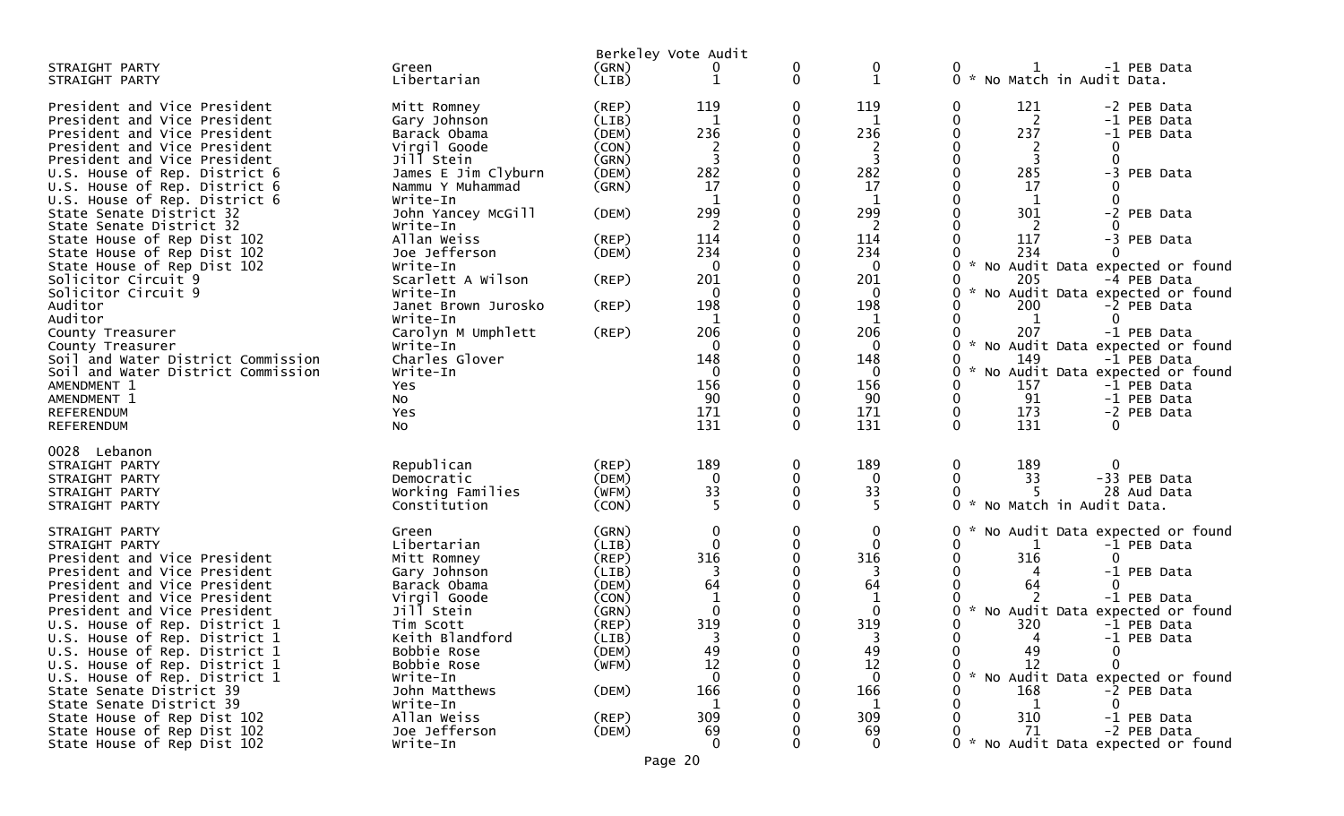Berkeley Vote Audit

| | | | | | | | | |
|---|---|---|---|---|---|---|---|---|
| STRAIGHT PARTY | Green | (GRN) | 0 | 0 | 0 | 0 | 1 | -1 PEB Data |
| STRAIGHT PARTY | Libertarian | (LIB) | 1 | 0 | 1 | 0 | * No Match in Audit Data. | |
| | | | | | | | | |
| President and Vice President | Mitt Romney | (REP) | 119 | 0 | 119 | 0 | 121 | -2 PEB Data |
| President and Vice President | Gary Johnson | (LIB) | 1 | 0 | 1 | 0 | 2 | -1 PEB Data |
| President and Vice President | Barack Obama | (DEM) | 236 | 0 | 236 | 0 | 237 | -1 PEB Data |
| President and Vice President | Virgil Goode | (CON) | 2 | 0 | 2 | 0 | 2 | 0 |
| President and Vice President | Jill Stein | (GRN) | 3 | 0 | 3 | 0 | 3 | 0 |
| U.S. House of Rep. District 6 | James E Jim Clyburn | (DEM) | 282 | 0 | 282 | 0 | 285 | -3 PEB Data |
| U.S. House of Rep. District 6 | Nammu Y Muhammad | (GRN) | 17 | 0 | 17 | 0 | 17 | 0 |
| U.S. House of Rep. District 6 | Write-In | | 1 | 0 | 1 | 0 | 1 | 0 |
| State Senate District 32 | John Yancey McGill | (DEM) | 299 | 0 | 299 | 0 | 301 | -2 PEB Data |
| State Senate District 32 | Write-In | | 2 | 0 | 2 | 0 | 2 | 0 |
| State House of Rep Dist 102 | Allan Weiss | (REP) | 114 | 0 | 114 | 0 | 117 | -3 PEB Data |
| State House of Rep Dist 102 | Joe Jefferson | (DEM) | 234 | 0 | 234 | 0 | 234 | 0 |
| State House of Rep Dist 102 | Write-In | | 0 | 0 | 0 | 0 | * No Audit Data expected or found | |
| Solicitor Circuit 9 | Scarlett A Wilson | (REP) | 201 | 0 | 201 | 0 | 205 | -4 PEB Data |
| Solicitor Circuit 9 | Write-In | | 0 | 0 | 0 | 0 | * No Audit Data expected or found | |
| Auditor | Janet Brown Jurosko | (REP) | 198 | 0 | 198 | 0 | 200 | -2 PEB Data |
| Auditor | Write-In | | 1 | 0 | 1 | 0 | 1 | 0 |
| County Treasurer | Carolyn M Umphlett | (REP) | 206 | 0 | 206 | 0 | 207 | -1 PEB Data |
| County Treasurer | Write-In | | 0 | 0 | 0 | 0 | * No Audit Data expected or found | |
| Soil and Water District Commission | Charles Glover | | 148 | 0 | 148 | 0 | 149 | -1 PEB Data |
| Soil and Water District Commission | Write-In | | 0 | 0 | 0 | 0 | * No Audit Data expected or found | |
| AMENDMENT 1 | Yes | | 156 | 0 | 156 | 0 | 157 | -1 PEB Data |
| AMENDMENT 1 | No | | 90 | 0 | 90 | 0 | 91 | -1 PEB Data |
| REFERENDUM | Yes | | 171 | 0 | 171 | 0 | 173 | -2 PEB Data |
| REFERENDUM | No | | 131 | 0 | 131 | 0 | 131 | 0 |
| | | | | | | | | |
| 0028 Lebanon | | | | | | | | |
| STRAIGHT PARTY | Republican | (REP) | 189 | 0 | 189 | 0 | 189 | 0 |
| STRAIGHT PARTY | Democratic | (DEM) | 0 | 0 | 0 | 0 | 33 | -33 PEB Data |
| STRAIGHT PARTY | Working Families | (WFM) | 33 | 0 | 33 | 0 | 5 | 28 Aud Data |
| STRAIGHT PARTY | Constitution | (CON) | 5 | 0 | 5 | 0 | * No Match in Audit Data. | |
| | | | | | | | | |
| STRAIGHT PARTY | Green | (GRN) | 0 | 0 | 0 | 0 | * No Audit Data expected or found | |
| STRAIGHT PARTY | Libertarian | (LIB) | 0 | 0 | 0 | 0 | 1 | -1 PEB Data |
| President and Vice President | Mitt Romney | (REP) | 316 | 0 | 316 | 0 | 316 | 0 |
| President and Vice President | Gary Johnson | (LIB) | 3 | 0 | 3 | 0 | 4 | -1 PEB Data |
| President and Vice President | Barack Obama | (DEM) | 64 | 0 | 64 | 0 | 64 | 0 |
| President and Vice President | Virgil Goode | (CON) | 1 | 0 | 1 | 0 | 2 | -1 PEB Data |
| President and Vice President | Jill Stein | (GRN) | 0 | 0 | 0 | 0 | * No Audit Data expected or found | |
| U.S. House of Rep. District 1 | Tim Scott | (REP) | 319 | 0 | 319 | 0 | 320 | -1 PEB Data |
| U.S. House of Rep. District 1 | Keith Blandford | (LIB) | 3 | 0 | 3 | 0 | 4 | -1 PEB Data |
| U.S. House of Rep. District 1 | Bobbie Rose | (DEM) | 49 | 0 | 49 | 0 | 49 | 0 |
| U.S. House of Rep. District 1 | Bobbie Rose | (WFM) | 12 | 0 | 12 | 0 | 12 | 0 |
| U.S. House of Rep. District 1 | Write-In | | 0 | 0 | 0 | 0 | * No Audit Data expected or found | |
| State Senate District 39 | John Matthews | (DEM) | 166 | 0 | 166 | 0 | 168 | -2 PEB Data |
| State Senate District 39 | Write-In | | 1 | 0 | 1 | 0 | 1 | 0 |
| State House of Rep Dist 102 | Allan Weiss | (REP) | 309 | 0 | 309 | 0 | 310 | -1 PEB Data |
| State House of Rep Dist 102 | Joe Jefferson | (DEM) | 69 | 0 | 69 | 0 | 71 | -2 PEB Data |
| State House of Rep Dist 102 | Write-In | | 0 | 0 | 0 | 0 | * No Audit Data expected or found | |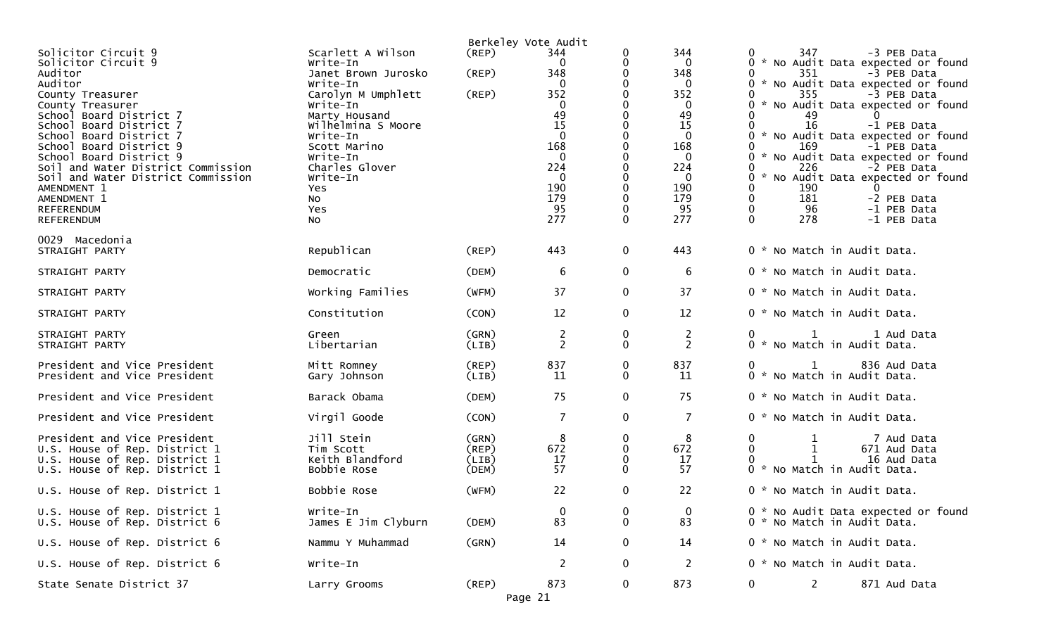Berkeley Vote Audit

| Contest | Candidate | Party | | | | | | |
|---|---|---|---|---|---|---|---|---|
| Solicitor Circuit 9 | Scarlett A Wilson | (REP) | 344 | 0 | 344 | 0 | 347 | -3 PEB Data |
| Solicitor Circuit 9 | Write-In | | 0 | 0 | 0 | 0 | * No Audit Data expected or found | |
| Auditor | Janet Brown Jurosko | (REP) | 348 | 0 | 348 | 0 | 351 | -3 PEB Data |
| Auditor | Write-In | | 0 | 0 | 0 | 0 | * No Audit Data expected or found | |
| County Treasurer | Carolyn M Umphlett | (REP) | 352 | 0 | 352 | 0 | 355 | -3 PEB Data |
| County Treasurer | Write-In | | 0 | 0 | 0 | 0 | * No Audit Data expected or found | |
| School Board District 7 | Marty Housand | | 49 | 0 | 49 | 0 | 49 | 0 |
| School Board District 7 | Wilhelmina S Moore | | 15 | 0 | 15 | 0 | 16 | -1 PEB Data |
| School Board District 7 | Write-In | | 0 | 0 | 0 | 0 | * No Audit Data expected or found | |
| School Board District 9 | Scott Marino | | 168 | 0 | 168 | 0 | 169 | -1 PEB Data |
| School Board District 9 | Write-In | | 0 | 0 | 0 | 0 | * No Audit Data expected or found | |
| Soil and Water District Commission | Charles Glover | | 224 | 0 | 224 | 0 | 226 | -2 PEB Data |
| Soil and Water District Commission | Write-In | | 0 | 0 | 0 | 0 | * No Audit Data expected or found | |
| AMENDMENT 1 | Yes | | 190 | 0 | 190 | 0 | 190 | 0 |
| AMENDMENT 1 | No | | 179 | 0 | 179 | 0 | 181 | -2 PEB Data |
| REFERENDUM | Yes | | 95 | 0 | 95 | 0 | 96 | -1 PEB Data |
| REFERENDUM | No | | 277 | 0 | 277 | 0 | 278 | -1 PEB Data |

0029 Macedonia

| Contest | Candidate | Party | | | | | | |
|---|---|---|---|---|---|---|---|---|
| STRAIGHT PARTY | Republican | (REP) | 443 | 0 | 443 | 0 | * No Match in Audit Data. | |
| STRAIGHT PARTY | Democratic | (DEM) | 6 | 0 | 6 | 0 | * No Match in Audit Data. | |
| STRAIGHT PARTY | Working Families | (WFM) | 37 | 0 | 37 | 0 | * No Match in Audit Data. | |
| STRAIGHT PARTY | Constitution | (CON) | 12 | 0 | 12 | 0 | * No Match in Audit Data. | |
| STRAIGHT PARTY | Green | (GRN) | 2 | 0 | 2 | 0 | 1 | 1 Aud Data |
| STRAIGHT PARTY | Libertarian | (LIB) | 2 | 0 | 2 | 0 | * No Match in Audit Data. | |
| President and Vice President | Mitt Romney | (REP) | 837 | 0 | 837 | 0 | 1 | 836 Aud Data |
| President and Vice President | Gary Johnson | (LIB) | 11 | 0 | 11 | 0 | * No Match in Audit Data. | |
| President and Vice President | Barack Obama | (DEM) | 75 | 0 | 75 | 0 | * No Match in Audit Data. | |
| President and Vice President | Virgil Goode | (CON) | 7 | 0 | 7 | 0 | * No Match in Audit Data. | |
| President and Vice President | Jill Stein | (GRN) | 8 | 0 | 8 | 0 | 1 | 7 Aud Data |
| U.S. House of Rep. District 1 | Tim Scott | (REP) | 672 | 0 | 672 | 0 | 1 | 671 Aud Data |
| U.S. House of Rep. District 1 | Keith Blandford | (LIB) | 17 | 0 | 17 | 0 | 1 | 16 Aud Data |
| U.S. House of Rep. District 1 | Bobbie Rose | (DEM) | 57 | 0 | 57 | 0 | * No Match in Audit Data. | |
| U.S. House of Rep. District 1 | Bobbie Rose | (WFM) | 22 | 0 | 22 | 0 | * No Match in Audit Data. | |
| U.S. House of Rep. District 1 | Write-In | | 0 | 0 | 0 | 0 | * No Audit Data expected or found | |
| U.S. House of Rep. District 6 | James E Jim Clyburn | (DEM) | 83 | 0 | 83 | 0 | * No Match in Audit Data. | |
| U.S. House of Rep. District 6 | Nammu Y Muhammad | (GRN) | 14 | 0 | 14 | 0 | * No Match in Audit Data. | |
| U.S. House of Rep. District 6 | Write-In | | 2 | 0 | 2 | 0 | * No Match in Audit Data. | |
| State Senate District 37 | Larry Grooms | (REP) | 873 | 0 | 873 | 0 | 2 | 871 Aud Data |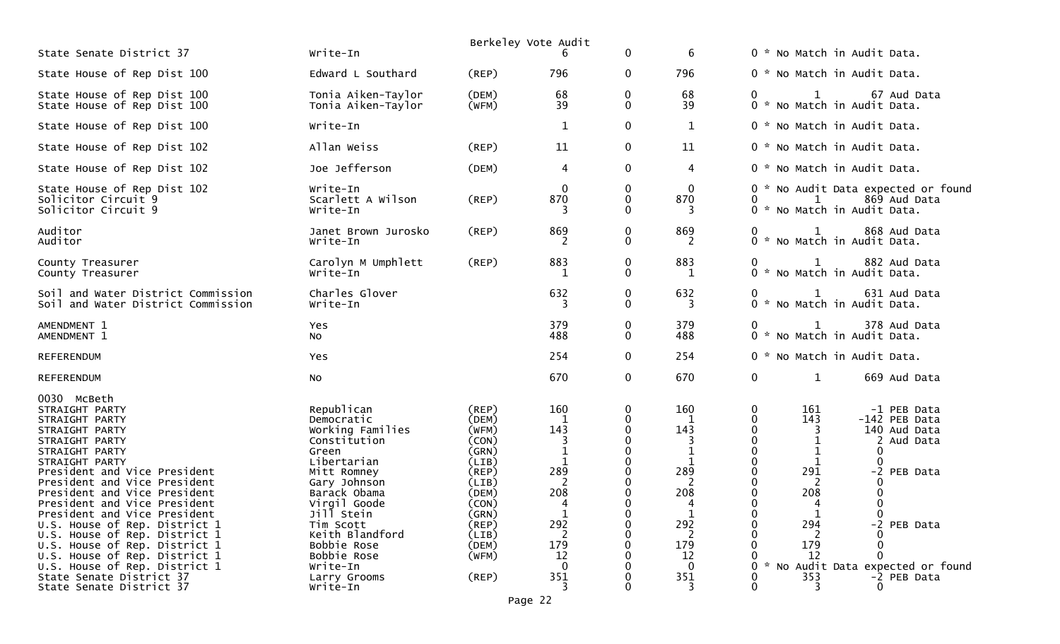Berkeley Vote Audit

| Contest | Candidate | Party | Votes | | | | | | |
|---|---|---|---|---|---|---|---|---|---|
| State Senate District 37 | Write-In | | 6 | 0 | 6 | 0 * No Match in Audit Data. | | | |
| State House of Rep Dist 100 | Edward L Southard | (REP) | 796 | 0 | 796 | 0 * No Match in Audit Data. | | | |
| State House of Rep Dist 100 | Tonia Aiken-Taylor | (DEM) | 68 | 0 | 68 | 0 | 1 | 67 | Aud Data |
| State House of Rep Dist 100 | Tonia Aiken-Taylor | (WFM) | 39 | 0 | 39 | 0 * No Match in Audit Data. | | | |
| State House of Rep Dist 100 | Write-In | | 1 | 0 | 1 | 0 * No Match in Audit Data. | | | |
| State House of Rep Dist 102 | Allan Weiss | (REP) | 11 | 0 | 11 | 0 * No Match in Audit Data. | | | |
| State House of Rep Dist 102 | Joe Jefferson | (DEM) | 4 | 0 | 4 | 0 * No Match in Audit Data. | | | |
| State House of Rep Dist 102 | Write-In | | 0 | 0 | 0 | 0 * No Audit Data expected or found | | | |
| Solicitor Circuit 9 | Scarlett A Wilson | (REP) | 870 | 0 | 870 | 0 | 1 | 869 | Aud Data |
| Solicitor Circuit 9 | Write-In | | 3 | 0 | 3 | 0 * No Match in Audit Data. | | | |
| Auditor | Janet Brown Jurosko | (REP) | 869 | 0 | 869 | 0 | 1 | 868 | Aud Data |
| Auditor | Write-In | | 2 | 0 | 2 | 0 * No Match in Audit Data. | | | |
| County Treasurer | Carolyn M Umphlett | (REP) | 883 | 0 | 883 | 0 | 1 | 882 | Aud Data |
| County Treasurer | Write-In | | 1 | 0 | 1 | 0 * No Match in Audit Data. | | | |
| Soil and Water District Commission | Charles Glover | | 632 | 0 | 632 | 0 | 1 | 631 | Aud Data |
| Soil and Water District Commission | Write-In | | 3 | 0 | 3 | 0 * No Match in Audit Data. | | | |
| AMENDMENT 1 | Yes | | 379 | 0 | 379 | 0 | 1 | 378 | Aud Data |
| AMENDMENT 1 | No | | 488 | 0 | 488 | 0 * No Match in Audit Data. | | | |
| REFERENDUM | Yes | | 254 | 0 | 254 | 0 * No Match in Audit Data. | | | |
| REFERENDUM | No | | 670 | 0 | 670 | 0 | 1 | 669 | Aud Data |
| 0030 McBeth | | | | | | | | | |
| STRAIGHT PARTY | Republican | (REP) | 160 | 0 | 160 | 0 | 161 | -1 | PEB Data |
| STRAIGHT PARTY | Democratic | (DEM) | 1 | 0 | 1 | 0 | 143 | -142 | PEB Data |
| STRAIGHT PARTY | Working Families | (WFM) | 143 | 0 | 143 | 0 | 3 | 140 | Aud Data |
| STRAIGHT PARTY | Constitution | (CON) | 3 | 0 | 3 | 0 | 1 | 2 | Aud Data |
| STRAIGHT PARTY | Green | (GRN) | 1 | 0 | 1 | 0 | 1 | 0 | |
| STRAIGHT PARTY | Libertarian | (LIB) | 1 | 0 | 1 | 0 | 1 | 0 | |
| President and Vice President | Mitt Romney | (REP) | 289 | 0 | 289 | 0 | 291 | -2 | PEB Data |
| President and Vice President | Gary Johnson | (LIB) | 2 | 0 | 2 | 0 | 2 | 0 | |
| President and Vice President | Barack Obama | (DEM) | 208 | 0 | 208 | 0 | 208 | 0 | |
| President and Vice President | Virgil Goode | (CON) | 4 | 0 | 4 | 0 | 4 | 0 | |
| President and Vice President | Jill Stein | (GRN) | 1 | 0 | 1 | 0 | 1 | 0 | |
| U.S. House of Rep. District 1 | Tim Scott | (REP) | 292 | 0 | 292 | 0 | 294 | -2 | PEB Data |
| U.S. House of Rep. District 1 | Keith Blandford | (LIB) | 2 | 0 | 2 | 0 | 2 | 0 | |
| U.S. House of Rep. District 1 | Bobbie Rose | (DEM) | 179 | 0 | 179 | 0 | 179 | 0 | |
| U.S. House of Rep. District 1 | Bobbie Rose | (WFM) | 12 | 0 | 12 | 0 | 12 | 0 | |
| U.S. House of Rep. District 1 | Write-In | | 0 | 0 | 0 | 0 * No Audit Data expected or found | | | |
| State Senate District 37 | Larry Grooms | (REP) | 351 | 0 | 351 | 0 | 353 | -2 | PEB Data |
| State Senate District 37 | Write-In | | 3 | 0 | 3 | 0 | 3 | 0 | |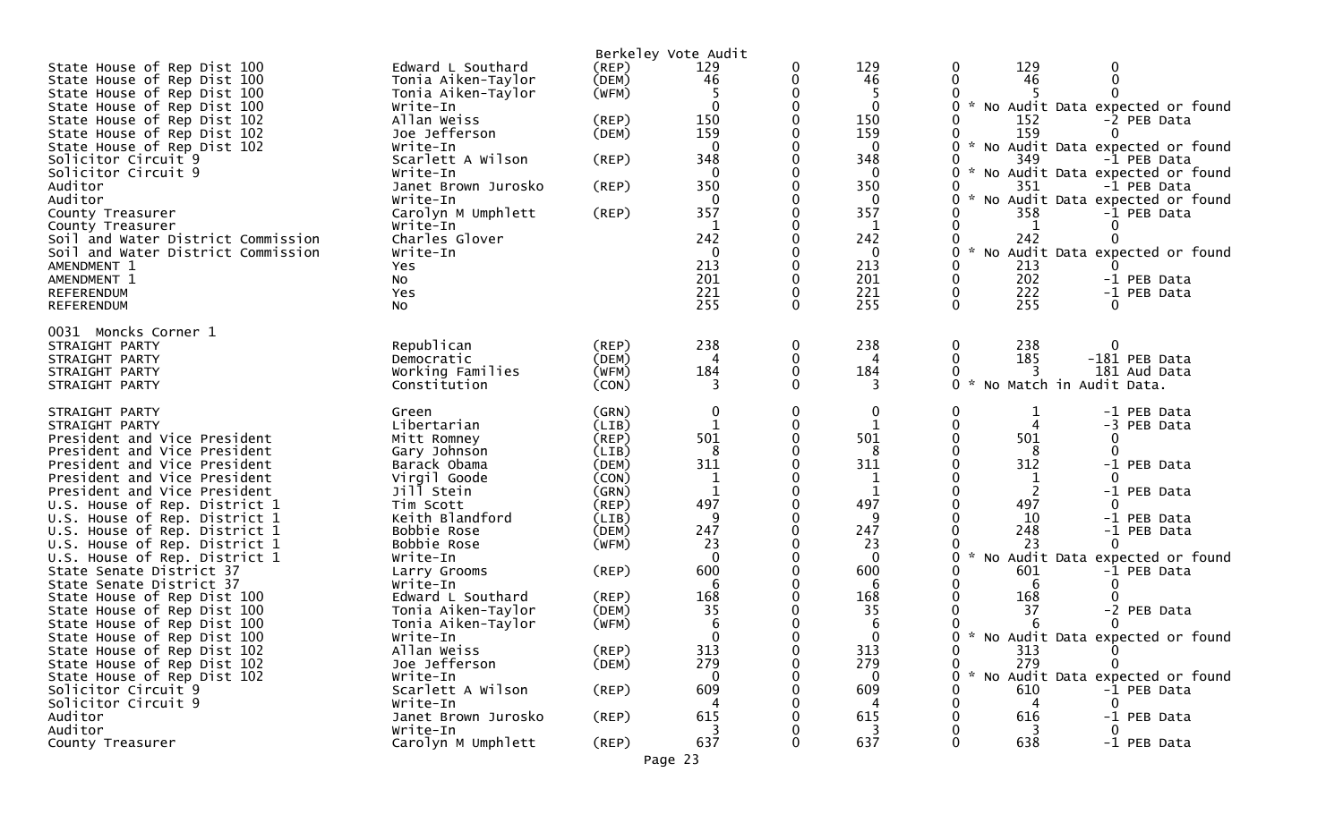Berkeley Vote Audit

| Contest | Candidate | Party | Votes | | | | Audit | Diff |
|---|---|---|---|---|---|---|---|---|
| State House of Rep Dist 100 | Edward L Southard | (REP) | 129 | 0 | 129 | 0 | 129 | 0 |
| State House of Rep Dist 100 | Tonia Aiken-Taylor | (DEM) | 46 | 0 | 46 | 0 | 46 | 0 |
| State House of Rep Dist 100 | Tonia Aiken-Taylor | (WFM) | 5 | 0 | 5 | 0 | 5 | 0 |
| State House of Rep Dist 100 | Write-In | | 0 | 0 | 0 | 0 * | No Audit Data expected or found | |
| State House of Rep Dist 102 | Allan Weiss | (REP) | 150 | 0 | 150 | 0 | 152 | -2 PEB Data |
| State House of Rep Dist 102 | Joe Jefferson | (DEM) | 159 | 0 | 159 | 0 | 159 | 0 |
| State House of Rep Dist 102 | Write-In | | 0 | 0 | 0 | 0 * | No Audit Data expected or found | |
| Solicitor Circuit 9 | Scarlett A Wilson | (REP) | 348 | 0 | 348 | 0 | 349 | -1 PEB Data |
| Solicitor Circuit 9 | Write-In | | 0 | 0 | 0 | 0 * | No Audit Data expected or found | |
| Auditor | Janet Brown Jurosko | (REP) | 350 | 0 | 350 | 0 | 351 | -1 PEB Data |
| Auditor | Write-In | | 0 | 0 | 0 | 0 * | No Audit Data expected or found | |
| County Treasurer | Carolyn M Umphlett | (REP) | 357 | 0 | 357 | 0 | 358 | -1 PEB Data |
| County Treasurer | Write-In | | 1 | 0 | 1 | 0 | 1 | 0 |
| Soil and Water District Commission | Charles Glover | | 242 | 0 | 242 | 0 | 242 | 0 |
| Soil and Water District Commission | Write-In | | 0 | 0 | 0 | 0 * | No Audit Data expected or found | |
| AMENDMENT 1 | Yes | | 213 | 0 | 213 | 0 | 213 | 0 |
| AMENDMENT 1 | No | | 201 | 0 | 201 | 0 | 202 | -1 PEB Data |
| REFERENDUM | Yes | | 221 | 0 | 221 | 0 | 222 | -1 PEB Data |
| REFERENDUM | No | | 255 | 0 | 255 | 0 | 255 | 0 |

0031 Moncks Corner 1

| Contest | Candidate | Party | Votes | | | | Audit | Diff |
|---|---|---|---|---|---|---|---|---|
| STRAIGHT PARTY | Republican | (REP) | 238 | 0 | 238 | 0 | 238 | 0 |
| STRAIGHT PARTY | Democratic | (DEM) | 4 | 0 | 4 | 0 | 185 | -181 PEB Data |
| STRAIGHT PARTY | Working Families | (WFM) | 184 | 0 | 184 | 0 | 3 | 181 Aud Data |
| STRAIGHT PARTY | Constitution | (CON) | 3 | 0 | 3 | 0 * | No Match in Audit Data. | |
| STRAIGHT PARTY | Green | (GRN) | 0 | 0 | 0 | 0 | 1 | -1 PEB Data |
| STRAIGHT PARTY | Libertarian | (LIB) | 1 | 0 | 1 | 0 | 4 | -3 PEB Data |
| President and Vice President | Mitt Romney | (REP) | 501 | 0 | 501 | 0 | 501 | 0 |
| President and Vice President | Gary Johnson | (LIB) | 8 | 0 | 8 | 0 | 8 | 0 |
| President and Vice President | Barack Obama | (DEM) | 311 | 0 | 311 | 0 | 312 | -1 PEB Data |
| President and Vice President | Virgil Goode | (CON) | 1 | 0 | 1 | 0 | 1 | 0 |
| President and Vice President | Jill Stein | (GRN) | 1 | 0 | 1 | 0 | 2 | -1 PEB Data |
| U.S. House of Rep. District 1 | Tim Scott | (REP) | 497 | 0 | 497 | 0 | 497 | 0 |
| U.S. House of Rep. District 1 | Keith Blandford | (LIB) | 9 | 0 | 9 | 0 | 10 | -1 PEB Data |
| U.S. House of Rep. District 1 | Bobbie Rose | (DEM) | 247 | 0 | 247 | 0 | 248 | -1 PEB Data |
| U.S. House of Rep. District 1 | Bobbie Rose | (WFM) | 23 | 0 | 23 | 0 | 23 | 0 |
| U.S. House of Rep. District 1 | Write-In | | 0 | 0 | 0 | 0 * | No Audit Data expected or found | |
| State Senate District 37 | Larry Grooms | (REP) | 600 | 0 | 600 | 0 | 601 | -1 PEB Data |
| State Senate District 37 | Write-In | | 6 | 0 | 6 | 0 | 6 | 0 |
| State House of Rep Dist 100 | Edward L Southard | (REP) | 168 | 0 | 168 | 0 | 168 | 0 |
| State House of Rep Dist 100 | Tonia Aiken-Taylor | (DEM) | 35 | 0 | 35 | 0 | 37 | -2 PEB Data |
| State House of Rep Dist 100 | Tonia Aiken-Taylor | (WFM) | 6 | 0 | 6 | 0 | 6 | 0 |
| State House of Rep Dist 100 | Write-In | | 0 | 0 | 0 | 0 * | No Audit Data expected or found | |
| State House of Rep Dist 102 | Allan Weiss | (REP) | 313 | 0 | 313 | 0 | 313 | 0 |
| State House of Rep Dist 102 | Joe Jefferson | (DEM) | 279 | 0 | 279 | 0 | 279 | 0 |
| State House of Rep Dist 102 | Write-In | | 0 | 0 | 0 | 0 * | No Audit Data expected or found | |
| Solicitor Circuit 9 | Scarlett A Wilson | (REP) | 609 | 0 | 609 | 0 | 610 | -1 PEB Data |
| Solicitor Circuit 9 | Write-In | | 4 | 0 | 4 | 0 | 4 | 0 |
| Auditor | Janet Brown Jurosko | (REP) | 615 | 0 | 615 | 0 | 616 | -1 PEB Data |
| Auditor | Write-In | | 3 | 0 | 3 | 0 | 3 | 0 |
| County Treasurer | Carolyn M Umphlett | (REP) | 637 | 0 | 637 | 0 | 638 | -1 PEB Data |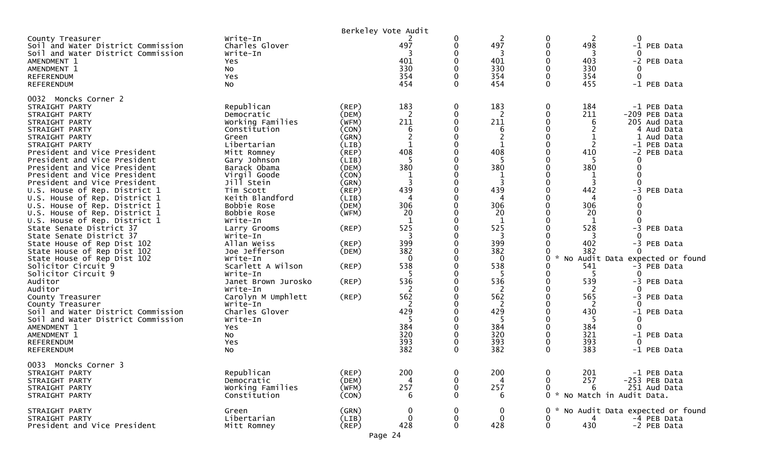Berkeley Vote Audit

| | | | | | | | | |
|---|---|---|---|---|---|---|---|---|
| County Treasurer | Write-In | | 2 | 0 | 2 | 0 | 2 | 0 |
| Soil and Water District Commission | Charles Glover | | 497 | 0 | 497 | 0 | 498 | -1 PEB Data |
| Soil and Water District Commission | Write-In | | 3 | 0 | 3 | 0 | 3 | 0 |
| AMENDMENT 1 | Yes | | 401 | 0 | 401 | 0 | 403 | -2 PEB Data |
| AMENDMENT 1 | No | | 330 | 0 | 330 | 0 | 330 | 0 |
| REFERENDUM | Yes | | 354 | 0 | 354 | 0 | 354 | 0 |
| REFERENDUM | No | | 454 | 0 | 454 | 0 | 455 | -1 PEB Data |

0032 Moncks Corner 2

| | | | | | | | | |
|---|---|---|---|---|---|---|---|---|
| STRAIGHT PARTY | Republican | (REP) | 183 | 0 | 183 | 0 | 184 | -1 PEB Data |
| STRAIGHT PARTY | Democratic | (DEM) | 2 | 0 | 2 | 0 | 211 | -209 PEB Data |
| STRAIGHT PARTY | Working Families | (WFM) | 211 | 0 | 211 | 0 | 6 | 205 Aud Data |
| STRAIGHT PARTY | Constitution | (CON) | 6 | 0 | 6 | 0 | 2 | 4 Aud Data |
| STRAIGHT PARTY | Green | (GRN) | 2 | 0 | 2 | 0 | 1 | 1 Aud Data |
| STRAIGHT PARTY | Libertarian | (LIB) | 1 | 0 | 1 | 0 | 2 | -1 PEB Data |
| President and Vice President | Mitt Romney | (REP) | 408 | 0 | 408 | 0 | 410 | -2 PEB Data |
| President and Vice President | Gary Johnson | (LIB) | 5 | 0 | 5 | 0 | 5 | 0 |
| President and Vice President | Barack Obama | (DEM) | 380 | 0 | 380 | 0 | 380 | 0 |
| President and Vice President | Virgil Goode | (CON) | 1 | 0 | 1 | 0 | 1 | 0 |
| President and Vice President | Jill Stein | (GRN) | 3 | 0 | 3 | 0 | 3 | 0 |
| U.S. House of Rep. District 1 | Tim Scott | (REP) | 439 | 0 | 439 | 0 | 442 | -3 PEB Data |
| U.S. House of Rep. District 1 | Keith Blandford | (LIB) | 4 | 0 | 4 | 0 | 4 | 0 |
| U.S. House of Rep. District 1 | Bobbie Rose | (DEM) | 306 | 0 | 306 | 0 | 306 | 0 |
| U.S. House of Rep. District 1 | Bobbie Rose | (WFM) | 20 | 0 | 20 | 0 | 20 | 0 |
| U.S. House of Rep. District 1 | Write-In | | 1 | 0 | 1 | 0 | 1 | 0 |
| State Senate District 37 | Larry Grooms | (REP) | 525 | 0 | 525 | 0 | 528 | -3 PEB Data |
| State Senate District 37 | Write-In | | 3 | 0 | 3 | 0 | 3 | 0 |
| State House of Rep Dist 102 | Allan Weiss | (REP) | 399 | 0 | 399 | 0 | 402 | -3 PEB Data |
| State House of Rep Dist 102 | Joe Jefferson | (DEM) | 382 | 0 | 382 | 0 | 382 | 0 |
| State House of Rep Dist 102 | Write-In | | 0 | 0 | 0 | 0 * No Audit Data expected or found | | |
| Solicitor Circuit 9 | Scarlett A Wilson | (REP) | 538 | 0 | 538 | 0 | 541 | -3 PEB Data |
| Solicitor Circuit 9 | Write-In | | 5 | 0 | 5 | 0 | 5 | 0 |
| Auditor | Janet Brown Jurosko | (REP) | 536 | 0 | 536 | 0 | 539 | -3 PEB Data |
| Auditor | Write-In | | 2 | 0 | 2 | 0 | 2 | 0 |
| County Treasurer | Carolyn M Umphlett | (REP) | 562 | 0 | 562 | 0 | 565 | -3 PEB Data |
| County Treasurer | Write-In | | 2 | 0 | 2 | 0 | 2 | 0 |
| Soil and Water District Commission | Charles Glover | | 429 | 0 | 429 | 0 | 430 | -1 PEB Data |
| Soil and Water District Commission | Write-In | | 5 | 0 | 5 | 0 | 5 | 0 |
| AMENDMENT 1 | Yes | | 384 | 0 | 384 | 0 | 384 | 0 |
| AMENDMENT 1 | No | | 320 | 0 | 320 | 0 | 321 | -1 PEB Data |
| REFERENDUM | Yes | | 393 | 0 | 393 | 0 | 393 | 0 |
| REFERENDUM | No | | 382 | 0 | 382 | 0 | 383 | -1 PEB Data |

0033 Moncks Corner 3

| | | | | | | | | |
|---|---|---|---|---|---|---|---|---|
| STRAIGHT PARTY | Republican | (REP) | 200 | 0 | 200 | 0 | 201 | -1 PEB Data |
| STRAIGHT PARTY | Democratic | (DEM) | 4 | 0 | 4 | 0 | 257 | -253 PEB Data |
| STRAIGHT PARTY | Working Families | (WFM) | 257 | 0 | 257 | 0 | 6 | 251 Aud Data |
| STRAIGHT PARTY | Constitution | (CON) | 6 | 0 | 6 | 0 * No Match in Audit Data. | | |
| STRAIGHT PARTY | Green | (GRN) | 0 | 0 | 0 | 0 * No Audit Data expected or found | | |
| STRAIGHT PARTY | Libertarian | (LIB) | 0 | 0 | 0 | 0 | 4 | -4 PEB Data |
| President and Vice President | Mitt Romney | (REP) | 428 | 0 | 428 | 0 | 430 | -2 PEB Data |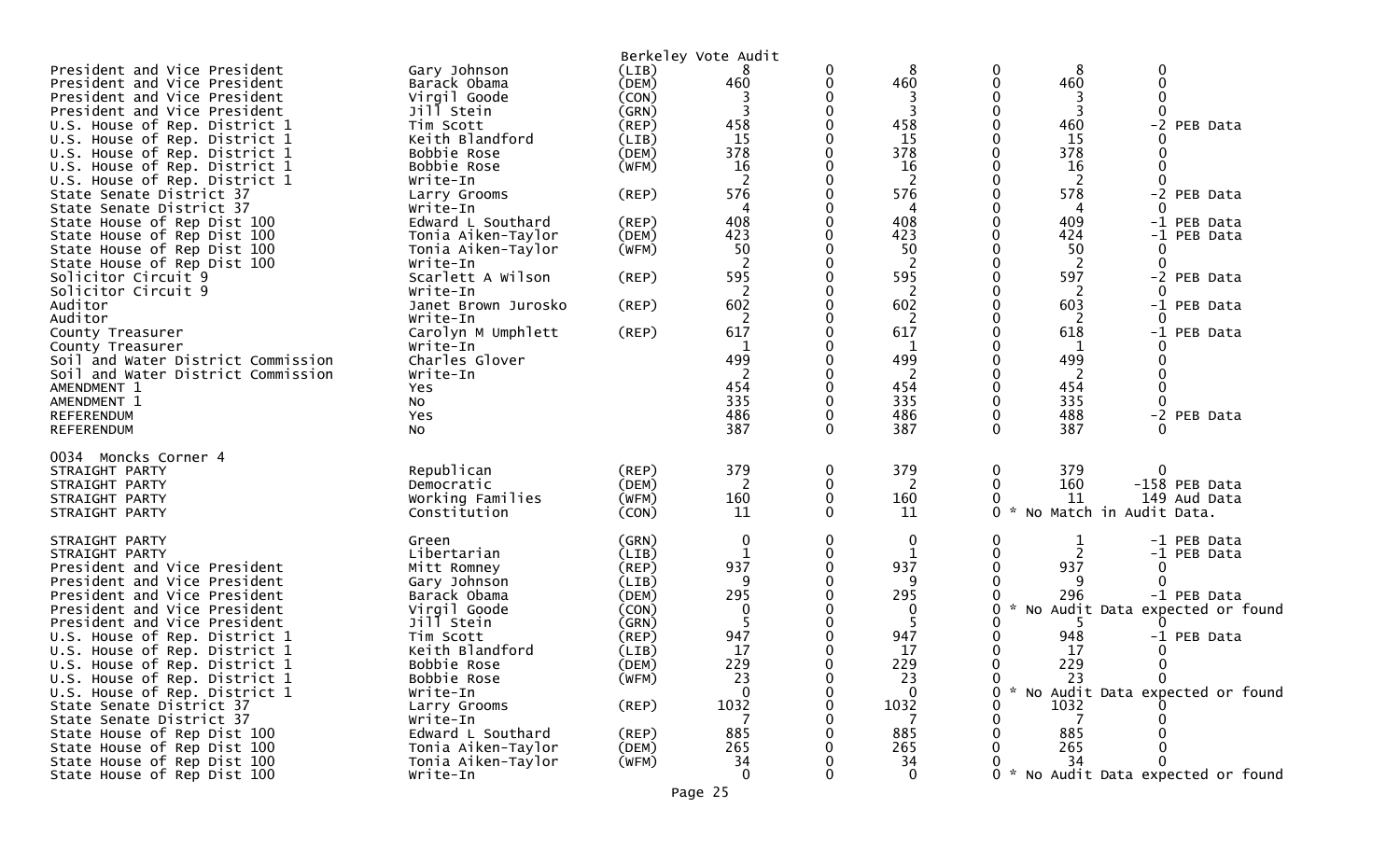Berkeley Vote Audit

| Contest | Candidate | Party | Count | | | | Audit | Diff / Note |
|---|---|---|---|---|---|---|---|---|
| President and Vice President | Gary Johnson | (LIB) | 8 | 0 | 8 | 0 | 8 | 0 |
| President and Vice President | Barack Obama | (DEM) | 460 | 0 | 460 | 0 | 460 | 0 |
| President and Vice President | Virgil Goode | (CON) | 3 | 0 | 3 | 0 | 3 | 0 |
| President and Vice President | Jill Stein | (GRN) | 3 | 0 | 3 | 0 | 3 | 0 |
| U.S. House of Rep. District 1 | Tim Scott | (REP) | 458 | 0 | 458 | 0 | 460 | -2 PEB Data |
| U.S. House of Rep. District 1 | Keith Blandford | (LIB) | 15 | 0 | 15 | 0 | 15 | 0 |
| U.S. House of Rep. District 1 | Bobbie Rose | (DEM) | 378 | 0 | 378 | 0 | 378 | 0 |
| U.S. House of Rep. District 1 | Bobbie Rose | (WFM) | 16 | 0 | 16 | 0 | 16 | 0 |
| U.S. House of Rep. District 1 | Write-In | | 2 | 0 | 2 | 0 | 2 | 0 |
| State Senate District 37 | Larry Grooms | (REP) | 576 | 0 | 576 | 0 | 578 | -2 PEB Data |
| State Senate District 37 | Write-In | | 4 | 0 | 4 | 0 | 4 | 0 |
| State House of Rep Dist 100 | Edward L Southard | (REP) | 408 | 0 | 408 | 0 | 409 | -1 PEB Data |
| State House of Rep Dist 100 | Tonia Aiken-Taylor | (DEM) | 423 | 0 | 423 | 0 | 424 | -1 PEB Data |
| State House of Rep Dist 100 | Tonia Aiken-Taylor | (WFM) | 50 | 0 | 50 | 0 | 50 | 0 |
| State House of Rep Dist 100 | Write-In | | 2 | 0 | 2 | 0 | 2 | 0 |
| Solicitor Circuit 9 | Scarlett A Wilson | (REP) | 595 | 0 | 595 | 0 | 597 | -2 PEB Data |
| Solicitor Circuit 9 | Write-In | | 2 | 0 | 2 | 0 | 2 | 0 |
| Auditor | Janet Brown Jurosko | (REP) | 602 | 0 | 602 | 0 | 603 | -1 PEB Data |
| Auditor | Write-In | | 2 | 0 | 2 | 0 | 2 | 0 |
| County Treasurer | Carolyn M Umphlett | (REP) | 617 | 0 | 617 | 0 | 618 | -1 PEB Data |
| County Treasurer | Write-In | | 1 | 0 | 1 | 0 | 1 | 0 |
| Soil and Water District Commission | Charles Glover | | 499 | 0 | 499 | 0 | 499 | 0 |
| Soil and Water District Commission | Write-In | | 2 | 0 | 2 | 0 | 2 | 0 |
| AMENDMENT 1 | Yes | | 454 | 0 | 454 | 0 | 454 | 0 |
| AMENDMENT 1 | No | | 335 | 0 | 335 | 0 | 335 | 0 |
| REFERENDUM | Yes | | 486 | 0 | 486 | 0 | 488 | -2 PEB Data |
| REFERENDUM | No | | 387 | 0 | 387 | 0 | 387 | 0 |

0034 Moncks Corner 4

| Contest | Candidate | Party | Count | | | | Audit | Diff / Note |
|---|---|---|---|---|---|---|---|---|
| STRAIGHT PARTY | Republican | (REP) | 379 | 0 | 379 | 0 | 379 | 0 |
| STRAIGHT PARTY | Democratic | (DEM) | 2 | 0 | 2 | 0 | 160 | -158 PEB Data |
| STRAIGHT PARTY | Working Families | (WFM) | 160 | 0 | 160 | 0 | 11 | 149 Aud Data |
| STRAIGHT PARTY | Constitution | (CON) | 11 | 0 | 11 | 0 | * No Match in Audit Data. | |
| STRAIGHT PARTY | Green | (GRN) | 0 | 0 | 0 | 0 | 1 | -1 PEB Data |
| STRAIGHT PARTY | Libertarian | (LIB) | 1 | 0 | 1 | 0 | 2 | -1 PEB Data |
| President and Vice President | Mitt Romney | (REP) | 937 | 0 | 937 | 0 | 937 | 0 |
| President and Vice President | Gary Johnson | (LIB) | 9 | 0 | 9 | 0 | 9 | 0 |
| President and Vice President | Barack Obama | (DEM) | 295 | 0 | 295 | 0 | 296 | -1 PEB Data |
| President and Vice President | Virgil Goode | (CON) | 0 | 0 | 0 | 0 | * No Audit Data expected or found | |
| President and Vice President | Jill Stein | (GRN) | 5 | 0 | 5 | 0 | 5 | 0 |
| U.S. House of Rep. District 1 | Tim Scott | (REP) | 947 | 0 | 947 | 0 | 948 | -1 PEB Data |
| U.S. House of Rep. District 1 | Keith Blandford | (LIB) | 17 | 0 | 17 | 0 | 17 | 0 |
| U.S. House of Rep. District 1 | Bobbie Rose | (DEM) | 229 | 0 | 229 | 0 | 229 | 0 |
| U.S. House of Rep. District 1 | Bobbie Rose | (WFM) | 23 | 0 | 23 | 0 | 23 | 0 |
| U.S. House of Rep. District 1 | Write-In | | 0 | 0 | 0 | 0 | * No Audit Data expected or found | |
| State Senate District 37 | Larry Grooms | (REP) | 1032 | 0 | 1032 | 0 | 1032 | 0 |
| State Senate District 37 | Write-In | | 7 | 0 | 7 | 0 | 7 | 0 |
| State House of Rep Dist 100 | Edward L Southard | (REP) | 885 | 0 | 885 | 0 | 885 | 0 |
| State House of Rep Dist 100 | Tonia Aiken-Taylor | (DEM) | 265 | 0 | 265 | 0 | 265 | 0 |
| State House of Rep Dist 100 | Tonia Aiken-Taylor | (WFM) | 34 | 0 | 34 | 0 | 34 | 0 |
| State House of Rep Dist 100 | Write-In | | 0 | 0 | 0 | 0 | * No Audit Data expected or found | |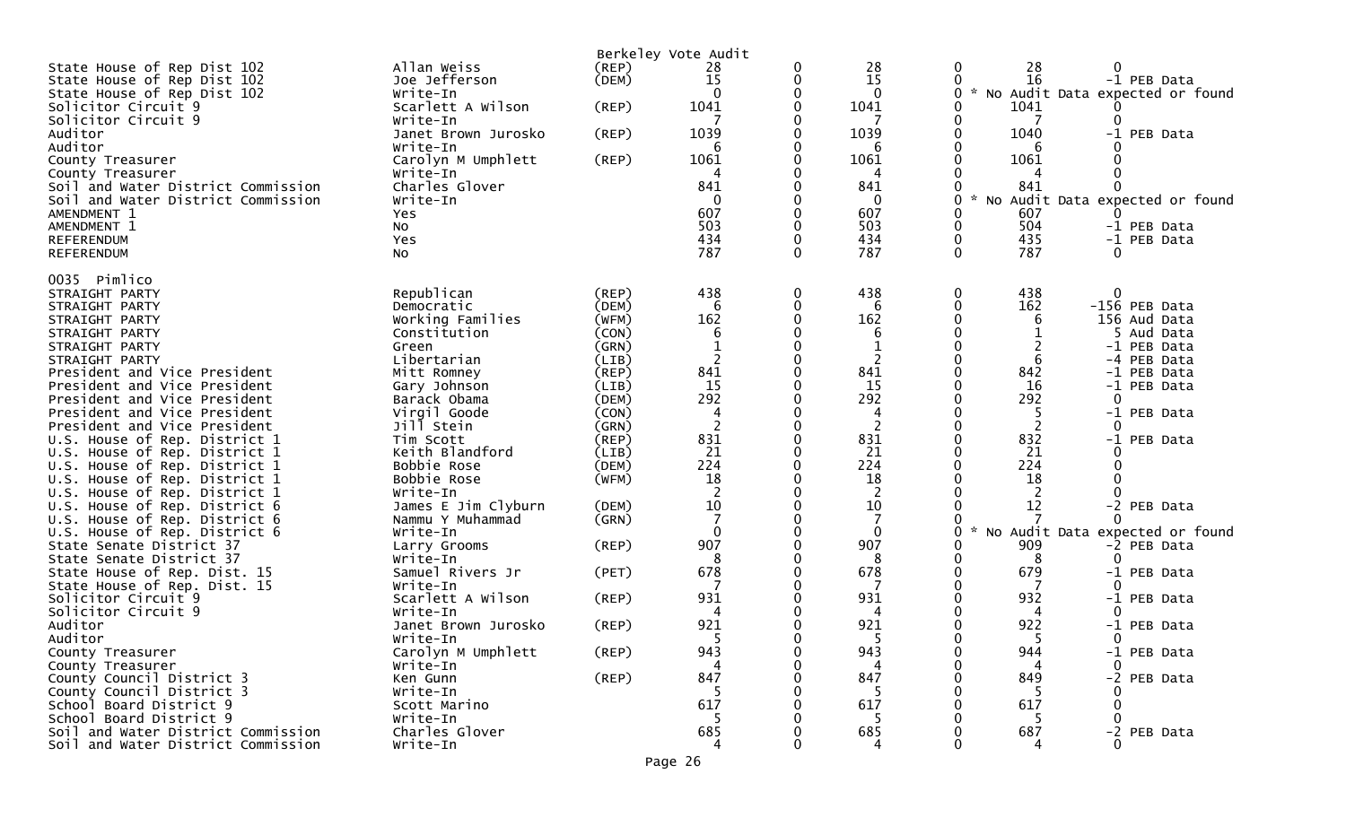Berkeley Vote Audit

| | | | | | | | | |
|---|---|---|---|---|---|---|---|---|
| State House of Rep Dist 102 | Allan Weiss | (REP) | 28 | 0 | 28 | 0 | 28 | 0 |
| State House of Rep Dist 102 | Joe Jefferson | (DEM) | 15 | 0 | 15 | 0 | 16 | -1 PEB Data |
| State House of Rep Dist 102 | Write-In | | 0 | 0 | 0 | 0 | | * No Audit Data expected or found |
| Solicitor Circuit 9 | Scarlett A Wilson | (REP) | 1041 | 0 | 1041 | 0 | 1041 | 0 |
| Solicitor Circuit 9 | Write-In | | 7 | 0 | 7 | 0 | 7 | 0 |
| Auditor | Janet Brown Jurosko | (REP) | 1039 | 0 | 1039 | 0 | 1040 | -1 PEB Data |
| Auditor | Write-In | | 6 | 0 | 6 | 0 | 6 | 0 |
| County Treasurer | Carolyn M Umphlett | (REP) | 1061 | 0 | 1061 | 0 | 1061 | 0 |
| County Treasurer | Write-In | | 4 | 0 | 4 | 0 | 4 | 0 |
| Soil and Water District Commission | Charles Glover | | 841 | 0 | 841 | 0 | 841 | 0 |
| Soil and Water District Commission | Write-In | | 0 | 0 | 0 | 0 | | * No Audit Data expected or found |
| AMENDMENT 1 | Yes | | 607 | 0 | 607 | 0 | 607 | 0 |
| AMENDMENT 1 | No | | 503 | 0 | 503 | 0 | 504 | -1 PEB Data |
| REFERENDUM | Yes | | 434 | 0 | 434 | 0 | 435 | -1 PEB Data |
| REFERENDUM | No | | 787 | 0 | 787 | 0 | 787 | 0 |

0035 Pimlico

| | | | | | | | | |
|---|---|---|---|---|---|---|---|---|
| STRAIGHT PARTY | Republican | (REP) | 438 | 0 | 438 | 0 | 438 | 0 |
| STRAIGHT PARTY | Democratic | (DEM) | 6 | 0 | 6 | 0 | 162 | -156 PEB Data |
| STRAIGHT PARTY | Working Families | (WFM) | 162 | 0 | 162 | 0 | 6 | 156 Aud Data |
| STRAIGHT PARTY | Constitution | (CON) | 6 | 0 | 6 | 0 | 1 | 5 Aud Data |
| STRAIGHT PARTY | Green | (GRN) | 1 | 0 | 1 | 0 | 2 | -1 PEB Data |
| STRAIGHT PARTY | Libertarian | (LIB) | 2 | 0 | 2 | 0 | 6 | -4 PEB Data |
| President and Vice President | Mitt Romney | (REP) | 841 | 0 | 841 | 0 | 842 | -1 PEB Data |
| President and Vice President | Gary Johnson | (LIB) | 15 | 0 | 15 | 0 | 16 | -1 PEB Data |
| President and Vice President | Barack Obama | (DEM) | 292 | 0 | 292 | 0 | 292 | 0 |
| President and Vice President | Virgil Goode | (CON) | 4 | 0 | 4 | 0 | 5 | -1 PEB Data |
| President and Vice President | Jill Stein | (GRN) | 2 | 0 | 2 | 0 | 2 | 0 |
| U.S. House of Rep. District 1 | Tim Scott | (REP) | 831 | 0 | 831 | 0 | 832 | -1 PEB Data |
| U.S. House of Rep. District 1 | Keith Blandford | (LIB) | 21 | 0 | 21 | 0 | 21 | 0 |
| U.S. House of Rep. District 1 | Bobbie Rose | (DEM) | 224 | 0 | 224 | 0 | 224 | 0 |
| U.S. House of Rep. District 1 | Bobbie Rose | (WFM) | 18 | 0 | 18 | 0 | 18 | 0 |
| U.S. House of Rep. District 1 | Write-In | | 2 | 0 | 2 | 0 | 2 | 0 |
| U.S. House of Rep. District 6 | James E Jim Clyburn | (DEM) | 10 | 0 | 10 | 0 | 12 | -2 PEB Data |
| U.S. House of Rep. District 6 | Nammu Y Muhammad | (GRN) | 7 | 0 | 7 | 0 | 7 | 0 |
| U.S. House of Rep. District 6 | Write-In | | 0 | 0 | 0 | 0 | | * No Audit Data expected or found |
| State Senate District 37 | Larry Grooms | (REP) | 907 | 0 | 907 | 0 | 909 | -2 PEB Data |
| State Senate District 37 | Write-In | | 8 | 0 | 8 | 0 | 8 | 0 |
| State House of Rep. Dist. 15 | Samuel Rivers Jr | (PET) | 678 | 0 | 678 | 0 | 679 | -1 PEB Data |
| State House of Rep. Dist. 15 | Write-In | | 7 | 0 | 7 | 0 | 7 | 0 |
| Solicitor Circuit 9 | Scarlett A Wilson | (REP) | 931 | 0 | 931 | 0 | 932 | -1 PEB Data |
| Solicitor Circuit 9 | Write-In | | 4 | 0 | 4 | 0 | 4 | 0 |
| Auditor | Janet Brown Jurosko | (REP) | 921 | 0 | 921 | 0 | 922 | -1 PEB Data |
| Auditor | Write-In | | 5 | 0 | 5 | 0 | 5 | 0 |
| County Treasurer | Carolyn M Umphlett | (REP) | 943 | 0 | 943 | 0 | 944 | -1 PEB Data |
| County Treasurer | Write-In | | 4 | 0 | 4 | 0 | 4 | 0 |
| County Council District 3 | Ken Gunn | (REP) | 847 | 0 | 847 | 0 | 849 | -2 PEB Data |
| County Council District 3 | Write-In | | 5 | 0 | 5 | 0 | 5 | 0 |
| School Board District 9 | Scott Marino | | 617 | 0 | 617 | 0 | 617 | 0 |
| School Board District 9 | Write-In | | 5 | 0 | 5 | 0 | 5 | 0 |
| Soil and Water District Commission | Charles Glover | | 685 | 0 | 685 | 0 | 687 | -2 PEB Data |
| Soil and Water District Commission | Write-In | | 4 | 0 | 4 | 0 | 4 | 0 |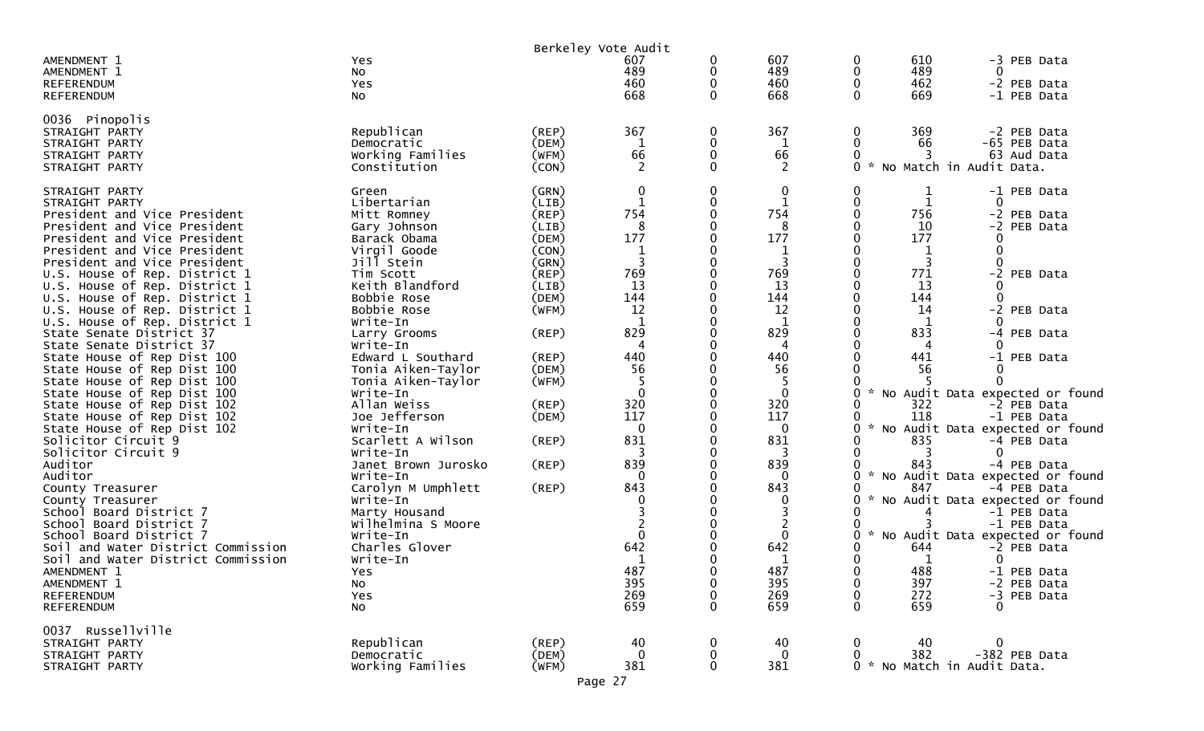Berkeley Vote Audit

| Contest | Choice | Party | Votes | | Votes | | Audit | Diff / Note |
|---|---|---|---|---|---|---|---|---|
| AMENDMENT 1 | Yes | | 607 | 0 | 607 | 0 | 610 | -3 PEB Data |
| AMENDMENT 1 | No | | 489 | 0 | 489 | 0 | 489 | 0 |
| REFERENDUM | Yes | | 460 | 0 | 460 | 0 | 462 | -2 PEB Data |
| REFERENDUM | No | | 668 | 0 | 668 | 0 | 669 | -1 PEB Data |
| **0036 Pinopolis** | | | | | | | | |
| STRAIGHT PARTY | Republican | (REP) | 367 | 0 | 367 | 0 | 369 | -2 PEB Data |
| STRAIGHT PARTY | Democratic | (DEM) | 1 | 0 | 1 | 0 | 66 | -65 PEB Data |
| STRAIGHT PARTY | Working Families | (WFM) | 66 | 0 | 66 | 0 | 3 | 63 Aud Data |
| STRAIGHT PARTY | Constitution | (CON) | 2 | 0 | 2 | 0 * | No Match in Audit Data. | |
| STRAIGHT PARTY | Green | (GRN) | 0 | 0 | 0 | 0 | 1 | -1 PEB Data |
| STRAIGHT PARTY | Libertarian | (LIB) | 1 | 0 | 1 | 0 | 1 | 0 |
| President and Vice President | Mitt Romney | (REP) | 754 | 0 | 754 | 0 | 756 | -2 PEB Data |
| President and Vice President | Gary Johnson | (LIB) | 8 | 0 | 8 | 0 | 10 | -2 PEB Data |
| President and Vice President | Barack Obama | (DEM) | 177 | 0 | 177 | 0 | 177 | 0 |
| President and Vice President | Virgil Goode | (CON) | 1 | 0 | 1 | 0 | 1 | 0 |
| President and Vice President | Jill Stein | (GRN) | 3 | 0 | 3 | 0 | 3 | 0 |
| U.S. House of Rep. District 1 | Tim Scott | (REP) | 769 | 0 | 769 | 0 | 771 | -2 PEB Data |
| U.S. House of Rep. District 1 | Keith Blandford | (LIB) | 13 | 0 | 13 | 0 | 13 | 0 |
| U.S. House of Rep. District 1 | Bobbie Rose | (DEM) | 144 | 0 | 144 | 0 | 144 | 0 |
| U.S. House of Rep. District 1 | Bobbie Rose | (WFM) | 12 | 0 | 12 | 0 | 14 | -2 PEB Data |
| U.S. House of Rep. District 1 | Write-In | | 1 | 0 | 1 | 0 | 1 | 0 |
| State Senate District 37 | Larry Grooms | (REP) | 829 | 0 | 829 | 0 | 833 | -4 PEB Data |
| State Senate District 37 | Write-In | | 4 | 0 | 4 | 0 | 4 | 0 |
| State House of Rep Dist 100 | Edward L Southard | (REP) | 440 | 0 | 440 | 0 | 441 | -1 PEB Data |
| State House of Rep Dist 100 | Tonia Aiken-Taylor | (DEM) | 56 | 0 | 56 | 0 | 56 | 0 |
| State House of Rep Dist 100 | Tonia Aiken-Taylor | (WFM) | 5 | 0 | 5 | 0 | 5 | 0 |
| State House of Rep Dist 100 | Write-In | | 0 | 0 | 0 | 0 * | No Audit Data expected or found | |
| State House of Rep Dist 102 | Allan Weiss | (REP) | 320 | 0 | 320 | 0 | 322 | -2 PEB Data |
| State House of Rep Dist 102 | Joe Jefferson | (DEM) | 117 | 0 | 117 | 0 | 118 | -1 PEB Data |
| State House of Rep Dist 102 | Write-In | | 0 | 0 | 0 | 0 * | No Audit Data expected or found | |
| Solicitor Circuit 9 | Scarlett A Wilson | (REP) | 831 | 0 | 831 | 0 | 835 | -4 PEB Data |
| Solicitor Circuit 9 | Write-In | | 3 | 0 | 3 | 0 | 3 | 0 |
| Auditor | Janet Brown Jurosko | (REP) | 839 | 0 | 839 | 0 | 843 | -4 PEB Data |
| Auditor | Write-In | | 0 | 0 | 0 | 0 * | No Audit Data expected or found | |
| County Treasurer | Carolyn M Umphlett | (REP) | 843 | 0 | 843 | 0 | 847 | -4 PEB Data |
| County Treasurer | Write-In | | 0 | 0 | 0 | 0 * | No Audit Data expected or found | |
| School Board District 7 | Marty Housand | | 3 | 0 | 3 | 0 | 4 | -1 PEB Data |
| School Board District 7 | Wilhelmina S Moore | | 2 | 0 | 2 | 0 | 3 | -1 PEB Data |
| School Board District 7 | Write-In | | 0 | 0 | 0 | 0 * | No Audit Data expected or found | |
| Soil and Water District Commission | Charles Glover | | 642 | 0 | 642 | 0 | 644 | -2 PEB Data |
| Soil and Water District Commission | Write-In | | 1 | 0 | 1 | 0 | 1 | 0 |
| AMENDMENT 1 | Yes | | 487 | 0 | 487 | 0 | 488 | -1 PEB Data |
| AMENDMENT 1 | No | | 395 | 0 | 395 | 0 | 397 | -2 PEB Data |
| REFERENDUM | Yes | | 269 | 0 | 269 | 0 | 272 | -3 PEB Data |
| REFERENDUM | No | | 659 | 0 | 659 | 0 | 659 | 0 |
| **0037 Russellville** | | | | | | | | |
| STRAIGHT PARTY | Republican | (REP) | 40 | 0 | 40 | 0 | 40 | 0 |
| STRAIGHT PARTY | Democratic | (DEM) | 0 | 0 | 0 | 0 | 382 | -382 PEB Data |
| STRAIGHT PARTY | Working Families | (WFM) | 381 | 0 | 381 | 0 * | No Match in Audit Data. | |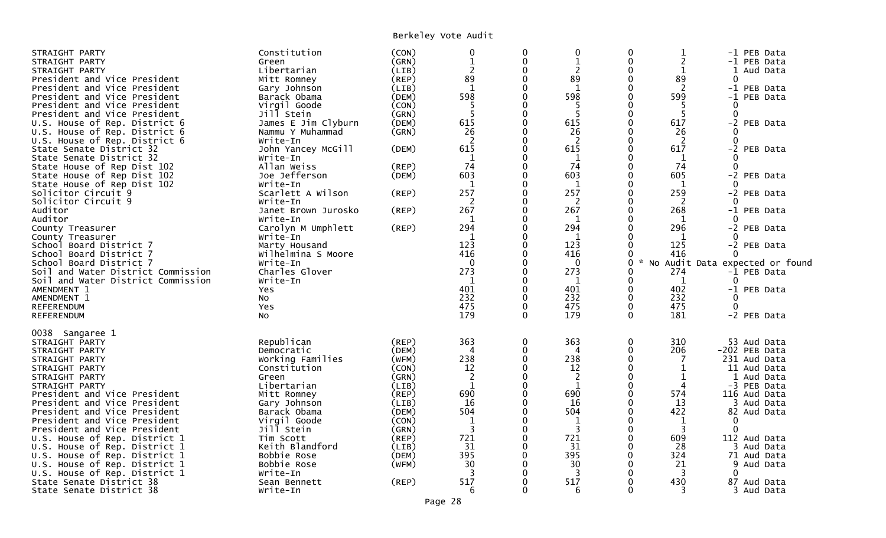# Berkeley Vote Audit

| Contest | Candidate | Party | | | | | | |
|---|---|---|---|---|---|---|---|---|
| STRAIGHT PARTY | Constitution | (CON) | 0 | 0 | 0 | 0 | 1 | -1 PEB Data |
| STRAIGHT PARTY | Green | (GRN) | 1 | 0 | 1 | 0 | 2 | -1 PEB Data |
| STRAIGHT PARTY | Libertarian | (LIB) | 2 | 0 | 2 | 0 | 1 | 1 Aud Data |
| President and Vice President | Mitt Romney | (REP) | 89 | 0 | 89 | 0 | 89 | 0 |
| President and Vice President | Gary Johnson | (LIB) | 1 | 0 | 1 | 0 | 2 | -1 PEB Data |
| President and Vice President | Barack Obama | (DEM) | 598 | 0 | 598 | 0 | 599 | -1 PEB Data |
| President and Vice President | Virgil Goode | (CON) | 5 | 0 | 5 | 0 | 5 | 0 |
| President and Vice President | Jill Stein | (GRN) | 5 | 0 | 5 | 0 | 5 | 0 |
| U.S. House of Rep. District 6 | James E Jim Clyburn | (DEM) | 615 | 0 | 615 | 0 | 617 | -2 PEB Data |
| U.S. House of Rep. District 6 | Nammu Y Muhammad | (GRN) | 26 | 0 | 26 | 0 | 26 | 0 |
| U.S. House of Rep. District 6 | Write-In | | 2 | 0 | 2 | 0 | 2 | 0 |
| State Senate District 32 | John Yancey McGill | (DEM) | 615 | 0 | 615 | 0 | 617 | -2 PEB Data |
| State Senate District 32 | Write-In | | 1 | 0 | 1 | 0 | 1 | 0 |
| State House of Rep Dist 102 | Allan Weiss | (REP) | 74 | 0 | 74 | 0 | 74 | 0 |
| State House of Rep Dist 102 | Joe Jefferson | (DEM) | 603 | 0 | 603 | 0 | 605 | -2 PEB Data |
| State House of Rep Dist 102 | Write-In | | 1 | 0 | 1 | 0 | 1 | 0 |
| Solicitor Circuit 9 | Scarlett A Wilson | (REP) | 257 | 0 | 257 | 0 | 259 | -2 PEB Data |
| Solicitor Circuit 9 | Write-In | | 2 | 0 | 2 | 0 | 2 | 0 |
| Auditor | Janet Brown Jurosko | (REP) | 267 | 0 | 267 | 0 | 268 | -1 PEB Data |
| Auditor | Write-In | | 1 | 0 | 1 | 0 | 1 | 0 |
| County Treasurer | Carolyn M Umphlett | (REP) | 294 | 0 | 294 | 0 | 296 | -2 PEB Data |
| County Treasurer | Write-In | | 1 | 0 | 1 | 0 | 1 | 0 |
| School Board District 7 | Marty Housand | | 123 | 0 | 123 | 0 | 125 | -2 PEB Data |
| School Board District 7 | Wilhelmina S Moore | | 416 | 0 | 416 | 0 | 416 | 0 |
| School Board District 7 | Write-In | | 0 | 0 | 0 | 0 | * No Audit Data expected or found | |
| Soil and Water District Commission | Charles Glover | | 273 | 0 | 273 | 0 | 274 | -1 PEB Data |
| Soil and Water District Commission | Write-In | | 1 | 0 | 1 | 0 | 1 | 0 |
| AMENDMENT 1 | Yes | | 401 | 0 | 401 | 0 | 402 | -1 PEB Data |
| AMENDMENT 1 | No | | 232 | 0 | 232 | 0 | 232 | 0 |
| REFERENDUM | Yes | | 475 | 0 | 475 | 0 | 475 | 0 |
| REFERENDUM | No | | 179 | 0 | 179 | 0 | 181 | -2 PEB Data |

## 0038 Sangaree 1

| Contest | Candidate | Party | | | | | | |
|---|---|---|---|---|---|---|---|---|
| STRAIGHT PARTY | Republican | (REP) | 363 | 0 | 363 | 0 | 310 | 53 Aud Data |
| STRAIGHT PARTY | Democratic | (DEM) | 4 | 0 | 4 | 0 | 206 | -202 PEB Data |
| STRAIGHT PARTY | Working Families | (WFM) | 238 | 0 | 238 | 0 | 7 | 231 Aud Data |
| STRAIGHT PARTY | Constitution | (CON) | 12 | 0 | 12 | 0 | 1 | 11 Aud Data |
| STRAIGHT PARTY | Green | (GRN) | 2 | 0 | 2 | 0 | 1 | 1 Aud Data |
| STRAIGHT PARTY | Libertarian | (LIB) | 1 | 0 | 1 | 0 | 4 | -3 PEB Data |
| President and Vice President | Mitt Romney | (REP) | 690 | 0 | 690 | 0 | 574 | 116 Aud Data |
| President and Vice President | Gary Johnson | (LIB) | 16 | 0 | 16 | 0 | 13 | 3 Aud Data |
| President and Vice President | Barack Obama | (DEM) | 504 | 0 | 504 | 0 | 422 | 82 Aud Data |
| President and Vice President | Virgil Goode | (CON) | 1 | 0 | 1 | 0 | 1 | 0 |
| President and Vice President | Jill Stein | (GRN) | 3 | 0 | 3 | 0 | 3 | 0 |
| U.S. House of Rep. District 1 | Tim Scott | (REP) | 721 | 0 | 721 | 0 | 609 | 112 Aud Data |
| U.S. House of Rep. District 1 | Keith Blandford | (LIB) | 31 | 0 | 31 | 0 | 28 | 3 Aud Data |
| U.S. House of Rep. District 1 | Bobbie Rose | (DEM) | 395 | 0 | 395 | 0 | 324 | 71 Aud Data |
| U.S. House of Rep. District 1 | Bobbie Rose | (WFM) | 30 | 0 | 30 | 0 | 21 | 9 Aud Data |
| U.S. House of Rep. District 1 | Write-In | | 3 | 0 | 3 | 0 | 3 | 0 |
| State Senate District 38 | Sean Bennett | (REP) | 517 | 0 | 517 | 0 | 430 | 87 Aud Data |
| State Senate District 38 | Write-In | | 6 | 0 | 6 | 0 | 3 | 3 Aud Data |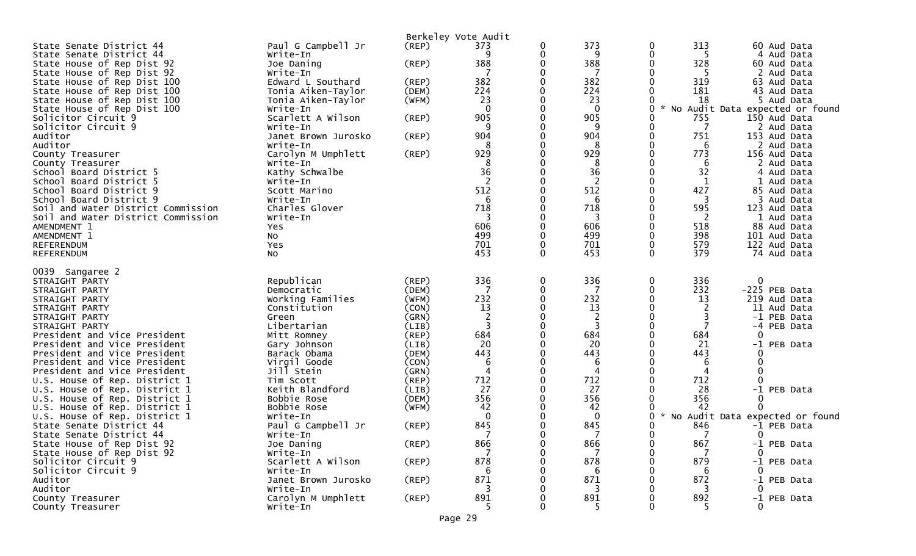Berkeley Vote Audit

| Contest | Candidate | Party | | | | | | |
|---|---|---|---|---|---|---|---|---|
| State Senate District 44 | Paul G Campbell Jr | (REP) | 373 | 0 | 373 | 0 | 313 | 60 Aud Data |
| State Senate District 44 | Write-In | | 9 | 0 | 9 | 0 | 5 | 4 Aud Data |
| State House of Rep Dist 92 | Joe Daning | (REP) | 388 | 0 | 388 | 0 | 328 | 60 Aud Data |
| State House of Rep Dist 92 | Write-In | | 7 | 0 | 7 | 0 | 5 | 2 Aud Data |
| State House of Rep Dist 100 | Edward L Southard | (REP) | 382 | 0 | 382 | 0 | 319 | 63 Aud Data |
| State House of Rep Dist 100 | Tonia Aiken-Taylor | (DEM) | 224 | 0 | 224 | 0 | 181 | 43 Aud Data |
| State House of Rep Dist 100 | Tonia Aiken-Taylor | (WFM) | 23 | 0 | 23 | 0 | 18 | 5 Aud Data |
| State House of Rep Dist 100 | Write-In | | 0 | 0 | 0 | 0 | * No Audit Data expected or found | |
| Solicitor Circuit 9 | Scarlett A Wilson | (REP) | 905 | 0 | 905 | 0 | 755 | 150 Aud Data |
| Solicitor Circuit 9 | Write-In | | 9 | 0 | 9 | 0 | 7 | 2 Aud Data |
| Auditor | Janet Brown Jurosko | (REP) | 904 | 0 | 904 | 0 | 751 | 153 Aud Data |
| Auditor | Write-In | | 8 | 0 | 8 | 0 | 6 | 2 Aud Data |
| County Treasurer | Carolyn M Umphlett | (REP) | 929 | 0 | 929 | 0 | 773 | 156 Aud Data |
| County Treasurer | Write-In | | 8 | 0 | 8 | 0 | 6 | 2 Aud Data |
| School Board District 5 | Kathy Schwalbe | | 36 | 0 | 36 | 0 | 32 | 4 Aud Data |
| School Board District 5 | Write-In | | 2 | 0 | 2 | 0 | 1 | 1 Aud Data |
| School Board District 9 | Scott Marino | | 512 | 0 | 512 | 0 | 427 | 85 Aud Data |
| School Board District 9 | Write-In | | 6 | 0 | 6 | 0 | 3 | 3 Aud Data |
| Soil and Water District Commission | Charles Glover | | 718 | 0 | 718 | 0 | 595 | 123 Aud Data |
| Soil and Water District Commission | Write-In | | 3 | 0 | 3 | 0 | 2 | 1 Aud Data |
| AMENDMENT 1 | Yes | | 606 | 0 | 606 | 0 | 518 | 88 Aud Data |
| AMENDMENT 1 | No | | 499 | 0 | 499 | 0 | 398 | 101 Aud Data |
| REFERENDUM | Yes | | 701 | 0 | 701 | 0 | 579 | 122 Aud Data |
| REFERENDUM | No | | 453 | 0 | 453 | 0 | 379 | 74 Aud Data |

0039 Sangaree 2

| Contest | Candidate | Party | | | | | | |
|---|---|---|---|---|---|---|---|---|
| STRAIGHT PARTY | Republican | (REP) | 336 | 0 | 336 | 0 | 336 | 0 |
| STRAIGHT PARTY | Democratic | (DEM) | 7 | 0 | 7 | 0 | 232 | -225 PEB Data |
| STRAIGHT PARTY | Working Families | (WFM) | 232 | 0 | 232 | 0 | 13 | 219 Aud Data |
| STRAIGHT PARTY | Constitution | (CON) | 13 | 0 | 13 | 0 | 2 | 11 Aud Data |
| STRAIGHT PARTY | Green | (GRN) | 2 | 0 | 2 | 0 | 3 | -1 PEB Data |
| STRAIGHT PARTY | Libertarian | (LIB) | 3 | 0 | 3 | 0 | 7 | -4 PEB Data |
| President and Vice President | Mitt Romney | (REP) | 684 | 0 | 684 | 0 | 684 | 0 |
| President and Vice President | Gary Johnson | (LIB) | 20 | 0 | 20 | 0 | 21 | -1 PEB Data |
| President and Vice President | Barack Obama | (DEM) | 443 | 0 | 443 | 0 | 443 | 0 |
| President and Vice President | Virgil Goode | (CON) | 6 | 0 | 6 | 0 | 6 | 0 |
| President and Vice President | Jill Stein | (GRN) | 4 | 0 | 4 | 0 | 4 | 0 |
| U.S. House of Rep. District 1 | Tim Scott | (REP) | 712 | 0 | 712 | 0 | 712 | 0 |
| U.S. House of Rep. District 1 | Keith Blandford | (LIB) | 27 | 0 | 27 | 0 | 28 | -1 PEB Data |
| U.S. House of Rep. District 1 | Bobbie Rose | (DEM) | 356 | 0 | 356 | 0 | 356 | 0 |
| U.S. House of Rep. District 1 | Bobbie Rose | (WFM) | 42 | 0 | 42 | 0 | 42 | 0 |
| U.S. House of Rep. District 1 | Write-In | | 0 | 0 | 0 | 0 | * No Audit Data expected or found | |
| State Senate District 44 | Paul G Campbell Jr | (REP) | 845 | 0 | 845 | 0 | 846 | -1 PEB Data |
| State Senate District 44 | Write-In | | 7 | 0 | 7 | 0 | 7 | 0 |
| State House of Rep Dist 92 | Joe Daning | (REP) | 866 | 0 | 866 | 0 | 867 | -1 PEB Data |
| State House of Rep Dist 92 | Write-In | | 7 | 0 | 7 | 0 | 7 | 0 |
| Solicitor Circuit 9 | Scarlett A Wilson | (REP) | 878 | 0 | 878 | 0 | 879 | -1 PEB Data |
| Solicitor Circuit 9 | Write-In | | 6 | 0 | 6 | 0 | 6 | 0 |
| Auditor | Janet Brown Jurosko | (REP) | 871 | 0 | 871 | 0 | 872 | -1 PEB Data |
| Auditor | Write-In | | 3 | 0 | 3 | 0 | 3 | 0 |
| County Treasurer | Carolyn M Umphlett | (REP) | 891 | 0 | 891 | 0 | 892 | -1 PEB Data |
| County Treasurer | Write-In | | 5 | 0 | 5 | 0 | 5 | 0 |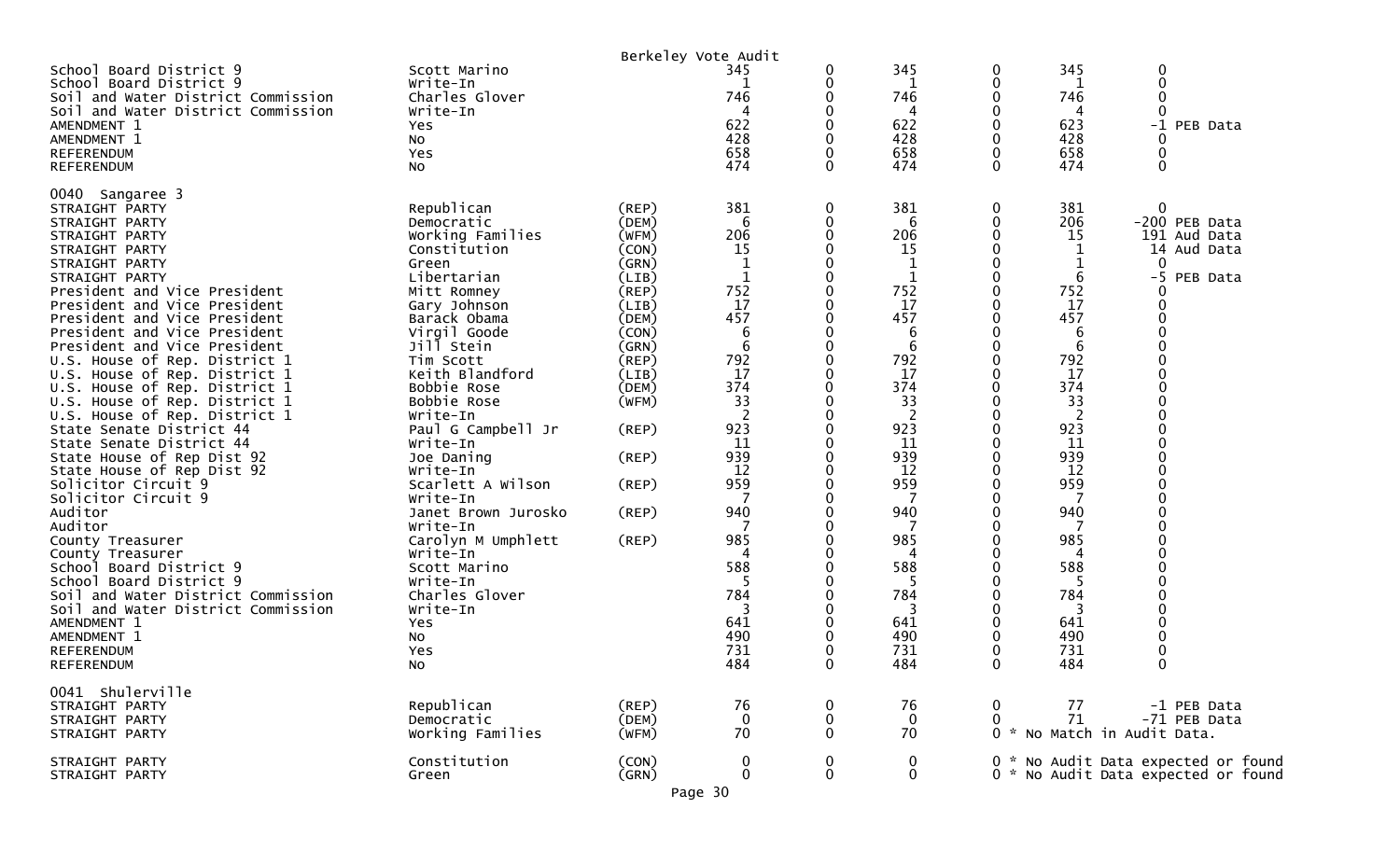Berkeley Vote Audit

| Contest | Candidate | Party | | | | | | |
|---|---|---|---|---|---|---|---|---|
| School Board District 9 | Scott Marino | | 345 | 0 | 345 | 0 | 345 | 0 |
| School Board District 9 | Write-In | | 1 | 0 | 1 | 0 | 1 | 0 |
| Soil and Water District Commission | Charles Glover | | 746 | 0 | 746 | 0 | 746 | 0 |
| Soil and Water District Commission | Write-In | | 4 | 0 | 4 | 0 | 4 | 0 |
| AMENDMENT 1 | Yes | | 622 | 0 | 622 | 0 | 623 | -1 PEB Data |
| AMENDMENT 1 | No | | 428 | 0 | 428 | 0 | 428 | 0 |
| REFERENDUM | Yes | | 658 | 0 | 658 | 0 | 658 | 0 |
| REFERENDUM | No | | 474 | 0 | 474 | 0 | 474 | 0 |
| **0040 Sangaree 3** | | | | | | | | |
| STRAIGHT PARTY | Republican | (REP) | 381 | 0 | 381 | 0 | 381 | 0 |
| STRAIGHT PARTY | Democratic | (DEM) | 6 | 0 | 6 | 0 | 206 | -200 PEB Data |
| STRAIGHT PARTY | Working Families | (WFM) | 206 | 0 | 206 | 0 | 15 | 191 Aud Data |
| STRAIGHT PARTY | Constitution | (CON) | 15 | 0 | 15 | 0 | 1 | 14 Aud Data |
| STRAIGHT PARTY | Green | (GRN) | 1 | 0 | 1 | 0 | 1 | 0 |
| STRAIGHT PARTY | Libertarian | (LIB) | 1 | 0 | 1 | 0 | 6 | -5 PEB Data |
| President and Vice President | Mitt Romney | (REP) | 752 | 0 | 752 | 0 | 752 | 0 |
| President and Vice President | Gary Johnson | (LIB) | 17 | 0 | 17 | 0 | 17 | 0 |
| President and Vice President | Barack Obama | (DEM) | 457 | 0 | 457 | 0 | 457 | 0 |
| President and Vice President | Virgil Goode | (CON) | 6 | 0 | 6 | 0 | 6 | 0 |
| President and Vice President | Jill Stein | (GRN) | 6 | 0 | 6 | 0 | 6 | 0 |
| U.S. House of Rep. District 1 | Tim Scott | (REP) | 792 | 0 | 792 | 0 | 792 | 0 |
| U.S. House of Rep. District 1 | Keith Blandford | (LIB) | 17 | 0 | 17 | 0 | 17 | 0 |
| U.S. House of Rep. District 1 | Bobbie Rose | (DEM) | 374 | 0 | 374 | 0 | 374 | 0 |
| U.S. House of Rep. District 1 | Bobbie Rose | (WFM) | 33 | 0 | 33 | 0 | 33 | 0 |
| U.S. House of Rep. District 1 | Write-In | | 2 | 0 | 2 | 0 | 2 | 0 |
| State Senate District 44 | Paul G Campbell Jr | (REP) | 923 | 0 | 923 | 0 | 923 | 0 |
| State Senate District 44 | Write-In | | 11 | 0 | 11 | 0 | 11 | 0 |
| State House of Rep Dist 92 | Joe Daning | (REP) | 939 | 0 | 939 | 0 | 939 | 0 |
| State House of Rep Dist 92 | Write-In | | 12 | 0 | 12 | 0 | 12 | 0 |
| Solicitor Circuit 9 | Scarlett A Wilson | (REP) | 959 | 0 | 959 | 0 | 959 | 0 |
| Solicitor Circuit 9 | Write-In | | 7 | 0 | 7 | 0 | 7 | 0 |
| Auditor | Janet Brown Jurosko | (REP) | 940 | 0 | 940 | 0 | 940 | 0 |
| Auditor | Write-In | | 7 | 0 | 7 | 0 | 7 | 0 |
| County Treasurer | Carolyn M Umphlett | (REP) | 985 | 0 | 985 | 0 | 985 | 0 |
| County Treasurer | Write-In | | 4 | 0 | 4 | 0 | 4 | 0 |
| School Board District 9 | Scott Marino | | 588 | 0 | 588 | 0 | 588 | 0 |
| School Board District 9 | Write-In | | 5 | 0 | 5 | 0 | 5 | 0 |
| Soil and Water District Commission | Charles Glover | | 784 | 0 | 784 | 0 | 784 | 0 |
| Soil and Water District Commission | Write-In | | 3 | 0 | 3 | 0 | 3 | 0 |
| AMENDMENT 1 | Yes | | 641 | 0 | 641 | 0 | 641 | 0 |
| AMENDMENT 1 | No | | 490 | 0 | 490 | 0 | 490 | 0 |
| REFERENDUM | Yes | | 731 | 0 | 731 | 0 | 731 | 0 |
| REFERENDUM | No | | 484 | 0 | 484 | 0 | 484 | 0 |
| **0041 Shulerville** | | | | | | | | |
| STRAIGHT PARTY | Republican | (REP) | 76 | 0 | 76 | 0 | 77 | -1 PEB Data |
| STRAIGHT PARTY | Democratic | (DEM) | 0 | 0 | 0 | 0 | 71 | -71 PEB Data |
| STRAIGHT PARTY | Working Families | (WFM) | 70 | 0 | 70 | 0 * | No Match in Audit Data. | |
| STRAIGHT PARTY | Constitution | (CON) | 0 | 0 | 0 | 0 * | No Audit Data expected or found | |
| STRAIGHT PARTY | Green | (GRN) | 0 | 0 | 0 | 0 * | No Audit Data expected or found | |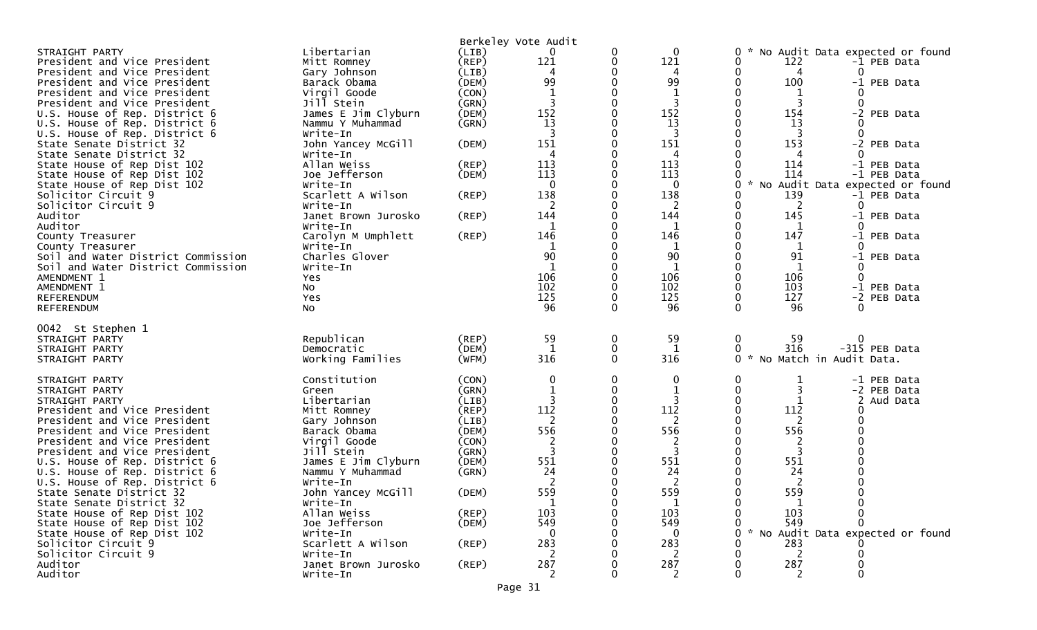Berkeley Vote Audit

| | | | | | | | | |
|---|---|---|---|---|---|---|---|---|
| STRAIGHT PARTY | Libertarian | (LIB) | 0 | 0 | 0 | 0 * No Audit Data expected or found | | |
| President and Vice President | Mitt Romney | (REP) | 121 | 0 | 121 | 0 | 122 | -1 PEB Data |
| President and Vice President | Gary Johnson | (LIB) | 4 | 0 | 4 | 0 | 4 | 0 |
| President and Vice President | Barack Obama | (DEM) | 99 | 0 | 99 | 0 | 100 | -1 PEB Data |
| President and Vice President | Virgil Goode | (CON) | 1 | 0 | 1 | 0 | 1 | 0 |
| President and Vice President | Jill Stein | (GRN) | 3 | 0 | 3 | 0 | 3 | 0 |
| U.S. House of Rep. District 6 | James E Jim Clyburn | (DEM) | 152 | 0 | 152 | 0 | 154 | -2 PEB Data |
| U.S. House of Rep. District 6 | Nammu Y Muhammad | (GRN) | 13 | 0 | 13 | 0 | 13 | 0 |
| U.S. House of Rep. District 6 | Write-In | | 3 | 0 | 3 | 0 | 3 | 0 |
| State Senate District 32 | John Yancey McGill | (DEM) | 151 | 0 | 151 | 0 | 153 | -2 PEB Data |
| State Senate District 32 | Write-In | | 4 | 0 | 4 | 0 | 4 | 0 |
| State House of Rep Dist 102 | Allan Weiss | (REP) | 113 | 0 | 113 | 0 | 114 | -1 PEB Data |
| State House of Rep Dist 102 | Joe Jefferson | (DEM) | 113 | 0 | 113 | 0 | 114 | -1 PEB Data |
| State House of Rep Dist 102 | Write-In | | 0 | 0 | 0 | 0 * No Audit Data expected or found | | |
| Solicitor Circuit 9 | Scarlett A Wilson | (REP) | 138 | 0 | 138 | 0 | 139 | -1 PEB Data |
| Solicitor Circuit 9 | Write-In | | 2 | 0 | 2 | 0 | 2 | 0 |
| Auditor | Janet Brown Jurosko | (REP) | 144 | 0 | 144 | 0 | 145 | -1 PEB Data |
| Auditor | Write-In | | 1 | 0 | 1 | 0 | 1 | 0 |
| County Treasurer | Carolyn M Umphlett | (REP) | 146 | 0 | 146 | 0 | 147 | -1 PEB Data |
| County Treasurer | Write-In | | 1 | 0 | 1 | 0 | 1 | 0 |
| Soil and Water District Commission | Charles Glover | | 90 | 0 | 90 | 0 | 91 | -1 PEB Data |
| Soil and Water District Commission | Write-In | | 1 | 0 | 1 | 0 | 1 | 0 |
| AMENDMENT 1 | Yes | | 106 | 0 | 106 | 0 | 106 | 0 |
| AMENDMENT 1 | No | | 102 | 0 | 102 | 0 | 103 | -1 PEB Data |
| REFERENDUM | Yes | | 125 | 0 | 125 | 0 | 127 | -2 PEB Data |
| REFERENDUM | No | | 96 | 0 | 96 | 0 | 96 | 0 |

0042 St Stephen 1

| | | | | | | | | |
|---|---|---|---|---|---|---|---|---|
| STRAIGHT PARTY | Republican | (REP) | 59 | 0 | 59 | 0 | 59 | 0 |
| STRAIGHT PARTY | Democratic | (DEM) | 1 | 0 | 1 | 0 | 316 | -315 PEB Data |
| STRAIGHT PARTY | Working Families | (WFM) | 316 | 0 | 316 | 0 * No Match in Audit Data. | | |
| STRAIGHT PARTY | Constitution | (CON) | 0 | 0 | 0 | 0 | 1 | -1 PEB Data |
| STRAIGHT PARTY | Green | (GRN) | 1 | 0 | 1 | 0 | 3 | -2 PEB Data |
| STRAIGHT PARTY | Libertarian | (LIB) | 3 | 0 | 3 | 0 | 1 | 2 Aud Data |
| President and Vice President | Mitt Romney | (REP) | 112 | 0 | 112 | 0 | 112 | 0 |
| President and Vice President | Gary Johnson | (LIB) | 2 | 0 | 2 | 0 | 2 | 0 |
| President and Vice President | Barack Obama | (DEM) | 556 | 0 | 556 | 0 | 556 | 0 |
| President and Vice President | Virgil Goode | (CON) | 2 | 0 | 2 | 0 | 2 | 0 |
| President and Vice President | Jill Stein | (GRN) | 3 | 0 | 3 | 0 | 3 | 0 |
| U.S. House of Rep. District 6 | James E Jim Clyburn | (DEM) | 551 | 0 | 551 | 0 | 551 | 0 |
| U.S. House of Rep. District 6 | Nammu Y Muhammad | (GRN) | 24 | 0 | 24 | 0 | 24 | 0 |
| U.S. House of Rep. District 6 | Write-In | | 2 | 0 | 2 | 0 | 2 | 0 |
| State Senate District 32 | John Yancey McGill | (DEM) | 559 | 0 | 559 | 0 | 559 | 0 |
| State Senate District 32 | Write-In | | 1 | 0 | 1 | 0 | 1 | 0 |
| State House of Rep Dist 102 | Allan Weiss | (REP) | 103 | 0 | 103 | 0 | 103 | 0 |
| State House of Rep Dist 102 | Joe Jefferson | (DEM) | 549 | 0 | 549 | 0 | 549 | 0 |
| State House of Rep Dist 102 | Write-In | | 0 | 0 | 0 | 0 * No Audit Data expected or found | | |
| Solicitor Circuit 9 | Scarlett A Wilson | (REP) | 283 | 0 | 283 | 0 | 283 | 0 |
| Solicitor Circuit 9 | Write-In | | 2 | 0 | 2 | 0 | 2 | 0 |
| Auditor | Janet Brown Jurosko | (REP) | 287 | 0 | 287 | 0 | 287 | 0 |
| Auditor | Write-In | | 2 | 0 | 2 | 0 | 2 | 0 |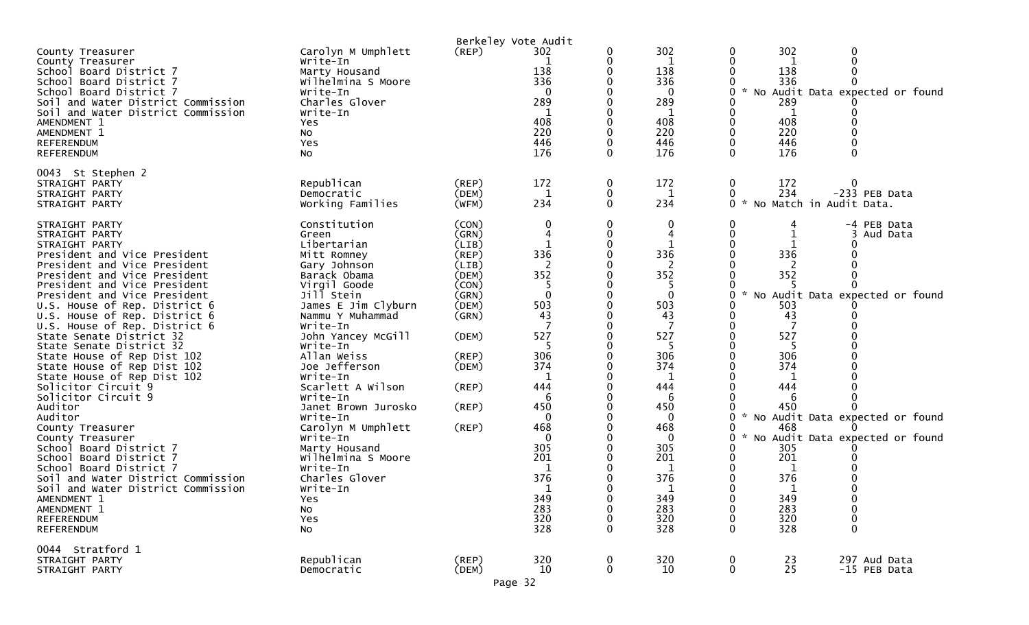Berkeley Vote Audit

| | | | | | | | | |
|---|---|---|---|---|---|---|---|---|
| County Treasurer | Carolyn M Umphlett | (REP) | 302 | 0 | 302 | 0 | 302 | 0 |
| County Treasurer | Write-In | | 1 | 0 | 1 | 0 | 1 | 0 |
| School Board District 7 | Marty Housand | | 138 | 0 | 138 | 0 | 138 | 0 |
| School Board District 7 | Wilhelmina S Moore | | 336 | 0 | 336 | 0 | 336 | 0 |
| School Board District 7 | Write-In | | 0 | 0 | 0 | 0 * | No Audit Data expected or found | |
| Soil and Water District Commission | Charles Glover | | 289 | 0 | 289 | 0 | 289 | 0 |
| Soil and Water District Commission | Write-In | | 1 | 0 | 1 | 0 | 1 | 0 |
| AMENDMENT 1 | Yes | | 408 | 0 | 408 | 0 | 408 | 0 |
| AMENDMENT 1 | No | | 220 | 0 | 220 | 0 | 220 | 0 |
| REFERENDUM | Yes | | 446 | 0 | 446 | 0 | 446 | 0 |
| REFERENDUM | No | | 176 | 0 | 176 | 0 | 176 | 0 |

0043 St Stephen 2

| | | | | | | | | |
|---|---|---|---|---|---|---|---|---|
| STRAIGHT PARTY | Republican | (REP) | 172 | 0 | 172 | 0 | 172 | 0 |
| STRAIGHT PARTY | Democratic | (DEM) | 1 | 0 | 1 | 0 | 234 | -233 PEB Data |
| STRAIGHT PARTY | Working Families | (WFM) | 234 | 0 | 234 | 0 * | No Match in Audit Data. | |
| STRAIGHT PARTY | Constitution | (CON) | 0 | 0 | 0 | 0 | 4 | -4 PEB Data |
| STRAIGHT PARTY | Green | (GRN) | 4 | 0 | 4 | 0 | 1 | 3 Aud Data |
| STRAIGHT PARTY | Libertarian | (LIB) | 1 | 0 | 1 | 0 | 1 | 0 |
| President and Vice President | Mitt Romney | (REP) | 336 | 0 | 336 | 0 | 336 | 0 |
| President and Vice President | Gary Johnson | (LIB) | 2 | 0 | 2 | 0 | 2 | 0 |
| President and Vice President | Barack Obama | (DEM) | 352 | 0 | 352 | 0 | 352 | 0 |
| President and Vice President | Virgil Goode | (CON) | 5 | 0 | 5 | 0 | 5 | 0 |
| President and Vice President | Jill Stein | (GRN) | 0 | 0 | 0 | 0 * | No Audit Data expected or found | |
| U.S. House of Rep. District 6 | James E Jim Clyburn | (DEM) | 503 | 0 | 503 | 0 | 503 | 0 |
| U.S. House of Rep. District 6 | Nammu Y Muhammad | (GRN) | 43 | 0 | 43 | 0 | 43 | 0 |
| U.S. House of Rep. District 6 | Write-In | | 7 | 0 | 7 | 0 | 7 | 0 |
| State Senate District 32 | John Yancey McGill | (DEM) | 527 | 0 | 527 | 0 | 527 | 0 |
| State Senate District 32 | Write-In | | 5 | 0 | 5 | 0 | 5 | 0 |
| State House of Rep Dist 102 | Allan Weiss | (REP) | 306 | 0 | 306 | 0 | 306 | 0 |
| State House of Rep Dist 102 | Joe Jefferson | (DEM) | 374 | 0 | 374 | 0 | 374 | 0 |
| State House of Rep Dist 102 | Write-In | | 1 | 0 | 1 | 0 | 1 | 0 |
| Solicitor Circuit 9 | Scarlett A Wilson | (REP) | 444 | 0 | 444 | 0 | 444 | 0 |
| Solicitor Circuit 9 | Write-In | | 6 | 0 | 6 | 0 | 6 | 0 |
| Auditor | Janet Brown Jurosko | (REP) | 450 | 0 | 450 | 0 | 450 | 0 |
| Auditor | Write-In | | 0 | 0 | 0 | 0 * | No Audit Data expected or found | |
| County Treasurer | Carolyn M Umphlett | (REP) | 468 | 0 | 468 | 0 | 468 | 0 |
| County Treasurer | Write-In | | 0 | 0 | 0 | 0 * | No Audit Data expected or found | |
| School Board District 7 | Marty Housand | | 305 | 0 | 305 | 0 | 305 | 0 |
| School Board District 7 | Wilhelmina S Moore | | 201 | 0 | 201 | 0 | 201 | 0 |
| School Board District 7 | Write-In | | 1 | 0 | 1 | 0 | 1 | 0 |
| Soil and Water District Commission | Charles Glover | | 376 | 0 | 376 | 0 | 376 | 0 |
| Soil and Water District Commission | Write-In | | 1 | 0 | 1 | 0 | 1 | 0 |
| AMENDMENT 1 | Yes | | 349 | 0 | 349 | 0 | 349 | 0 |
| AMENDMENT 1 | No | | 283 | 0 | 283 | 0 | 283 | 0 |
| REFERENDUM | Yes | | 320 | 0 | 320 | 0 | 320 | 0 |
| REFERENDUM | No | | 328 | 0 | 328 | 0 | 328 | 0 |

0044 Stratford 1

| | | | | | | | | |
|---|---|---|---|---|---|---|---|---|
| STRAIGHT PARTY | Republican | (REP) | 320 | 0 | 320 | 0 | 23 | 297 Aud Data |
| STRAIGHT PARTY | Democratic | (DEM) | 10 | 0 | 10 | 0 | 25 | -15 PEB Data |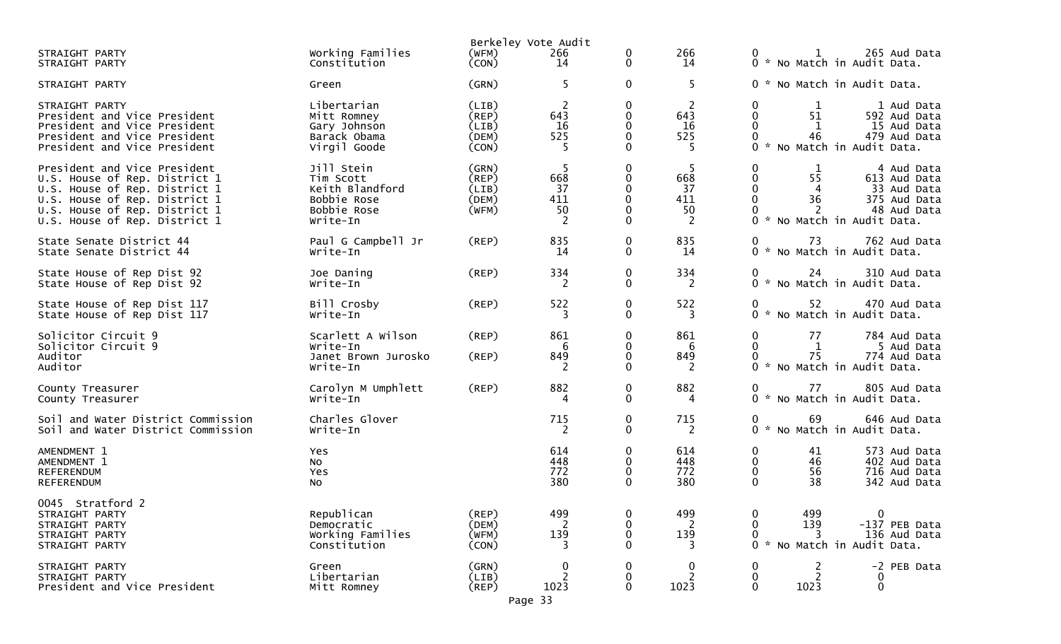Berkeley Vote Audit

| Office | Candidate | Party | Votes | | Total | | Diff | Audit |
|---|---|---|---|---|---|---|---|---|
| STRAIGHT PARTY | Working Families | (WFM) | 266 | 0 | 266 | 0 | 1 | 265 Aud Data |
| STRAIGHT PARTY | Constitution | (CON) | 14 | 0 | 14 | 0 | * No Match in Audit Data. | |
| STRAIGHT PARTY | Green | (GRN) | 5 | 0 | 5 | 0 | * No Match in Audit Data. | |
| STRAIGHT PARTY | Libertarian | (LIB) | 2 | 0 | 2 | 0 | 1 | 1 Aud Data |
| President and Vice President | Mitt Romney | (REP) | 643 | 0 | 643 | 0 | 51 | 592 Aud Data |
| President and Vice President | Gary Johnson | (LIB) | 16 | 0 | 16 | 0 | 1 | 15 Aud Data |
| President and Vice President | Barack Obama | (DEM) | 525 | 0 | 525 | 0 | 46 | 479 Aud Data |
| President and Vice President | Virgil Goode | (CON) | 5 | 0 | 5 | 0 | * No Match in Audit Data. | |
| President and Vice President | Jill Stein | (GRN) | 5 | 0 | 5 | 0 | 1 | 4 Aud Data |
| U.S. House of Rep. District 1 | Tim Scott | (REP) | 668 | 0 | 668 | 0 | 55 | 613 Aud Data |
| U.S. House of Rep. District 1 | Keith Blandford | (LIB) | 37 | 0 | 37 | 0 | 4 | 33 Aud Data |
| U.S. House of Rep. District 1 | Bobbie Rose | (DEM) | 411 | 0 | 411 | 0 | 36 | 375 Aud Data |
| U.S. House of Rep. District 1 | Bobbie Rose | (WFM) | 50 | 0 | 50 | 0 | 2 | 48 Aud Data |
| U.S. House of Rep. District 1 | Write-In | | 2 | 0 | 2 | 0 | * No Match in Audit Data. | |
| State Senate District 44 | Paul G Campbell Jr | (REP) | 835 | 0 | 835 | 0 | 73 | 762 Aud Data |
| State Senate District 44 | Write-In | | 14 | 0 | 14 | 0 | * No Match in Audit Data. | |
| State House of Rep Dist 92 | Joe Daning | (REP) | 334 | 0 | 334 | 0 | 24 | 310 Aud Data |
| State House of Rep Dist 92 | Write-In | | 2 | 0 | 2 | 0 | * No Match in Audit Data. | |
| State House of Rep Dist 117 | Bill Crosby | (REP) | 522 | 0 | 522 | 0 | 52 | 470 Aud Data |
| State House of Rep Dist 117 | Write-In | | 3 | 0 | 3 | 0 | * No Match in Audit Data. | |
| Solicitor Circuit 9 | Scarlett A Wilson | (REP) | 861 | 0 | 861 | 0 | 77 | 784 Aud Data |
| Solicitor Circuit 9 | Write-In | | 6 | 0 | 6 | 0 | 1 | 5 Aud Data |
| Auditor | Janet Brown Jurosko | (REP) | 849 | 0 | 849 | 0 | 75 | 774 Aud Data |
| Auditor | Write-In | | 2 | 0 | 2 | 0 | * No Match in Audit Data. | |
| County Treasurer | Carolyn M Umphlett | (REP) | 882 | 0 | 882 | 0 | 77 | 805 Aud Data |
| County Treasurer | Write-In | | 4 | 0 | 4 | 0 | * No Match in Audit Data. | |
| Soil and Water District Commission | Charles Glover | | 715 | 0 | 715 | 0 | 69 | 646 Aud Data |
| Soil and Water District Commission | Write-In | | 2 | 0 | 2 | 0 | * No Match in Audit Data. | |
| AMENDMENT 1 | Yes | | 614 | 0 | 614 | 0 | 41 | 573 Aud Data |
| AMENDMENT 1 | No | | 448 | 0 | 448 | 0 | 46 | 402 Aud Data |
| REFERENDUM | Yes | | 772 | 0 | 772 | 0 | 56 | 716 Aud Data |
| REFERENDUM | No | | 380 | 0 | 380 | 0 | 38 | 342 Aud Data |
| **0045 Stratford 2** | | | | | | | | |
| STRAIGHT PARTY | Republican | (REP) | 499 | 0 | 499 | 0 | 499 | 0 |
| STRAIGHT PARTY | Democratic | (DEM) | 2 | 0 | 2 | 0 | 139 | -137 PEB Data |
| STRAIGHT PARTY | Working Families | (WFM) | 139 | 0 | 139 | 0 | 3 | 136 Aud Data |
| STRAIGHT PARTY | Constitution | (CON) | 3 | 0 | 3 | 0 | * No Match in Audit Data. | |
| STRAIGHT PARTY | Green | (GRN) | 0 | 0 | 0 | 0 | 2 | -2 PEB Data |
| STRAIGHT PARTY | Libertarian | (LIB) | 2 | 0 | 2 | 0 | 2 | 0 |
| President and Vice President | Mitt Romney | (REP) | 1023 | 0 | 1023 | 0 | 1023 | 0 |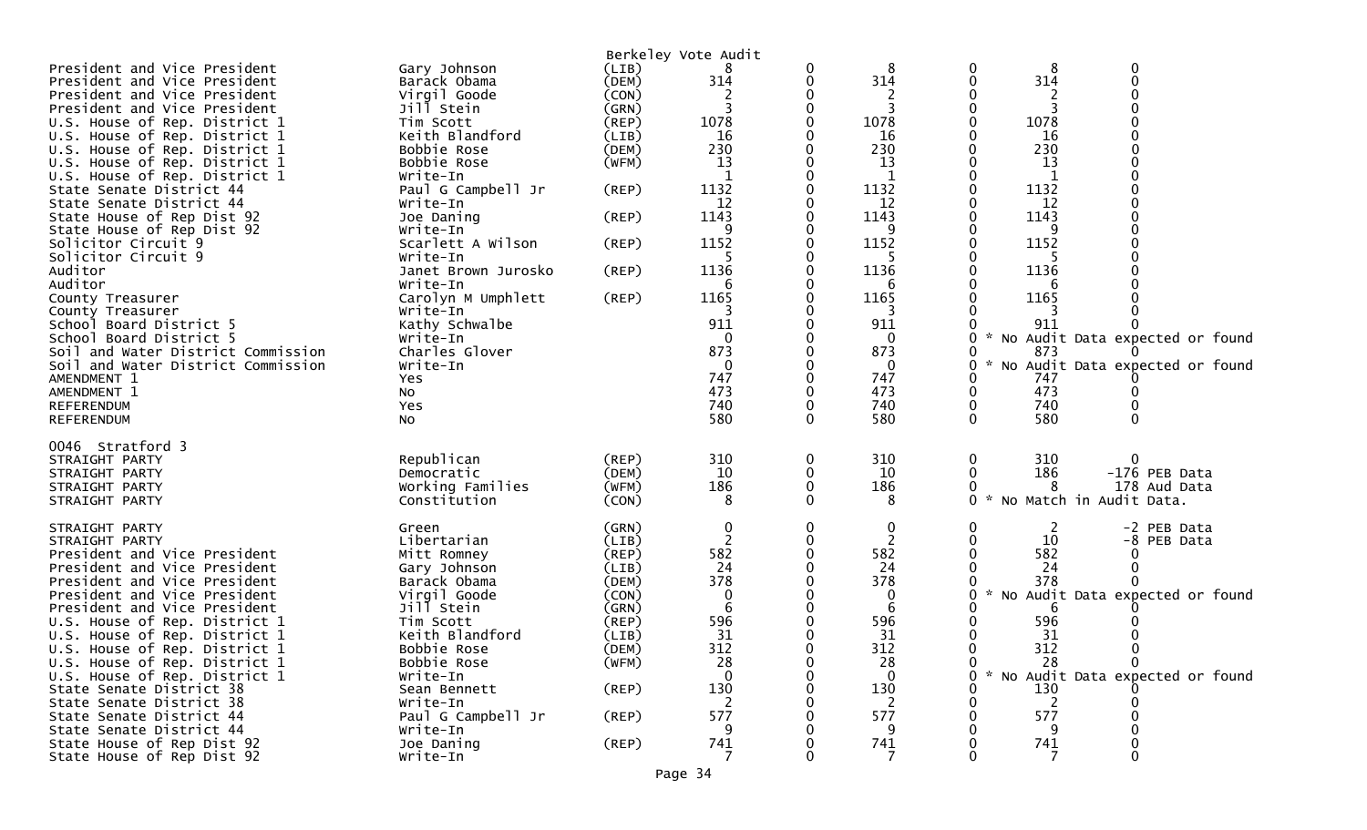Berkeley Vote Audit

| Contest | Candidate | Party | Votes | | | | | | Note |
|---|---|---|---|---|---|---|---|---|---|
| President and Vice President | Gary Johnson | (LIB) | 8 | 0 | 8 | 0 | 8 | 0 | |
| President and Vice President | Barack Obama | (DEM) | 314 | 0 | 314 | 0 | 314 | 0 | |
| President and Vice President | Virgil Goode | (CON) | 2 | 0 | 2 | 0 | 2 | 0 | |
| President and Vice President | Jill Stein | (GRN) | 3 | 0 | 3 | 0 | 3 | 0 | |
| U.S. House of Rep. District 1 | Tim Scott | (REP) | 1078 | 0 | 1078 | 0 | 1078 | 0 | |
| U.S. House of Rep. District 1 | Keith Blandford | (LIB) | 16 | 0 | 16 | 0 | 16 | 0 | |
| U.S. House of Rep. District 1 | Bobbie Rose | (DEM) | 230 | 0 | 230 | 0 | 230 | 0 | |
| U.S. House of Rep. District 1 | Bobbie Rose | (WFM) | 13 | 0 | 13 | 0 | 13 | 0 | |
| U.S. House of Rep. District 1 | Write-In | | 1 | 0 | 1 | 0 | 1 | 0 | |
| State Senate District 44 | Paul G Campbell Jr | (REP) | 1132 | 0 | 1132 | 0 | 1132 | 0 | |
| State Senate District 44 | Write-In | | 12 | 0 | 12 | 0 | 12 | 0 | |
| State House of Rep Dist 92 | Joe Daning | (REP) | 1143 | 0 | 1143 | 0 | 1143 | 0 | |
| State House of Rep Dist 92 | Write-In | | 9 | 0 | 9 | 0 | 9 | 0 | |
| Solicitor Circuit 9 | Scarlett A Wilson | (REP) | 1152 | 0 | 1152 | 0 | 1152 | 0 | |
| Solicitor Circuit 9 | Write-In | | 5 | 0 | 5 | 0 | 5 | 0 | |
| Auditor | Janet Brown Jurosko | (REP) | 1136 | 0 | 1136 | 0 | 1136 | 0 | |
| Auditor | Write-In | | 6 | 0 | 6 | 0 | 6 | 0 | |
| County Treasurer | Carolyn M Umphlett | (REP) | 1165 | 0 | 1165 | 0 | 1165 | 0 | |
| County Treasurer | Write-In | | 3 | 0 | 3 | 0 | 3 | 0 | |
| School Board District 5 | Kathy Schwalbe | | 911 | 0 | 911 | 0 | 911 | 0 | |
| School Board District 5 | Write-In | | 0 | 0 | 0 | 0 | | | * No Audit Data expected or found |
| Soil and Water District Commission | Charles Glover | | 873 | 0 | 873 | 0 | 873 | 0 | |
| Soil and Water District Commission | Write-In | | 0 | 0 | 0 | 0 | | | * No Audit Data expected or found |
| AMENDMENT 1 | Yes | | 747 | 0 | 747 | 0 | 747 | 0 | |
| AMENDMENT 1 | No | | 473 | 0 | 473 | 0 | 473 | 0 | |
| REFERENDUM | Yes | | 740 | 0 | 740 | 0 | 740 | 0 | |
| REFERENDUM | No | | 580 | 0 | 580 | 0 | 580 | 0 | |

0046 Stratford 3

| Contest | Candidate | Party | Votes | | | | | | Note |
|---|---|---|---|---|---|---|---|---|---|
| STRAIGHT PARTY | Republican | (REP) | 310 | 0 | 310 | 0 | 310 | 0 | |
| STRAIGHT PARTY | Democratic | (DEM) | 10 | 0 | 10 | 0 | 186 | -176 | PEB Data |
| STRAIGHT PARTY | Working Families | (WFM) | 186 | 0 | 186 | 0 | 8 | 178 | Aud Data |
| STRAIGHT PARTY | Constitution | (CON) | 8 | 0 | 8 | 0 | | | * No Match in Audit Data. |
| STRAIGHT PARTY | Green | (GRN) | 0 | 0 | 0 | 0 | 2 | -2 | PEB Data |
| STRAIGHT PARTY | Libertarian | (LIB) | 2 | 0 | 2 | 0 | 10 | -8 | PEB Data |
| President and Vice President | Mitt Romney | (REP) | 582 | 0 | 582 | 0 | 582 | 0 | |
| President and Vice President | Gary Johnson | (LIB) | 24 | 0 | 24 | 0 | 24 | 0 | |
| President and Vice President | Barack Obama | (DEM) | 378 | 0 | 378 | 0 | 378 | 0 | |
| President and Vice President | Virgil Goode | (CON) | 0 | 0 | 0 | 0 | | | * No Audit Data expected or found |
| President and Vice President | Jill Stein | (GRN) | 6 | 0 | 6 | 0 | 6 | 0 | |
| U.S. House of Rep. District 1 | Tim Scott | (REP) | 596 | 0 | 596 | 0 | 596 | 0 | |
| U.S. House of Rep. District 1 | Keith Blandford | (LIB) | 31 | 0 | 31 | 0 | 31 | 0 | |
| U.S. House of Rep. District 1 | Bobbie Rose | (DEM) | 312 | 0 | 312 | 0 | 312 | 0 | |
| U.S. House of Rep. District 1 | Bobbie Rose | (WFM) | 28 | 0 | 28 | 0 | 28 | 0 | |
| U.S. House of Rep. District 1 | Write-In | | 0 | 0 | 0 | 0 | | | * No Audit Data expected or found |
| State Senate District 38 | Sean Bennett | (REP) | 130 | 0 | 130 | 0 | 130 | 0 | |
| State Senate District 38 | Write-In | | 2 | 0 | 2 | 0 | 2 | 0 | |
| State Senate District 44 | Paul G Campbell Jr | (REP) | 577 | 0 | 577 | 0 | 577 | 0 | |
| State Senate District 44 | Write-In | | 9 | 0 | 9 | 0 | 9 | 0 | |
| State House of Rep Dist 92 | Joe Daning | (REP) | 741 | 0 | 741 | 0 | 741 | 0 | |
| State House of Rep Dist 92 | Write-In | | 7 | 0 | 7 | 0 | 7 | 0 | |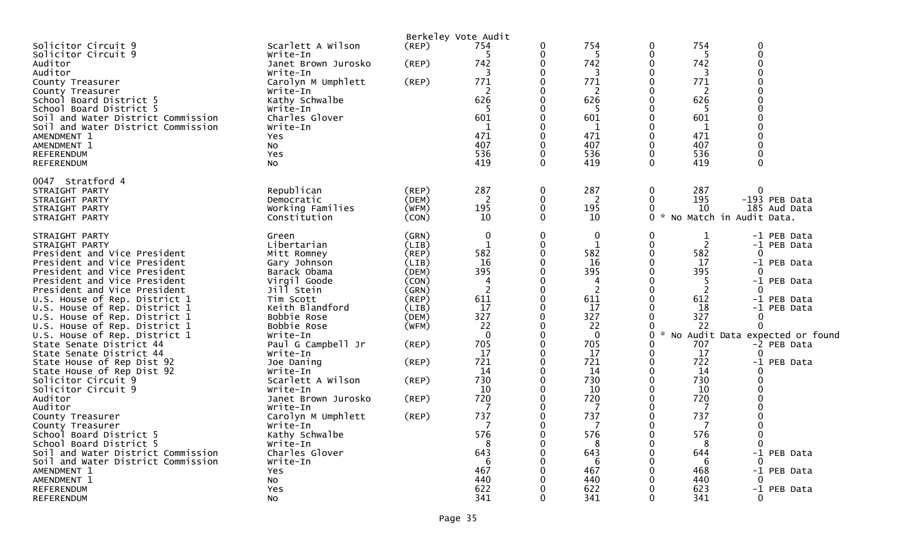Berkeley Vote Audit

| | | | | | | | | | |
|---|---|---|---|---|---|---|---|---|---|
| Solicitor Circuit 9 | Scarlett A Wilson | (REP) | 754 | 0 | 754 | 0 | 754 | 0 | |
| Solicitor Circuit 9 | Write-In | | 5 | 0 | 5 | 0 | 5 | 0 | |
| Auditor | Janet Brown Jurosko | (REP) | 742 | 0 | 742 | 0 | 742 | 0 | |
| Auditor | Write-In | | 3 | 0 | 3 | 0 | 3 | 0 | |
| County Treasurer | Carolyn M Umphlett | (REP) | 771 | 0 | 771 | 0 | 771 | 0 | |
| County Treasurer | Write-In | | 2 | 0 | 2 | 0 | 2 | 0 | |
| School Board District 5 | Kathy Schwalbe | | 626 | 0 | 626 | 0 | 626 | 0 | |
| School Board District 5 | Write-In | | 5 | 0 | 5 | 0 | 5 | 0 | |
| Soil and Water District Commission | Charles Glover | | 601 | 0 | 601 | 0 | 601 | 0 | |
| Soil and Water District Commission | Write-In | | 1 | 0 | 1 | 0 | 1 | 0 | |
| AMENDMENT 1 | Yes | | 471 | 0 | 471 | 0 | 471 | 0 | |
| AMENDMENT 1 | No | | 407 | 0 | 407 | 0 | 407 | 0 | |
| REFERENDUM | Yes | | 536 | 0 | 536 | 0 | 536 | 0 | |
| REFERENDUM | No | | 419 | 0 | 419 | 0 | 419 | 0 | |

0047 Stratford 4

| | | | | | | | | | |
|---|---|---|---|---|---|---|---|---|---|
| STRAIGHT PARTY | Republican | (REP) | 287 | 0 | 287 | 0 | 287 | 0 | |
| STRAIGHT PARTY | Democratic | (DEM) | 2 | 0 | 2 | 0 | 195 | -193 | PEB Data |
| STRAIGHT PARTY | Working Families | (WFM) | 195 | 0 | 195 | 0 | 10 | 185 | Aud Data |
| STRAIGHT PARTY | Constitution | (CON) | 10 | 0 | 10 | 0 | * No Match in Audit Data. | | |
| STRAIGHT PARTY | Green | (GRN) | 0 | 0 | 0 | 0 | 1 | -1 | PEB Data |
| STRAIGHT PARTY | Libertarian | (LIB) | 1 | 0 | 1 | 0 | 2 | -1 | PEB Data |
| President and Vice President | Mitt Romney | (REP) | 582 | 0 | 582 | 0 | 582 | 0 | |
| President and Vice President | Gary Johnson | (LIB) | 16 | 0 | 16 | 0 | 17 | -1 | PEB Data |
| President and Vice President | Barack Obama | (DEM) | 395 | 0 | 395 | 0 | 395 | 0 | |
| President and Vice President | Virgil Goode | (CON) | 4 | 0 | 4 | 0 | 5 | -1 | PEB Data |
| President and Vice President | Jill Stein | (GRN) | 2 | 0 | 2 | 0 | 2 | 0 | |
| U.S. House of Rep. District 1 | Tim Scott | (REP) | 611 | 0 | 611 | 0 | 612 | -1 | PEB Data |
| U.S. House of Rep. District 1 | Keith Blandford | (LIB) | 17 | 0 | 17 | 0 | 18 | -1 | PEB Data |
| U.S. House of Rep. District 1 | Bobbie Rose | (DEM) | 327 | 0 | 327 | 0 | 327 | 0 | |
| U.S. House of Rep. District 1 | Bobbie Rose | (WFM) | 22 | 0 | 22 | 0 | 22 | 0 | |
| U.S. House of Rep. District 1 | Write-In | | 0 | 0 | 0 | 0 | * No Audit Data expected or found | | |
| State Senate District 44 | Paul G Campbell Jr | (REP) | 705 | 0 | 705 | 0 | 707 | -2 | PEB Data |
| State Senate District 44 | Write-In | | 17 | 0 | 17 | 0 | 17 | 0 | |
| State House of Rep Dist 92 | Joe Daning | (REP) | 721 | 0 | 721 | 0 | 722 | -1 | PEB Data |
| State House of Rep Dist 92 | Write-In | | 14 | 0 | 14 | 0 | 14 | 0 | |
| Solicitor Circuit 9 | Scarlett A Wilson | (REP) | 730 | 0 | 730 | 0 | 730 | 0 | |
| Solicitor Circuit 9 | Write-In | | 10 | 0 | 10 | 0 | 10 | 0 | |
| Auditor | Janet Brown Jurosko | (REP) | 720 | 0 | 720 | 0 | 720 | 0 | |
| Auditor | Write-In | | 7 | 0 | 7 | 0 | 7 | 0 | |
| County Treasurer | Carolyn M Umphlett | (REP) | 737 | 0 | 737 | 0 | 737 | 0 | |
| County Treasurer | Write-In | | 7 | 0 | 7 | 0 | 7 | 0 | |
| School Board District 5 | Kathy Schwalbe | | 576 | 0 | 576 | 0 | 576 | 0 | |
| School Board District 5 | Write-In | | 8 | 0 | 8 | 0 | 8 | 0 | |
| Soil and Water District Commission | Charles Glover | | 643 | 0 | 643 | 0 | 644 | -1 | PEB Data |
| Soil and Water District Commission | Write-In | | 6 | 0 | 6 | 0 | 6 | 0 | |
| AMENDMENT 1 | Yes | | 467 | 0 | 467 | 0 | 468 | -1 | PEB Data |
| AMENDMENT 1 | No | | 440 | 0 | 440 | 0 | 440 | 0 | |
| REFERENDUM | Yes | | 622 | 0 | 622 | 0 | 623 | -1 | PEB Data |
| REFERENDUM | No | | 341 | 0 | 341 | 0 | 341 | 0 | |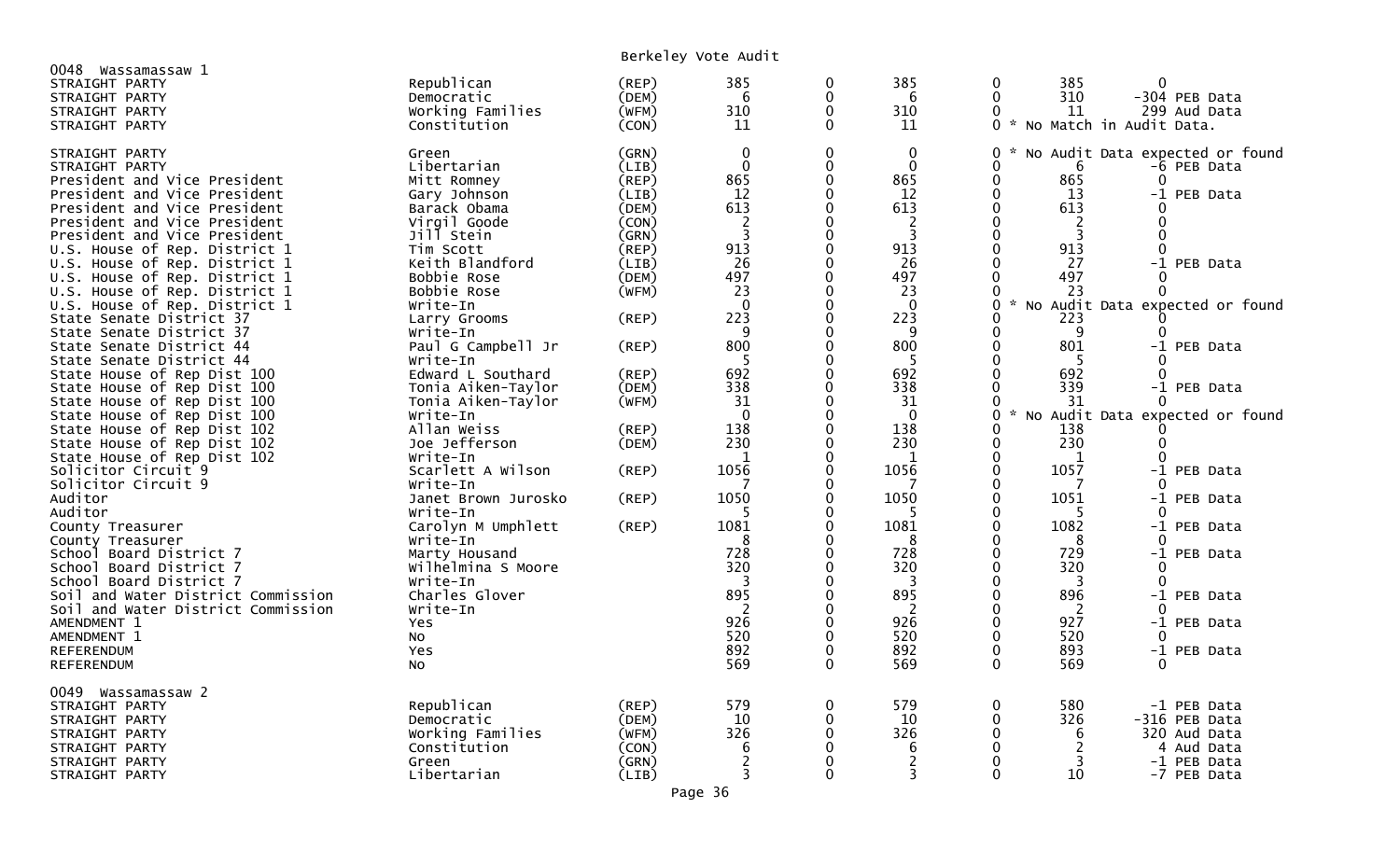Berkeley Vote Audit

**0048 Wassamassaw 1**

| Contest | Candidate | Party | | | | | | |
|---|---|---|---|---|---|---|---|---|
| STRAIGHT PARTY | Republican | (REP) | 385 | 0 | 385 | 0 | 385 | 0 |
| STRAIGHT PARTY | Democratic | (DEM) | 6 | 0 | 6 | 0 | 310 | -304 PEB Data |
| STRAIGHT PARTY | Working Families | (WFM) | 310 | 0 | 310 | 0 | 11 | 299 Aud Data |
| STRAIGHT PARTY | Constitution | (CON) | 11 | 0 | 11 | 0 | * No Match in Audit Data. | |
| STRAIGHT PARTY | Green | (GRN) | 0 | 0 | 0 | 0 | * No Audit Data expected or found | |
| STRAIGHT PARTY | Libertarian | (LIB) | 0 | 0 | 0 | 0 | 6 | -6 PEB Data |
| President and Vice President | Mitt Romney | (REP) | 865 | 0 | 865 | 0 | 865 | 0 |
| President and Vice President | Gary Johnson | (LIB) | 12 | 0 | 12 | 0 | 13 | -1 PEB Data |
| President and Vice President | Barack Obama | (DEM) | 613 | 0 | 613 | 0 | 613 | 0 |
| President and Vice President | Virgil Goode | (CON) | 2 | 0 | 2 | 0 | 2 | 0 |
| President and Vice President | Jill Stein | (GRN) | 3 | 0 | 3 | 0 | 3 | 0 |
| U.S. House of Rep. District 1 | Tim Scott | (REP) | 913 | 0 | 913 | 0 | 913 | 0 |
| U.S. House of Rep. District 1 | Keith Blandford | (LIB) | 26 | 0 | 26 | 0 | 27 | -1 PEB Data |
| U.S. House of Rep. District 1 | Bobbie Rose | (DEM) | 497 | 0 | 497 | 0 | 497 | 0 |
| U.S. House of Rep. District 1 | Bobbie Rose | (WFM) | 23 | 0 | 23 | 0 | 23 | 0 |
| U.S. House of Rep. District 1 | Write-In | | 0 | 0 | 0 | 0 | * No Audit Data expected or found | |
| State Senate District 37 | Larry Grooms | (REP) | 223 | 0 | 223 | 0 | 223 | 0 |
| State Senate District 37 | Write-In | | 9 | 0 | 9 | 0 | 9 | 0 |
| State Senate District 44 | Paul G Campbell Jr | (REP) | 800 | 0 | 800 | 0 | 801 | -1 PEB Data |
| State Senate District 44 | Write-In | | 5 | 0 | 5 | 0 | 5 | 0 |
| State House of Rep Dist 100 | Edward L Southard | (REP) | 692 | 0 | 692 | 0 | 692 | 0 |
| State House of Rep Dist 100 | Tonia Aiken-Taylor | (DEM) | 338 | 0 | 338 | 0 | 339 | -1 PEB Data |
| State House of Rep Dist 100 | Tonia Aiken-Taylor | (WFM) | 31 | 0 | 31 | 0 | 31 | 0 |
| State House of Rep Dist 100 | Write-In | | 0 | 0 | 0 | 0 | * No Audit Data expected or found | |
| State House of Rep Dist 102 | Allan Weiss | (REP) | 138 | 0 | 138 | 0 | 138 | 0 |
| State House of Rep Dist 102 | Joe Jefferson | (DEM) | 230 | 0 | 230 | 0 | 230 | 0 |
| State House of Rep Dist 102 | Write-In | | 1 | 0 | 1 | 0 | 1 | 0 |
| Solicitor Circuit 9 | Scarlett A Wilson | (REP) | 1056 | 0 | 1056 | 0 | 1057 | -1 PEB Data |
| Solicitor Circuit 9 | Write-In | | 7 | 0 | 7 | 0 | 7 | 0 |
| Auditor | Janet Brown Jurosko | (REP) | 1050 | 0 | 1050 | 0 | 1051 | -1 PEB Data |
| Auditor | Write-In | | 5 | 0 | 5 | 0 | 5 | 0 |
| County Treasurer | Carolyn M Umphlett | (REP) | 1081 | 0 | 1081 | 0 | 1082 | -1 PEB Data |
| County Treasurer | Write-In | | 8 | 0 | 8 | 0 | 8 | 0 |
| School Board District 7 | Marty Housand | | 728 | 0 | 728 | 0 | 729 | -1 PEB Data |
| School Board District 7 | Wilhelmina S Moore | | 320 | 0 | 320 | 0 | 320 | 0 |
| School Board District 7 | Write-In | | 3 | 0 | 3 | 0 | 3 | 0 |
| Soil and Water District Commission | Charles Glover | | 895 | 0 | 895 | 0 | 896 | -1 PEB Data |
| Soil and Water District Commission | Write-In | | 2 | 0 | 2 | 0 | 2 | 0 |
| AMENDMENT 1 | Yes | | 926 | 0 | 926 | 0 | 927 | -1 PEB Data |
| AMENDMENT 1 | No | | 520 | 0 | 520 | 0 | 520 | 0 |
| REFERENDUM | Yes | | 892 | 0 | 892 | 0 | 893 | -1 PEB Data |
| REFERENDUM | No | | 569 | 0 | 569 | 0 | 569 | 0 |

**0049 Wassamassaw 2**

| Contest | Candidate | Party | | | | | | |
|---|---|---|---|---|---|---|---|---|
| STRAIGHT PARTY | Republican | (REP) | 579 | 0 | 579 | 0 | 580 | -1 PEB Data |
| STRAIGHT PARTY | Democratic | (DEM) | 10 | 0 | 10 | 0 | 326 | -316 PEB Data |
| STRAIGHT PARTY | Working Families | (WFM) | 326 | 0 | 326 | 0 | 6 | 320 Aud Data |
| STRAIGHT PARTY | Constitution | (CON) | 6 | 0 | 6 | 0 | 2 | 4 Aud Data |
| STRAIGHT PARTY | Green | (GRN) | 2 | 0 | 2 | 0 | 3 | -1 PEB Data |
| STRAIGHT PARTY | Libertarian | (LIB) | 3 | 0 | 3 | 0 | 10 | -7 PEB Data |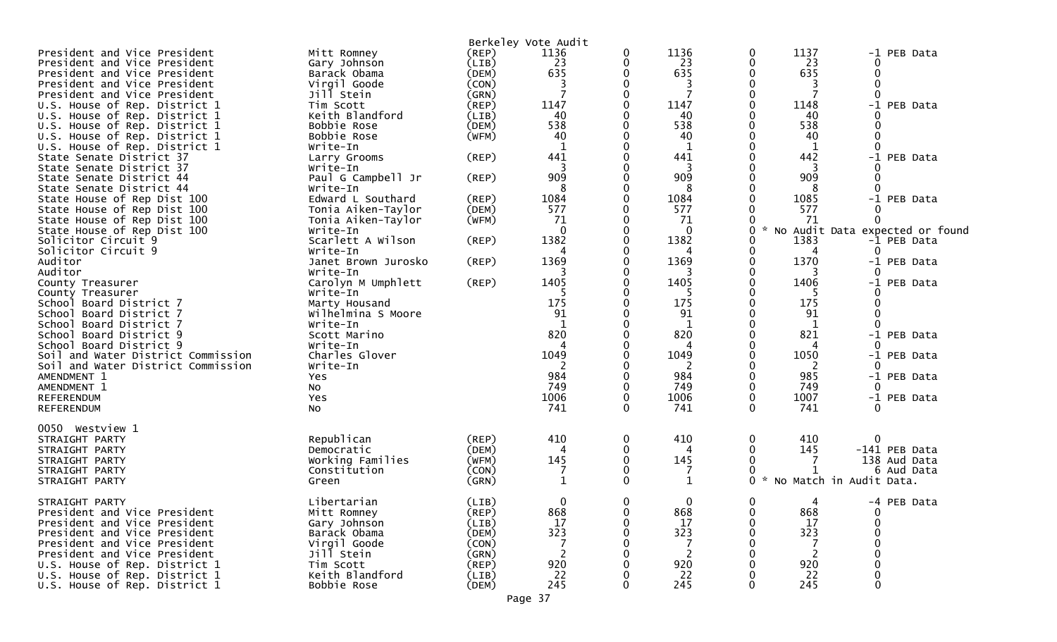Berkeley Vote Audit

| Office | Candidate | Party | Votes | | Votes | | Audit | Difference |
|---|---|---|---|---|---|---|---|---|
| President and Vice President | Mitt Romney | (REP) | 1136 | 0 | 1136 | 0 | 1137 | -1 PEB Data |
| President and Vice President | Gary Johnson | (LIB) | 23 | 0 | 23 | 0 | 23 | 0 |
| President and Vice President | Barack Obama | (DEM) | 635 | 0 | 635 | 0 | 635 | 0 |
| President and Vice President | Virgil Goode | (CON) | 3 | 0 | 3 | 0 | 3 | 0 |
| President and Vice President | Jill Stein | (GRN) | 7 | 0 | 7 | 0 | 7 | 0 |
| U.S. House of Rep. District 1 | Tim Scott | (REP) | 1147 | 0 | 1147 | 0 | 1148 | -1 PEB Data |
| U.S. House of Rep. District 1 | Keith Blandford | (LIB) | 40 | 0 | 40 | 0 | 40 | 0 |
| U.S. House of Rep. District 1 | Bobbie Rose | (DEM) | 538 | 0 | 538 | 0 | 538 | 0 |
| U.S. House of Rep. District 1 | Bobbie Rose | (WFM) | 40 | 0 | 40 | 0 | 40 | 0 |
| U.S. House of Rep. District 1 | Write-In | | 1 | 0 | 1 | 0 | 1 | 0 |
| State Senate District 37 | Larry Grooms | (REP) | 441 | 0 | 441 | 0 | 442 | -1 PEB Data |
| State Senate District 37 | Write-In | | 3 | 0 | 3 | 0 | 3 | 0 |
| State Senate District 44 | Paul G Campbell Jr | (REP) | 909 | 0 | 909 | 0 | 909 | 0 |
| State Senate District 44 | Write-In | | 8 | 0 | 8 | 0 | 8 | 0 |
| State House of Rep Dist 100 | Edward L Southard | (REP) | 1084 | 0 | 1084 | 0 | 1085 | -1 PEB Data |
| State House of Rep Dist 100 | Tonia Aiken-Taylor | (DEM) | 577 | 0 | 577 | 0 | 577 | 0 |
| State House of Rep Dist 100 | Tonia Aiken-Taylor | (WFM) | 71 | 0 | 71 | 0 | 71 | 0 |
| State House of Rep Dist 100 | Write-In | | 0 | 0 | 0 | 0 * No Audit Data expected or found | | |
| Solicitor Circuit 9 | Scarlett A Wilson | (REP) | 1382 | 0 | 1382 | 0 | 1383 | -1 PEB Data |
| Solicitor Circuit 9 | Write-In | | 4 | 0 | 4 | 0 | 4 | 0 |
| Auditor | Janet Brown Jurosko | (REP) | 1369 | 0 | 1369 | 0 | 1370 | -1 PEB Data |
| Auditor | Write-In | | 3 | 0 | 3 | 0 | 3 | 0 |
| County Treasurer | Carolyn M Umphlett | (REP) | 1405 | 0 | 1405 | 0 | 1406 | -1 PEB Data |
| County Treasurer | Write-In | | 5 | 0 | 5 | 0 | 5 | 0 |
| School Board District 7 | Marty Housand | | 175 | 0 | 175 | 0 | 175 | 0 |
| School Board District 7 | Wilhelmina S Moore | | 91 | 0 | 91 | 0 | 91 | 0 |
| School Board District 7 | Write-In | | 1 | 0 | 1 | 0 | 1 | 0 |
| School Board District 9 | Scott Marino | | 820 | 0 | 820 | 0 | 821 | -1 PEB Data |
| School Board District 9 | Write-In | | 4 | 0 | 4 | 0 | 4 | 0 |
| Soil and Water District Commission | Charles Glover | | 1049 | 0 | 1049 | 0 | 1050 | -1 PEB Data |
| Soil and Water District Commission | Write-In | | 2 | 0 | 2 | 0 | 2 | 0 |
| AMENDMENT 1 | Yes | | 984 | 0 | 984 | 0 | 985 | -1 PEB Data |
| AMENDMENT 1 | No | | 749 | 0 | 749 | 0 | 749 | 0 |
| REFERENDUM | Yes | | 1006 | 0 | 1006 | 0 | 1007 | -1 PEB Data |
| REFERENDUM | No | | 741 | 0 | 741 | 0 | 741 | 0 |

0050 Westview 1

| Office | Candidate | Party | Votes | | Votes | | Audit | Difference |
|---|---|---|---|---|---|---|---|---|
| STRAIGHT PARTY | Republican | (REP) | 410 | 0 | 410 | 0 | 410 | 0 |
| STRAIGHT PARTY | Democratic | (DEM) | 4 | 0 | 4 | 0 | 145 | -141 PEB Data |
| STRAIGHT PARTY | Working Families | (WFM) | 145 | 0 | 145 | 0 | 7 | 138 Aud Data |
| STRAIGHT PARTY | Constitution | (CON) | 7 | 0 | 7 | 0 | 1 | 6 Aud Data |
| STRAIGHT PARTY | Green | (GRN) | 1 | 0 | 1 | 0 * No Match in Audit Data. | | |
| STRAIGHT PARTY | Libertarian | (LIB) | 0 | 0 | 0 | 0 | 4 | -4 PEB Data |
| President and Vice President | Mitt Romney | (REP) | 868 | 0 | 868 | 0 | 868 | 0 |
| President and Vice President | Gary Johnson | (LIB) | 17 | 0 | 17 | 0 | 17 | 0 |
| President and Vice President | Barack Obama | (DEM) | 323 | 0 | 323 | 0 | 323 | 0 |
| President and Vice President | Virgil Goode | (CON) | 7 | 0 | 7 | 0 | 7 | 0 |
| President and Vice President | Jill Stein | (GRN) | 2 | 0 | 2 | 0 | 2 | 0 |
| U.S. House of Rep. District 1 | Tim Scott | (REP) | 920 | 0 | 920 | 0 | 920 | 0 |
| U.S. House of Rep. District 1 | Keith Blandford | (LIB) | 22 | 0 | 22 | 0 | 22 | 0 |
| U.S. House of Rep. District 1 | Bobbie Rose | (DEM) | 245 | 0 | 245 | 0 | 245 | 0 |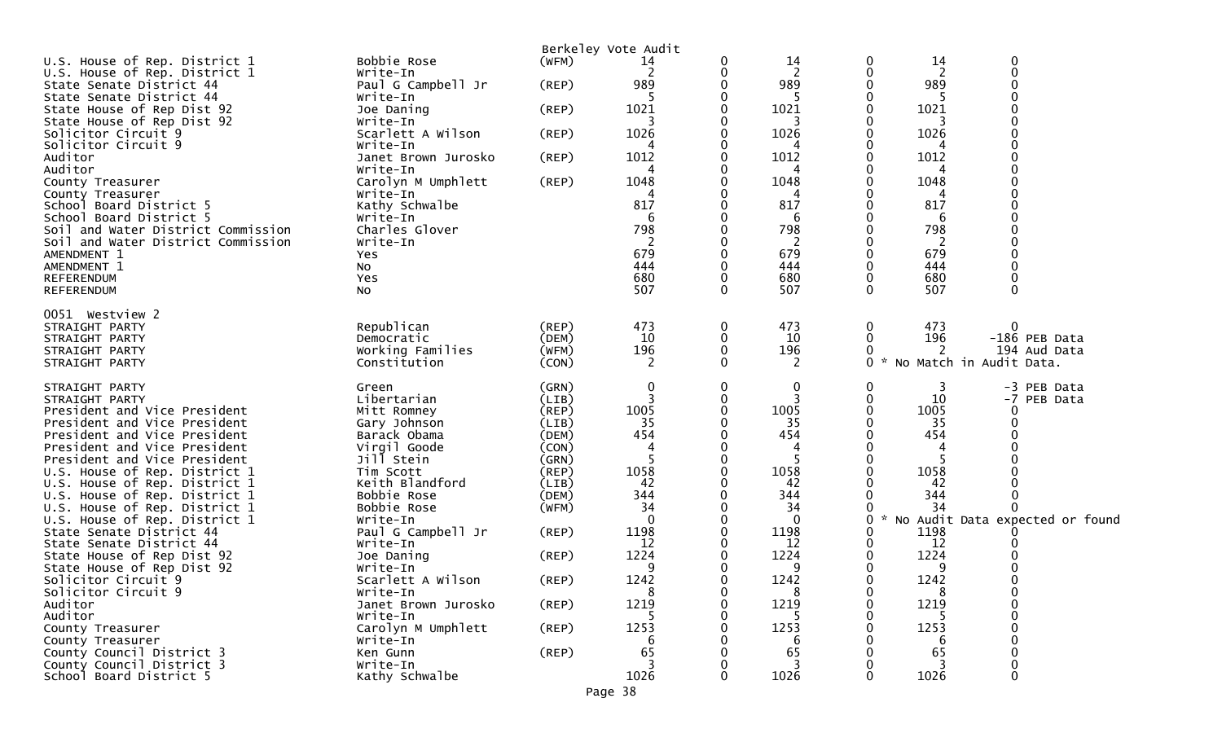Berkeley Vote Audit

| | | | | | | | | |
|---|---|---|---|---|---|---|---|---|
| U.S. House of Rep. District 1 | Bobbie Rose | (WFM) | 14 | 0 | 14 | 0 | 14 | 0 |
| U.S. House of Rep. District 1 | Write-In | | 2 | 0 | 2 | 0 | 2 | 0 |
| State Senate District 44 | Paul G Campbell Jr | (REP) | 989 | 0 | 989 | 0 | 989 | 0 |
| State Senate District 44 | Write-In | | 5 | 0 | 5 | 0 | 5 | 0 |
| State House of Rep Dist 92 | Joe Daning | (REP) | 1021 | 0 | 1021 | 0 | 1021 | 0 |
| State House of Rep Dist 92 | Write-In | | 3 | 0 | 3 | 0 | 3 | 0 |
| Solicitor Circuit 9 | Scarlett A Wilson | (REP) | 1026 | 0 | 1026 | 0 | 1026 | 0 |
| Solicitor Circuit 9 | Write-In | | 4 | 0 | 4 | 0 | 4 | 0 |
| Auditor | Janet Brown Jurosko | (REP) | 1012 | 0 | 1012 | 0 | 1012 | 0 |
| Auditor | Write-In | | 4 | 0 | 4 | 0 | 4 | 0 |
| County Treasurer | Carolyn M Umphlett | (REP) | 1048 | 0 | 1048 | 0 | 1048 | 0 |
| County Treasurer | Write-In | | 4 | 0 | 4 | 0 | 4 | 0 |
| School Board District 5 | Kathy Schwalbe | | 817 | 0 | 817 | 0 | 817 | 0 |
| School Board District 5 | Write-In | | 6 | 0 | 6 | 0 | 6 | 0 |
| Soil and Water District Commission | Charles Glover | | 798 | 0 | 798 | 0 | 798 | 0 |
| Soil and Water District Commission | Write-In | | 2 | 0 | 2 | 0 | 2 | 0 |
| AMENDMENT 1 | Yes | | 679 | 0 | 679 | 0 | 679 | 0 |
| AMENDMENT 1 | No | | 444 | 0 | 444 | 0 | 444 | 0 |
| REFERENDUM | Yes | | 680 | 0 | 680 | 0 | 680 | 0 |
| REFERENDUM | No | | 507 | 0 | 507 | 0 | 507 | 0 |

0051 Westview 2

| | | | | | | | | |
|---|---|---|---|---|---|---|---|---|
| STRAIGHT PARTY | Republican | (REP) | 473 | 0 | 473 | 0 | 473 | 0 |
| STRAIGHT PARTY | Democratic | (DEM) | 10 | 0 | 10 | 0 | 196 | -186 PEB Data |
| STRAIGHT PARTY | Working Families | (WFM) | 196 | 0 | 196 | 0 | 2 | 194 Aud Data |
| STRAIGHT PARTY | Constitution | (CON) | 2 | 0 | 2 | 0 * No Match in Audit Data. | | |
| STRAIGHT PARTY | Green | (GRN) | 0 | 0 | 0 | 0 | 3 | -3 PEB Data |
| STRAIGHT PARTY | Libertarian | (LIB) | 3 | 0 | 3 | 0 | 10 | -7 PEB Data |
| President and Vice President | Mitt Romney | (REP) | 1005 | 0 | 1005 | 0 | 1005 | 0 |
| President and Vice President | Gary Johnson | (LIB) | 35 | 0 | 35 | 0 | 35 | 0 |
| President and Vice President | Barack Obama | (DEM) | 454 | 0 | 454 | 0 | 454 | 0 |
| President and Vice President | Virgil Goode | (CON) | 4 | 0 | 4 | 0 | 4 | 0 |
| President and Vice President | Jill Stein | (GRN) | 5 | 0 | 5 | 0 | 5 | 0 |
| U.S. House of Rep. District 1 | Tim Scott | (REP) | 1058 | 0 | 1058 | 0 | 1058 | 0 |
| U.S. House of Rep. District 1 | Keith Blandford | (LIB) | 42 | 0 | 42 | 0 | 42 | 0 |
| U.S. House of Rep. District 1 | Bobbie Rose | (DEM) | 344 | 0 | 344 | 0 | 344 | 0 |
| U.S. House of Rep. District 1 | Bobbie Rose | (WFM) | 34 | 0 | 34 | 0 | 34 | 0 |
| U.S. House of Rep. District 1 | Write-In | | 0 | 0 | 0 | 0 * No Audit Data expected or found | | |
| State Senate District 44 | Paul G Campbell Jr | (REP) | 1198 | 0 | 1198 | 0 | 1198 | 0 |
| State Senate District 44 | Write-In | | 12 | 0 | 12 | 0 | 12 | 0 |
| State House of Rep Dist 92 | Joe Daning | (REP) | 1224 | 0 | 1224 | 0 | 1224 | 0 |
| State House of Rep Dist 92 | Write-In | | 9 | 0 | 9 | 0 | 9 | 0 |
| Solicitor Circuit 9 | Scarlett A Wilson | (REP) | 1242 | 0 | 1242 | 0 | 1242 | 0 |
| Solicitor Circuit 9 | Write-In | | 8 | 0 | 8 | 0 | 8 | 0 |
| Auditor | Janet Brown Jurosko | (REP) | 1219 | 0 | 1219 | 0 | 1219 | 0 |
| Auditor | Write-In | | 5 | 0 | 5 | 0 | 5 | 0 |
| County Treasurer | Carolyn M Umphlett | (REP) | 1253 | 0 | 1253 | 0 | 1253 | 0 |
| County Treasurer | Write-In | | 6 | 0 | 6 | 0 | 6 | 0 |
| County Council District 3 | Ken Gunn | (REP) | 65 | 0 | 65 | 0 | 65 | 0 |
| County Council District 3 | Write-In | | 3 | 0 | 3 | 0 | 3 | 0 |
| School Board District 5 | Kathy Schwalbe | | 1026 | 0 | 1026 | 0 | 1026 | 0 |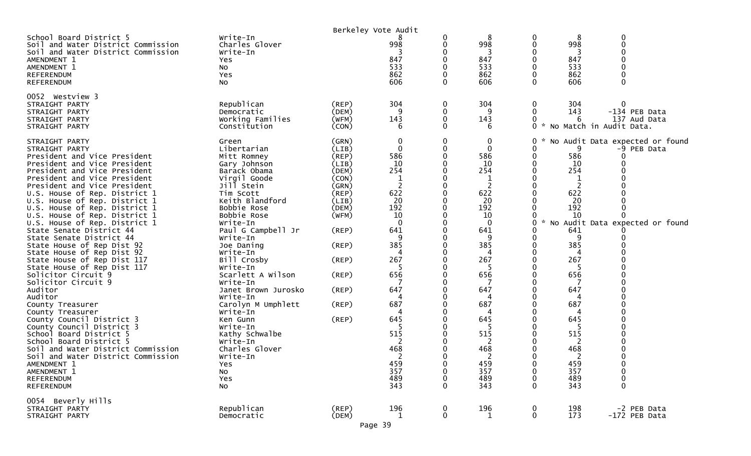Berkeley Vote Audit

| Contest | Candidate | Party | | | | | | Audit | Notes |
|---|---|---|---|---|---|---|---|---|---|
| School Board District 5 | Write-In | | 8 | 0 | 8 | 0 | 8 | 0 | |
| Soil and Water District Commission | Charles Glover | | 998 | 0 | 998 | 0 | 998 | 0 | |
| Soil and Water District Commission | Write-In | | 3 | 0 | 3 | 0 | 3 | 0 | |
| AMENDMENT 1 | Yes | | 847 | 0 | 847 | 0 | 847 | 0 | |
| AMENDMENT 1 | No | | 533 | 0 | 533 | 0 | 533 | 0 | |
| REFERENDUM | Yes | | 862 | 0 | 862 | 0 | 862 | 0 | |
| REFERENDUM | No | | 606 | 0 | 606 | 0 | 606 | 0 | |
| **0052 Westview 3** | | | | | | | | | |
| STRAIGHT PARTY | Republican | (REP) | 304 | 0 | 304 | 0 | 304 | 0 | |
| STRAIGHT PARTY | Democratic | (DEM) | 9 | 0 | 9 | 0 | 143 | -134 | PEB Data |
| STRAIGHT PARTY | Working Families | (WFM) | 143 | 0 | 143 | 0 | 6 | 137 | Aud Data |
| STRAIGHT PARTY | Constitution | (CON) | 6 | 0 | 6 | 0 | * No Match in Audit Data. | | |
| STRAIGHT PARTY | Green | (GRN) | 0 | 0 | 0 | 0 | * No Audit Data expected or found | | |
| STRAIGHT PARTY | Libertarian | (LIB) | 0 | 0 | 0 | 0 | 9 | -9 | PEB Data |
| President and Vice President | Mitt Romney | (REP) | 586 | 0 | 586 | 0 | 586 | 0 | |
| President and Vice President | Gary Johnson | (LIB) | 10 | 0 | 10 | 0 | 10 | 0 | |
| President and Vice President | Barack Obama | (DEM) | 254 | 0 | 254 | 0 | 254 | 0 | |
| President and Vice President | Virgil Goode | (CON) | 1 | 0 | 1 | 0 | 1 | 0 | |
| President and Vice President | Jill Stein | (GRN) | 2 | 0 | 2 | 0 | 2 | 0 | |
| U.S. House of Rep. District 1 | Tim Scott | (REP) | 622 | 0 | 622 | 0 | 622 | 0 | |
| U.S. House of Rep. District 1 | Keith Blandford | (LIB) | 20 | 0 | 20 | 0 | 20 | 0 | |
| U.S. House of Rep. District 1 | Bobbie Rose | (DEM) | 192 | 0 | 192 | 0 | 192 | 0 | |
| U.S. House of Rep. District 1 | Bobbie Rose | (WFM) | 10 | 0 | 10 | 0 | 10 | 0 | |
| U.S. House of Rep. District 1 | Write-In | | 0 | 0 | 0 | 0 | * No Audit Data expected or found | | |
| State Senate District 44 | Paul G Campbell Jr | (REP) | 641 | 0 | 641 | 0 | 641 | 0 | |
| State Senate District 44 | Write-In | | 9 | 0 | 9 | 0 | 9 | 0 | |
| State House of Rep Dist 92 | Joe Daning | (REP) | 385 | 0 | 385 | 0 | 385 | 0 | |
| State House of Rep Dist 92 | Write-In | | 4 | 0 | 4 | 0 | 4 | 0 | |
| State House of Rep Dist 117 | Bill Crosby | (REP) | 267 | 0 | 267 | 0 | 267 | 0 | |
| State House of Rep Dist 117 | Write-In | | 5 | 0 | 5 | 0 | 5 | 0 | |
| Solicitor Circuit 9 | Scarlett A Wilson | (REP) | 656 | 0 | 656 | 0 | 656 | 0 | |
| Solicitor Circuit 9 | Write-In | | 7 | 0 | 7 | 0 | 7 | 0 | |
| Auditor | Janet Brown Jurosko | (REP) | 647 | 0 | 647 | 0 | 647 | 0 | |
| Auditor | Write-In | | 4 | 0 | 4 | 0 | 4 | 0 | |
| County Treasurer | Carolyn M Umphlett | (REP) | 687 | 0 | 687 | 0 | 687 | 0 | |
| County Treasurer | Write-In | | 4 | 0 | 4 | 0 | 4 | 0 | |
| County Council District 3 | Ken Gunn | (REP) | 645 | 0 | 645 | 0 | 645 | 0 | |
| County Council District 3 | Write-In | | 5 | 0 | 5 | 0 | 5 | 0 | |
| School Board District 5 | Kathy Schwalbe | | 515 | 0 | 515 | 0 | 515 | 0 | |
| School Board District 5 | Write-In | | 2 | 0 | 2 | 0 | 2 | 0 | |
| Soil and Water District Commission | Charles Glover | | 468 | 0 | 468 | 0 | 468 | 0 | |
| Soil and Water District Commission | Write-In | | 2 | 0 | 2 | 0 | 2 | 0 | |
| AMENDMENT 1 | Yes | | 459 | 0 | 459 | 0 | 459 | 0 | |
| AMENDMENT 1 | No | | 357 | 0 | 357 | 0 | 357 | 0 | |
| REFERENDUM | Yes | | 489 | 0 | 489 | 0 | 489 | 0 | |
| REFERENDUM | No | | 343 | 0 | 343 | 0 | 343 | 0 | |
| **0054 Beverly Hills** | | | | | | | | | |
| STRAIGHT PARTY | Republican | (REP) | 196 | 0 | 196 | 0 | 198 | -2 | PEB Data |
| STRAIGHT PARTY | Democratic | (DEM) | 1 | 0 | 1 | 0 | 173 | -172 | PEB Data |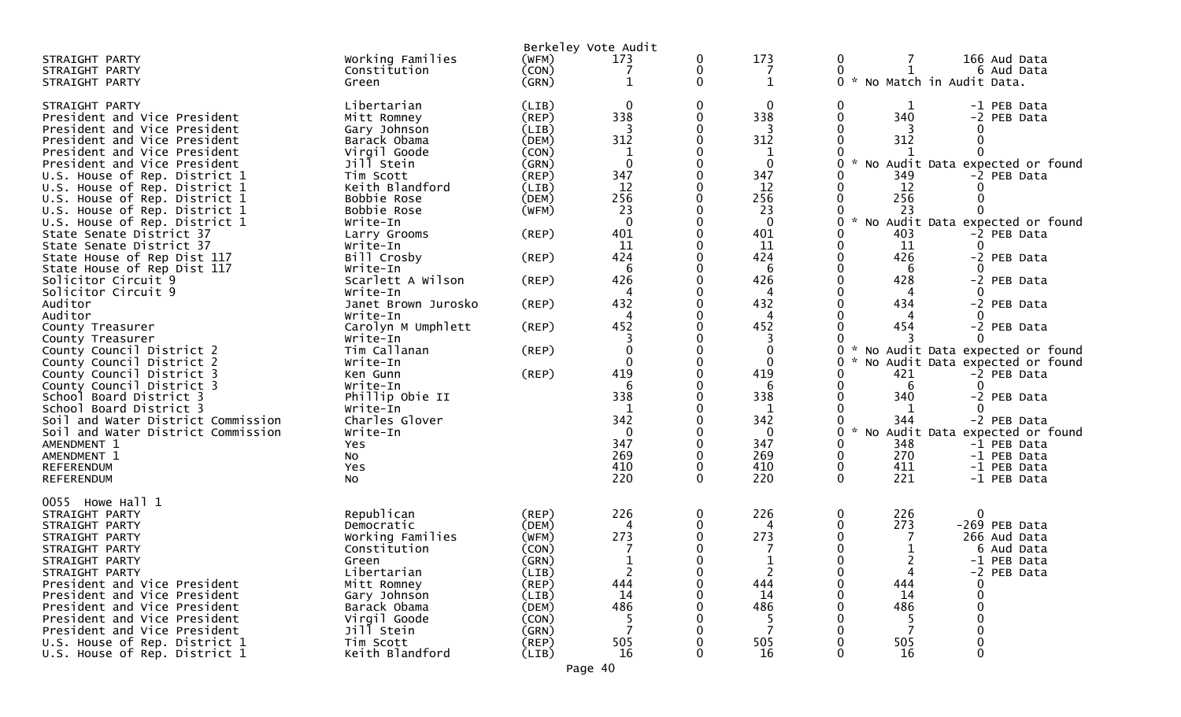Berkeley Vote Audit

| Contest | Candidate | Party | Votes | | Total | | Audit | Difference / Note |
|---|---|---|---|---|---|---|---|---|
| STRAIGHT PARTY | Working Families | (WFM) | 173 | 0 | 173 | 0 | 7 | 166 Aud Data |
| STRAIGHT PARTY | Constitution | (CON) | 7 | 0 | 7 | 0 | 1 | 6 Aud Data |
| STRAIGHT PARTY | Green | (GRN) | 1 | 0 | 1 | 0 | | * No Match in Audit Data. |
| STRAIGHT PARTY | Libertarian | (LIB) | 0 | 0 | 0 | 0 | 1 | -1 PEB Data |
| President and Vice President | Mitt Romney | (REP) | 338 | 0 | 338 | 0 | 340 | -2 PEB Data |
| President and Vice President | Gary Johnson | (LIB) | 3 | 0 | 3 | 0 | 3 | 0 |
| President and Vice President | Barack Obama | (DEM) | 312 | 0 | 312 | 0 | 312 | 0 |
| President and Vice President | Virgil Goode | (CON) | 1 | 0 | 1 | 0 | 1 | 0 |
| President and Vice President | Jill Stein | (GRN) | 0 | 0 | 0 | 0 | | * No Audit Data expected or found |
| U.S. House of Rep. District 1 | Tim Scott | (REP) | 347 | 0 | 347 | 0 | 349 | -2 PEB Data |
| U.S. House of Rep. District 1 | Keith Blandford | (LIB) | 12 | 0 | 12 | 0 | 12 | 0 |
| U.S. House of Rep. District 1 | Bobbie Rose | (DEM) | 256 | 0 | 256 | 0 | 256 | 0 |
| U.S. House of Rep. District 1 | Bobbie Rose | (WFM) | 23 | 0 | 23 | 0 | 23 | 0 |
| U.S. House of Rep. District 1 | Write-In | | 0 | 0 | 0 | 0 | | * No Audit Data expected or found |
| State Senate District 37 | Larry Grooms | (REP) | 401 | 0 | 401 | 0 | 403 | -2 PEB Data |
| State Senate District 37 | Write-In | | 11 | 0 | 11 | 0 | 11 | 0 |
| State House of Rep Dist 117 | Bill Crosby | (REP) | 424 | 0 | 424 | 0 | 426 | -2 PEB Data |
| State House of Rep Dist 117 | Write-In | | 6 | 0 | 6 | 0 | 6 | 0 |
| Solicitor Circuit 9 | Scarlett A Wilson | (REP) | 426 | 0 | 426 | 0 | 428 | -2 PEB Data |
| Solicitor Circuit 9 | Write-In | | 4 | 0 | 4 | 0 | 4 | 0 |
| Auditor | Janet Brown Jurosko | (REP) | 432 | 0 | 432 | 0 | 434 | -2 PEB Data |
| Auditor | Write-In | | 4 | 0 | 4 | 0 | 4 | 0 |
| County Treasurer | Carolyn M Umphlett | (REP) | 452 | 0 | 452 | 0 | 454 | -2 PEB Data |
| County Treasurer | Write-In | | 3 | 0 | 3 | 0 | 3 | 0 |
| County Council District 2 | Tim Callanan | (REP) | 0 | 0 | 0 | 0 | | * No Audit Data expected or found |
| County Council District 2 | Write-In | | 0 | 0 | 0 | 0 | | * No Audit Data expected or found |
| County Council District 3 | Ken Gunn | (REP) | 419 | 0 | 419 | 0 | 421 | -2 PEB Data |
| County Council District 3 | Write-In | | 6 | 0 | 6 | 0 | 6 | 0 |
| School Board District 3 | Phillip Obie II | | 338 | 0 | 338 | 0 | 340 | -2 PEB Data |
| School Board District 3 | Write-In | | 1 | 0 | 1 | 0 | 1 | 0 |
| Soil and Water District Commission | Charles Glover | | 342 | 0 | 342 | 0 | 344 | -2 PEB Data |
| Soil and Water District Commission | Write-In | | 0 | 0 | 0 | 0 | | * No Audit Data expected or found |
| AMENDMENT 1 | Yes | | 347 | 0 | 347 | 0 | 348 | -1 PEB Data |
| AMENDMENT 1 | No | | 269 | 0 | 269 | 0 | 270 | -1 PEB Data |
| REFERENDUM | Yes | | 410 | 0 | 410 | 0 | 411 | -1 PEB Data |
| REFERENDUM | No | | 220 | 0 | 220 | 0 | 221 | -1 PEB Data |

0055 Howe Hall 1

| Contest | Candidate | Party | Votes | | Total | | Audit | Difference / Note |
|---|---|---|---|---|---|---|---|---|
| STRAIGHT PARTY | Republican | (REP) | 226 | 0 | 226 | 0 | 226 | 0 |
| STRAIGHT PARTY | Democratic | (DEM) | 4 | 0 | 4 | 0 | 273 | -269 PEB Data |
| STRAIGHT PARTY | Working Families | (WFM) | 273 | 0 | 273 | 0 | 7 | 266 Aud Data |
| STRAIGHT PARTY | Constitution | (CON) | 7 | 0 | 7 | 0 | 1 | 6 Aud Data |
| STRAIGHT PARTY | Green | (GRN) | 1 | 0 | 1 | 0 | 2 | -1 PEB Data |
| STRAIGHT PARTY | Libertarian | (LIB) | 2 | 0 | 2 | 0 | 4 | -2 PEB Data |
| President and Vice President | Mitt Romney | (REP) | 444 | 0 | 444 | 0 | 444 | 0 |
| President and Vice President | Gary Johnson | (LIB) | 14 | 0 | 14 | 0 | 14 | 0 |
| President and Vice President | Barack Obama | (DEM) | 486 | 0 | 486 | 0 | 486 | 0 |
| President and Vice President | Virgil Goode | (CON) | 5 | 0 | 5 | 0 | 5 | 0 |
| President and Vice President | Jill Stein | (GRN) | 7 | 0 | 7 | 0 | 7 | 0 |
| U.S. House of Rep. District 1 | Tim Scott | (REP) | 505 | 0 | 505 | 0 | 505 | 0 |
| U.S. House of Rep. District 1 | Keith Blandford | (LIB) | 16 | 0 | 16 | 0 | 16 | 0 |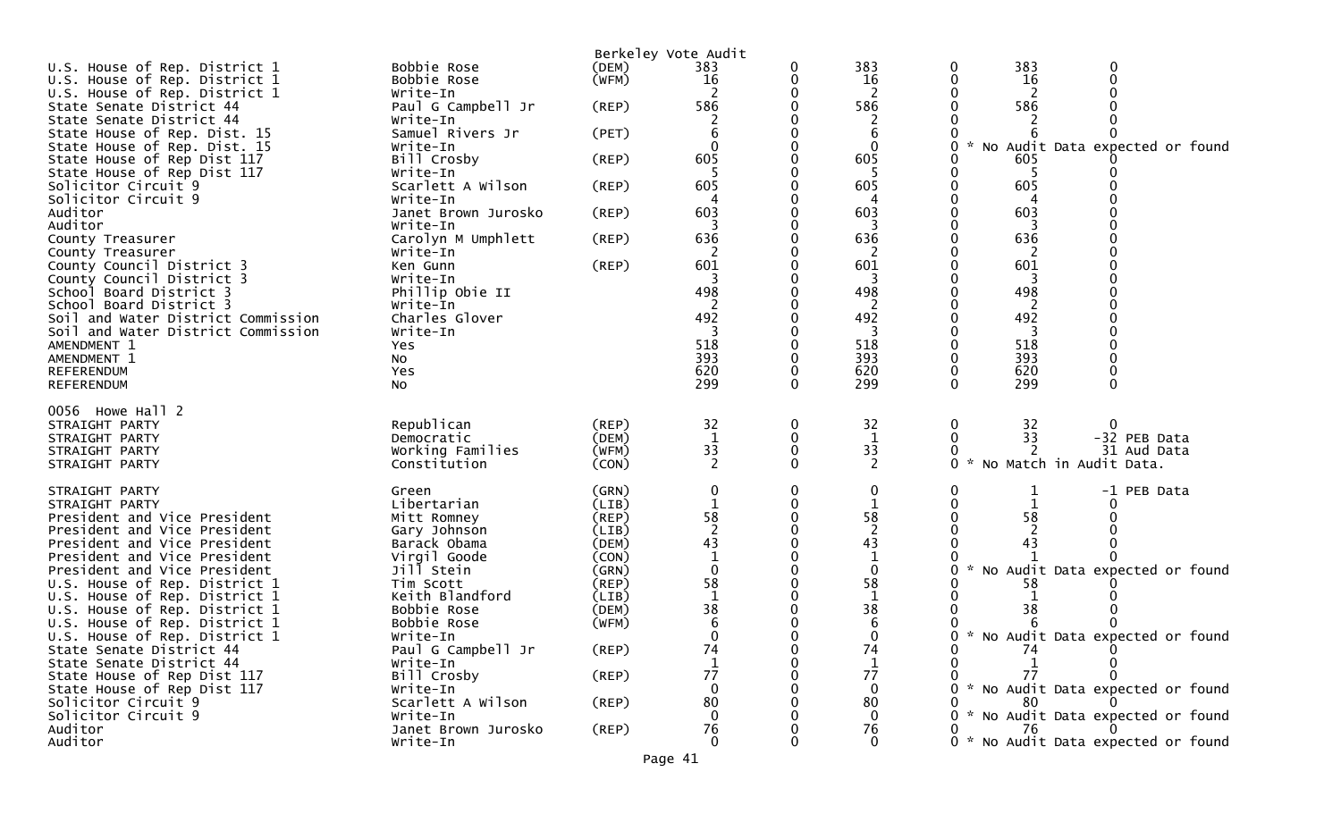Berkeley Vote Audit

| | | | | | | | | |
|---|---|---|---|---|---|---|---|---|
| U.S. House of Rep. District 1 | Bobbie Rose | (DEM) | 383 | 0 | 383 | 0 | 383 | 0 |
| U.S. House of Rep. District 1 | Bobbie Rose | (WFM) | 16 | 0 | 16 | 0 | 16 | 0 |
| U.S. House of Rep. District 1 | Write-In | | 2 | 0 | 2 | 0 | 2 | 0 |
| State Senate District 44 | Paul G Campbell Jr | (REP) | 586 | 0 | 586 | 0 | 586 | 0 |
| State Senate District 44 | Write-In | | 2 | 0 | 2 | 0 | 2 | 0 |
| State House of Rep. Dist. 15 | Samuel Rivers Jr | (PET) | 6 | 0 | 6 | 0 | 6 | 0 |
| State House of Rep. Dist. 15 | Write-In | | 0 | 0 | 0 | 0 | * No Audit Data expected or found | |
| State House of Rep Dist 117 | Bill Crosby | (REP) | 605 | 0 | 605 | 0 | 605 | 0 |
| State House of Rep Dist 117 | Write-In | | 5 | 0 | 5 | 0 | 5 | 0 |
| Solicitor Circuit 9 | Scarlett A Wilson | (REP) | 605 | 0 | 605 | 0 | 605 | 0 |
| Solicitor Circuit 9 | Write-In | | 4 | 0 | 4 | 0 | 4 | 0 |
| Auditor | Janet Brown Jurosko | (REP) | 603 | 0 | 603 | 0 | 603 | 0 |
| Auditor | Write-In | | 3 | 0 | 3 | 0 | 3 | 0 |
| County Treasurer | Carolyn M Umphlett | (REP) | 636 | 0 | 636 | 0 | 636 | 0 |
| County Treasurer | Write-In | | 2 | 0 | 2 | 0 | 2 | 0 |
| County Council District 3 | Ken Gunn | (REP) | 601 | 0 | 601 | 0 | 601 | 0 |
| County Council District 3 | Write-In | | 3 | 0 | 3 | 0 | 3 | 0 |
| School Board District 3 | Phillip Obie II | | 498 | 0 | 498 | 0 | 498 | 0 |
| School Board District 3 | Write-In | | 2 | 0 | 2 | 0 | 2 | 0 |
| Soil and Water District Commission | Charles Glover | | 492 | 0 | 492 | 0 | 492 | 0 |
| Soil and Water District Commission | Write-In | | 3 | 0 | 3 | 0 | 3 | 0 |
| AMENDMENT 1 | Yes | | 518 | 0 | 518 | 0 | 518 | 0 |
| AMENDMENT 1 | No | | 393 | 0 | 393 | 0 | 393 | 0 |
| REFERENDUM | Yes | | 620 | 0 | 620 | 0 | 620 | 0 |
| REFERENDUM | No | | 299 | 0 | 299 | 0 | 299 | 0 |

0056 Howe Hall 2

| | | | | | | | | |
|---|---|---|---|---|---|---|---|---|
| STRAIGHT PARTY | Republican | (REP) | 32 | 0 | 32 | 0 | 32 | 0 |
| STRAIGHT PARTY | Democratic | (DEM) | 1 | 0 | 1 | 0 | 33 | -32 PEB Data |
| STRAIGHT PARTY | Working Families | (WFM) | 33 | 0 | 33 | 0 | 2 | 31 Aud Data |
| STRAIGHT PARTY | Constitution | (CON) | 2 | 0 | 2 | 0 | * No Match in Audit Data. | |
| STRAIGHT PARTY | Green | (GRN) | 0 | 0 | 0 | 0 | 1 | -1 PEB Data |
| STRAIGHT PARTY | Libertarian | (LIB) | 1 | 0 | 1 | 0 | 1 | 0 |
| President and Vice President | Mitt Romney | (REP) | 58 | 0 | 58 | 0 | 58 | 0 |
| President and Vice President | Gary Johnson | (LIB) | 2 | 0 | 2 | 0 | 2 | 0 |
| President and Vice President | Barack Obama | (DEM) | 43 | 0 | 43 | 0 | 43 | 0 |
| President and Vice President | Virgil Goode | (CON) | 1 | 0 | 1 | 0 | 1 | 0 |
| President and Vice President | Jill Stein | (GRN) | 0 | 0 | 0 | 0 | * No Audit Data expected or found | |
| U.S. House of Rep. District 1 | Tim Scott | (REP) | 58 | 0 | 58 | 0 | 58 | 0 |
| U.S. House of Rep. District 1 | Keith Blandford | (LIB) | 1 | 0 | 1 | 0 | 1 | 0 |
| U.S. House of Rep. District 1 | Bobbie Rose | (DEM) | 38 | 0 | 38 | 0 | 38 | 0 |
| U.S. House of Rep. District 1 | Bobbie Rose | (WFM) | 6 | 0 | 6 | 0 | 6 | 0 |
| U.S. House of Rep. District 1 | Write-In | | 0 | 0 | 0 | 0 | * No Audit Data expected or found | |
| State Senate District 44 | Paul G Campbell Jr | (REP) | 74 | 0 | 74 | 0 | 74 | 0 |
| State Senate District 44 | Write-In | | 1 | 0 | 1 | 0 | 1 | 0 |
| State House of Rep Dist 117 | Bill Crosby | (REP) | 77 | 0 | 77 | 0 | 77 | 0 |
| State House of Rep Dist 117 | Write-In | | 0 | 0 | 0 | 0 | * No Audit Data expected or found | |
| Solicitor Circuit 9 | Scarlett A Wilson | (REP) | 80 | 0 | 80 | 0 | 80 | 0 |
| Solicitor Circuit 9 | Write-In | | 0 | 0 | 0 | 0 | * No Audit Data expected or found | |
| Auditor | Janet Brown Jurosko | (REP) | 76 | 0 | 76 | 0 | 76 | 0 |
| Auditor | Write-In | | 0 | 0 | 0 | 0 | * No Audit Data expected or found | |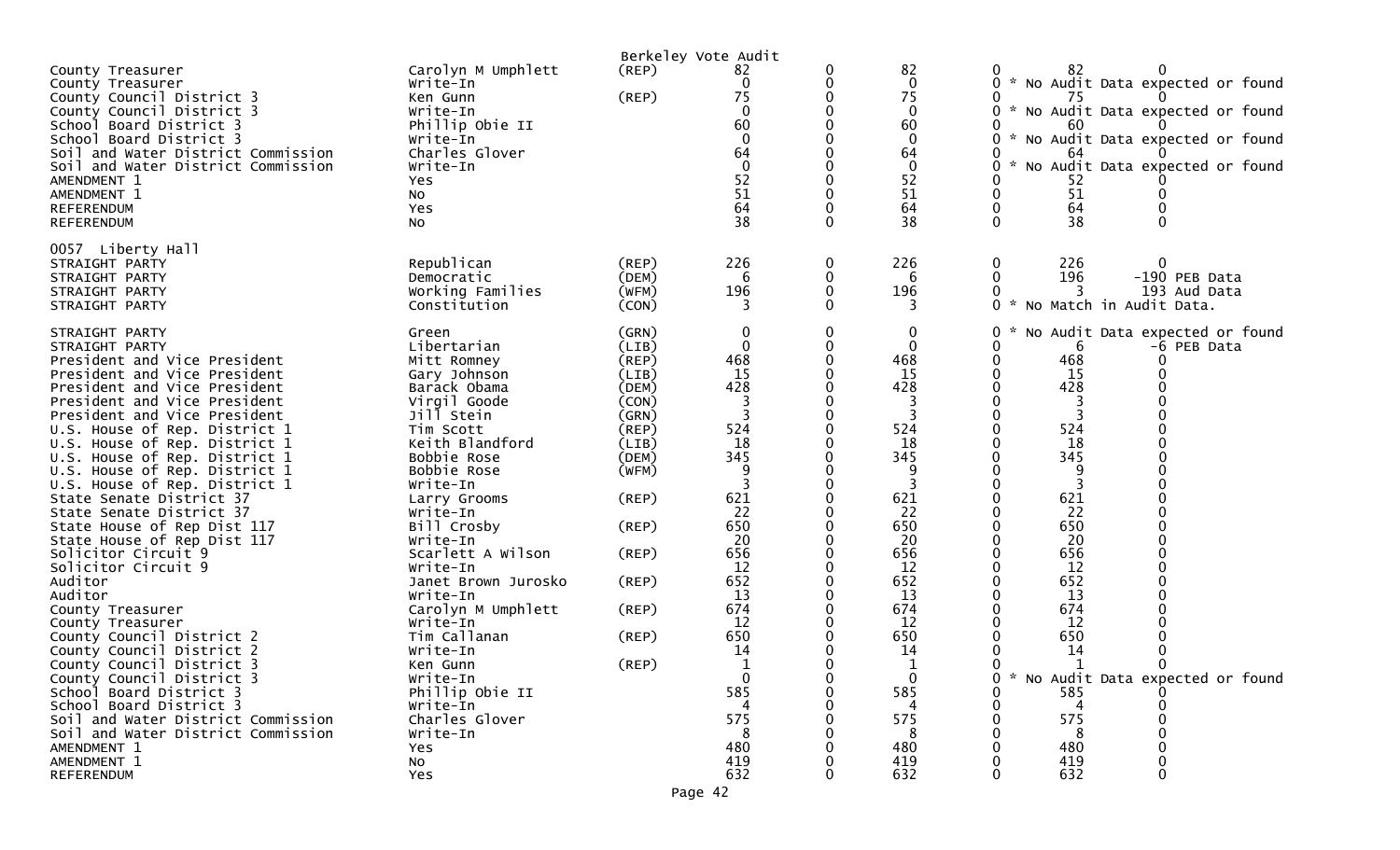Berkeley Vote Audit

| Contest | Candidate | Party | Votes | | | | | | |
|---|---|---|---|---|---|---|---|---|---|
| County Treasurer | Carolyn M Umphlett | (REP) | 82 | 0 | 82 | 0 | 82 | 0 | |
| County Treasurer | Write-In | | 0 | 0 | 0 | 0 | * No Audit Data expected or found | | |
| County Council District 3 | Ken Gunn | (REP) | 75 | 0 | 75 | 0 | 75 | 0 | |
| County Council District 3 | Write-In | | 0 | 0 | 0 | 0 | * No Audit Data expected or found | | |
| School Board District 3 | Phillip Obie II | | 60 | 0 | 60 | 0 | 60 | 0 | |
| School Board District 3 | Write-In | | 0 | 0 | 0 | 0 | * No Audit Data expected or found | | |
| Soil and Water District Commission | Charles Glover | | 64 | 0 | 64 | 0 | 64 | 0 | |
| Soil and Water District Commission | Write-In | | 0 | 0 | 0 | 0 | * No Audit Data expected or found | | |
| AMENDMENT 1 | Yes | | 52 | 0 | 52 | 0 | 52 | 0 | |
| AMENDMENT 1 | No | | 51 | 0 | 51 | 0 | 51 | 0 | |
| REFERENDUM | Yes | | 64 | 0 | 64 | 0 | 64 | 0 | |
| REFERENDUM | No | | 38 | 0 | 38 | 0 | 38 | 0 | |

0057 Liberty Hall

| Contest | Candidate | Party | Votes | | | | | | |
|---|---|---|---|---|---|---|---|---|---|
| STRAIGHT PARTY | Republican | (REP) | 226 | 0 | 226 | 0 | 226 | 0 | |
| STRAIGHT PARTY | Democratic | (DEM) | 6 | 0 | 6 | 0 | 196 | -190 | PEB Data |
| STRAIGHT PARTY | Working Families | (WFM) | 196 | 0 | 196 | 0 | 3 | 193 | Aud Data |
| STRAIGHT PARTY | Constitution | (CON) | 3 | 0 | 3 | 0 | * No Match in Audit Data. | | |
| STRAIGHT PARTY | Green | (GRN) | 0 | 0 | 0 | 0 | * No Audit Data expected or found | | |
| STRAIGHT PARTY | Libertarian | (LIB) | 0 | 0 | 0 | 0 | 6 | -6 | PEB Data |
| President and Vice President | Mitt Romney | (REP) | 468 | 0 | 468 | 0 | 468 | 0 | |
| President and Vice President | Gary Johnson | (LIB) | 15 | 0 | 15 | 0 | 15 | 0 | |
| President and Vice President | Barack Obama | (DEM) | 428 | 0 | 428 | 0 | 428 | 0 | |
| President and Vice President | Virgil Goode | (CON) | 3 | 0 | 3 | 0 | 3 | 0 | |
| President and Vice President | Jill Stein | (GRN) | 3 | 0 | 3 | 0 | 3 | 0 | |
| U.S. House of Rep. District 1 | Tim Scott | (REP) | 524 | 0 | 524 | 0 | 524 | 0 | |
| U.S. House of Rep. District 1 | Keith Blandford | (LIB) | 18 | 0 | 18 | 0 | 18 | 0 | |
| U.S. House of Rep. District 1 | Bobbie Rose | (DEM) | 345 | 0 | 345 | 0 | 345 | 0 | |
| U.S. House of Rep. District 1 | Bobbie Rose | (WFM) | 9 | 0 | 9 | 0 | 9 | 0 | |
| U.S. House of Rep. District 1 | Write-In | | 3 | 0 | 3 | 0 | 3 | 0 | |
| State Senate District 37 | Larry Grooms | (REP) | 621 | 0 | 621 | 0 | 621 | 0 | |
| State Senate District 37 | Write-In | | 22 | 0 | 22 | 0 | 22 | 0 | |
| State House of Rep Dist 117 | Bill Crosby | (REP) | 650 | 0 | 650 | 0 | 650 | 0 | |
| State House of Rep Dist 117 | Write-In | | 20 | 0 | 20 | 0 | 20 | 0 | |
| Solicitor Circuit 9 | Scarlett A Wilson | (REP) | 656 | 0 | 656 | 0 | 656 | 0 | |
| Solicitor Circuit 9 | Write-In | | 12 | 0 | 12 | 0 | 12 | 0 | |
| Auditor | Janet Brown Jurosko | (REP) | 652 | 0 | 652 | 0 | 652 | 0 | |
| Auditor | Write-In | | 13 | 0 | 13 | 0 | 13 | 0 | |
| County Treasurer | Carolyn M Umphlett | (REP) | 674 | 0 | 674 | 0 | 674 | 0 | |
| County Treasurer | Write-In | | 12 | 0 | 12 | 0 | 12 | 0 | |
| County Council District 2 | Tim Callanan | (REP) | 650 | 0 | 650 | 0 | 650 | 0 | |
| County Council District 2 | Write-In | | 14 | 0 | 14 | 0 | 14 | 0 | |
| County Council District 3 | Ken Gunn | (REP) | 1 | 0 | 1 | 0 | 1 | 0 | |
| County Council District 3 | Write-In | | 0 | 0 | 0 | 0 | * No Audit Data expected or found | | |
| School Board District 3 | Phillip Obie II | | 585 | 0 | 585 | 0 | 585 | 0 | |
| School Board District 3 | Write-In | | 4 | 0 | 4 | 0 | 4 | 0 | |
| Soil and Water District Commission | Charles Glover | | 575 | 0 | 575 | 0 | 575 | 0 | |
| Soil and Water District Commission | Write-In | | 8 | 0 | 8 | 0 | 8 | 0 | |
| AMENDMENT 1 | Yes | | 480 | 0 | 480 | 0 | 480 | 0 | |
| AMENDMENT 1 | No | | 419 | 0 | 419 | 0 | 419 | 0 | |
| REFERENDUM | Yes | | 632 | 0 | 632 | 0 | 632 | 0 | |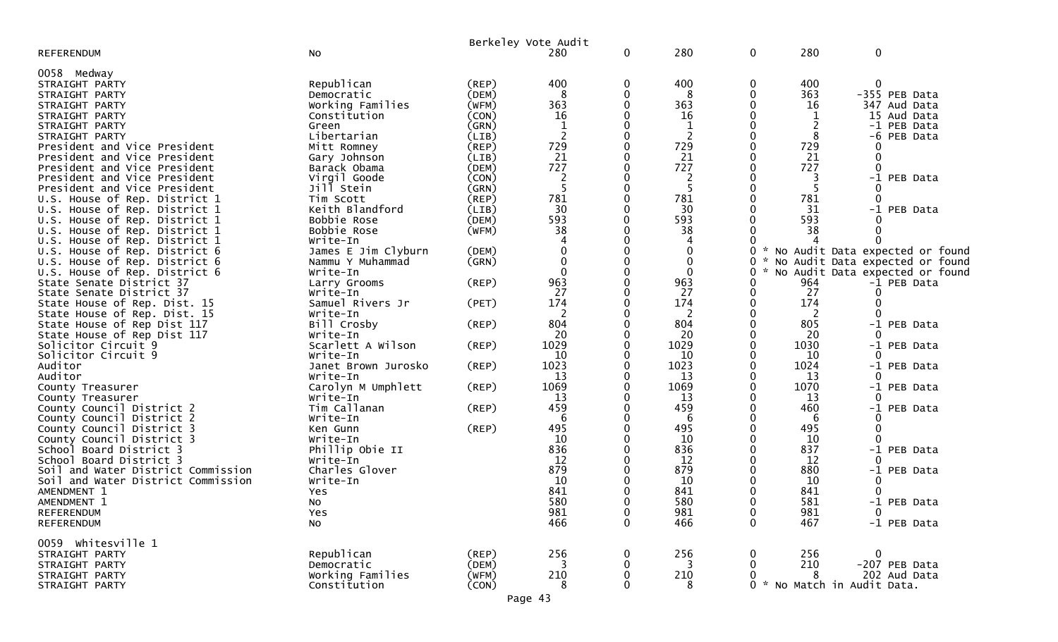Berkeley Vote Audit

| Contest | Choice | Party | Col1 | Col2 | Col3 | Col4 | Col5 | Diff |
|---|---|---|---|---|---|---|---|---|
| REFERENDUM | No | | 280 | 0 | 280 | 0 | 280 | 0 |
| **0058 Medway** | | | | | | | | |
| STRAIGHT PARTY | Republican | (REP) | 400 | 0 | 400 | 0 | 400 | 0 |
| STRAIGHT PARTY | Democratic | (DEM) | 8 | 0 | 8 | 0 | 363 | -355 PEB Data |
| STRAIGHT PARTY | Working Families | (WFM) | 363 | 0 | 363 | 0 | 16 | 347 Aud Data |
| STRAIGHT PARTY | Constitution | (CON) | 16 | 0 | 16 | 0 | 1 | 15 Aud Data |
| STRAIGHT PARTY | Green | (GRN) | 1 | 0 | 1 | 0 | 2 | -1 PEB Data |
| STRAIGHT PARTY | Libertarian | (LIB) | 2 | 0 | 2 | 0 | 8 | -6 PEB Data |
| President and Vice President | Mitt Romney | (REP) | 729 | 0 | 729 | 0 | 729 | 0 |
| President and Vice President | Gary Johnson | (LIB) | 21 | 0 | 21 | 0 | 21 | 0 |
| President and Vice President | Barack Obama | (DEM) | 727 | 0 | 727 | 0 | 727 | 0 |
| President and Vice President | Virgil Goode | (CON) | 2 | 0 | 2 | 0 | 3 | -1 PEB Data |
| President and Vice President | Jill Stein | (GRN) | 5 | 0 | 5 | 0 | 5 | 0 |
| U.S. House of Rep. District 1 | Tim Scott | (REP) | 781 | 0 | 781 | 0 | 781 | 0 |
| U.S. House of Rep. District 1 | Keith Blandford | (LIB) | 30 | 0 | 30 | 0 | 31 | -1 PEB Data |
| U.S. House of Rep. District 1 | Bobbie Rose | (DEM) | 593 | 0 | 593 | 0 | 593 | 0 |
| U.S. House of Rep. District 1 | Bobbie Rose | (WFM) | 38 | 0 | 38 | 0 | 38 | 0 |
| U.S. House of Rep. District 1 | Write-In | | 4 | 0 | 4 | 0 | 4 | 0 |
| U.S. House of Rep. District 6 | James E Jim Clyburn | (DEM) | 0 | 0 | 0 | 0 * No Audit Data expected or found | | |
| U.S. House of Rep. District 6 | Nammu Y Muhammad | (GRN) | 0 | 0 | 0 | 0 * No Audit Data expected or found | | |
| U.S. House of Rep. District 6 | Write-In | | 0 | 0 | 0 | 0 * No Audit Data expected or found | | |
| State Senate District 37 | Larry Grooms | (REP) | 963 | 0 | 963 | 0 | 964 | -1 PEB Data |
| State Senate District 37 | Write-In | | 27 | 0 | 27 | 0 | 27 | 0 |
| State House of Rep. Dist. 15 | Samuel Rivers Jr | (PET) | 174 | 0 | 174 | 0 | 174 | 0 |
| State House of Rep. Dist. 15 | Write-In | | 2 | 0 | 2 | 0 | 2 | 0 |
| State House of Rep Dist 117 | Bill Crosby | (REP) | 804 | 0 | 804 | 0 | 805 | -1 PEB Data |
| State House of Rep Dist 117 | Write-In | | 20 | 0 | 20 | 0 | 20 | 0 |
| Solicitor Circuit 9 | Scarlett A Wilson | (REP) | 1029 | 0 | 1029 | 0 | 1030 | -1 PEB Data |
| Solicitor Circuit 9 | Write-In | | 10 | 0 | 10 | 0 | 10 | 0 |
| Auditor | Janet Brown Jurosko | (REP) | 1023 | 0 | 1023 | 0 | 1024 | -1 PEB Data |
| Auditor | Write-In | | 13 | 0 | 13 | 0 | 13 | 0 |
| County Treasurer | Carolyn M Umphlett | (REP) | 1069 | 0 | 1069 | 0 | 1070 | -1 PEB Data |
| County Treasurer | Write-In | | 13 | 0 | 13 | 0 | 13 | 0 |
| County Council District 2 | Tim Callanan | (REP) | 459 | 0 | 459 | 0 | 460 | -1 PEB Data |
| County Council District 2 | Write-In | | 6 | 0 | 6 | 0 | 6 | 0 |
| County Council District 3 | Ken Gunn | (REP) | 495 | 0 | 495 | 0 | 495 | 0 |
| County Council District 3 | Write-In | | 10 | 0 | 10 | 0 | 10 | 0 |
| School Board District 3 | Phillip Obie II | | 836 | 0 | 836 | 0 | 837 | -1 PEB Data |
| School Board District 3 | Write-In | | 12 | 0 | 12 | 0 | 12 | 0 |
| Soil and Water District Commission | Charles Glover | | 879 | 0 | 879 | 0 | 880 | -1 PEB Data |
| Soil and Water District Commission | Write-In | | 10 | 0 | 10 | 0 | 10 | 0 |
| AMENDMENT 1 | Yes | | 841 | 0 | 841 | 0 | 841 | 0 |
| AMENDMENT 1 | No | | 580 | 0 | 580 | 0 | 581 | -1 PEB Data |
| REFERENDUM | Yes | | 981 | 0 | 981 | 0 | 981 | 0 |
| REFERENDUM | No | | 466 | 0 | 466 | 0 | 467 | -1 PEB Data |
| **0059 Whitesville 1** | | | | | | | | |
| STRAIGHT PARTY | Republican | (REP) | 256 | 0 | 256 | 0 | 256 | 0 |
| STRAIGHT PARTY | Democratic | (DEM) | 3 | 0 | 3 | 0 | 210 | -207 PEB Data |
| STRAIGHT PARTY | Working Families | (WFM) | 210 | 0 | 210 | 0 | 8 | 202 Aud Data |
| STRAIGHT PARTY | Constitution | (CON) | 8 | 0 | 8 | 0 * No Match in Audit Data. | | |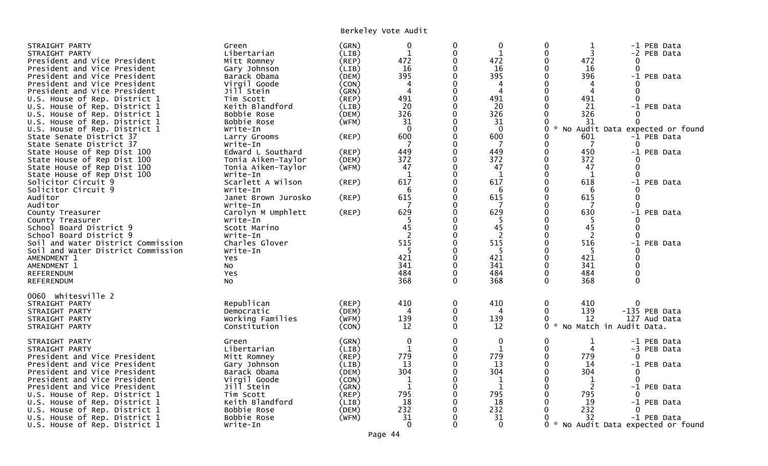Berkeley Vote Audit

| | | | | | | | | |
|---|---|---|---|---|---|---|---|---|
| STRAIGHT PARTY | Green | (GRN) | 0 | 0 | 0 | 0 | 1 | -1 PEB Data |
| STRAIGHT PARTY | Libertarian | (LIB) | 1 | 0 | 1 | 0 | 3 | -2 PEB Data |
| President and Vice President | Mitt Romney | (REP) | 472 | 0 | 472 | 0 | 472 | 0 |
| President and Vice President | Gary Johnson | (LIB) | 16 | 0 | 16 | 0 | 16 | 0 |
| President and Vice President | Barack Obama | (DEM) | 395 | 0 | 395 | 0 | 396 | -1 PEB Data |
| President and Vice President | Virgil Goode | (CON) | 4 | 0 | 4 | 0 | 4 | 0 |
| President and Vice President | Jill Stein | (GRN) | 4 | 0 | 4 | 0 | 4 | 0 |
| U.S. House of Rep. District 1 | Tim Scott | (REP) | 491 | 0 | 491 | 0 | 491 | 0 |
| U.S. House of Rep. District 1 | Keith Blandford | (LIB) | 20 | 0 | 20 | 0 | 21 | -1 PEB Data |
| U.S. House of Rep. District 1 | Bobbie Rose | (DEM) | 326 | 0 | 326 | 0 | 326 | 0 |
| U.S. House of Rep. District 1 | Bobbie Rose | (WFM) | 31 | 0 | 31 | 0 | 31 | 0 |
| U.S. House of Rep. District 1 | Write-In | | 0 | 0 | 0 | 0 * No Audit Data expected or found | | |
| State Senate District 37 | Larry Grooms | (REP) | 600 | 0 | 600 | 0 | 601 | -1 PEB Data |
| State Senate District 37 | Write-In | | 7 | 0 | 7 | 0 | 7 | 0 |
| State House of Rep Dist 100 | Edward L Southard | (REP) | 449 | 0 | 449 | 0 | 450 | -1 PEB Data |
| State House of Rep Dist 100 | Tonia Aiken-Taylor | (DEM) | 372 | 0 | 372 | 0 | 372 | 0 |
| State House of Rep Dist 100 | Tonia Aiken-Taylor | (WFM) | 47 | 0 | 47 | 0 | 47 | 0 |
| State House of Rep Dist 100 | Write-In | | 1 | 0 | 1 | 0 | 1 | 0 |
| Solicitor Circuit 9 | Scarlett A Wilson | (REP) | 617 | 0 | 617 | 0 | 618 | -1 PEB Data |
| Solicitor Circuit 9 | Write-In | | 6 | 0 | 6 | 0 | 6 | 0 |
| Auditor | Janet Brown Jurosko | (REP) | 615 | 0 | 615 | 0 | 615 | 0 |
| Auditor | Write-In | | 7 | 0 | 7 | 0 | 7 | 0 |
| County Treasurer | Carolyn M Umphlett | (REP) | 629 | 0 | 629 | 0 | 630 | -1 PEB Data |
| County Treasurer | Write-In | | 5 | 0 | 5 | 0 | 5 | 0 |
| School Board District 9 | Scott Marino | | 45 | 0 | 45 | 0 | 45 | 0 |
| School Board District 9 | Write-In | | 2 | 0 | 2 | 0 | 2 | 0 |
| Soil and Water District Commission | Charles Glover | | 515 | 0 | 515 | 0 | 516 | -1 PEB Data |
| Soil and Water District Commission | Write-In | | 5 | 0 | 5 | 0 | 5 | 0 |
| AMENDMENT 1 | Yes | | 421 | 0 | 421 | 0 | 421 | 0 |
| AMENDMENT 1 | No | | 341 | 0 | 341 | 0 | 341 | 0 |
| REFERENDUM | Yes | | 484 | 0 | 484 | 0 | 484 | 0 |
| REFERENDUM | No | | 368 | 0 | 368 | 0 | 368 | 0 |

0060 Whitesville 2

| | | | | | | | | |
|---|---|---|---|---|---|---|---|---|
| STRAIGHT PARTY | Republican | (REP) | 410 | 0 | 410 | 0 | 410 | 0 |
| STRAIGHT PARTY | Democratic | (DEM) | 4 | 0 | 4 | 0 | 139 | -135 PEB Data |
| STRAIGHT PARTY | Working Families | (WFM) | 139 | 0 | 139 | 0 | 12 | 127 Aud Data |
| STRAIGHT PARTY | Constitution | (CON) | 12 | 0 | 12 | 0 * No Match in Audit Data. | | |
| STRAIGHT PARTY | Green | (GRN) | 0 | 0 | 0 | 0 | 1 | -1 PEB Data |
| STRAIGHT PARTY | Libertarian | (LIB) | 1 | 0 | 1 | 0 | 4 | -3 PEB Data |
| President and Vice President | Mitt Romney | (REP) | 779 | 0 | 779 | 0 | 779 | 0 |
| President and Vice President | Gary Johnson | (LIB) | 13 | 0 | 13 | 0 | 14 | -1 PEB Data |
| President and Vice President | Barack Obama | (DEM) | 304 | 0 | 304 | 0 | 304 | 0 |
| President and Vice President | Virgil Goode | (CON) | 1 | 0 | 1 | 0 | 1 | 0 |
| President and Vice President | Jill Stein | (GRN) | 1 | 0 | 1 | 0 | 2 | -1 PEB Data |
| U.S. House of Rep. District 1 | Tim Scott | (REP) | 795 | 0 | 795 | 0 | 795 | 0 |
| U.S. House of Rep. District 1 | Keith Blandford | (LIB) | 18 | 0 | 18 | 0 | 19 | -1 PEB Data |
| U.S. House of Rep. District 1 | Bobbie Rose | (DEM) | 232 | 0 | 232 | 0 | 232 | 0 |
| U.S. House of Rep. District 1 | Bobbie Rose | (WFM) | 31 | 0 | 31 | 0 | 32 | -1 PEB Data |
| U.S. House of Rep. District 1 | Write-In | | 0 | 0 | 0 | 0 * No Audit Data expected or found | | |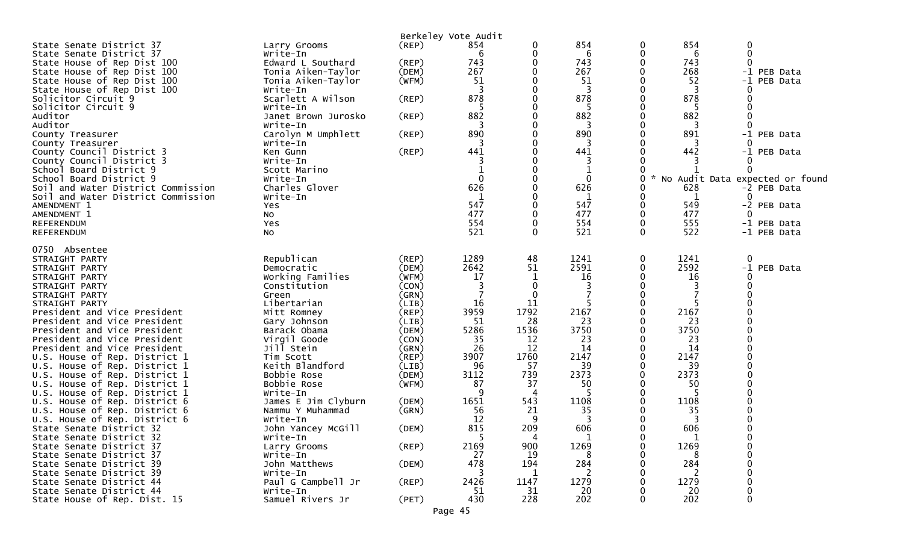Berkeley Vote Audit

| Office | Candidate | Party | Col1 | Col2 | Col3 | Col4 | Col5 | Col6 |
|---|---|---|---|---|---|---|---|---|
| State Senate District 37 | Larry Grooms | (REP) | 854 | 0 | 854 | 0 | 854 | 0 |
| State Senate District 37 | Write-In | | 6 | 0 | 6 | 0 | 6 | 0 |
| State House of Rep Dist 100 | Edward L Southard | (REP) | 743 | 0 | 743 | 0 | 743 | 0 |
| State House of Rep Dist 100 | Tonia Aiken-Taylor | (DEM) | 267 | 0 | 267 | 0 | 268 | -1 PEB Data |
| State House of Rep Dist 100 | Tonia Aiken-Taylor | (WFM) | 51 | 0 | 51 | 0 | 52 | -1 PEB Data |
| State House of Rep Dist 100 | Write-In | | 3 | 0 | 3 | 0 | 3 | 0 |
| Solicitor Circuit 9 | Scarlett A Wilson | (REP) | 878 | 0 | 878 | 0 | 878 | 0 |
| Solicitor Circuit 9 | Write-In | | 5 | 0 | 5 | 0 | 5 | 0 |
| Auditor | Janet Brown Jurosko | (REP) | 882 | 0 | 882 | 0 | 882 | 0 |
| Auditor | Write-In | | 3 | 0 | 3 | 0 | 3 | 0 |
| County Treasurer | Carolyn M Umphlett | (REP) | 890 | 0 | 890 | 0 | 891 | -1 PEB Data |
| County Treasurer | Write-In | | 3 | 0 | 3 | 0 | 3 | 0 |
| County Council District 3 | Ken Gunn | (REP) | 441 | 0 | 441 | 0 | 442 | -1 PEB Data |
| County Council District 3 | Write-In | | 3 | 0 | 3 | 0 | 3 | 0 |
| School Board District 9 | Scott Marino | | 1 | 0 | 1 | 0 | 1 | 0 |
| School Board District 9 | Write-In | | 0 | 0 | 0 | 0 | * No Audit Data expected or found | |
| Soil and Water District Commission | Charles Glover | | 626 | 0 | 626 | 0 | 628 | -2 PEB Data |
| Soil and Water District Commission | Write-In | | 1 | 0 | 1 | 0 | 1 | 0 |
| AMENDMENT 1 | Yes | | 547 | 0 | 547 | 0 | 549 | -2 PEB Data |
| AMENDMENT 1 | No | | 477 | 0 | 477 | 0 | 477 | 0 |
| REFERENDUM | Yes | | 554 | 0 | 554 | 0 | 555 | -1 PEB Data |
| REFERENDUM | No | | 521 | 0 | 521 | 0 | 522 | -1 PEB Data |

0750 Absentee

| Office | Candidate | Party | Col1 | Col2 | Col3 | Col4 | Col5 | Col6 |
|---|---|---|---|---|---|---|---|---|
| STRAIGHT PARTY | Republican | (REP) | 1289 | 48 | 1241 | 0 | 1241 | 0 |
| STRAIGHT PARTY | Democratic | (DEM) | 2642 | 51 | 2591 | 0 | 2592 | -1 PEB Data |
| STRAIGHT PARTY | Working Families | (WFM) | 17 | 1 | 16 | 0 | 16 | 0 |
| STRAIGHT PARTY | Constitution | (CON) | 3 | 0 | 3 | 0 | 3 | 0 |
| STRAIGHT PARTY | Green | (GRN) | 7 | 0 | 7 | 0 | 7 | 0 |
| STRAIGHT PARTY | Libertarian | (LIB) | 16 | 11 | 5 | 0 | 5 | 0 |
| President and Vice President | Mitt Romney | (REP) | 3959 | 1792 | 2167 | 0 | 2167 | 0 |
| President and Vice President | Gary Johnson | (LIB) | 51 | 28 | 23 | 0 | 23 | 0 |
| President and Vice President | Barack Obama | (DEM) | 5286 | 1536 | 3750 | 0 | 3750 | 0 |
| President and Vice President | Virgil Goode | (CON) | 35 | 12 | 23 | 0 | 23 | 0 |
| President and Vice President | Jill Stein | (GRN) | 26 | 12 | 14 | 0 | 14 | 0 |
| U.S. House of Rep. District 1 | Tim Scott | (REP) | 3907 | 1760 | 2147 | 0 | 2147 | 0 |
| U.S. House of Rep. District 1 | Keith Blandford | (LIB) | 96 | 57 | 39 | 0 | 39 | 0 |
| U.S. House of Rep. District 1 | Bobbie Rose | (DEM) | 3112 | 739 | 2373 | 0 | 2373 | 0 |
| U.S. House of Rep. District 1 | Bobbie Rose | (WFM) | 87 | 37 | 50 | 0 | 50 | 0 |
| U.S. House of Rep. District 1 | Write-In | | 9 | 4 | 5 | 0 | 5 | 0 |
| U.S. House of Rep. District 6 | James E Jim Clyburn | (DEM) | 1651 | 543 | 1108 | 0 | 1108 | 0 |
| U.S. House of Rep. District 6 | Nammu Y Muhammad | (GRN) | 56 | 21 | 35 | 0 | 35 | 0 |
| U.S. House of Rep. District 6 | Write-In | | 12 | 9 | 3 | 0 | 3 | 0 |
| State Senate District 32 | John Yancey McGill | (DEM) | 815 | 209 | 606 | 0 | 606 | 0 |
| State Senate District 32 | Write-In | | 5 | 4 | 1 | 0 | 1 | 0 |
| State Senate District 37 | Larry Grooms | (REP) | 2169 | 900 | 1269 | 0 | 1269 | 0 |
| State Senate District 37 | Write-In | | 27 | 19 | 8 | 0 | 8 | 0 |
| State Senate District 39 | John Matthews | (DEM) | 478 | 194 | 284 | 0 | 284 | 0 |
| State Senate District 39 | Write-In | | 3 | 1 | 2 | 0 | 2 | 0 |
| State Senate District 44 | Paul G Campbell Jr | (REP) | 2426 | 1147 | 1279 | 0 | 1279 | 0 |
| State Senate District 44 | Write-In | | 51 | 31 | 20 | 0 | 20 | 0 |
| State House of Rep. Dist. 15 | Samuel Rivers Jr | (PET) | 430 | 228 | 202 | 0 | 202 | 0 |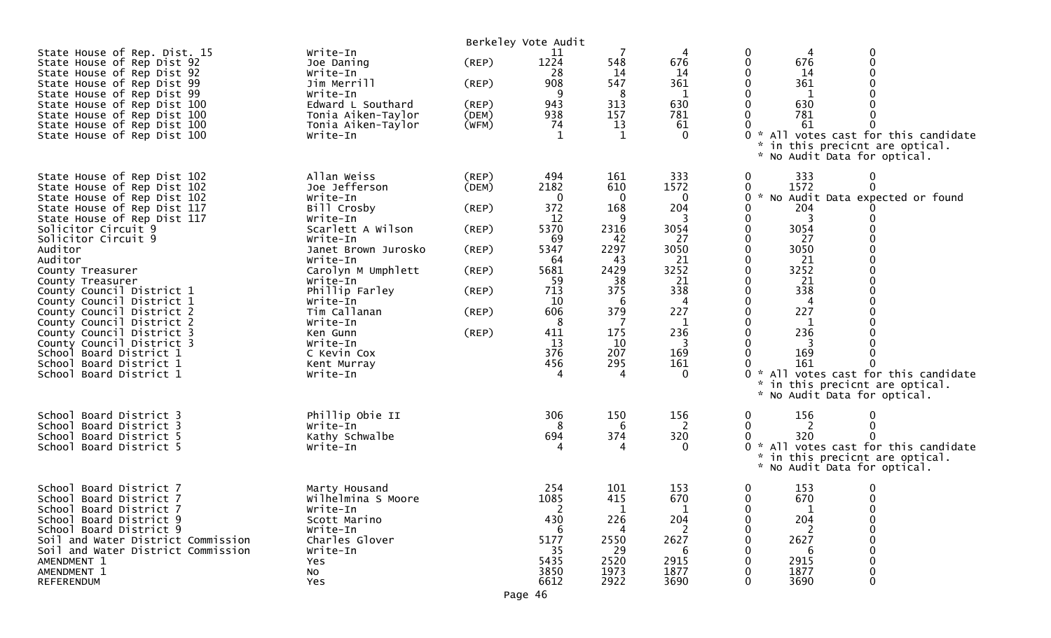Berkeley Vote Audit

| Contest | Candidate | Party | | | | | | |
|---|---|---|---|---|---|---|---|---|
| State House of Rep. Dist. 15 | Write-In | | 11 | 7 | 4 | 0 | 4 | 0 |
| State House of Rep Dist 92 | Joe Daning | (REP) | 1224 | 548 | 676 | 0 | 676 | 0 |
| State House of Rep Dist 92 | Write-In | | 28 | 14 | 14 | 0 | 14 | 0 |
| State House of Rep Dist 99 | Jim Merrill | (REP) | 908 | 547 | 361 | 0 | 361 | 0 |
| State House of Rep Dist 99 | Write-In | | 9 | 8 | 1 | 0 | 1 | 0 |
| State House of Rep Dist 100 | Edward L Southard | (REP) | 943 | 313 | 630 | 0 | 630 | 0 |
| State House of Rep Dist 100 | Tonia Aiken-Taylor | (DEM) | 938 | 157 | 781 | 0 | 781 | 0 |
| State House of Rep Dist 100 | Tonia Aiken-Taylor | (WFM) | 74 | 13 | 61 | 0 | 61 | 0 |
| State House of Rep Dist 100 | Write-In | | 1 | 1 | 0 | 0 | * All votes cast for this candidate * in this precicnt are optical. * No Audit Data for optical. | |
| State House of Rep Dist 102 | Allan Weiss | (REP) | 494 | 161 | 333 | 0 | 333 | 0 |
| State House of Rep Dist 102 | Joe Jefferson | (DEM) | 2182 | 610 | 1572 | 0 | 1572 | 0 |
| State House of Rep Dist 102 | Write-In | | 0 | 0 | 0 | 0 | * No Audit Data expected or found | |
| State House of Rep Dist 117 | Bill Crosby | (REP) | 372 | 168 | 204 | 0 | 204 | 0 |
| State House of Rep Dist 117 | Write-In | | 12 | 9 | 3 | 0 | 3 | 0 |
| Solicitor Circuit 9 | Scarlett A Wilson | (REP) | 5370 | 2316 | 3054 | 0 | 3054 | 0 |
| Solicitor Circuit 9 | Write-In | | 69 | 42 | 27 | 0 | 27 | 0 |
| Auditor | Janet Brown Jurosko | (REP) | 5347 | 2297 | 3050 | 0 | 3050 | 0 |
| Auditor | Write-In | | 64 | 43 | 21 | 0 | 21 | 0 |
| County Treasurer | Carolyn M Umphlett | (REP) | 5681 | 2429 | 3252 | 0 | 3252 | 0 |
| County Treasurer | Write-In | | 59 | 38 | 21 | 0 | 21 | 0 |
| County Council District 1 | Phillip Farley | (REP) | 713 | 375 | 338 | 0 | 338 | 0 |
| County Council District 1 | Write-In | | 10 | 6 | 4 | 0 | 4 | 0 |
| County Council District 2 | Tim Callanan | (REP) | 606 | 379 | 227 | 0 | 227 | 0 |
| County Council District 2 | Write-In | | 8 | 7 | 1 | 0 | 1 | 0 |
| County Council District 3 | Ken Gunn | (REP) | 411 | 175 | 236 | 0 | 236 | 0 |
| County Council District 3 | Write-In | | 13 | 10 | 3 | 0 | 3 | 0 |
| School Board District 1 | C Kevin Cox | | 376 | 207 | 169 | 0 | 169 | 0 |
| School Board District 1 | Kent Murray | | 456 | 295 | 161 | 0 | 161 | 0 |
| School Board District 1 | Write-In | | 4 | 4 | 0 | 0 | * All votes cast for this candidate * in this precicnt are optical. * No Audit Data for optical. | |
| School Board District 3 | Phillip Obie II | | 306 | 150 | 156 | 0 | 156 | 0 |
| School Board District 3 | Write-In | | 8 | 6 | 2 | 0 | 2 | 0 |
| School Board District 5 | Kathy Schwalbe | | 694 | 374 | 320 | 0 | 320 | 0 |
| School Board District 5 | Write-In | | 4 | 4 | 0 | 0 | * All votes cast for this candidate * in this precicnt are optical. * No Audit Data for optical. | |
| School Board District 7 | Marty Housand | | 254 | 101 | 153 | 0 | 153 | 0 |
| School Board District 7 | Wilhelmina S Moore | | 1085 | 415 | 670 | 0 | 670 | 0 |
| School Board District 7 | Write-In | | 2 | 1 | 1 | 0 | 1 | 0 |
| School Board District 9 | Scott Marino | | 430 | 226 | 204 | 0 | 204 | 0 |
| School Board District 9 | Write-In | | 6 | 4 | 2 | 0 | 2 | 0 |
| Soil and Water District Commission | Charles Glover | | 5177 | 2550 | 2627 | 0 | 2627 | 0 |
| Soil and Water District Commission | Write-In | | 35 | 29 | 6 | 0 | 6 | 0 |
| AMENDMENT 1 | Yes | | 5435 | 2520 | 2915 | 0 | 2915 | 0 |
| AMENDMENT 1 | No | | 3850 | 1973 | 1877 | 0 | 1877 | 0 |
| REFERENDUM | Yes | | 6612 | 2922 | 3690 | 0 | 3690 | 0 |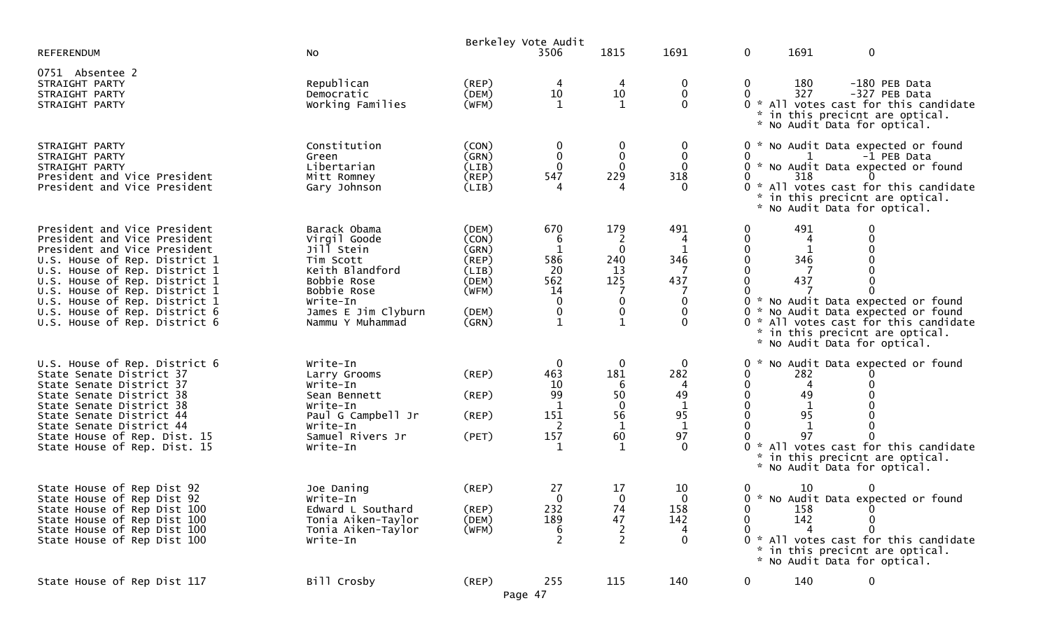Berkeley Vote Audit

| REFERENDUM | No | | 3506 | 1815 | 1691 | 0 | 1691 | 0 |
|---|---|---|---|---|---|---|---|---|
| **0751 Absentee 2** | | | | | | | | |
| STRAIGHT PARTY | Republican | (REP) | 4 | 4 | 0 | 0 | 180 | -180 PEB Data |
| STRAIGHT PARTY | Democratic | (DEM) | 10 | 10 | 0 | 0 | 327 | -327 PEB Data |
| STRAIGHT PARTY | Working Families | (WFM) | 1 | 1 | 0 | 0 * All votes cast for this candidate * in this precicnt are optical. * No Audit Data for optical. | | |
| STRAIGHT PARTY | Constitution | (CON) | 0 | 0 | 0 | 0 * No Audit Data expected or found | | |
| STRAIGHT PARTY | Green | (GRN) | 0 | 0 | 0 | 0 | 1 | -1 PEB Data |
| STRAIGHT PARTY | Libertarian | (LIB) | 0 | 0 | 0 | 0 * No Audit Data expected or found | | |
| President and Vice President | Mitt Romney | (REP) | 547 | 229 | 318 | 0 | 318 | 0 |
| President and Vice President | Gary Johnson | (LIB) | 4 | 4 | 0 | 0 * All votes cast for this candidate * in this precicnt are optical. * No Audit Data for optical. | | |
| President and Vice President | Barack Obama | (DEM) | 670 | 179 | 491 | 0 | 491 | 0 |
| President and Vice President | Virgil Goode | (CON) | 6 | 2 | 4 | 0 | 4 | 0 |
| President and Vice President | Jill Stein | (GRN) | 1 | 0 | 1 | 0 | 1 | 0 |
| U.S. House of Rep. District 1 | Tim Scott | (REP) | 586 | 240 | 346 | 0 | 346 | 0 |
| U.S. House of Rep. District 1 | Keith Blandford | (LIB) | 20 | 13 | 7 | 0 | 7 | 0 |
| U.S. House of Rep. District 1 | Bobbie Rose | (DEM) | 562 | 125 | 437 | 0 | 437 | 0 |
| U.S. House of Rep. District 1 | Bobbie Rose | (WFM) | 14 | 7 | 7 | 0 | 7 | 0 |
| U.S. House of Rep. District 1 | Write-In | | 0 | 0 | 0 | 0 * No Audit Data expected or found | | |
| U.S. House of Rep. District 6 | James E Jim Clyburn | (DEM) | 0 | 0 | 0 | 0 * No Audit Data expected or found | | |
| U.S. House of Rep. District 6 | Nammu Y Muhammad | (GRN) | 1 | 1 | 0 | 0 * All votes cast for this candidate * in this precicnt are optical. * No Audit Data for optical. | | |
| U.S. House of Rep. District 6 | Write-In | | 0 | 0 | 0 | 0 * No Audit Data expected or found | | |
| State Senate District 37 | Larry Grooms | (REP) | 463 | 181 | 282 | 0 | 282 | 0 |
| State Senate District 37 | Write-In | | 10 | 6 | 4 | 0 | 4 | 0 |
| State Senate District 38 | Sean Bennett | (REP) | 99 | 50 | 49 | 0 | 49 | 0 |
| State Senate District 38 | Write-In | | 1 | 0 | 1 | 0 | 1 | 0 |
| State Senate District 44 | Paul G Campbell Jr | (REP) | 151 | 56 | 95 | 0 | 95 | 0 |
| State Senate District 44 | Write-In | | 2 | 1 | 1 | 0 | 1 | 0 |
| State House of Rep. Dist. 15 | Samuel Rivers Jr | (PET) | 157 | 60 | 97 | 0 | 97 | 0 |
| State House of Rep. Dist. 15 | Write-In | | 1 | 1 | 0 | 0 * All votes cast for this candidate * in this precicnt are optical. * No Audit Data for optical. | | |
| State House of Rep Dist 92 | Joe Daning | (REP) | 27 | 17 | 10 | 0 | 10 | 0 |
| State House of Rep Dist 92 | Write-In | | 0 | 0 | 0 | 0 * No Audit Data expected or found | | |
| State House of Rep Dist 100 | Edward L Southard | (REP) | 232 | 74 | 158 | 0 | 158 | 0 |
| State House of Rep Dist 100 | Tonia Aiken-Taylor | (DEM) | 189 | 47 | 142 | 0 | 142 | 0 |
| State House of Rep Dist 100 | Tonia Aiken-Taylor | (WFM) | 6 | 2 | 4 | 0 | 4 | 0 |
| State House of Rep Dist 100 | Write-In | | 2 | 2 | 0 | 0 * All votes cast for this candidate * in this precicnt are optical. * No Audit Data for optical. | | |
| State House of Rep Dist 117 | Bill Crosby | (REP) | 255 | 115 | 140 | 0 | 140 | 0 |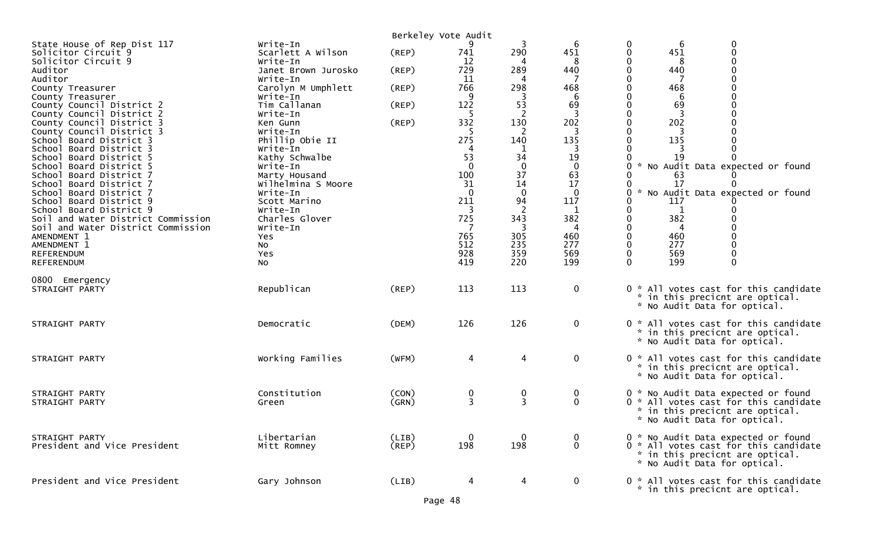Berkeley Vote Audit

| Contest | Candidate | Party | | | | | | |
|---|---|---|---|---|---|---|---|---|
| State House of Rep Dist 117 | Write-In | | 9 | 3 | 6 | 0 | 6 | 0 |
| Solicitor Circuit 9 | Scarlett A Wilson | (REP) | 741 | 290 | 451 | 0 | 451 | 0 |
| Solicitor Circuit 9 | Write-In | | 12 | 4 | 8 | 0 | 8 | 0 |
| Auditor | Janet Brown Jurosko | (REP) | 729 | 289 | 440 | 0 | 440 | 0 |
| Auditor | Write-In | | 11 | 4 | 7 | 0 | 7 | 0 |
| County Treasurer | Carolyn M Umphlett | (REP) | 766 | 298 | 468 | 0 | 468 | 0 |
| County Treasurer | Write-In | | 9 | 3 | 6 | 0 | 6 | 0 |
| County Council District 2 | Tim Callanan | (REP) | 122 | 53 | 69 | 0 | 69 | 0 |
| County Council District 2 | Write-In | | 5 | 2 | 3 | 0 | 3 | 0 |
| County Council District 3 | Ken Gunn | (REP) | 332 | 130 | 202 | 0 | 202 | 0 |
| County Council District 3 | Write-In | | 5 | 2 | 3 | 0 | 3 | 0 |
| School Board District 3 | Phillip Obie II | | 275 | 140 | 135 | 0 | 135 | 0 |
| School Board District 3 | Write-In | | 4 | 1 | 3 | 0 | 3 | 0 |
| School Board District 5 | Kathy Schwalbe | | 53 | 34 | 19 | 0 | 19 | 0 |
| School Board District 5 | Write-In | | 0 | 0 | 0 | 0 * No Audit Data expected or found | | |
| School Board District 7 | Marty Housand | | 100 | 37 | 63 | 0 | 63 | 0 |
| School Board District 7 | Wilhelmina S Moore | | 31 | 14 | 17 | 0 | 17 | 0 |
| School Board District 7 | Write-In | | 0 | 0 | 0 | 0 * No Audit Data expected or found | | |
| School Board District 9 | Scott Marino | | 211 | 94 | 117 | 0 | 117 | 0 |
| School Board District 9 | Write-In | | 3 | 2 | 1 | 0 | 1 | 0 |
| Soil and Water District Commission | Charles Glover | | 725 | 343 | 382 | 0 | 382 | 0 |
| Soil and Water District Commission | Write-In | | 7 | 3 | 4 | 0 | 4 | 0 |
| AMENDMENT 1 | Yes | | 765 | 305 | 460 | 0 | 460 | 0 |
| AMENDMENT 1 | No | | 512 | 235 | 277 | 0 | 277 | 0 |
| REFERENDUM | Yes | | 928 | 359 | 569 | 0 | 569 | 0 |
| REFERENDUM | No | | 419 | 220 | 199 | 0 | 199 | 0 |

0800 Emergency

| Contest | Candidate | Party | | | | |
|---|---|---|---|---|---|---|
| STRAIGHT PARTY | Republican | (REP) | 113 | 113 | 0 | 0 * All votes cast for this candidate * in this precicnt are optical. * No Audit Data for optical. |
| STRAIGHT PARTY | Democratic | (DEM) | 126 | 126 | 0 | 0 * All votes cast for this candidate * in this precicnt are optical. * No Audit Data for optical. |
| STRAIGHT PARTY | Working Families | (WFM) | 4 | 4 | 0 | 0 * All votes cast for this candidate * in this precicnt are optical. * No Audit Data for optical. |
| STRAIGHT PARTY | Constitution | (CON) | 0 | 0 | 0 | 0 * No Audit Data expected or found |
| STRAIGHT PARTY | Green | (GRN) | 3 | 3 | 0 | 0 * All votes cast for this candidate * in this precicnt are optical. * No Audit Data for optical. |
| STRAIGHT PARTY | Libertarian | (LIB) | 0 | 0 | 0 | 0 * No Audit Data expected or found |
| President and Vice President | Mitt Romney | (REP) | 198 | 198 | 0 | 0 * All votes cast for this candidate * in this precicnt are optical. * No Audit Data for optical. |
| President and Vice President | Gary Johnson | (LIB) | 4 | 4 | 0 | 0 * All votes cast for this candidate * in this precicnt are optical. |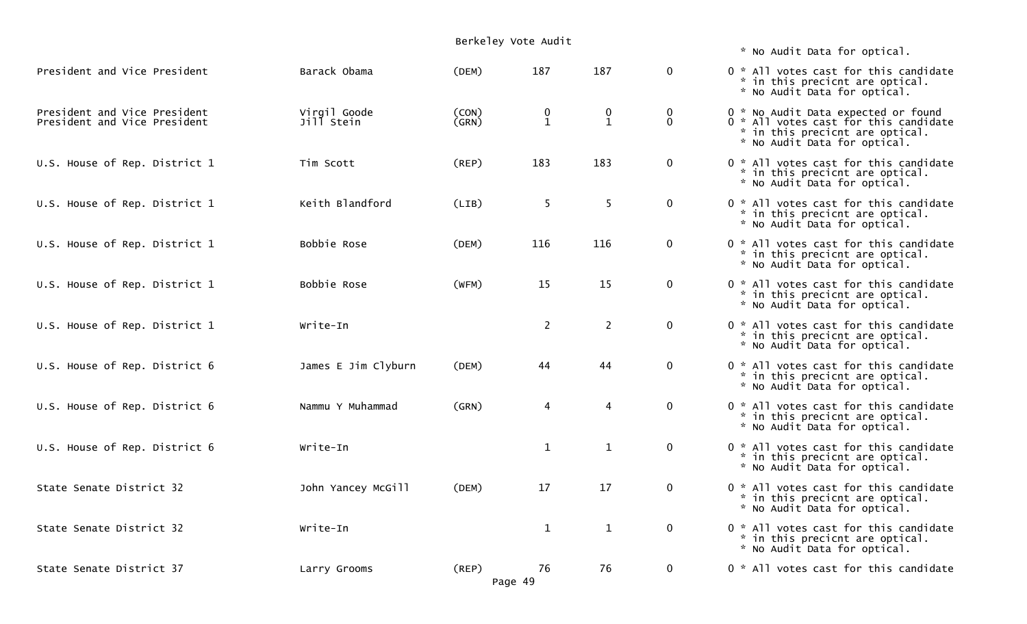Berkeley Vote Audit

| Office | Candidate | Party | | | | Notes |
|---|---|---|---|---|---|---|
| | | | | | | * No Audit Data for optical. |
| President and Vice President | Barack Obama | (DEM) | 187 | 187 | 0 | 0 * All votes cast for this candidate * in this precicnt are optical. * No Audit Data for optical. |
| President and Vice President | Virgil Goode | (CON) | 0 | 0 | 0 | 0 * No Audit Data expected or found |
| President and Vice President | Jill Stein | (GRN) | 1 | 1 | 0 | 0 * All votes cast for this candidate * in this precicnt are optical. * No Audit Data for optical. |
| U.S. House of Rep. District 1 | Tim Scott | (REP) | 183 | 183 | 0 | 0 * All votes cast for this candidate * in this precicnt are optical. * No Audit Data for optical. |
| U.S. House of Rep. District 1 | Keith Blandford | (LIB) | 5 | 5 | 0 | 0 * All votes cast for this candidate * in this precicnt are optical. * No Audit Data for optical. |
| U.S. House of Rep. District 1 | Bobbie Rose | (DEM) | 116 | 116 | 0 | 0 * All votes cast for this candidate * in this precicnt are optical. * No Audit Data for optical. |
| U.S. House of Rep. District 1 | Bobbie Rose | (WFM) | 15 | 15 | 0 | 0 * All votes cast for this candidate * in this precicnt are optical. * No Audit Data for optical. |
| U.S. House of Rep. District 1 | Write-In | | 2 | 2 | 0 | 0 * All votes cast for this candidate * in this precicnt are optical. * No Audit Data for optical. |
| U.S. House of Rep. District 6 | James E Jim Clyburn | (DEM) | 44 | 44 | 0 | 0 * All votes cast for this candidate * in this precicnt are optical. * No Audit Data for optical. |
| U.S. House of Rep. District 6 | Nammu Y Muhammad | (GRN) | 4 | 4 | 0 | 0 * All votes cast for this candidate * in this precicnt are optical. * No Audit Data for optical. |
| U.S. House of Rep. District 6 | Write-In | | 1 | 1 | 0 | 0 * All votes cast for this candidate * in this precicnt are optical. * No Audit Data for optical. |
| State Senate District 32 | John Yancey McGill | (DEM) | 17 | 17 | 0 | 0 * All votes cast for this candidate * in this precicnt are optical. * No Audit Data for optical. |
| State Senate District 32 | Write-In | | 1 | 1 | 0 | 0 * All votes cast for this candidate * in this precicnt are optical. * No Audit Data for optical. |
| State Senate District 37 | Larry Grooms | (REP) | 76 | 76 | 0 | 0 * All votes cast for this candidate |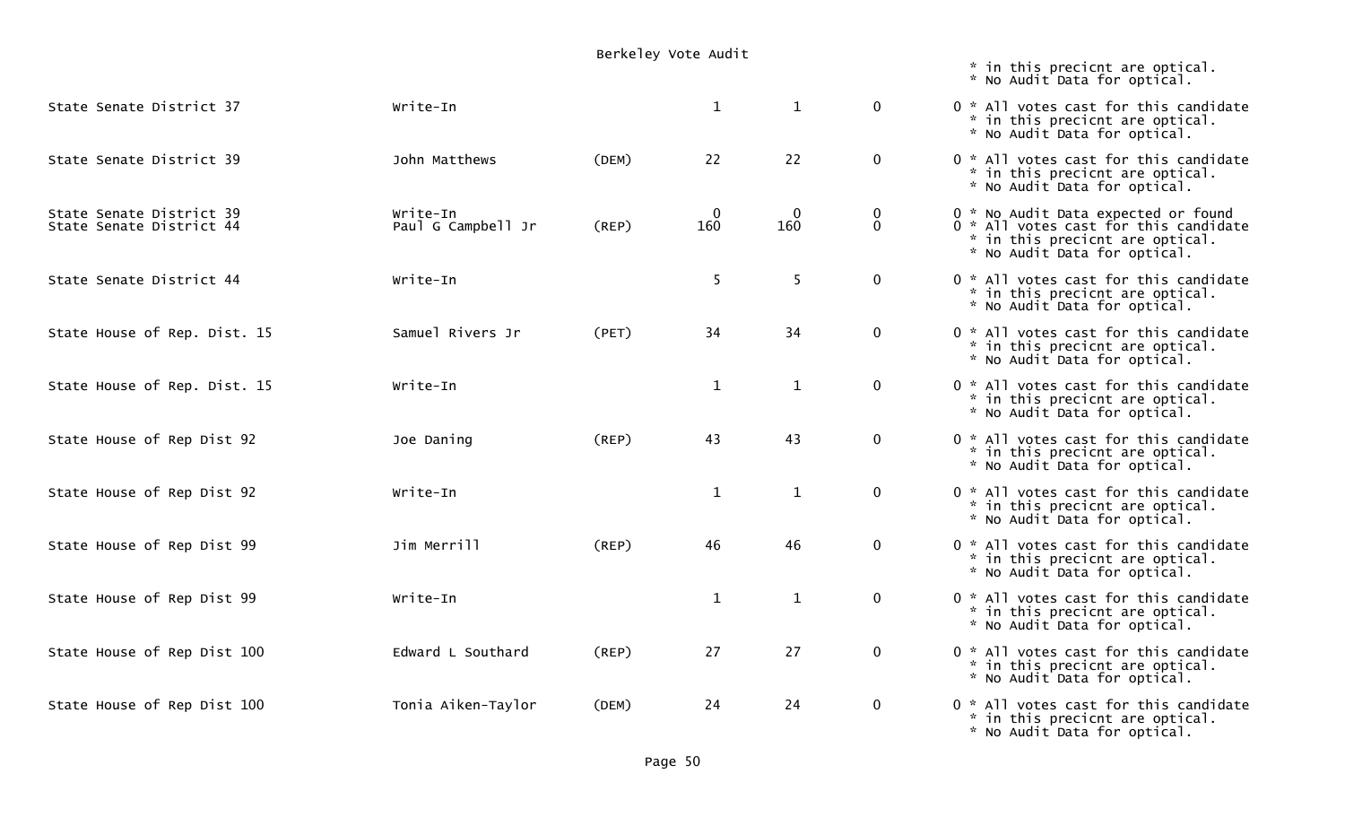* in this precicnt are optical.
* No Audit Data for optical.

| | | | | | | |
|---|---|---|---|---|---|---|
| State Senate District 37 | Write-In | | 1 | 1 | 0 | 0 * All votes cast for this candidate * in this precicnt are optical. * No Audit Data for optical. |
| State Senate District 39 | John Matthews | (DEM) | 22 | 22 | 0 | 0 * All votes cast for this candidate * in this precicnt are optical. * No Audit Data for optical. |
| State Senate District 39 | Write-In | | 0 | 0 | 0 | 0 * No Audit Data expected or found |
| State Senate District 44 | Paul G Campbell Jr | (REP) | 160 | 160 | 0 | 0 * All votes cast for this candidate * in this precicnt are optical. * No Audit Data for optical. |
| State Senate District 44 | Write-In | | 5 | 5 | 0 | 0 * All votes cast for this candidate * in this precicnt are optical. * No Audit Data for optical. |
| State House of Rep. Dist. 15 | Samuel Rivers Jr | (PET) | 34 | 34 | 0 | 0 * All votes cast for this candidate * in this precicnt are optical. * No Audit Data for optical. |
| State House of Rep. Dist. 15 | Write-In | | 1 | 1 | 0 | 0 * All votes cast for this candidate * in this precicnt are optical. * No Audit Data for optical. |
| State House of Rep Dist 92 | Joe Daning | (REP) | 43 | 43 | 0 | 0 * All votes cast for this candidate * in this precicnt are optical. * No Audit Data for optical. |
| State House of Rep Dist 92 | Write-In | | 1 | 1 | 0 | 0 * All votes cast for this candidate * in this precicnt are optical. * No Audit Data for optical. |
| State House of Rep Dist 99 | Jim Merrill | (REP) | 46 | 46 | 0 | 0 * All votes cast for this candidate * in this precicnt are optical. * No Audit Data for optical. |
| State House of Rep Dist 99 | Write-In | | 1 | 1 | 0 | 0 * All votes cast for this candidate * in this precicnt are optical. * No Audit Data for optical. |
| State House of Rep Dist 100 | Edward L Southard | (REP) | 27 | 27 | 0 | 0 * All votes cast for this candidate * in this precicnt are optical. * No Audit Data for optical. |
| State House of Rep Dist 100 | Tonia Aiken-Taylor | (DEM) | 24 | 24 | 0 | 0 * All votes cast for this candidate * in this precicnt are optical. * No Audit Data for optical. |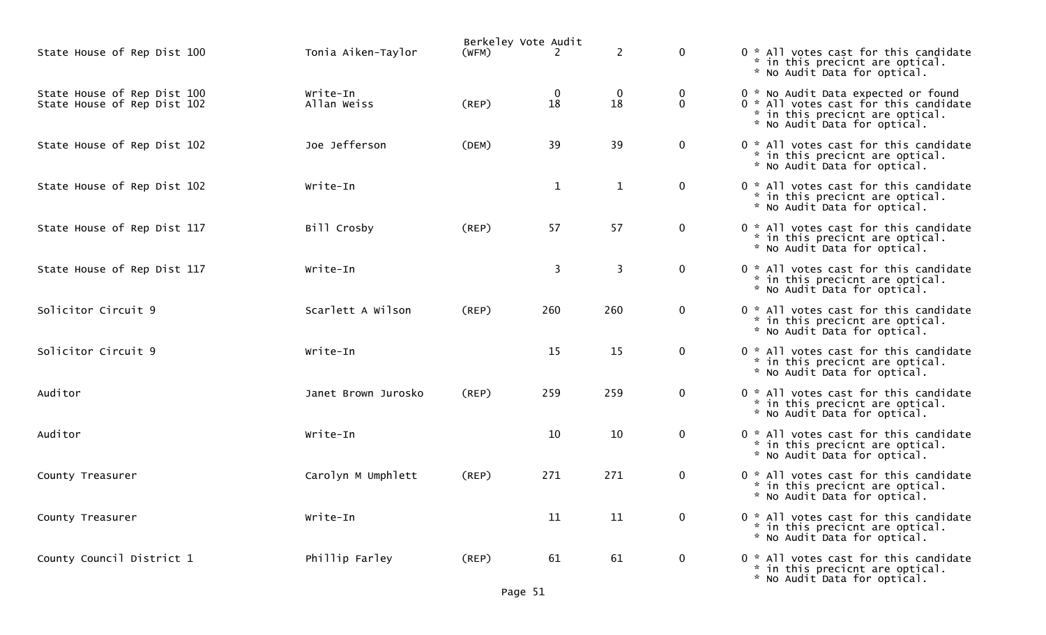Berkeley Vote Audit

| Contest | Candidate | Party | | | | | Notes |
|---|---|---|---|---|---|---|---|
| State House of Rep Dist 100 | Tonia Aiken-Taylor | (WFM) | 2 | 2 | 0 | 0 | * All votes cast for this candidate * in this precicnt are optical. * No Audit Data for optical. |
| State House of Rep Dist 100 | Write-In | | 0 | 0 | 0 | 0 | * No Audit Data expected or found |
| State House of Rep Dist 102 | Allan Weiss | (REP) | 18 | 18 | 0 | 0 | * All votes cast for this candidate * in this precicnt are optical. * No Audit Data for optical. |
| State House of Rep Dist 102 | Joe Jefferson | (DEM) | 39 | 39 | 0 | 0 | * All votes cast for this candidate * in this precicnt are optical. * No Audit Data for optical. |
| State House of Rep Dist 102 | Write-In | | 1 | 1 | 0 | 0 | * All votes cast for this candidate * in this precicnt are optical. * No Audit Data for optical. |
| State House of Rep Dist 117 | Bill Crosby | (REP) | 57 | 57 | 0 | 0 | * All votes cast for this candidate * in this precicnt are optical. * No Audit Data for optical. |
| State House of Rep Dist 117 | Write-In | | 3 | 3 | 0 | 0 | * All votes cast for this candidate * in this precicnt are optical. * No Audit Data for optical. |
| Solicitor Circuit 9 | Scarlett A Wilson | (REP) | 260 | 260 | 0 | 0 | * All votes cast for this candidate * in this precicnt are optical. * No Audit Data for optical. |
| Solicitor Circuit 9 | Write-In | | 15 | 15 | 0 | 0 | * All votes cast for this candidate * in this precicnt are optical. * No Audit Data for optical. |
| Auditor | Janet Brown Jurosko | (REP) | 259 | 259 | 0 | 0 | * All votes cast for this candidate * in this precicnt are optical. * No Audit Data for optical. |
| Auditor | Write-In | | 10 | 10 | 0 | 0 | * All votes cast for this candidate * in this precicnt are optical. * No Audit Data for optical. |
| County Treasurer | Carolyn M Umphlett | (REP) | 271 | 271 | 0 | 0 | * All votes cast for this candidate * in this precicnt are optical. * No Audit Data for optical. |
| County Treasurer | Write-In | | 11 | 11 | 0 | 0 | * All votes cast for this candidate * in this precicnt are optical. * No Audit Data for optical. |
| County Council District 1 | Phillip Farley | (REP) | 61 | 61 | 0 | 0 | * All votes cast for this candidate * in this precicnt are optical. * No Audit Data for optical. |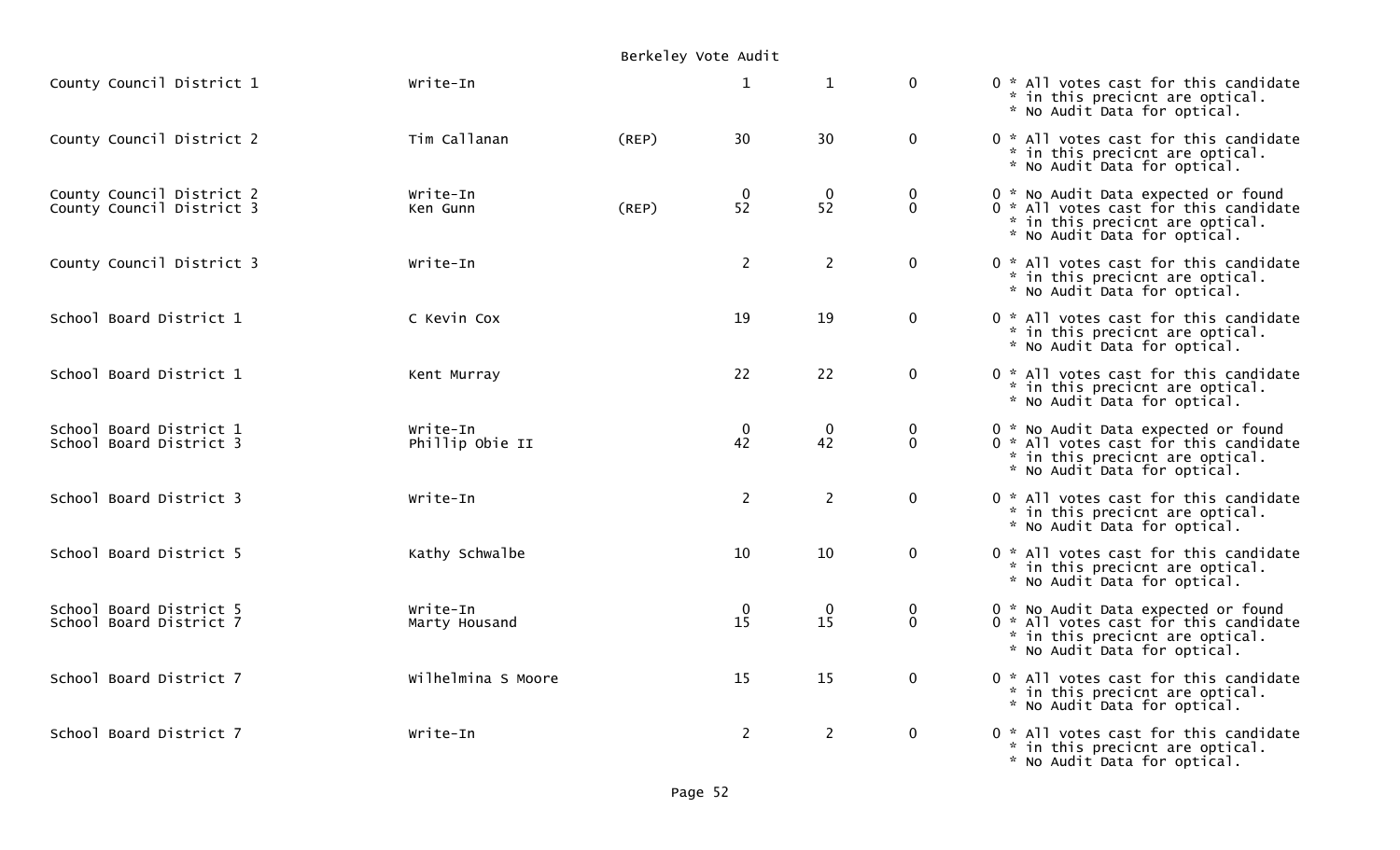Berkeley Vote Audit

| Contest | Candidate | Party | | | | Notes |
|---|---|---|---|---|---|---|
| County Council District 1 | Write-In | | 1 | 1 | 0 | 0 * All votes cast for this candidate * in this precicnt are optical. * No Audit Data for optical. |
| County Council District 2 | Tim Callanan | (REP) | 30 | 30 | 0 | 0 * All votes cast for this candidate * in this precicnt are optical. * No Audit Data for optical. |
| County Council District 2 | Write-In | | 0 | 0 | 0 | 0 * No Audit Data expected or found |
| County Council District 3 | Ken Gunn | (REP) | 52 | 52 | 0 | 0 * All votes cast for this candidate * in this precicnt are optical. * No Audit Data for optical. |
| County Council District 3 | Write-In | | 2 | 2 | 0 | 0 * All votes cast for this candidate * in this precicnt are optical. * No Audit Data for optical. |
| School Board District 1 | C Kevin Cox | | 19 | 19 | 0 | 0 * All votes cast for this candidate * in this precicnt are optical. * No Audit Data for optical. |
| School Board District 1 | Kent Murray | | 22 | 22 | 0 | 0 * All votes cast for this candidate * in this precicnt are optical. * No Audit Data for optical. |
| School Board District 1 | Write-In | | 0 | 0 | 0 | 0 * No Audit Data expected or found |
| School Board District 3 | Phillip Obie II | | 42 | 42 | 0 | 0 * All votes cast for this candidate * in this precicnt are optical. * No Audit Data for optical. |
| School Board District 3 | Write-In | | 2 | 2 | 0 | 0 * All votes cast for this candidate * in this precicnt are optical. * No Audit Data for optical. |
| School Board District 5 | Kathy Schwalbe | | 10 | 10 | 0 | 0 * All votes cast for this candidate * in this precicnt are optical. * No Audit Data for optical. |
| School Board District 5 | Write-In | | 0 | 0 | 0 | 0 * No Audit Data expected or found |
| School Board District 7 | Marty Housand | | 15 | 15 | 0 | 0 * All votes cast for this candidate * in this precicnt are optical. * No Audit Data for optical. |
| School Board District 7 | Wilhelmina S Moore | | 15 | 15 | 0 | 0 * All votes cast for this candidate * in this precicnt are optical. * No Audit Data for optical. |
| School Board District 7 | Write-In | | 2 | 2 | 0 | 0 * All votes cast for this candidate * in this precicnt are optical. * No Audit Data for optical. |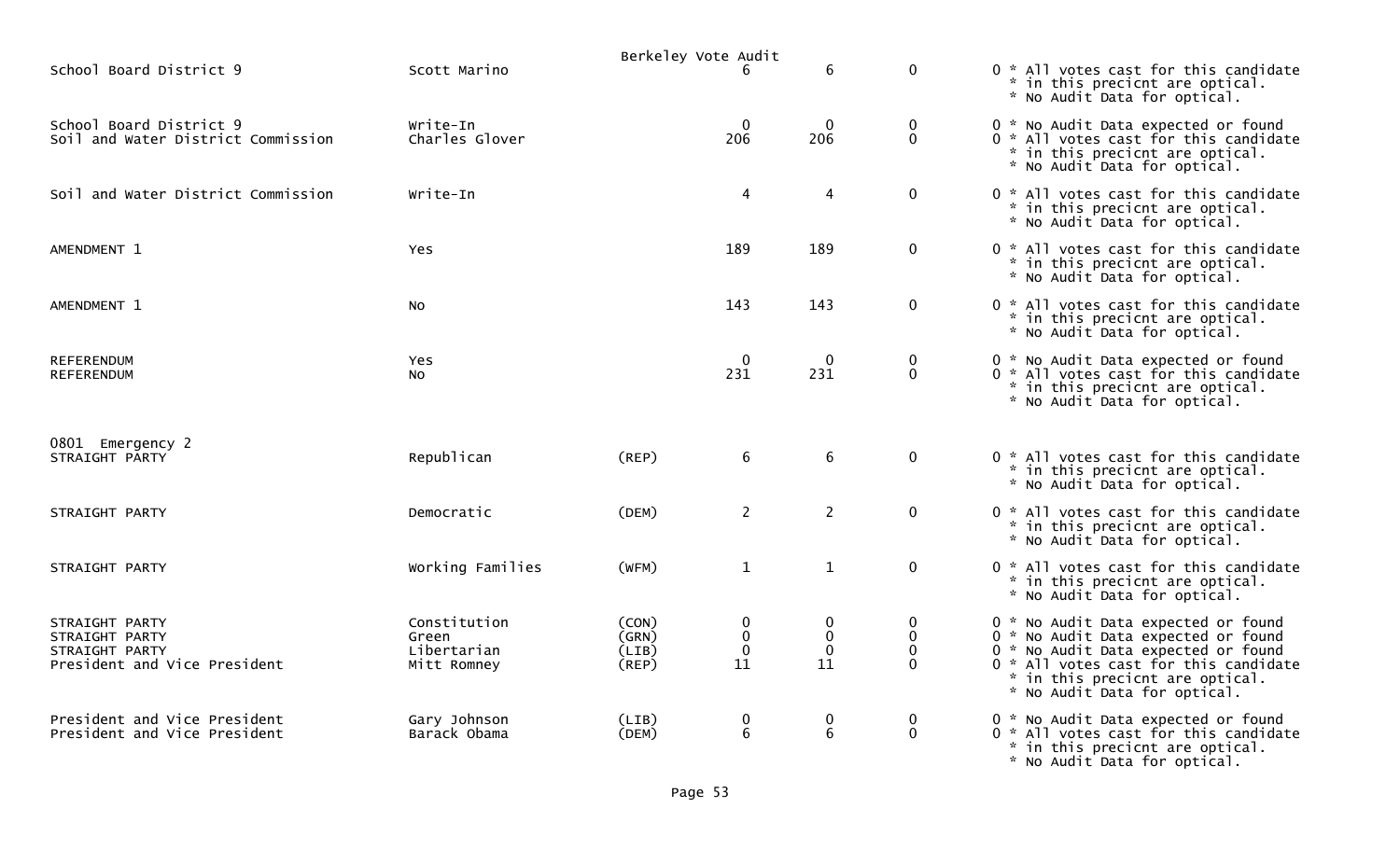Berkeley Vote Audit

| Contest | Candidate | Party | | | | | Notes |
|---|---|---|---|---|---|---|---|
| School Board District 9 | Scott Marino | | 6 | 6 | 0 | 0 | * All votes cast for this candidate * in this precicnt are optical. * No Audit Data for optical. |
| School Board District 9 | Write-In | | 0 | 0 | 0 | 0 | * No Audit Data expected or found |
| Soil and Water District Commission | Charles Glover | | 206 | 206 | 0 | 0 | * All votes cast for this candidate * in this precicnt are optical. * No Audit Data for optical. |
| Soil and Water District Commission | Write-In | | 4 | 4 | 0 | 0 | * All votes cast for this candidate * in this precicnt are optical. * No Audit Data for optical. |
| AMENDMENT 1 | Yes | | 189 | 189 | 0 | 0 | * All votes cast for this candidate * in this precicnt are optical. * No Audit Data for optical. |
| AMENDMENT 1 | No | | 143 | 143 | 0 | 0 | * All votes cast for this candidate * in this precicnt are optical. * No Audit Data for optical. |
| REFERENDUM | Yes | | 0 | 0 | 0 | 0 | * No Audit Data expected or found |
| REFERENDUM | No | | 231 | 231 | 0 | 0 | * All votes cast for this candidate * in this precicnt are optical. * No Audit Data for optical. |
| **0801 Emergency 2** | | | | | | | |
| STRAIGHT PARTY | Republican | (REP) | 6 | 6 | 0 | 0 | * All votes cast for this candidate * in this precicnt are optical. * No Audit Data for optical. |
| STRAIGHT PARTY | Democratic | (DEM) | 2 | 2 | 0 | 0 | * All votes cast for this candidate * in this precicnt are optical. * No Audit Data for optical. |
| STRAIGHT PARTY | Working Families | (WFM) | 1 | 1 | 0 | 0 | * All votes cast for this candidate * in this precicnt are optical. * No Audit Data for optical. |
| STRAIGHT PARTY | Constitution | (CON) | 0 | 0 | 0 | 0 | * No Audit Data expected or found |
| STRAIGHT PARTY | Green | (GRN) | 0 | 0 | 0 | 0 | * No Audit Data expected or found |
| STRAIGHT PARTY | Libertarian | (LIB) | 0 | 0 | 0 | 0 | * No Audit Data expected or found |
| President and Vice President | Mitt Romney | (REP) | 11 | 11 | 0 | 0 | * All votes cast for this candidate * in this precicnt are optical. * No Audit Data for optical. |
| President and Vice President | Gary Johnson | (LIB) | 0 | 0 | 0 | 0 | * No Audit Data expected or found |
| President and Vice President | Barack Obama | (DEM) | 6 | 6 | 0 | 0 | * All votes cast for this candidate * in this precicnt are optical. * No Audit Data for optical. |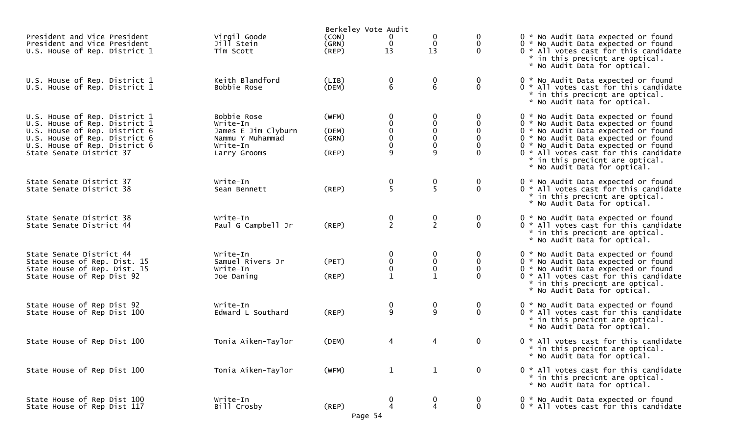Berkeley Vote Audit

| Contest | Candidate | Party | | | | | Notes |
|---|---|---|---|---|---|---|---|
| President and Vice President | Virgil Goode | (CON) | 0 | 0 | 0 | 0 | * No Audit Data expected or found |
| President and Vice President | Jill Stein | (GRN) | 0 | 0 | 0 | 0 | * No Audit Data expected or found |
| U.S. House of Rep. District 1 | Tim Scott | (REP) | 13 | 13 | 0 | 0 | * All votes cast for this candidate * in this precicnt are optical. * No Audit Data for optical. |
| U.S. House of Rep. District 1 | Keith Blandford | (LIB) | 0 | 0 | 0 | 0 | * No Audit Data expected or found |
| U.S. House of Rep. District 1 | Bobbie Rose | (DEM) | 6 | 6 | 0 | 0 | * All votes cast for this candidate * in this precicnt are optical. * No Audit Data for optical. |
| U.S. House of Rep. District 1 | Bobbie Rose | (WFM) | 0 | 0 | 0 | 0 | * No Audit Data expected or found |
| U.S. House of Rep. District 1 | Write-In | | 0 | 0 | 0 | 0 | * No Audit Data expected or found |
| U.S. House of Rep. District 6 | James E Jim Clyburn | (DEM) | 0 | 0 | 0 | 0 | * No Audit Data expected or found |
| U.S. House of Rep. District 6 | Nammu Y Muhammad | (GRN) | 0 | 0 | 0 | 0 | * No Audit Data expected or found |
| U.S. House of Rep. District 6 | Write-In | | 0 | 0 | 0 | 0 | * No Audit Data expected or found |
| State Senate District 37 | Larry Grooms | (REP) | 9 | 9 | 0 | 0 | * All votes cast for this candidate * in this precicnt are optical. * No Audit Data for optical. |
| State Senate District 37 | Write-In | | 0 | 0 | 0 | 0 | * No Audit Data expected or found |
| State Senate District 38 | Sean Bennett | (REP) | 5 | 5 | 0 | 0 | * All votes cast for this candidate * in this precicnt are optical. * No Audit Data for optical. |
| State Senate District 38 | Write-In | | 0 | 0 | 0 | 0 | * No Audit Data expected or found |
| State Senate District 44 | Paul G Campbell Jr | (REP) | 2 | 2 | 0 | 0 | * All votes cast for this candidate * in this precicnt are optical. * No Audit Data for optical. |
| State Senate District 44 | Write-In | | 0 | 0 | 0 | 0 | * No Audit Data expected or found |
| State House of Rep. Dist. 15 | Samuel Rivers Jr | (PET) | 0 | 0 | 0 | 0 | * No Audit Data expected or found |
| State House of Rep. Dist. 15 | Write-In | | 0 | 0 | 0 | 0 | * No Audit Data expected or found |
| State House of Rep Dist 92 | Joe Daning | (REP) | 1 | 1 | 0 | 0 | * All votes cast for this candidate * in this precicnt are optical. * No Audit Data for optical. |
| State House of Rep Dist 92 | Write-In | | 0 | 0 | 0 | 0 | * No Audit Data expected or found |
| State House of Rep Dist 100 | Edward L Southard | (REP) | 9 | 9 | 0 | 0 | * All votes cast for this candidate * in this precicnt are optical. * No Audit Data for optical. |
| State House of Rep Dist 100 | Tonia Aiken-Taylor | (DEM) | 4 | 4 | 0 | 0 | * All votes cast for this candidate * in this precicnt are optical. * No Audit Data for optical. |
| State House of Rep Dist 100 | Tonia Aiken-Taylor | (WFM) | 1 | 1 | 0 | 0 | * All votes cast for this candidate * in this precicnt are optical. * No Audit Data for optical. |
| State House of Rep Dist 100 | Write-In | | 0 | 0 | 0 | 0 | * No Audit Data expected or found |
| State House of Rep Dist 117 | Bill Crosby | (REP) | 4 | 4 | 0 | 0 | * All votes cast for this candidate |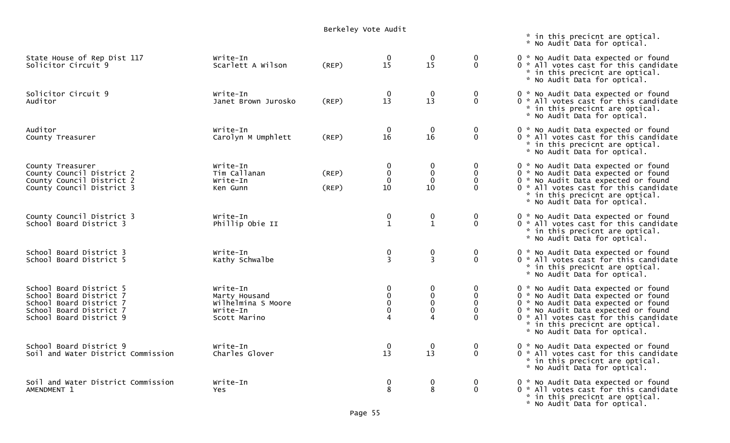Berkeley Vote Audit

| Office | Candidate | Party | | | | | Notes |
|---|---|---|---|---|---|---|---|
| | | | | | | | * in this precicnt are optical. |
| | | | | | | | * No Audit Data for optical. |
| State House of Rep Dist 117 | Write-In | | 0 | 0 | 0 | 0 | * No Audit Data expected or found |
| Solicitor Circuit 9 | Scarlett A Wilson | (REP) | 15 | 15 | 0 | 0 | * All votes cast for this candidate |
| | | | | | | | * in this precicnt are optical. |
| | | | | | | | * No Audit Data for optical. |
| Solicitor Circuit 9 | Write-In | | 0 | 0 | 0 | 0 | * No Audit Data expected or found |
| Auditor | Janet Brown Jurosko | (REP) | 13 | 13 | 0 | 0 | * All votes cast for this candidate |
| | | | | | | | * in this precicnt are optical. |
| | | | | | | | * No Audit Data for optical. |
| Auditor | Write-In | | 0 | 0 | 0 | 0 | * No Audit Data expected or found |
| County Treasurer | Carolyn M Umphlett | (REP) | 16 | 16 | 0 | 0 | * All votes cast for this candidate |
| | | | | | | | * in this precicnt are optical. |
| | | | | | | | * No Audit Data for optical. |
| County Treasurer | Write-In | | 0 | 0 | 0 | 0 | * No Audit Data expected or found |
| County Council District 2 | Tim Callanan | (REP) | 0 | 0 | 0 | 0 | * No Audit Data expected or found |
| County Council District 2 | Write-In | | 0 | 0 | 0 | 0 | * No Audit Data expected or found |
| County Council District 3 | Ken Gunn | (REP) | 10 | 10 | 0 | 0 | * All votes cast for this candidate |
| | | | | | | | * in this precicnt are optical. |
| | | | | | | | * No Audit Data for optical. |
| County Council District 3 | Write-In | | 0 | 0 | 0 | 0 | * No Audit Data expected or found |
| School Board District 3 | Phillip Obie II | | 1 | 1 | 0 | 0 | * All votes cast for this candidate |
| | | | | | | | * in this precicnt are optical. |
| | | | | | | | * No Audit Data for optical. |
| School Board District 3 | Write-In | | 0 | 0 | 0 | 0 | * No Audit Data expected or found |
| School Board District 5 | Kathy Schwalbe | | 3 | 3 | 0 | 0 | * All votes cast for this candidate |
| | | | | | | | * in this precicnt are optical. |
| | | | | | | | * No Audit Data for optical. |
| School Board District 5 | Write-In | | 0 | 0 | 0 | 0 | * No Audit Data expected or found |
| School Board District 7 | Marty Housand | | 0 | 0 | 0 | 0 | * No Audit Data expected or found |
| School Board District 7 | Wilhelmina S Moore | | 0 | 0 | 0 | 0 | * No Audit Data expected or found |
| School Board District 7 | Write-In | | 0 | 0 | 0 | 0 | * No Audit Data expected or found |
| School Board District 9 | Scott Marino | | 4 | 4 | 0 | 0 | * All votes cast for this candidate |
| | | | | | | | * in this precicnt are optical. |
| | | | | | | | * No Audit Data for optical. |
| School Board District 9 | Write-In | | 0 | 0 | 0 | 0 | * No Audit Data expected or found |
| Soil and Water District Commission | Charles Glover | | 13 | 13 | 0 | 0 | * All votes cast for this candidate |
| | | | | | | | * in this precicnt are optical. |
| | | | | | | | * No Audit Data for optical. |
| Soil and Water District Commission | Write-In | | 0 | 0 | 0 | 0 | * No Audit Data expected or found |
| AMENDMENT 1 | Yes | | 8 | 8 | 0 | 0 | * All votes cast for this candidate |
| | | | | | | | * in this precicnt are optical. |
| | | | | | | | * No Audit Data for optical. |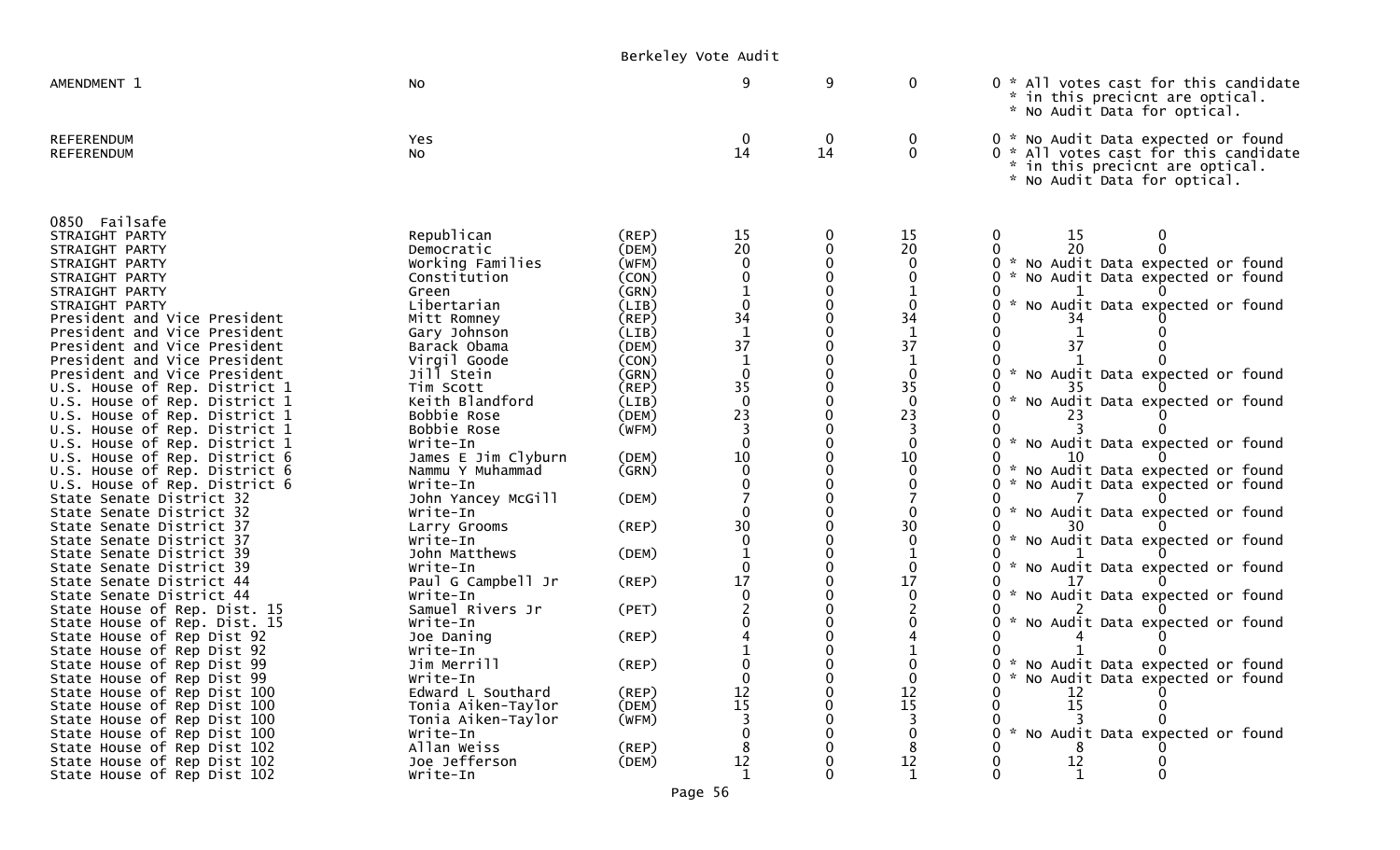Berkeley Vote Audit

| | | | | | | | | |
|---|---|---|---|---|---|---|---|---|
| AMENDMENT 1 | No | | 9 | 9 | 0 | 0 * All votes cast for this candidate * in this precicnt are optical. * No Audit Data for optical. | | |
| REFERENDUM | Yes | | 0 | 0 | 0 | 0 * No Audit Data expected or found | | |
| REFERENDUM | No | | 14 | 14 | 0 | 0 * All votes cast for this candidate * in this precicnt are optical. * No Audit Data for optical. | | |

0850 Failsafe

| | | | | | | | | |
|---|---|---|---|---|---|---|---|---|
| STRAIGHT PARTY | Republican | (REP) | 15 | 0 | 15 | 0 | 15 | 0 |
| STRAIGHT PARTY | Democratic | (DEM) | 20 | 0 | 20 | 0 | 20 | 0 |
| STRAIGHT PARTY | Working Families | (WFM) | 0 | 0 | 0 | 0 * No Audit Data expected or found | | |
| STRAIGHT PARTY | Constitution | (CON) | 0 | 0 | 0 | 0 * No Audit Data expected or found | | |
| STRAIGHT PARTY | Green | (GRN) | 1 | 0 | 1 | 0 | 1 | 0 |
| STRAIGHT PARTY | Libertarian | (LIB) | 0 | 0 | 0 | 0 * No Audit Data expected or found | | |
| President and Vice President | Mitt Romney | (REP) | 34 | 0 | 34 | 0 | 34 | 0 |
| President and Vice President | Gary Johnson | (LIB) | 1 | 0 | 1 | 0 | 1 | 0 |
| President and Vice President | Barack Obama | (DEM) | 37 | 0 | 37 | 0 | 37 | 0 |
| President and Vice President | Virgil Goode | (CON) | 1 | 0 | 1 | 0 | 1 | 0 |
| President and Vice President | Jill Stein | (GRN) | 0 | 0 | 0 | 0 * No Audit Data expected or found | | |
| U.S. House of Rep. District 1 | Tim Scott | (REP) | 35 | 0 | 35 | 0 | 35 | 0 |
| U.S. House of Rep. District 1 | Keith Blandford | (LIB) | 0 | 0 | 0 | 0 * No Audit Data expected or found | | |
| U.S. House of Rep. District 1 | Bobbie Rose | (DEM) | 23 | 0 | 23 | 0 | 23 | 0 |
| U.S. House of Rep. District 1 | Bobbie Rose | (WFM) | 3 | 0 | 3 | 0 | 3 | 0 |
| U.S. House of Rep. District 1 | Write-In | | 0 | 0 | 0 | 0 * No Audit Data expected or found | | |
| U.S. House of Rep. District 6 | James E Jim Clyburn | (DEM) | 10 | 0 | 10 | 0 | 10 | 0 |
| U.S. House of Rep. District 6 | Nammu Y Muhammad | (GRN) | 0 | 0 | 0 | 0 * No Audit Data expected or found | | |
| U.S. House of Rep. District 6 | Write-In | | 0 | 0 | 0 | 0 * No Audit Data expected or found | | |
| State Senate District 32 | John Yancey McGill | (DEM) | 7 | 0 | 7 | 0 | 7 | 0 |
| State Senate District 32 | Write-In | | 0 | 0 | 0 | 0 * No Audit Data expected or found | | |
| State Senate District 37 | Larry Grooms | (REP) | 30 | 0 | 30 | 0 | 30 | 0 |
| State Senate District 37 | Write-In | | 0 | 0 | 0 | 0 * No Audit Data expected or found | | |
| State Senate District 39 | John Matthews | (DEM) | 1 | 0 | 1 | 0 | 1 | 0 |
| State Senate District 39 | Write-In | | 0 | 0 | 0 | 0 * No Audit Data expected or found | | |
| State Senate District 44 | Paul G Campbell Jr | (REP) | 17 | 0 | 17 | 0 | 17 | 0 |
| State Senate District 44 | Write-In | | 0 | 0 | 0 | 0 * No Audit Data expected or found | | |
| State House of Rep. Dist. 15 | Samuel Rivers Jr | (PET) | 2 | 0 | 2 | 0 | 2 | 0 |
| State House of Rep. Dist. 15 | Write-In | | 0 | 0 | 0 | 0 * No Audit Data expected or found | | |
| State House of Rep Dist 92 | Joe Daning | (REP) | 4 | 0 | 4 | 0 | 4 | 0 |
| State House of Rep Dist 92 | Write-In | | 1 | 0 | 1 | 0 | 1 | 0 |
| State House of Rep Dist 99 | Jim Merrill | (REP) | 0 | 0 | 0 | 0 * No Audit Data expected or found | | |
| State House of Rep Dist 99 | Write-In | | 0 | 0 | 0 | 0 * No Audit Data expected or found | | |
| State House of Rep Dist 100 | Edward L Southard | (REP) | 12 | 0 | 12 | 0 | 12 | 0 |
| State House of Rep Dist 100 | Tonia Aiken-Taylor | (DEM) | 15 | 0 | 15 | 0 | 15 | 0 |
| State House of Rep Dist 100 | Tonia Aiken-Taylor | (WFM) | 3 | 0 | 3 | 0 | 3 | 0 |
| State House of Rep Dist 100 | Write-In | | 0 | 0 | 0 | 0 * No Audit Data expected or found | | |
| State House of Rep Dist 102 | Allan Weiss | (REP) | 8 | 0 | 8 | 0 | 8 | 0 |
| State House of Rep Dist 102 | Joe Jefferson | (DEM) | 12 | 0 | 12 | 0 | 12 | 0 |
| State House of Rep Dist 102 | Write-In | | 1 | 0 | 1 | 0 | 1 | 0 |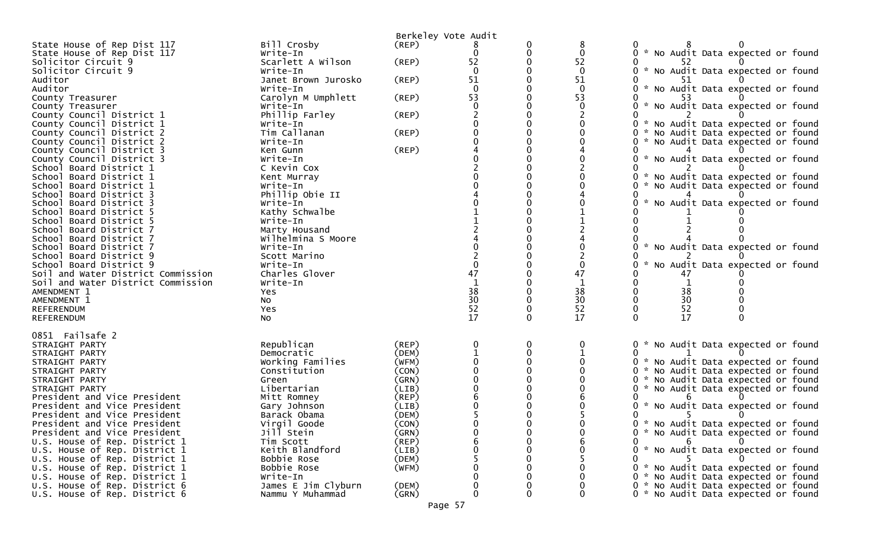Berkeley Vote Audit

| Contest | Candidate | Party | | | | | | |
|---|---|---|---|---|---|---|---|---|
| State House of Rep Dist 117 | Bill Crosby | (REP) | 8 | 0 | 8 | 0 | 8 | 0 |
| State House of Rep Dist 117 | Write-In | | 0 | 0 | 0 | 0 * No Audit Data expected or found | | |
| Solicitor Circuit 9 | Scarlett A Wilson | (REP) | 52 | 0 | 52 | 0 | 52 | 0 |
| Solicitor Circuit 9 | Write-In | | 0 | 0 | 0 | 0 * No Audit Data expected or found | | |
| Auditor | Janet Brown Jurosko | (REP) | 51 | 0 | 51 | 0 | 51 | 0 |
| Auditor | Write-In | | 0 | 0 | 0 | 0 * No Audit Data expected or found | | |
| County Treasurer | Carolyn M Umphlett | (REP) | 53 | 0 | 53 | 0 | 53 | 0 |
| County Treasurer | Write-In | | 0 | 0 | 0 | 0 * No Audit Data expected or found | | |
| County Council District 1 | Phillip Farley | (REP) | 2 | 0 | 2 | 0 | 2 | 0 |
| County Council District 1 | Write-In | | 0 | 0 | 0 | 0 * No Audit Data expected or found | | |
| County Council District 2 | Tim Callanan | (REP) | 0 | 0 | 0 | 0 * No Audit Data expected or found | | |
| County Council District 2 | Write-In | | 0 | 0 | 0 | 0 * No Audit Data expected or found | | |
| County Council District 3 | Ken Gunn | (REP) | 4 | 0 | 4 | 0 | 4 | 0 |
| County Council District 3 | Write-In | | 0 | 0 | 0 | 0 * No Audit Data expected or found | | |
| School Board District 1 | C Kevin Cox | | 2 | 0 | 2 | 0 | 2 | 0 |
| School Board District 1 | Kent Murray | | 0 | 0 | 0 | 0 * No Audit Data expected or found | | |
| School Board District 1 | Write-In | | 0 | 0 | 0 | 0 * No Audit Data expected or found | | |
| School Board District 3 | Phillip Obie II | | 4 | 0 | 4 | 0 | 4 | 0 |
| School Board District 3 | Write-In | | 0 | 0 | 0 | 0 * No Audit Data expected or found | | |
| School Board District 5 | Kathy Schwalbe | | 1 | 0 | 1 | 0 | 1 | 0 |
| School Board District 5 | Write-In | | 1 | 0 | 1 | 0 | 1 | 0 |
| School Board District 7 | Marty Housand | | 2 | 0 | 2 | 0 | 2 | 0 |
| School Board District 7 | Wilhelmina S Moore | | 4 | 0 | 4 | 0 | 4 | 0 |
| School Board District 7 | Write-In | | 0 | 0 | 0 | 0 * No Audit Data expected or found | | |
| School Board District 9 | Scott Marino | | 2 | 0 | 2 | 0 | 2 | 0 |
| School Board District 9 | Write-In | | 0 | 0 | 0 | 0 * No Audit Data expected or found | | |
| Soil and Water District Commission | Charles Glover | | 47 | 0 | 47 | 0 | 47 | 0 |
| Soil and Water District Commission | Write-In | | 1 | 0 | 1 | 0 | 1 | 0 |
| AMENDMENT 1 | Yes | | 38 | 0 | 38 | 0 | 38 | 0 |
| AMENDMENT 1 | No | | 30 | 0 | 30 | 0 | 30 | 0 |
| REFERENDUM | Yes | | 52 | 0 | 52 | 0 | 52 | 0 |
| REFERENDUM | No | | 17 | 0 | 17 | 0 | 17 | 0 |

0851 Failsafe 2

| Contest | Candidate | Party | | | | | | |
|---|---|---|---|---|---|---|---|---|
| STRAIGHT PARTY | Republican | (REP) | 0 | 0 | 0 | 0 * No Audit Data expected or found | | |
| STRAIGHT PARTY | Democratic | (DEM) | 1 | 0 | 1 | 0 | 1 | 0 |
| STRAIGHT PARTY | Working Families | (WFM) | 0 | 0 | 0 | 0 * No Audit Data expected or found | | |
| STRAIGHT PARTY | Constitution | (CON) | 0 | 0 | 0 | 0 * No Audit Data expected or found | | |
| STRAIGHT PARTY | Green | (GRN) | 0 | 0 | 0 | 0 * No Audit Data expected or found | | |
| STRAIGHT PARTY | Libertarian | (LIB) | 0 | 0 | 0 | 0 * No Audit Data expected or found | | |
| President and Vice President | Mitt Romney | (REP) | 6 | 0 | 6 | 0 | 6 | 0 |
| President and Vice President | Gary Johnson | (LIB) | 0 | 0 | 0 | 0 * No Audit Data expected or found | | |
| President and Vice President | Barack Obama | (DEM) | 5 | 0 | 5 | 0 | 5 | 0 |
| President and Vice President | Virgil Goode | (CON) | 0 | 0 | 0 | 0 * No Audit Data expected or found | | |
| President and Vice President | Jill Stein | (GRN) | 0 | 0 | 0 | 0 * No Audit Data expected or found | | |
| U.S. House of Rep. District 1 | Tim Scott | (REP) | 6 | 0 | 6 | 0 | 6 | 0 |
| U.S. House of Rep. District 1 | Keith Blandford | (LIB) | 0 | 0 | 0 | 0 * No Audit Data expected or found | | |
| U.S. House of Rep. District 1 | Bobbie Rose | (DEM) | 5 | 0 | 5 | 0 | 5 | 0 |
| U.S. House of Rep. District 1 | Bobbie Rose | (WFM) | 0 | 0 | 0 | 0 * No Audit Data expected or found | | |
| U.S. House of Rep. District 1 | Write-In | | 0 | 0 | 0 | 0 * No Audit Data expected or found | | |
| U.S. House of Rep. District 6 | James E Jim Clyburn | (DEM) | 0 | 0 | 0 | 0 * No Audit Data expected or found | | |
| U.S. House of Rep. District 6 | Nammu Y Muhammad | (GRN) | 0 | 0 | 0 | 0 * No Audit Data expected or found | | |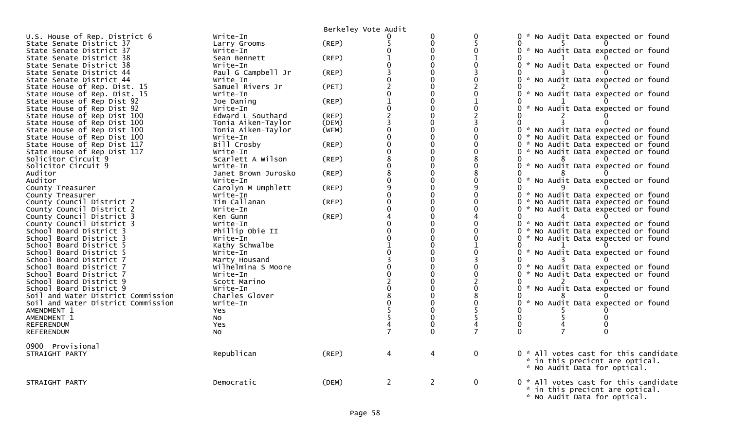Berkeley Vote Audit

| | | | | | | | | |
|---|---|---|---|---|---|---|---|---|
| U.S. House of Rep. District 6 | Write-In | | 0 | 0 | 0 | 0 * No Audit Data expected or found | | |
| State Senate District 37 | Larry Grooms | (REP) | 5 | 0 | 5 | 0 | 5 | 0 |
| State Senate District 37 | Write-In | | 0 | 0 | 0 | 0 * No Audit Data expected or found | | |
| State Senate District 38 | Sean Bennett | (REP) | 1 | 0 | 1 | 0 | 1 | 0 |
| State Senate District 38 | Write-In | | 0 | 0 | 0 | 0 * No Audit Data expected or found | | |
| State Senate District 44 | Paul G Campbell Jr | (REP) | 3 | 0 | 3 | 0 | 3 | 0 |
| State Senate District 44 | Write-In | | 0 | 0 | 0 | 0 * No Audit Data expected or found | | |
| State House of Rep. Dist. 15 | Samuel Rivers Jr | (PET) | 2 | 0 | 2 | 0 | 2 | 0 |
| State House of Rep. Dist. 15 | Write-In | | 0 | 0 | 0 | 0 * No Audit Data expected or found | | |
| State House of Rep Dist 92 | Joe Daning | (REP) | 1 | 0 | 1 | 0 | 1 | 0 |
| State House of Rep Dist 92 | Write-In | | 0 | 0 | 0 | 0 * No Audit Data expected or found | | |
| State House of Rep Dist 100 | Edward L Southard | (REP) | 2 | 0 | 2 | 0 | 2 | 0 |
| State House of Rep Dist 100 | Tonia Aiken-Taylor | (DEM) | 3 | 0 | 3 | 0 | 3 | 0 |
| State House of Rep Dist 100 | Tonia Aiken-Taylor | (WFM) | 0 | 0 | 0 | 0 * No Audit Data expected or found | | |
| State House of Rep Dist 100 | Write-In | | 0 | 0 | 0 | 0 * No Audit Data expected or found | | |
| State House of Rep Dist 117 | Bill Crosby | (REP) | 0 | 0 | 0 | 0 * No Audit Data expected or found | | |
| State House of Rep Dist 117 | Write-In | | 0 | 0 | 0 | 0 * No Audit Data expected or found | | |
| Solicitor Circuit 9 | Scarlett A Wilson | (REP) | 8 | 0 | 8 | 0 | 8 | 0 |
| Solicitor Circuit 9 | Write-In | | 0 | 0 | 0 | 0 * No Audit Data expected or found | | |
| Auditor | Janet Brown Jurosko | (REP) | 8 | 0 | 8 | 0 | 8 | 0 |
| Auditor | Write-In | | 0 | 0 | 0 | 0 * No Audit Data expected or found | | |
| County Treasurer | Carolyn M Umphlett | (REP) | 9 | 0 | 9 | 0 | 9 | 0 |
| County Treasurer | Write-In | | 0 | 0 | 0 | 0 * No Audit Data expected or found | | |
| County Council District 2 | Tim Callanan | (REP) | 0 | 0 | 0 | 0 * No Audit Data expected or found | | |
| County Council District 2 | Write-In | | 0 | 0 | 0 | 0 * No Audit Data expected or found | | |
| County Council District 3 | Ken Gunn | (REP) | 4 | 0 | 4 | 0 | 4 | 0 |
| County Council District 3 | Write-In | | 0 | 0 | 0 | 0 * No Audit Data expected or found | | |
| School Board District 3 | Phillip Obie II | | 0 | 0 | 0 | 0 * No Audit Data expected or found | | |
| School Board District 3 | Write-In | | 0 | 0 | 0 | 0 * No Audit Data expected or found | | |
| School Board District 5 | Kathy Schwalbe | | 1 | 0 | 1 | 0 | 1 | 0 |
| School Board District 5 | Write-In | | 0 | 0 | 0 | 0 * No Audit Data expected or found | | |
| School Board District 7 | Marty Housand | | 3 | 0 | 3 | 0 | 3 | 0 |
| School Board District 7 | Wilhelmina S Moore | | 0 | 0 | 0 | 0 * No Audit Data expected or found | | |
| School Board District 7 | Write-In | | 0 | 0 | 0 | 0 * No Audit Data expected or found | | |
| School Board District 9 | Scott Marino | | 2 | 0 | 2 | 0 | 2 | 0 |
| School Board District 9 | Write-In | | 0 | 0 | 0 | 0 * No Audit Data expected or found | | |
| Soil and Water District Commission | Charles Glover | | 8 | 0 | 8 | 0 | 8 | 0 |
| Soil and Water District Commission | Write-In | | 0 | 0 | 0 | 0 * No Audit Data expected or found | | |
| AMENDMENT 1 | Yes | | 5 | 0 | 5 | 0 | 5 | 0 |
| AMENDMENT 1 | No | | 5 | 0 | 5 | 0 | 5 | 0 |
| REFERENDUM | Yes | | 4 | 0 | 4 | 0 | 4 | 0 |
| REFERENDUM | No | | 7 | 0 | 7 | 0 | 7 | 0 |

0900 Provisional

| | | | | | | |
|---|---|---|---|---|---|---|
| STRAIGHT PARTY | Republican | (REP) | 4 | 4 | 0 | 0 * All votes cast for this candidate * in this precicnt are optical. * No Audit Data for optical. |
| STRAIGHT PARTY | Democratic | (DEM) | 2 | 2 | 0 | 0 * All votes cast for this candidate * in this precicnt are optical. * No Audit Data for optical. |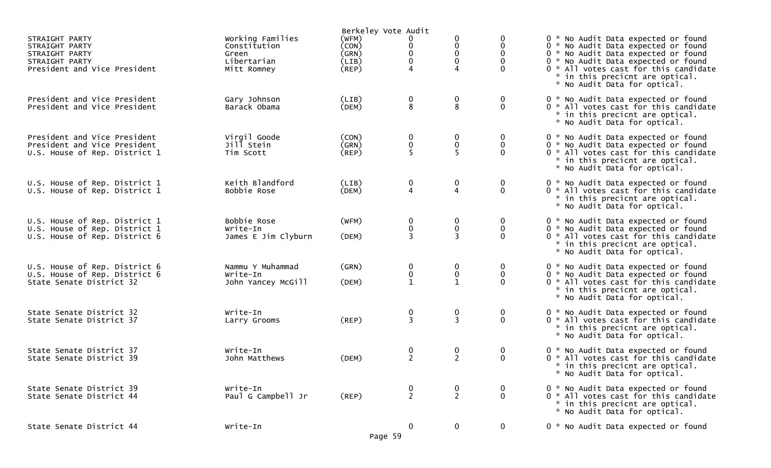Berkeley Vote Audit

| Contest | Candidate | Party | | | | | Notes |
|---|---|---|---|---|---|---|---|
| STRAIGHT PARTY | Working Families | (WFM) | 0 | 0 | 0 | 0 | * No Audit Data expected or found |
| STRAIGHT PARTY | Constitution | (CON) | 0 | 0 | 0 | 0 | * No Audit Data expected or found |
| STRAIGHT PARTY | Green | (GRN) | 0 | 0 | 0 | 0 | * No Audit Data expected or found |
| STRAIGHT PARTY | Libertarian | (LIB) | 0 | 0 | 0 | 0 | * No Audit Data expected or found |
| President and Vice President | Mitt Romney | (REP) | 4 | 4 | 0 | 0 | * All votes cast for this candidate * in this precicnt are optical. * No Audit Data for optical. |
| President and Vice President | Gary Johnson | (LIB) | 0 | 0 | 0 | 0 | * No Audit Data expected or found |
| President and Vice President | Barack Obama | (DEM) | 8 | 8 | 0 | 0 | * All votes cast for this candidate * in this precicnt are optical. * No Audit Data for optical. |
| President and Vice President | Virgil Goode | (CON) | 0 | 0 | 0 | 0 | * No Audit Data expected or found |
| President and Vice President | Jill Stein | (GRN) | 0 | 0 | 0 | 0 | * No Audit Data expected or found |
| U.S. House of Rep. District 1 | Tim Scott | (REP) | 5 | 5 | 0 | 0 | * All votes cast for this candidate * in this precicnt are optical. * No Audit Data for optical. |
| U.S. House of Rep. District 1 | Keith Blandford | (LIB) | 0 | 0 | 0 | 0 | * No Audit Data expected or found |
| U.S. House of Rep. District 1 | Bobbie Rose | (DEM) | 4 | 4 | 0 | 0 | * All votes cast for this candidate * in this precicnt are optical. * No Audit Data for optical. |
| U.S. House of Rep. District 1 | Bobbie Rose | (WFM) | 0 | 0 | 0 | 0 | * No Audit Data expected or found |
| U.S. House of Rep. District 1 | Write-In | | 0 | 0 | 0 | 0 | * No Audit Data expected or found |
| U.S. House of Rep. District 6 | James E Jim Clyburn | (DEM) | 3 | 3 | 0 | 0 | * All votes cast for this candidate * in this precicnt are optical. * No Audit Data for optical. |
| U.S. House of Rep. District 6 | Nammu Y Muhammad | (GRN) | 0 | 0 | 0 | 0 | * No Audit Data expected or found |
| U.S. House of Rep. District 6 | Write-In | | 0 | 0 | 0 | 0 | * No Audit Data expected or found |
| State Senate District 32 | John Yancey McGill | (DEM) | 1 | 1 | 0 | 0 | * All votes cast for this candidate * in this precicnt are optical. * No Audit Data for optical. |
| State Senate District 32 | Write-In | | 0 | 0 | 0 | 0 | * No Audit Data expected or found |
| State Senate District 37 | Larry Grooms | (REP) | 3 | 3 | 0 | 0 | * All votes cast for this candidate * in this precicnt are optical. * No Audit Data for optical. |
| State Senate District 37 | Write-In | | 0 | 0 | 0 | 0 | * No Audit Data expected or found |
| State Senate District 39 | John Matthews | (DEM) | 2 | 2 | 0 | 0 | * All votes cast for this candidate * in this precicnt are optical. * No Audit Data for optical. |
| State Senate District 39 | Write-In | | 0 | 0 | 0 | 0 | * No Audit Data expected or found |
| State Senate District 44 | Paul G Campbell Jr | (REP) | 2 | 2 | 0 | 0 | * All votes cast for this candidate * in this precicnt are optical. * No Audit Data for optical. |
| State Senate District 44 | Write-In | | 0 | 0 | 0 | 0 | * No Audit Data expected or found |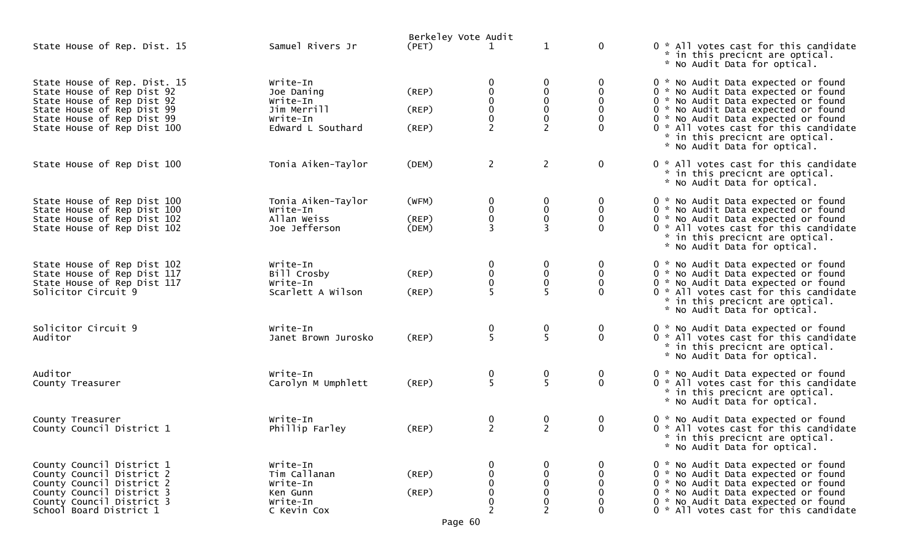Berkeley Vote Audit

| Contest | Candidate | Party | | | | | Notes |
|---|---|---|---|---|---|---|---|
| State House of Rep. Dist. 15 | Samuel Rivers Jr | (PET) | 1 | 1 | 0 | 0 | * All votes cast for this candidate * in this precicnt are optical. * No Audit Data for optical. |
| State House of Rep. Dist. 15 | Write-In | | 0 | 0 | 0 | 0 | * No Audit Data expected or found |
| State House of Rep Dist 92 | Joe Daning | (REP) | 0 | 0 | 0 | 0 | * No Audit Data expected or found |
| State House of Rep Dist 92 | Write-In | | 0 | 0 | 0 | 0 | * No Audit Data expected or found |
| State House of Rep Dist 99 | Jim Merrill | (REP) | 0 | 0 | 0 | 0 | * No Audit Data expected or found |
| State House of Rep Dist 99 | Write-In | | 0 | 0 | 0 | 0 | * No Audit Data expected or found |
| State House of Rep Dist 100 | Edward L Southard | (REP) | 2 | 2 | 0 | 0 | * All votes cast for this candidate * in this precicnt are optical. * No Audit Data for optical. |
| State House of Rep Dist 100 | Tonia Aiken-Taylor | (DEM) | 2 | 2 | 0 | 0 | * All votes cast for this candidate * in this precicnt are optical. * No Audit Data for optical. |
| State House of Rep Dist 100 | Tonia Aiken-Taylor | (WFM) | 0 | 0 | 0 | 0 | * No Audit Data expected or found |
| State House of Rep Dist 100 | Write-In | | 0 | 0 | 0 | 0 | * No Audit Data expected or found |
| State House of Rep Dist 102 | Allan Weiss | (REP) | 0 | 0 | 0 | 0 | * No Audit Data expected or found |
| State House of Rep Dist 102 | Joe Jefferson | (DEM) | 3 | 3 | 0 | 0 | * All votes cast for this candidate * in this precicnt are optical. * No Audit Data for optical. |
| State House of Rep Dist 102 | Write-In | | 0 | 0 | 0 | 0 | * No Audit Data expected or found |
| State House of Rep Dist 117 | Bill Crosby | (REP) | 0 | 0 | 0 | 0 | * No Audit Data expected or found |
| State House of Rep Dist 117 | Write-In | | 0 | 0 | 0 | 0 | * No Audit Data expected or found |
| Solicitor Circuit 9 | Scarlett A Wilson | (REP) | 5 | 5 | 0 | 0 | * All votes cast for this candidate * in this precicnt are optical. * No Audit Data for optical. |
| Solicitor Circuit 9 | Write-In | | 0 | 0 | 0 | 0 | * No Audit Data expected or found |
| Auditor | Janet Brown Jurosko | (REP) | 5 | 5 | 0 | 0 | * All votes cast for this candidate * in this precicnt are optical. * No Audit Data for optical. |
| Auditor | Write-In | | 0 | 0 | 0 | 0 | * No Audit Data expected or found |
| County Treasurer | Carolyn M Umphlett | (REP) | 5 | 5 | 0 | 0 | * All votes cast for this candidate * in this precicnt are optical. * No Audit Data for optical. |
| County Treasurer | Write-In | | 0 | 0 | 0 | 0 | * No Audit Data expected or found |
| County Council District 1 | Phillip Farley | (REP) | 2 | 2 | 0 | 0 | * All votes cast for this candidate * in this precicnt are optical. * No Audit Data for optical. |
| County Council District 1 | Write-In | | 0 | 0 | 0 | 0 | * No Audit Data expected or found |
| County Council District 2 | Tim Callanan | (REP) | 0 | 0 | 0 | 0 | * No Audit Data expected or found |
| County Council District 2 | Write-In | | 0 | 0 | 0 | 0 | * No Audit Data expected or found |
| County Council District 3 | Ken Gunn | (REP) | 0 | 0 | 0 | 0 | * No Audit Data expected or found |
| County Council District 3 | Write-In | | 0 | 0 | 0 | 0 | * No Audit Data expected or found |
| School Board District 1 | C Kevin Cox | | 2 | 2 | 0 | 0 | * All votes cast for this candidate |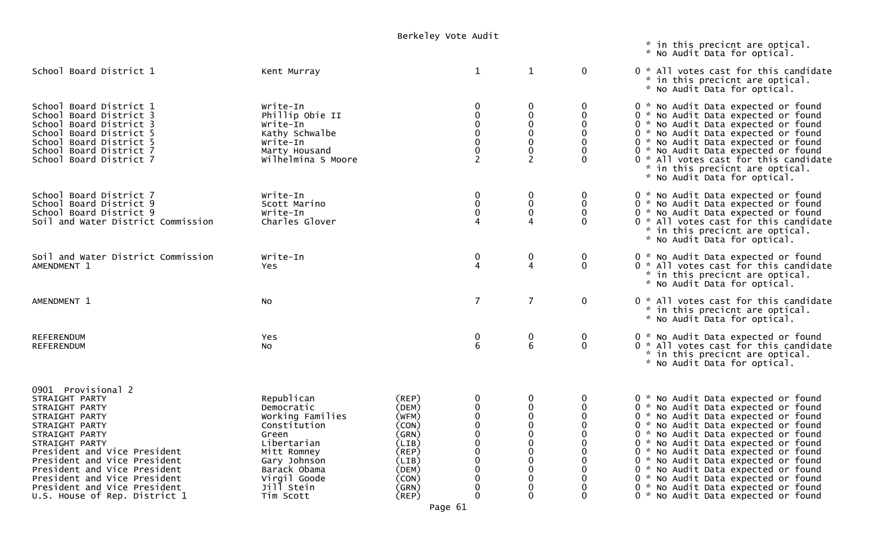Berkeley Vote Audit

| Contest | Candidate | Party | | | | Notes |
|---|---|---|---|---|---|---|
| | | | | | | * in this precicnt are optical. * No Audit Data for optical. |
| School Board District 1 | Kent Murray | | 1 | 1 | 0 | 0 * All votes cast for this candidate * in this precicnt are optical. * No Audit Data for optical. |
| School Board District 1 | Write-In | | 0 | 0 | 0 | 0 * No Audit Data expected or found |
| School Board District 3 | Phillip Obie II | | 0 | 0 | 0 | 0 * No Audit Data expected or found |
| School Board District 3 | Write-In | | 0 | 0 | 0 | 0 * No Audit Data expected or found |
| School Board District 5 | Kathy Schwalbe | | 0 | 0 | 0 | 0 * No Audit Data expected or found |
| School Board District 5 | Write-In | | 0 | 0 | 0 | 0 * No Audit Data expected or found |
| School Board District 7 | Marty Housand | | 0 | 0 | 0 | 0 * No Audit Data expected or found |
| School Board District 7 | Wilhelmina S Moore | | 2 | 2 | 0 | 0 * All votes cast for this candidate * in this precicnt are optical. * No Audit Data for optical. |
| School Board District 7 | Write-In | | 0 | 0 | 0 | 0 * No Audit Data expected or found |
| School Board District 9 | Scott Marino | | 0 | 0 | 0 | 0 * No Audit Data expected or found |
| School Board District 9 | Write-In | | 0 | 0 | 0 | 0 * No Audit Data expected or found |
| Soil and Water District Commission | Charles Glover | | 4 | 4 | 0 | 0 * All votes cast for this candidate * in this precicnt are optical. * No Audit Data for optical. |
| Soil and Water District Commission | Write-In | | 0 | 0 | 0 | 0 * No Audit Data expected or found |
| AMENDMENT 1 | Yes | | 4 | 4 | 0 | 0 * All votes cast for this candidate * in this precicnt are optical. * No Audit Data for optical. |
| AMENDMENT 1 | No | | 7 | 7 | 0 | 0 * All votes cast for this candidate * in this precicnt are optical. * No Audit Data for optical. |
| REFERENDUM | Yes | | 0 | 0 | 0 | 0 * No Audit Data expected or found |
| REFERENDUM | No | | 6 | 6 | 0 | 0 * All votes cast for this candidate * in this precicnt are optical. * No Audit Data for optical. |

0901 Provisional 2

| Contest | Candidate | Party | | | | Notes |
|---|---|---|---|---|---|---|
| STRAIGHT PARTY | Republican | (REP) | 0 | 0 | 0 | 0 * No Audit Data expected or found |
| STRAIGHT PARTY | Democratic | (DEM) | 0 | 0 | 0 | 0 * No Audit Data expected or found |
| STRAIGHT PARTY | Working Families | (WFM) | 0 | 0 | 0 | 0 * No Audit Data expected or found |
| STRAIGHT PARTY | Constitution | (CON) | 0 | 0 | 0 | 0 * No Audit Data expected or found |
| STRAIGHT PARTY | Green | (GRN) | 0 | 0 | 0 | 0 * No Audit Data expected or found |
| STRAIGHT PARTY | Libertarian | (LIB) | 0 | 0 | 0 | 0 * No Audit Data expected or found |
| President and Vice President | Mitt Romney | (REP) | 0 | 0 | 0 | 0 * No Audit Data expected or found |
| President and Vice President | Gary Johnson | (LIB) | 0 | 0 | 0 | 0 * No Audit Data expected or found |
| President and Vice President | Barack Obama | (DEM) | 0 | 0 | 0 | 0 * No Audit Data expected or found |
| President and Vice President | Virgil Goode | (CON) | 0 | 0 | 0 | 0 * No Audit Data expected or found |
| President and Vice President | Jill Stein | (GRN) | 0 | 0 | 0 | 0 * No Audit Data expected or found |
| U.S. House of Rep. District 1 | Tim Scott | (REP) | 0 | 0 | 0 | 0 * No Audit Data expected or found |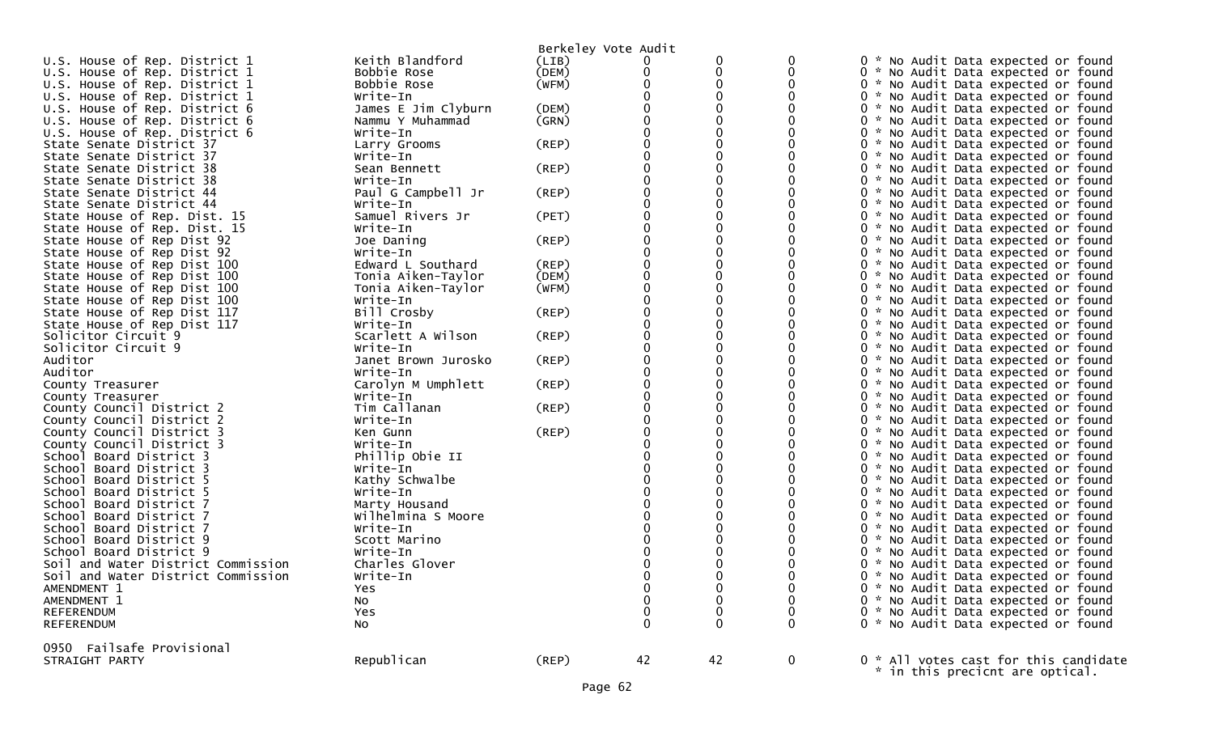Berkeley Vote Audit

| Contest | Candidate | Party | | | | | Note |
|---|---|---|---|---|---|---|---|
| U.S. House of Rep. District 1 | Keith Blandford | (LIB) | 0 | 0 | 0 | 0 | * No Audit Data expected or found |
| U.S. House of Rep. District 1 | Bobbie Rose | (DEM) | 0 | 0 | 0 | 0 | * No Audit Data expected or found |
| U.S. House of Rep. District 1 | Bobbie Rose | (WFM) | 0 | 0 | 0 | 0 | * No Audit Data expected or found |
| U.S. House of Rep. District 1 | Write-In | | 0 | 0 | 0 | 0 | * No Audit Data expected or found |
| U.S. House of Rep. District 6 | James E Jim Clyburn | (DEM) | 0 | 0 | 0 | 0 | * No Audit Data expected or found |
| U.S. House of Rep. District 6 | Nammu Y Muhammad | (GRN) | 0 | 0 | 0 | 0 | * No Audit Data expected or found |
| U.S. House of Rep. District 6 | Write-In | | 0 | 0 | 0 | 0 | * No Audit Data expected or found |
| State Senate District 37 | Larry Grooms | (REP) | 0 | 0 | 0 | 0 | * No Audit Data expected or found |
| State Senate District 37 | Write-In | | 0 | 0 | 0 | 0 | * No Audit Data expected or found |
| State Senate District 38 | Sean Bennett | (REP) | 0 | 0 | 0 | 0 | * No Audit Data expected or found |
| State Senate District 38 | Write-In | | 0 | 0 | 0 | 0 | * No Audit Data expected or found |
| State Senate District 44 | Paul G Campbell Jr | (REP) | 0 | 0 | 0 | 0 | * No Audit Data expected or found |
| State Senate District 44 | Write-In | | 0 | 0 | 0 | 0 | * No Audit Data expected or found |
| State House of Rep. Dist. 15 | Samuel Rivers Jr | (PET) | 0 | 0 | 0 | 0 | * No Audit Data expected or found |
| State House of Rep. Dist. 15 | Write-In | | 0 | 0 | 0 | 0 | * No Audit Data expected or found |
| State House of Rep Dist 92 | Joe Daning | (REP) | 0 | 0 | 0 | 0 | * No Audit Data expected or found |
| State House of Rep Dist 92 | Write-In | | 0 | 0 | 0 | 0 | * No Audit Data expected or found |
| State House of Rep Dist 100 | Edward L Southard | (REP) | 0 | 0 | 0 | 0 | * No Audit Data expected or found |
| State House of Rep Dist 100 | Tonia Aiken-Taylor | (DEM) | 0 | 0 | 0 | 0 | * No Audit Data expected or found |
| State House of Rep Dist 100 | Tonia Aiken-Taylor | (WFM) | 0 | 0 | 0 | 0 | * No Audit Data expected or found |
| State House of Rep Dist 100 | Write-In | | 0 | 0 | 0 | 0 | * No Audit Data expected or found |
| State House of Rep Dist 117 | Bill Crosby | (REP) | 0 | 0 | 0 | 0 | * No Audit Data expected or found |
| State House of Rep Dist 117 | Write-In | | 0 | 0 | 0 | 0 | * No Audit Data expected or found |
| Solicitor Circuit 9 | Scarlett A Wilson | (REP) | 0 | 0 | 0 | 0 | * No Audit Data expected or found |
| Solicitor Circuit 9 | Write-In | | 0 | 0 | 0 | 0 | * No Audit Data expected or found |
| Auditor | Janet Brown Jurosko | (REP) | 0 | 0 | 0 | 0 | * No Audit Data expected or found |
| Auditor | Write-In | | 0 | 0 | 0 | 0 | * No Audit Data expected or found |
| County Treasurer | Carolyn M Umphlett | (REP) | 0 | 0 | 0 | 0 | * No Audit Data expected or found |
| County Treasurer | Write-In | | 0 | 0 | 0 | 0 | * No Audit Data expected or found |
| County Council District 2 | Tim Callanan | (REP) | 0 | 0 | 0 | 0 | * No Audit Data expected or found |
| County Council District 2 | Write-In | | 0 | 0 | 0 | 0 | * No Audit Data expected or found |
| County Council District 3 | Ken Gunn | (REP) | 0 | 0 | 0 | 0 | * No Audit Data expected or found |
| County Council District 3 | Write-In | | 0 | 0 | 0 | 0 | * No Audit Data expected or found |
| School Board District 3 | Phillip Obie II | | 0 | 0 | 0 | 0 | * No Audit Data expected or found |
| School Board District 3 | Write-In | | 0 | 0 | 0 | 0 | * No Audit Data expected or found |
| School Board District 5 | Kathy Schwalbe | | 0 | 0 | 0 | 0 | * No Audit Data expected or found |
| School Board District 5 | Write-In | | 0 | 0 | 0 | 0 | * No Audit Data expected or found |
| School Board District 7 | Marty Housand | | 0 | 0 | 0 | 0 | * No Audit Data expected or found |
| School Board District 7 | Wilhelmina S Moore | | 0 | 0 | 0 | 0 | * No Audit Data expected or found |
| School Board District 7 | Write-In | | 0 | 0 | 0 | 0 | * No Audit Data expected or found |
| School Board District 9 | Scott Marino | | 0 | 0 | 0 | 0 | * No Audit Data expected or found |
| School Board District 9 | Write-In | | 0 | 0 | 0 | 0 | * No Audit Data expected or found |
| Soil and Water District Commission | Charles Glover | | 0 | 0 | 0 | 0 | * No Audit Data expected or found |
| Soil and Water District Commission | Write-In | | 0 | 0 | 0 | 0 | * No Audit Data expected or found |
| AMENDMENT 1 | Yes | | 0 | 0 | 0 | 0 | * No Audit Data expected or found |
| AMENDMENT 1 | No | | 0 | 0 | 0 | 0 | * No Audit Data expected or found |
| REFERENDUM | Yes | | 0 | 0 | 0 | 0 | * No Audit Data expected or found |
| REFERENDUM | No | | 0 | 0 | 0 | 0 | * No Audit Data expected or found |

0950 Failsafe Provisional

| Contest | Candidate | Party | | | | | Note |
|---|---|---|---|---|---|---|---|
| STRAIGHT PARTY | Republican | (REP) | 42 | 42 | 0 | 0 | * All votes cast for this candidate * in this precicnt are optical. |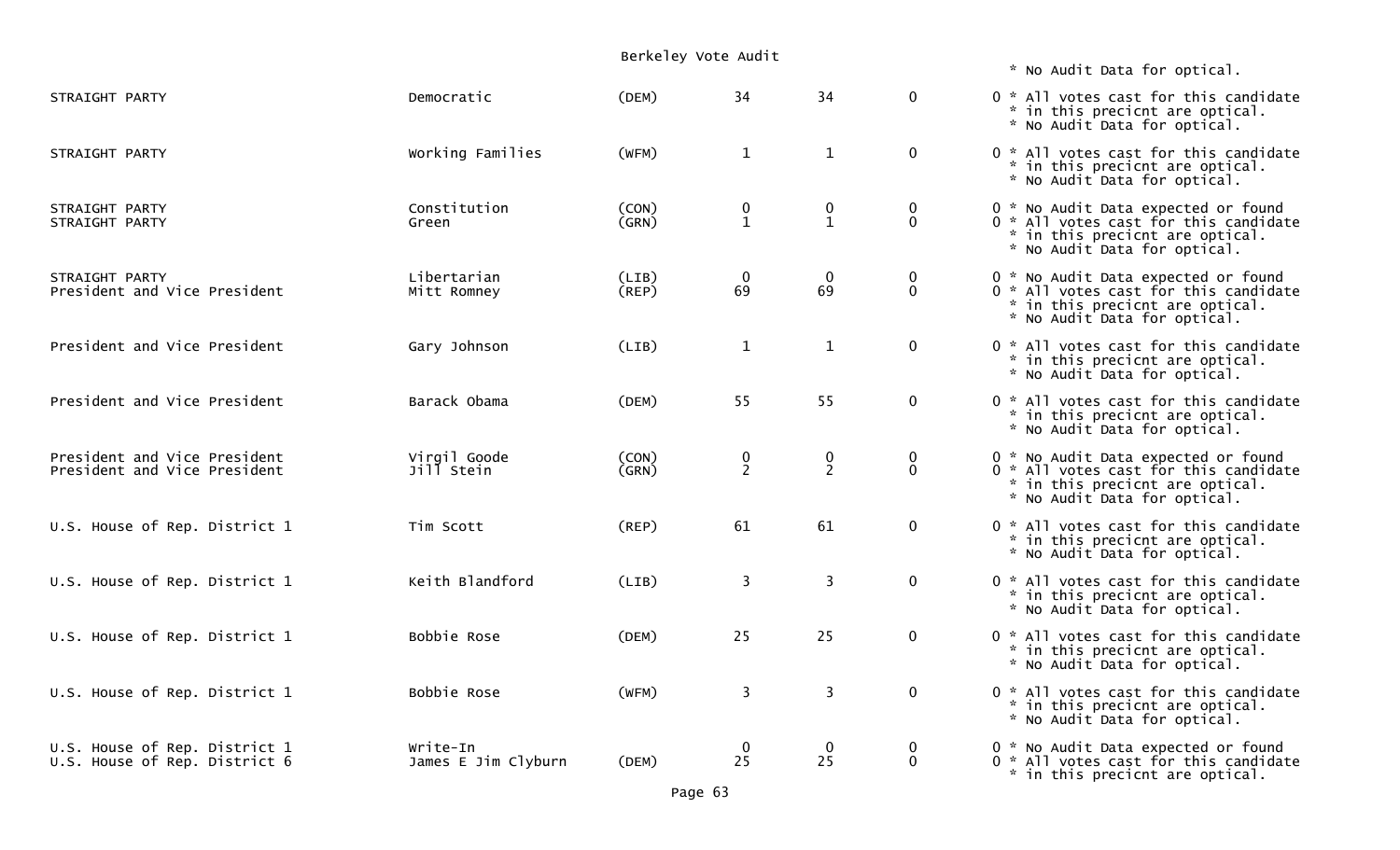Berkeley Vote Audit

| Contest | Candidate | Party | | | | | Notes |
|---|---|---|---|---|---|---|---|
| | | | | | | | * No Audit Data for optical. |
| STRAIGHT PARTY | Democratic | (DEM) | 34 | 34 | 0 | 0 | * All votes cast for this candidate * in this precicnt are optical. * No Audit Data for optical. |
| STRAIGHT PARTY | Working Families | (WFM) | 1 | 1 | 0 | 0 | * All votes cast for this candidate * in this precicnt are optical. * No Audit Data for optical. |
| STRAIGHT PARTY | Constitution | (CON) | 0 | 0 | 0 | 0 | * No Audit Data expected or found |
| STRAIGHT PARTY | Green | (GRN) | 1 | 1 | 0 | 0 | * All votes cast for this candidate * in this precicnt are optical. * No Audit Data for optical. |
| STRAIGHT PARTY | Libertarian | (LIB) | 0 | 0 | 0 | 0 | * No Audit Data expected or found |
| President and Vice President | Mitt Romney | (REP) | 69 | 69 | 0 | 0 | * All votes cast for this candidate * in this precicnt are optical. * No Audit Data for optical. |
| President and Vice President | Gary Johnson | (LIB) | 1 | 1 | 0 | 0 | * All votes cast for this candidate * in this precicnt are optical. * No Audit Data for optical. |
| President and Vice President | Barack Obama | (DEM) | 55 | 55 | 0 | 0 | * All votes cast for this candidate * in this precicnt are optical. * No Audit Data for optical. |
| President and Vice President | Virgil Goode | (CON) | 0 | 0 | 0 | 0 | * No Audit Data expected or found |
| President and Vice President | Jill Stein | (GRN) | 2 | 2 | 0 | 0 | * All votes cast for this candidate * in this precicnt are optical. * No Audit Data for optical. |
| U.S. House of Rep. District 1 | Tim Scott | (REP) | 61 | 61 | 0 | 0 | * All votes cast for this candidate * in this precicnt are optical. * No Audit Data for optical. |
| U.S. House of Rep. District 1 | Keith Blandford | (LIB) | 3 | 3 | 0 | 0 | * All votes cast for this candidate * in this precicnt are optical. * No Audit Data for optical. |
| U.S. House of Rep. District 1 | Bobbie Rose | (DEM) | 25 | 25 | 0 | 0 | * All votes cast for this candidate * in this precicnt are optical. * No Audit Data for optical. |
| U.S. House of Rep. District 1 | Bobbie Rose | (WFM) | 3 | 3 | 0 | 0 | * All votes cast for this candidate * in this precicnt are optical. * No Audit Data for optical. |
| U.S. House of Rep. District 1 | Write-In | | 0 | 0 | 0 | 0 | * No Audit Data expected or found |
| U.S. House of Rep. District 6 | James E Jim Clyburn | (DEM) | 25 | 25 | 0 | 0 | * All votes cast for this candidate * in this precicnt are optical. |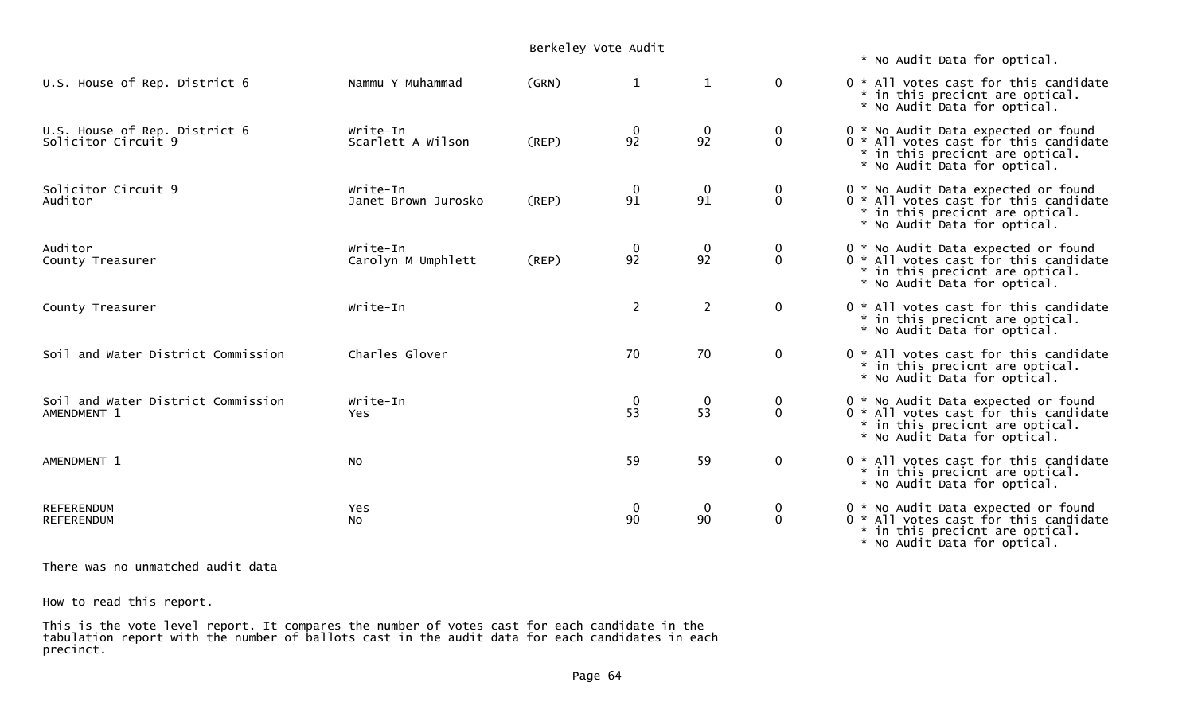Berkeley Vote Audit

| Contest | Candidate | Party | | | | Notes |
|---|---|---|---|---|---|---|
| | | | | | | * No Audit Data for optical. |
| U.S. House of Rep. District 6 | Nammu Y Muhammad | (GRN) | 1 | 1 | 0 | 0 * All votes cast for this candidate * in this precicnt are optical. * No Audit Data for optical. |
| U.S. House of Rep. District 6 | Write-In | | 0 | 0 | 0 | 0 * No Audit Data expected or found |
| Solicitor Circuit 9 | Scarlett A Wilson | (REP) | 92 | 92 | 0 | 0 * All votes cast for this candidate * in this precicnt are optical. * No Audit Data for optical. |
| Solicitor Circuit 9 | Write-In | | 0 | 0 | 0 | 0 * No Audit Data expected or found |
| Auditor | Janet Brown Jurosko | (REP) | 91 | 91 | 0 | 0 * All votes cast for this candidate * in this precicnt are optical. * No Audit Data for optical. |
| Auditor | Write-In | | 0 | 0 | 0 | 0 * No Audit Data expected or found |
| County Treasurer | Carolyn M Umphlett | (REP) | 92 | 92 | 0 | 0 * All votes cast for this candidate * in this precicnt are optical. * No Audit Data for optical. |
| County Treasurer | Write-In | | 2 | 2 | 0 | 0 * All votes cast for this candidate * in this precicnt are optical. * No Audit Data for optical. |
| Soil and Water District Commission | Charles Glover | | 70 | 70 | 0 | 0 * All votes cast for this candidate * in this precicnt are optical. * No Audit Data for optical. |
| Soil and Water District Commission | Write-In | | 0 | 0 | 0 | 0 * No Audit Data expected or found |
| AMENDMENT 1 | Yes | | 53 | 53 | 0 | 0 * All votes cast for this candidate * in this precicnt are optical. * No Audit Data for optical. |
| AMENDMENT 1 | No | | 59 | 59 | 0 | 0 * All votes cast for this candidate * in this precicnt are optical. * No Audit Data for optical. |
| REFERENDUM | Yes | | 0 | 0 | 0 | 0 * No Audit Data expected or found |
| REFERENDUM | No | | 90 | 90 | 0 | 0 * All votes cast for this candidate * in this precicnt are optical. * No Audit Data for optical. |

There was no unmatched audit data

How to read this report.

This is the vote level report. It compares the number of votes cast for each candidate in the tabulation report with the number of ballots cast in the audit data for each candidates in each precinct.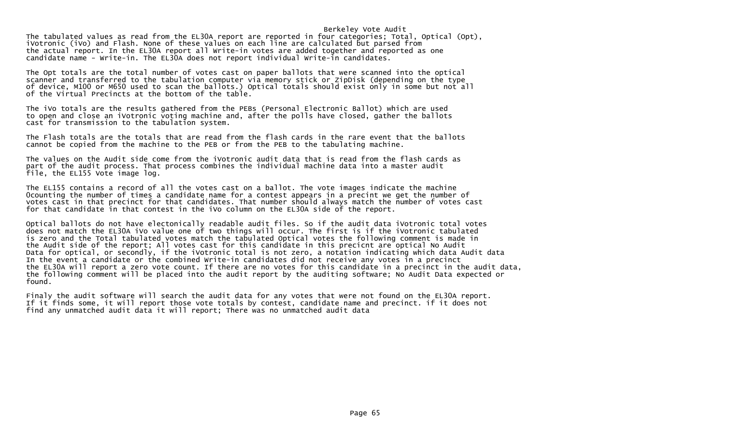# Berkeley Vote Audit

The tabulated values as read from the EL30A report are reported in four categories; Total, Optical (Opt), iVotronic (iVo) and Flash. None of these values on each line are calculated but parsed from the actual report. In the EL30A report all Write-in votes are added together and reported as one candidate name - Write-in. The EL30A does not report individual Write-in candidates.

The Opt totals are the total number of votes cast on paper ballots that were scanned into the optical scanner and transferred to the tabulation computer via memory stick or ZipDisk (depending on the type of device, M100 or M650 used to scan the ballots.) Optical totals should exist only in some but not all of the Virtual Precincts at the bottom of the table.

The iVo totals are the results gathered from the PEBs (Personal Electronic Ballot) which are used to open and close an iVotronic voting machine and, after the polls have closed, gather the ballots cast for transmission to the tabulation system.

The Flash totals are the totals that are read from the flash cards in the rare event that the ballots cannot be copied from the machine to the PEB or from the PEB to the tabulating machine.

The values on the Audit side come from the iVotronic audit data that is read from the flash cards as part of the audit process. That process combines the individual machine data into a master audit file, the EL155 Vote image log.

The EL155 contains a record of all the votes cast on a ballot. The vote images indicate the machine 0counting the number of times a candidate name for a contest appears in a precint we get the number of votes cast in that precinct for that candidates. That number should always match the number of votes cast for that candidate in that contest in the iVo column on the EL30A side of the report.

Optical ballots do not have electonically readable audit files. So if the audit data iVotronic total votes does not match the EL30A iVo value one of two things will occur. The first is if the iVotronic tabulated is zero and the Total tabulated votes match the tabulated Optical votes the following comment is made in the Audit side of the report; All votes cast for this candidate in this precicnt are optical No Audit Data for optical, or secondly, if the iVotronic total is not zero, a notation indicating which data Audit data In the event a candidate or the combined Write-in candidates did not receive any votes in a precinct the EL30A will report a zero vote count. If there are no votes for this candidate in a precinct in the audit data, the following comment will be placed into the audit report by the auditing software; No Audit Data expected or found.

Finaly the audit software will search the audit data for any votes that were not found on the EL30A report. If it finds some, it will report those vote totals by contest, candidate name and precinct. if it does not find any unmatched audit data it will report; There was no unmatched audit data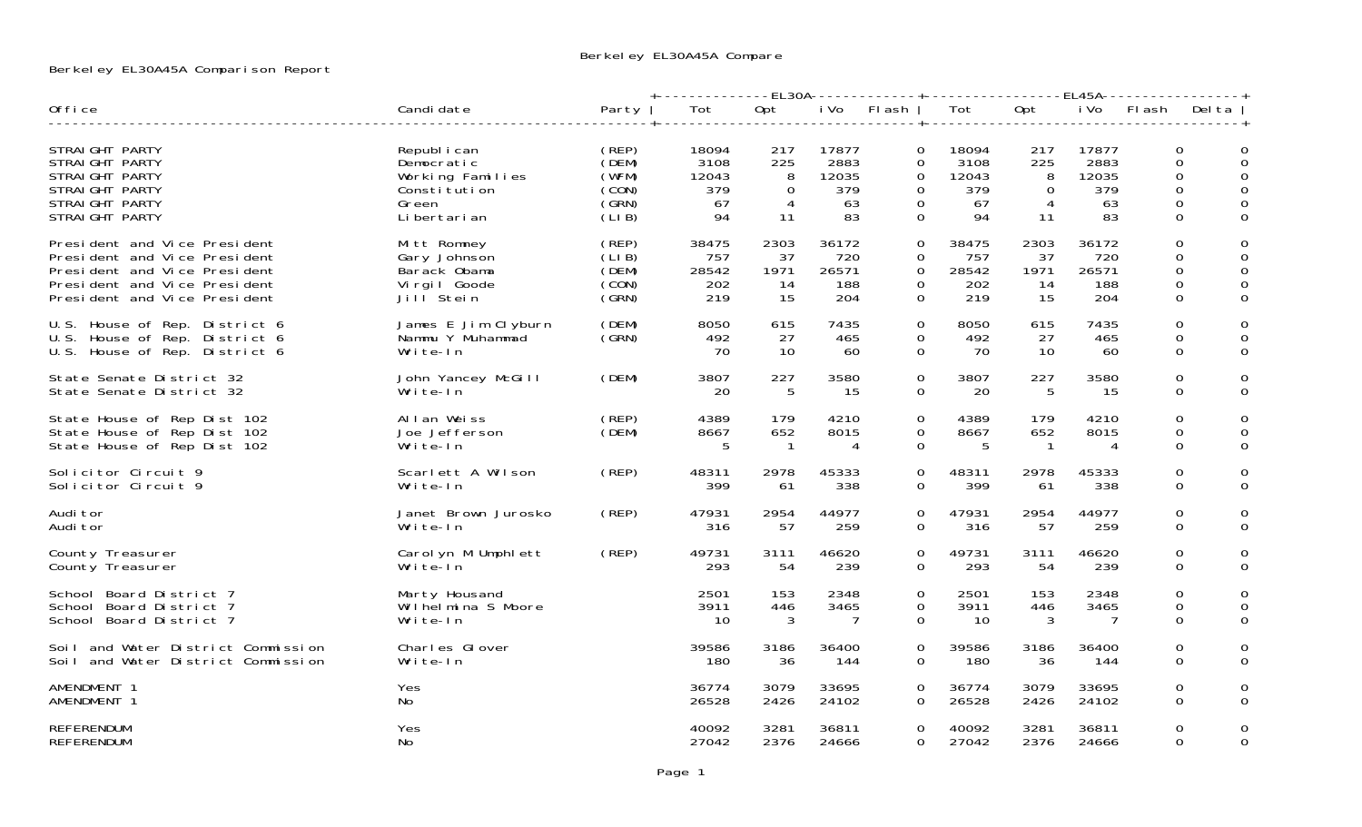# Berkeley EL30A45A Compare

Berkeley EL30A45A Comparison Report

| Office | Candidate | Party | EL30A | | | | EL45A | | | | |
|---|---|---|---|---|---|---|---|---|---|---|---|
| | | | Tot | Opt | iVo | Flash | Tot | Opt | iVo | Flash | Delta |
| STRAIGHT PARTY | Republican | (REP) | 18094 | 217 | 17877 | 0 | 18094 | 217 | 17877 | 0 | 0 |
| STRAIGHT PARTY | Democratic | (DEM) | 3108 | 225 | 2883 | 0 | 3108 | 225 | 2883 | 0 | 0 |
| STRAIGHT PARTY | Working Families | (WFM) | 12043 | 8 | 12035 | 0 | 12043 | 8 | 12035 | 0 | 0 |
| STRAIGHT PARTY | Constitution | (CON) | 379 | 0 | 379 | 0 | 379 | 0 | 379 | 0 | 0 |
| STRAIGHT PARTY | Green | (GRN) | 67 | 4 | 63 | 0 | 67 | 4 | 63 | 0 | 0 |
| STRAIGHT PARTY | Libertarian | (LIB) | 94 | 11 | 83 | 0 | 94 | 11 | 83 | 0 | 0 |
| President and Vice President | Mitt Romney | (REP) | 38475 | 2303 | 36172 | 0 | 38475 | 2303 | 36172 | 0 | 0 |
| President and Vice President | Gary Johnson | (LIB) | 757 | 37 | 720 | 0 | 757 | 37 | 720 | 0 | 0 |
| President and Vice President | Barack Obama | (DEM) | 28542 | 1971 | 26571 | 0 | 28542 | 1971 | 26571 | 0 | 0 |
| President and Vice President | Virgil Goode | (CON) | 202 | 14 | 188 | 0 | 202 | 14 | 188 | 0 | 0 |
| President and Vice President | Jill Stein | (GRN) | 219 | 15 | 204 | 0 | 219 | 15 | 204 | 0 | 0 |
| U.S. House of Rep. District 6 | James E Jim Clyburn | (DEM) | 8050 | 615 | 7435 | 0 | 8050 | 615 | 7435 | 0 | 0 |
| U.S. House of Rep. District 6 | Nammu Y Muhammad | (GRN) | 492 | 27 | 465 | 0 | 492 | 27 | 465 | 0 | 0 |
| U.S. House of Rep. District 6 | Write-In | | 70 | 10 | 60 | 0 | 70 | 10 | 60 | 0 | 0 |
| State Senate District 32 | John Yancey McGill | (DEM) | 3807 | 227 | 3580 | 0 | 3807 | 227 | 3580 | 0 | 0 |
| State Senate District 32 | Write-In | | 20 | 5 | 15 | 0 | 20 | 5 | 15 | 0 | 0 |
| State House of Rep Dist 102 | Allan Weiss | (REP) | 4389 | 179 | 4210 | 0 | 4389 | 179 | 4210 | 0 | 0 |
| State House of Rep Dist 102 | Joe Jefferson | (DEM) | 8667 | 652 | 8015 | 0 | 8667 | 652 | 8015 | 0 | 0 |
| State House of Rep Dist 102 | Write-In | | 5 | 1 | 4 | 0 | 5 | 1 | 4 | 0 | 0 |
| Solicitor Circuit 9 | Scarlett A Wilson | (REP) | 48311 | 2978 | 45333 | 0 | 48311 | 2978 | 45333 | 0 | 0 |
| Solicitor Circuit 9 | Write-In | | 399 | 61 | 338 | 0 | 399 | 61 | 338 | 0 | 0 |
| Auditor | Janet Brown Jurosko | (REP) | 47931 | 2954 | 44977 | 0 | 47931 | 2954 | 44977 | 0 | 0 |
| Auditor | Write-In | | 316 | 57 | 259 | 0 | 316 | 57 | 259 | 0 | 0 |
| County Treasurer | Carolyn M Umphlett | (REP) | 49731 | 3111 | 46620 | 0 | 49731 | 3111 | 46620 | 0 | 0 |
| County Treasurer | Write-In | | 293 | 54 | 239 | 0 | 293 | 54 | 239 | 0 | 0 |
| School Board District 7 | Marty Housand | | 2501 | 153 | 2348 | 0 | 2501 | 153 | 2348 | 0 | 0 |
| School Board District 7 | Wilhelmina S Moore | | 3911 | 446 | 3465 | 0 | 3911 | 446 | 3465 | 0 | 0 |
| School Board District 7 | Write-In | | 10 | 3 | 7 | 0 | 10 | 3 | 7 | 0 | 0 |
| Soil and Water District Commission | Charles Glover | | 39586 | 3186 | 36400 | 0 | 39586 | 3186 | 36400 | 0 | 0 |
| Soil and Water District Commission | Write-In | | 180 | 36 | 144 | 0 | 180 | 36 | 144 | 0 | 0 |
| AMENDMENT 1 | Yes | | 36774 | 3079 | 33695 | 0 | 36774 | 3079 | 33695 | 0 | 0 |
| AMENDMENT 1 | No | | 26528 | 2426 | 24102 | 0 | 26528 | 2426 | 24102 | 0 | 0 |
| REFERENDUM | Yes | | 40092 | 3281 | 36811 | 0 | 40092 | 3281 | 36811 | 0 | 0 |
| REFERENDUM | No | | 27042 | 2376 | 24666 | 0 | 27042 | 2376 | 24666 | 0 | 0 |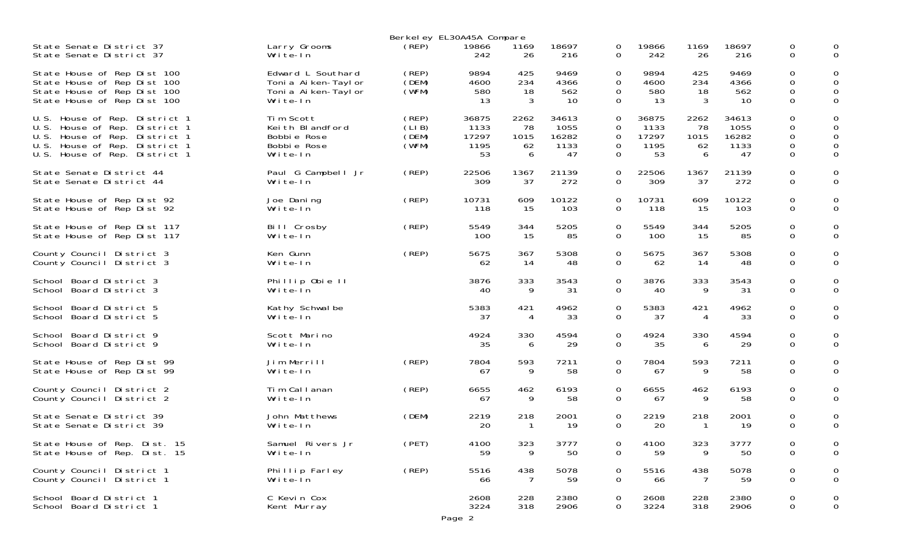Berkeley EL30A45A Compare

| | | | | | | | | | | | |
|---|---|---|---|---|---|---|---|---|---|---|---|
| State Senate District 37 | Larry Grooms | (REP) | 19866 | 1169 | 18697 | 0 | 19866 | 1169 | 18697 | 0 | 0 |
| State Senate District 37 | Write-In | | 242 | 26 | 216 | 0 | 242 | 26 | 216 | 0 | 0 |
| State House of Rep Dist 100 | Edward L Southard | (REP) | 9894 | 425 | 9469 | 0 | 9894 | 425 | 9469 | 0 | 0 |
| State House of Rep Dist 100 | Tonia Aiken-Taylor | (DEM) | 4600 | 234 | 4366 | 0 | 4600 | 234 | 4366 | 0 | 0 |
| State House of Rep Dist 100 | Tonia Aiken-Taylor | (WFM) | 580 | 18 | 562 | 0 | 580 | 18 | 562 | 0 | 0 |
| State House of Rep Dist 100 | Write-In | | 13 | 3 | 10 | 0 | 13 | 3 | 10 | 0 | 0 |
| U.S. House of Rep. District 1 | Tim Scott | (REP) | 36875 | 2262 | 34613 | 0 | 36875 | 2262 | 34613 | 0 | 0 |
| U.S. House of Rep. District 1 | Keith Blandford | (LIB) | 1133 | 78 | 1055 | 0 | 1133 | 78 | 1055 | 0 | 0 |
| U.S. House of Rep. District 1 | Bobbie Rose | (DEM) | 17297 | 1015 | 16282 | 0 | 17297 | 1015 | 16282 | 0 | 0 |
| U.S. House of Rep. District 1 | Bobbie Rose | (WFM) | 1195 | 62 | 1133 | 0 | 1195 | 62 | 1133 | 0 | 0 |
| U.S. House of Rep. District 1 | Write-In | | 53 | 6 | 47 | 0 | 53 | 6 | 47 | 0 | 0 |
| State Senate District 44 | Paul G Campbell Jr | (REP) | 22506 | 1367 | 21139 | 0 | 22506 | 1367 | 21139 | 0 | 0 |
| State Senate District 44 | Write-In | | 309 | 37 | 272 | 0 | 309 | 37 | 272 | 0 | 0 |
| State House of Rep Dist 92 | Joe Daning | (REP) | 10731 | 609 | 10122 | 0 | 10731 | 609 | 10122 | 0 | 0 |
| State House of Rep Dist 92 | Write-In | | 118 | 15 | 103 | 0 | 118 | 15 | 103 | 0 | 0 |
| State House of Rep Dist 117 | Bill Crosby | (REP) | 5549 | 344 | 5205 | 0 | 5549 | 344 | 5205 | 0 | 0 |
| State House of Rep Dist 117 | Write-In | | 100 | 15 | 85 | 0 | 100 | 15 | 85 | 0 | 0 |
| County Council District 3 | Ken Gunn | (REP) | 5675 | 367 | 5308 | 0 | 5675 | 367 | 5308 | 0 | 0 |
| County Council District 3 | Write-In | | 62 | 14 | 48 | 0 | 62 | 14 | 48 | 0 | 0 |
| School Board District 3 | Phillip Obie II | | 3876 | 333 | 3543 | 0 | 3876 | 333 | 3543 | 0 | 0 |
| School Board District 3 | Write-In | | 40 | 9 | 31 | 0 | 40 | 9 | 31 | 0 | 0 |
| School Board District 5 | Kathy Schwalbe | | 5383 | 421 | 4962 | 0 | 5383 | 421 | 4962 | 0 | 0 |
| School Board District 5 | Write-In | | 37 | 4 | 33 | 0 | 37 | 4 | 33 | 0 | 0 |
| School Board District 9 | Scott Marino | | 4924 | 330 | 4594 | 0 | 4924 | 330 | 4594 | 0 | 0 |
| School Board District 9 | Write-In | | 35 | 6 | 29 | 0 | 35 | 6 | 29 | 0 | 0 |
| State House of Rep Dist 99 | Jim Merrill | (REP) | 7804 | 593 | 7211 | 0 | 7804 | 593 | 7211 | 0 | 0 |
| State House of Rep Dist 99 | Write-In | | 67 | 9 | 58 | 0 | 67 | 9 | 58 | 0 | 0 |
| County Council District 2 | Tim Callanan | (REP) | 6655 | 462 | 6193 | 0 | 6655 | 462 | 6193 | 0 | 0 |
| County Council District 2 | Write-In | | 67 | 9 | 58 | 0 | 67 | 9 | 58 | 0 | 0 |
| State Senate District 39 | John Matthews | (DEM) | 2219 | 218 | 2001 | 0 | 2219 | 218 | 2001 | 0 | 0 |
| State Senate District 39 | Write-In | | 20 | 1 | 19 | 0 | 20 | 1 | 19 | 0 | 0 |
| State House of Rep. Dist. 15 | Samuel Rivers Jr | (PET) | 4100 | 323 | 3777 | 0 | 4100 | 323 | 3777 | 0 | 0 |
| State House of Rep. Dist. 15 | Write-In | | 59 | 9 | 50 | 0 | 59 | 9 | 50 | 0 | 0 |
| County Council District 1 | Phillip Farley | (REP) | 5516 | 438 | 5078 | 0 | 5516 | 438 | 5078 | 0 | 0 |
| County Council District 1 | Write-In | | 66 | 7 | 59 | 0 | 66 | 7 | 59 | 0 | 0 |
| School Board District 1 | C Kevin Cox | | 2608 | 228 | 2380 | 0 | 2608 | 228 | 2380 | 0 | 0 |
| School Board District 1 | Kent Murray | | 3224 | 318 | 2906 | 0 | 3224 | 318 | 2906 | 0 | 0 |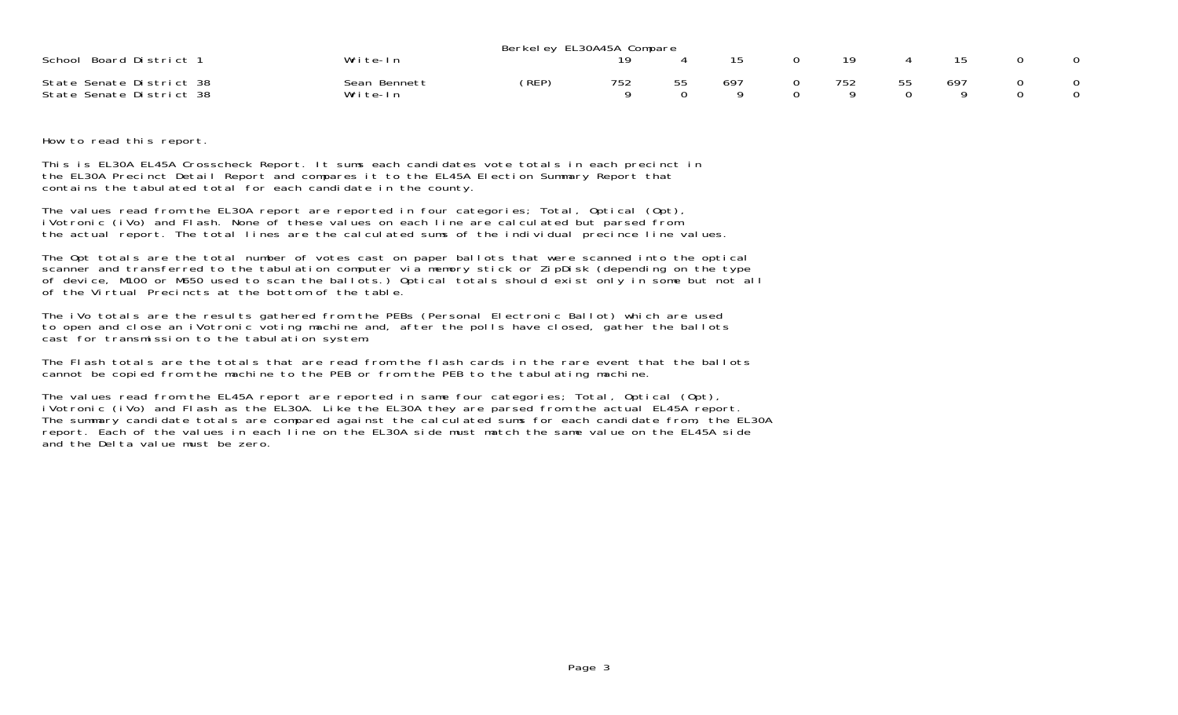Berkeley EL30A45A Compare

| | | | | | | | | | | | |
|---|---|---|---|---|---|---|---|---|---|---|---|
| School Board District 1 | Write-In | | 19 | 4 | 15 | 0 | 19 | 4 | 15 | 0 | 0 |
| State Senate District 38 | Sean Bennett | (REP) | 752 | 55 | 697 | 0 | 752 | 55 | 697 | 0 | 0 |
| State Senate District 38 | Write-In | | 9 | 0 | 9 | 0 | 9 | 0 | 9 | 0 | 0 |

How to read this report.

This is EL30A EL45A Crosscheck Report. It sums each candidates vote totals in each precinct in the EL30A Precinct Detail Report and compares it to the EL45A Election Summary Report that contains the tabulated total for each candidate in the county.

The values read from the EL30A report are reported in four categories; Total, Optical (Opt), iVotronic (iVo) and Flash. None of these values on each line are calculated but parsed from the actual report. The total lines are the calculated sums of the individual precince line values.

The Opt totals are the total number of votes cast on paper ballots that were scanned into the optical scanner and transferred to the tabulation computer via memory stick or ZipDisk (depending on the type of device, M100 or M650 used to scan the ballots.) Optical totals should exist only in some but not all of the Virtual Precincts at the bottom of the table.

The iVo totals are the results gathered from the PEBs (Personal Electronic Ballot) which are used to open and close an iVotronic voting machine and, after the polls have closed, gather the ballots cast for transmission to the tabulation system.

The Flash totals are the totals that are read from the flash cards in the rare event that the ballots cannot be copied from the machine to the PEB or from the PEB to the tabulating machine.

The values read from the EL45A report are reported in same four categories; Total, Optical (Opt), iVotronic (iVo) and Flash as the EL30A. Like the EL30A they are parsed from the actual EL45A report. The summary candidate totals are compared against the calculated sums for each candidate from, the EL30A report. Each of the values in each line on the EL30A side must match the same value on the EL45A side and the Delta value must be zero.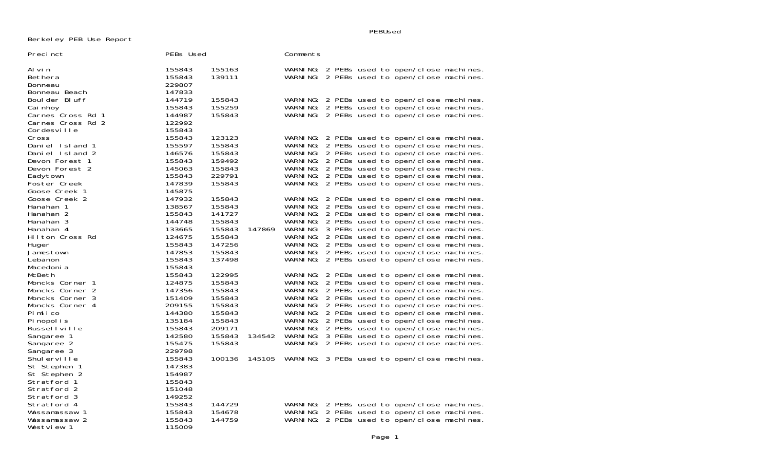Berkeley PEB Use Report

| Precinct | PEBs Used | | | Comments |
|---|---|---|---|---|
| Alvin | 155843 | 155163 | | WARNING: 2 PEBs used to open/close machines. |
| Bethera | 155843 | 139111 | | WARNING: 2 PEBs used to open/close machines. |
| Bonneau | 229807 | | | |
| Bonneau Beach | 147833 | | | |
| Boulder Bluff | 144719 | 155843 | | WARNING: 2 PEBs used to open/close machines. |
| Cainhoy | 155843 | 155259 | | WARNING: 2 PEBs used to open/close machines. |
| Carnes Cross Rd 1 | 144987 | 155843 | | WARNING: 2 PEBs used to open/close machines. |
| Carnes Cross Rd 2 | 122992 | | | |
| Cordesville | 155843 | | | |
| Cross | 155843 | 123123 | | WARNING: 2 PEBs used to open/close machines. |
| Daniel Island 1 | 155597 | 155843 | | WARNING: 2 PEBs used to open/close machines. |
| Daniel Island 2 | 146576 | 155843 | | WARNING: 2 PEBs used to open/close machines. |
| Devon Forest 1 | 155843 | 159492 | | WARNING: 2 PEBs used to open/close machines. |
| Devon Forest 2 | 145063 | 155843 | | WARNING: 2 PEBs used to open/close machines. |
| Eadytown | 155843 | 229791 | | WARNING: 2 PEBs used to open/close machines. |
| Foster Creek | 147839 | 155843 | | WARNING: 2 PEBs used to open/close machines. |
| Goose Creek 1 | 145875 | | | |
| Goose Creek 2 | 147932 | 155843 | | WARNING: 2 PEBs used to open/close machines. |
| Hanahan 1 | 138567 | 155843 | | WARNING: 2 PEBs used to open/close machines. |
| Hanahan 2 | 155843 | 141727 | | WARNING: 2 PEBs used to open/close machines. |
| Hanahan 3 | 144748 | 155843 | | WARNING: 2 PEBs used to open/close machines. |
| Hanahan 4 | 133665 | 155843 | 147869 | WARNING: 3 PEBs used to open/close machines. |
| Hilton Cross Rd | 124675 | 155843 | | WARNING: 2 PEBs used to open/close machines. |
| Huger | 155843 | 147256 | | WARNING: 2 PEBs used to open/close machines. |
| Jamestown | 147853 | 155843 | | WARNING: 2 PEBs used to open/close machines. |
| Lebanon | 155843 | 137498 | | WARNING: 2 PEBs used to open/close machines. |
| Macedonia | 155843 | | | |
| McBeth | 155843 | 122995 | | WARNING: 2 PEBs used to open/close machines. |
| Moncks Corner 1 | 124875 | 155843 | | WARNING: 2 PEBs used to open/close machines. |
| Moncks Corner 2 | 147356 | 155843 | | WARNING: 2 PEBs used to open/close machines. |
| Moncks Corner 3 | 151409 | 155843 | | WARNING: 2 PEBs used to open/close machines. |
| Moncks Corner 4 | 209155 | 155843 | | WARNING: 2 PEBs used to open/close machines. |
| Pimlico | 144380 | 155843 | | WARNING: 2 PEBs used to open/close machines. |
| Pinopolis | 135184 | 155843 | | WARNING: 2 PEBs used to open/close machines. |
| Russellville | 155843 | 209171 | | WARNING: 2 PEBs used to open/close machines. |
| Sangaree 1 | 142580 | 155843 | 134542 | WARNING: 3 PEBs used to open/close machines. |
| Sangaree 2 | 155475 | 155843 | | WARNING: 2 PEBs used to open/close machines. |
| Sangaree 3 | 229798 | | | |
| Shulerville | 155843 | 100136 | 145105 | WARNING: 3 PEBs used to open/close machines. |
| St Stephen 1 | 147383 | | | |
| St Stephen 2 | 154987 | | | |
| Stratford 1 | 155843 | | | |
| Stratford 2 | 151048 | | | |
| Stratford 3 | 149252 | | | |
| Stratford 4 | 155843 | 144729 | | WARNING: 2 PEBs used to open/close machines. |
| Wassamassaw 1 | 155843 | 154678 | | WARNING: 2 PEBs used to open/close machines. |
| Wassamassaw 2 | 155843 | 144759 | | WARNING: 2 PEBs used to open/close machines. |
| Westview 1 | 115009 | | | |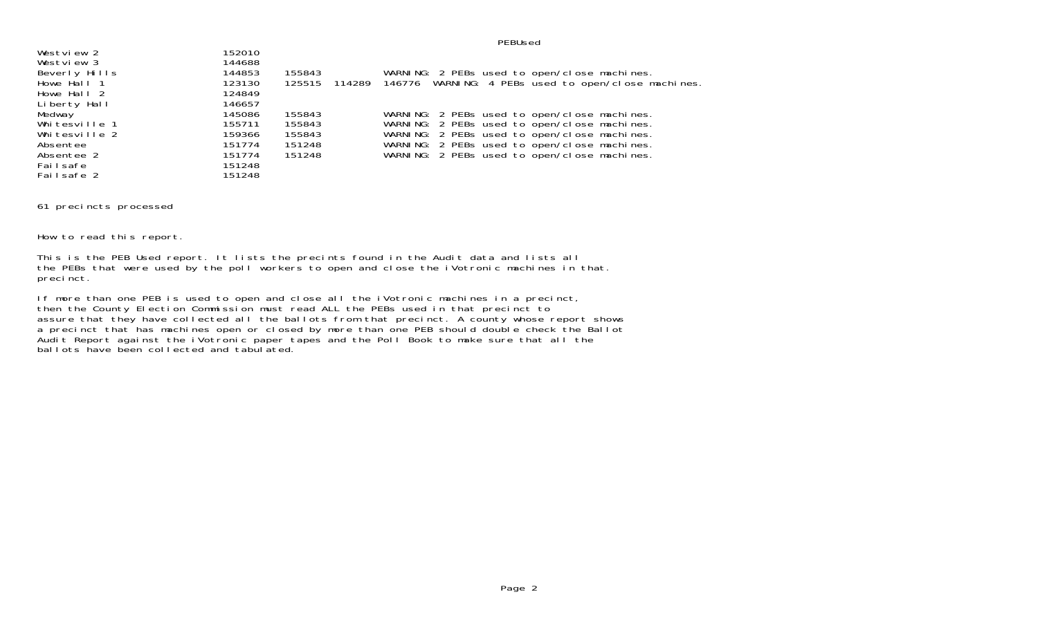PEBUsed

| | | | | | |
|---|---|---|---|---|---|
| Westview 2 | 152010 | | | | |
| Westview 3 | 144688 | | | | |
| Beverly Hills | 144853 | 155843 | | | WARNING: 2 PEBs used to open/close machines. |
| Howe Hall 1 | 123130 | 125515 | 114289 | 146776 | WARNING: 4 PEBs used to open/close machines. |
| Howe Hall 2 | 124849 | | | | |
| Liberty Hall | 146657 | | | | |
| Medway | 145086 | 155843 | | | WARNING: 2 PEBs used to open/close machines. |
| Whitesville 1 | 155711 | 155843 | | | WARNING: 2 PEBs used to open/close machines. |
| Whitesville 2 | 159366 | 155843 | | | WARNING: 2 PEBs used to open/close machines. |
| Absentee | 151774 | 151248 | | | WARNING: 2 PEBs used to open/close machines. |
| Absentee 2 | 151774 | 151248 | | | WARNING: 2 PEBs used to open/close machines. |
| Failsafe | 151248 | | | | |
| Failsafe 2 | 151248 | | | | |

61 precincts processed

How to read this report.

This is the PEB Used report. It lists the precints found in the Audit data and lists all the PEBs that were used by the poll workers to open and close the iVotronic machines in that. precinct.

If more than one PEB is used to open and close all the iVotronic machines in a precinct, then the County Election Commission must read ALL the PEBs used in that precinct to assure that they have collected all the ballots from that precinct. A county whose report shows a precinct that has machines open or closed by more than one PEB should double check the Ballot Audit Report against the iVotronic paper tapes and the Poll Book to make sure that all the ballots have been collected and tabulated.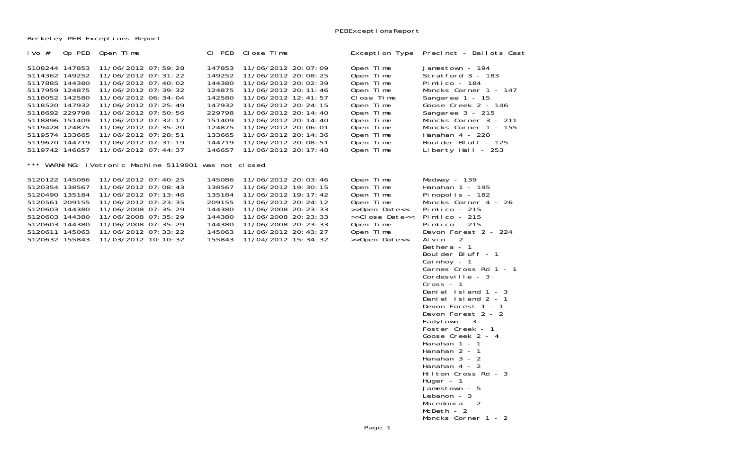Berkeley PEB Exceptions Report

| iVo # | Op PEB | Open Time | Cl PEB | Close Time | Exception Type | Precinct - Ballots Cast |
|---|---|---|---|---|---|---|
| 5108244 | 147853 | 11/06/2012 07:59:28 | 147853 | 11/06/2012 20:07:09 | Open Time | Jamestown - 194 |
| 5114362 | 149252 | 11/06/2012 07:31:22 | 149252 | 11/06/2012 20:08:25 | Open Time | Stratford 3 - 183 |
| 5117885 | 144380 | 11/06/2012 07:40:02 | 144380 | 11/06/2012 20:02:39 | Open Time | Pimlico - 184 |
| 5117959 | 124875 | 11/06/2012 07:39:32 | 124875 | 11/06/2012 20:11:46 | Open Time | Moncks Corner 1 - 147 |
| 5118052 | 142580 | 11/06/2012 06:34:04 | 142580 | 11/06/2012 12:41:57 | Close Time | Sangaree 1 - 15 |
| 5118520 | 147932 | 11/06/2012 07:25:49 | 147932 | 11/06/2012 20:24:15 | Open Time | Goose Creek 2 - 146 |
| 5118692 | 229798 | 11/06/2012 07:50:56 | 229798 | 11/06/2012 20:14:40 | Open Time | Sangaree 3 - 215 |
| 5118896 | 151409 | 11/06/2012 07:32:17 | 151409 | 11/06/2012 20:14:40 | Open Time | Moncks Corner 3 - 211 |
| 5119428 | 124875 | 11/06/2012 07:35:20 | 124875 | 11/06/2012 20:06:01 | Open Time | Moncks Corner 1 - 155 |
| 5119574 | 133665 | 11/06/2012 07:28:51 | 133665 | 11/06/2012 20:14:36 | Open Time | Hanahan 4 - 228 |
| 5119670 | 144719 | 11/06/2012 07:31:19 | 144719 | 11/06/2012 20:08:51 | Open Time | Boulder Bluff - 125 |
| 5119742 | 146657 | 11/06/2012 07:44:37 | 146657 | 11/06/2012 20:17:48 | Open Time | Liberty Hall - 253 |

*** WARNING: iVotronic Machine 5119901 was not closed

| iVo # | Op PEB | Open Time | Cl PEB | Close Time | Exception Type | Precinct - Ballots Cast |
|---|---|---|---|---|---|---|
| 5120122 | 145086 | 11/06/2012 07:40:25 | 145086 | 11/06/2012 20:03:46 | Open Time | Medway - 139 |
| 5120354 | 138567 | 11/06/2012 07:08:43 | 138567 | 11/06/2012 19:30:15 | Open Time | Hanahan 1 - 195 |
| 5120490 | 135184 | 11/06/2012 07:13:46 | 135184 | 11/06/2012 19:17:42 | Open Time | Pinopolis - 182 |
| 5120561 | 209155 | 11/06/2012 07:23:35 | 209155 | 11/06/2012 20:24:12 | Open Time | Moncks Corner 4 - 26 |
| 5120603 | 144380 | 11/06/2008 07:35:29 | 144380 | 11/06/2008 20:23:33 | >>Open Date<< | Pimlico - 215 |
| 5120603 | 144380 | 11/06/2008 07:35:29 | 144380 | 11/06/2008 20:23:33 | >>Close Date<< | Pimlico - 215 |
| 5120603 | 144380 | 11/06/2008 07:35:29 | 144380 | 11/06/2008 20:23:33 | Open Time | Pimlico - 215 |
| 5120611 | 145063 | 11/06/2012 07:33:22 | 145063 | 11/06/2012 20:43:27 | Open Time | Devon Forest 2 - 224 |
| 5120632 | 155843 | 11/03/2012 10:10:32 | 155843 | 11/04/2012 15:34:32 | >>Open Date<< | Alvin - 2 |
| | | | | | | Bethera - 1 |
| | | | | | | Boulder Bluff - 1 |
| | | | | | | Cainhoy - 1 |
| | | | | | | Carnes Cross Rd 1 - 1 |
| | | | | | | Cordesville - 3 |
| | | | | | | Cross - 1 |
| | | | | | | Daniel Island 1 - 3 |
| | | | | | | Daniel Island 2 - 1 |
| | | | | | | Devon Forest 1 - 1 |
| | | | | | | Devon Forest 2 - 2 |
| | | | | | | Eadytown - 3 |
| | | | | | | Foster Creek - 1 |
| | | | | | | Goose Creek 2 - 4 |
| | | | | | | Hanahan 1 - 1 |
| | | | | | | Hanahan 2 - 1 |
| | | | | | | Hanahan 3 - 2 |
| | | | | | | Hanahan 4 - 2 |
| | | | | | | Hilton Cross Rd - 3 |
| | | | | | | Huger - 1 |
| | | | | | | Jamestown - 5 |
| | | | | | | Lebanon - 3 |
| | | | | | | Macedonia - 2 |
| | | | | | | McBeth - 2 |
| | | | | | | Moncks Corner 1 - 2 |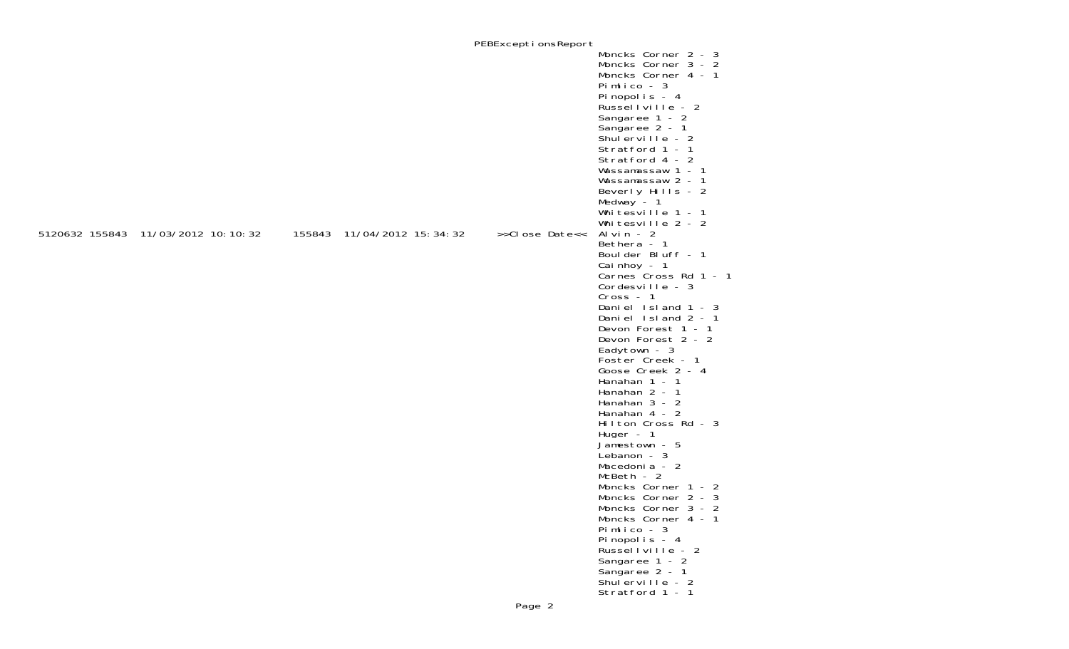PEBExceptionsReport

Moncks Corner 2 - 3
Moncks Corner 3 - 2
Moncks Corner 4 - 1
Pimlico - 3
Pinopolis - 4
Russellville - 2
Sangaree 1 - 2
Sangaree 2 - 1
Shulerville - 2
Stratford 1 - 1
Stratford 4 - 2
Wassamassaw 1 - 1
Wassamassaw 2 - 1
Beverly Hills - 2
Medway - 1
Whitesville 1 - 1
Whitesville 2 - 2

5120632 155843 11/03/2012 10:10:32 155843 11/04/2012 15:34:32 >>Close Date<< Alvin - 2
Bethera - 1
Boulder Bluff - 1
Cainhoy - 1
Carnes Cross Rd 1 - 1
Cordesville - 3
Cross - 1
Daniel Island 1 - 3
Daniel Island 2 - 1
Devon Forest 1 - 1
Devon Forest 2 - 2
Eadytown - 3
Foster Creek - 1
Goose Creek 2 - 4
Hanahan 1 - 1
Hanahan 2 - 1
Hanahan 3 - 2
Hanahan 4 - 2
Hilton Cross Rd - 3
Huger - 1
Jamestown - 5
Lebanon - 3
Macedonia - 2
McBeth - 2
Moncks Corner 1 - 2
Moncks Corner 2 - 3
Moncks Corner 3 - 2
Moncks Corner 4 - 1
Pimlico - 3
Pinopolis - 4
Russellville - 2
Sangaree 1 - 2
Sangaree 2 - 1
Shulerville - 2
Stratford 1 - 1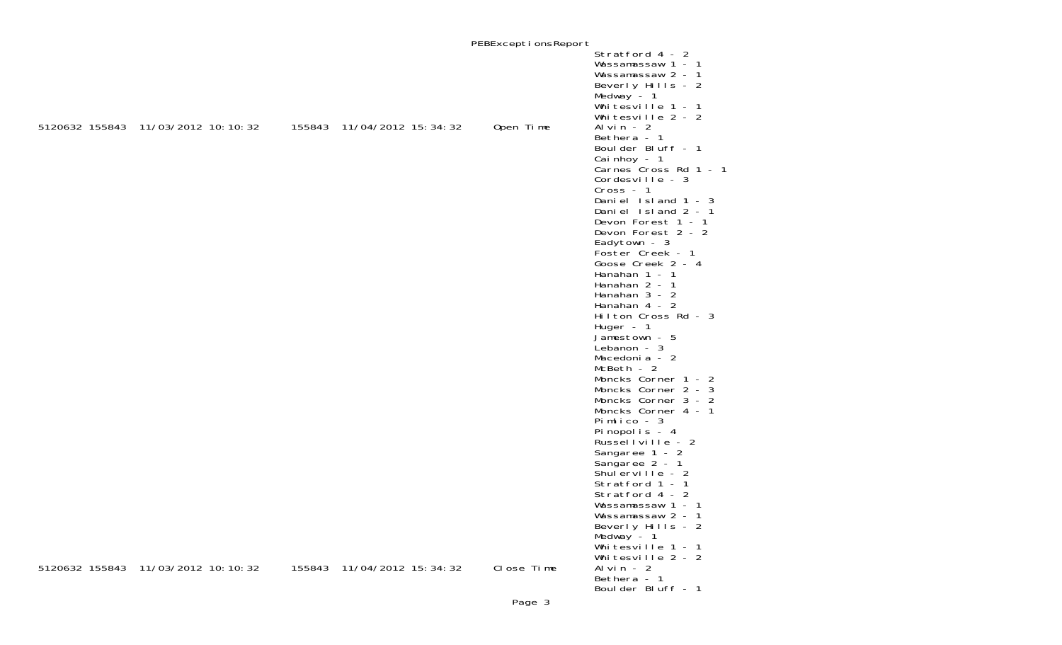PEBExceptionsReport

Stratford 4 - 2
Wassamassaw 1 - 1
Wassamassaw 2 - 1
Beverly Hills - 2
Medway - 1
Whitesville 1 - 1
Whitesville 2 - 2

| | | | | | | |
|---|---|---|---|---|---|---|
| 5120632 | 155843 | 11/03/2012 10:10:32 | 155843 | 11/04/2012 15:34:32 | Open Time | Alvin - 2 |

Bethera - 1
Boulder Bluff - 1
Cainhoy - 1
Carnes Cross Rd 1 - 1
Cordesville - 3
Cross - 1
Daniel Island 1 - 3
Daniel Island 2 - 1
Devon Forest 1 - 1
Devon Forest 2 - 2
Eadytown - 3
Foster Creek - 1
Goose Creek 2 - 4
Hanahan 1 - 1
Hanahan 2 - 1
Hanahan 3 - 2
Hanahan 4 - 2
Hilton Cross Rd - 3
Huger - 1
Jamestown - 5
Lebanon - 3
Macedonia - 2
McBeth - 2
Moncks Corner 1 - 2
Moncks Corner 2 - 3
Moncks Corner 3 - 2
Moncks Corner 4 - 1
Pimlico - 3
Pinopolis - 4
Russellville - 2
Sangaree 1 - 2
Sangaree 2 - 1
Shulerville - 2
Stratford 1 - 1
Stratford 4 - 2
Wassamassaw 1 - 1
Wassamassaw 2 - 1
Beverly Hills - 2
Medway - 1
Whitesville 1 - 1
Whitesville 2 - 2

| | | | | | | |
|---|---|---|---|---|---|---|
| 5120632 | 155843 | 11/03/2012 10:10:32 | 155843 | 11/04/2012 15:34:32 | Close Time | Alvin - 2 |

Bethera - 1
Boulder Bluff - 1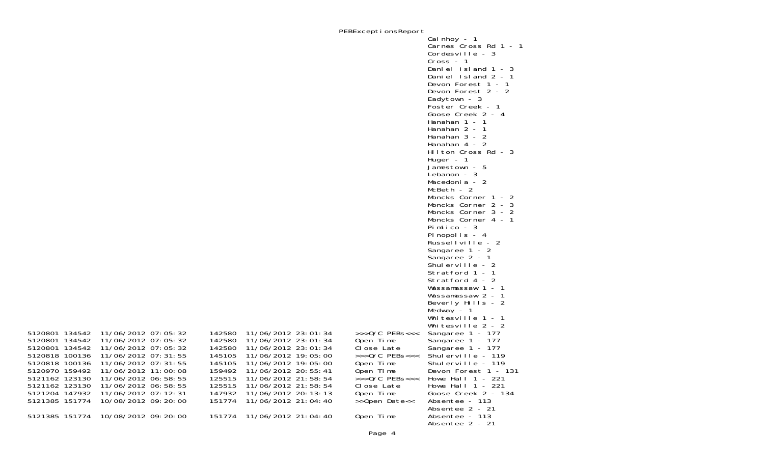PEBExceptionsReport

Cainhoy - 1
Carnes Cross Rd 1 - 1
Cordesville - 3
Cross - 1
Daniel Island 1 - 3
Daniel Island 2 - 1
Devon Forest 1 - 1
Devon Forest 2 - 2
Eadytown - 3
Foster Creek - 1
Goose Creek 2 - 4
Hanahan 1 - 1
Hanahan 2 - 1
Hanahan 3 - 2
Hanahan 4 - 2
Hilton Cross Rd - 3
Huger - 1
Jamestown - 5
Lebanon - 3
Macedonia - 2
McBeth - 2
Moncks Corner 1 - 2
Moncks Corner 2 - 3
Moncks Corner 3 - 2
Moncks Corner 4 - 1
Pimlico - 3
Pinopolis - 4
Russellville - 2
Sangaree 1 - 2
Sangaree 2 - 1
Shulerville - 2
Stratford 1 - 1
Stratford 4 - 2
Wassamassaw 1 - 1
Wassamassaw 2 - 1
Beverly Hills - 2
Medway - 1
Whitesville 1 - 1
Whitesville 2 - 2

| | | | | | | |
|---|---|---|---|---|---|---|
| 5120801 | 134542 | 11/06/2012 07:05:32 | 142580 | 11/06/2012 23:01:34 | >>>O/C PEBs<<< | Sangaree 1 - 177 |
| 5120801 | 134542 | 11/06/2012 07:05:32 | 142580 | 11/06/2012 23:01:34 | Open Time | Sangaree 1 - 177 |
| 5120801 | 134542 | 11/06/2012 07:05:32 | 142580 | 11/06/2012 23:01:34 | Close Late | Sangaree 1 - 177 |
| 5120818 | 100136 | 11/06/2012 07:31:55 | 145105 | 11/06/2012 19:05:00 | >>>O/C PEBs<<< | Shulerville - 119 |
| 5120818 | 100136 | 11/06/2012 07:31:55 | 145105 | 11/06/2012 19:05:00 | Open Time | Shulerville - 119 |
| 5120970 | 159492 | 11/06/2012 11:00:08 | 159492 | 11/06/2012 20:55:41 | Open Time | Devon Forest 1 - 131 |
| 5121162 | 123130 | 11/06/2012 06:58:55 | 125515 | 11/06/2012 21:58:54 | >>>O/C PEBs<<< | Howe Hall 1 - 221 |
| 5121162 | 123130 | 11/06/2012 06:58:55 | 125515 | 11/06/2012 21:58:54 | Close Late | Howe Hall 1 - 221 |
| 5121204 | 147932 | 11/06/2012 07:12:31 | 147932 | 11/06/2012 20:13:13 | Open Time | Goose Creek 2 - 134 |
| 5121385 | 151774 | 10/08/2012 09:20:00 | 151774 | 11/06/2012 21:04:40 | >>Open Date<< | Absentee - 113<br>Absentee 2 - 21 |
| 5121385 | 151774 | 10/08/2012 09:20:00 | 151774 | 11/06/2012 21:04:40 | Open Time | Absentee - 113<br>Absentee 2 - 21 |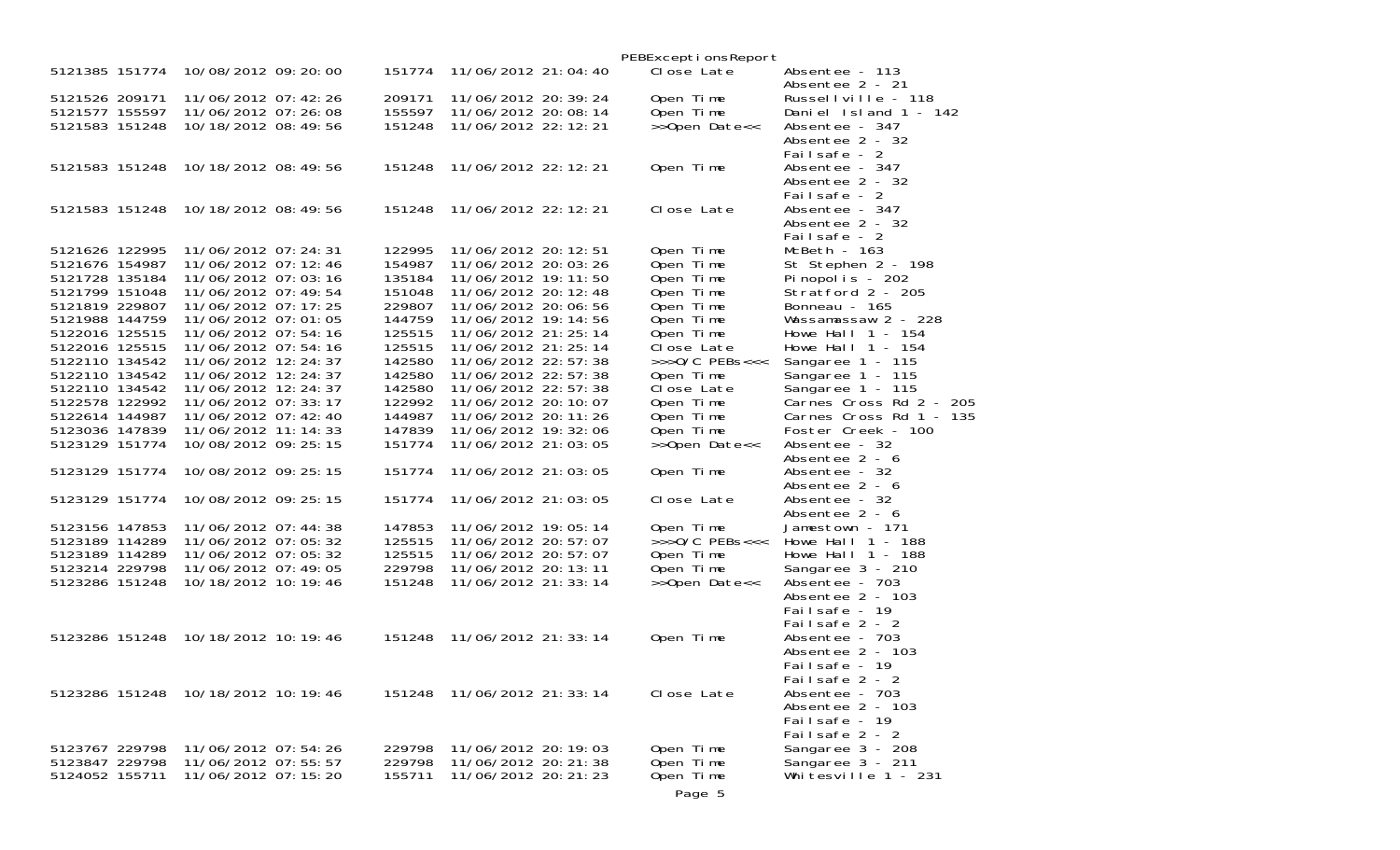PEBExceptionsReport

| | | | | | | |
|---|---|---|---|---|---|---|
| 5121385 | 151774 | 10/08/2012 09:20:00 | 151774 | 11/06/2012 21:04:40 | Close Late | Absentee - 113<br>Absentee 2 - 21 |
| 5121526 | 209171 | 11/06/2012 07:42:26 | 209171 | 11/06/2012 20:39:24 | Open Time | Russellville - 118 |
| 5121577 | 155597 | 11/06/2012 07:26:08 | 155597 | 11/06/2012 20:08:14 | Open Time | Daniel Island 1 - 142 |
| 5121583 | 151248 | 10/18/2012 08:49:56 | 151248 | 11/06/2012 22:12:21 | >>Open Date<< | Absentee - 347<br>Absentee 2 - 32<br>Failsafe - 2 |
| 5121583 | 151248 | 10/18/2012 08:49:56 | 151248 | 11/06/2012 22:12:21 | Open Time | Absentee - 347<br>Absentee 2 - 32<br>Failsafe - 2 |
| 5121583 | 151248 | 10/18/2012 08:49:56 | 151248 | 11/06/2012 22:12:21 | Close Late | Absentee - 347<br>Absentee 2 - 32<br>Failsafe - 2 |
| 5121626 | 122995 | 11/06/2012 07:24:31 | 122995 | 11/06/2012 20:12:51 | Open Time | McBeth - 163 |
| 5121676 | 154987 | 11/06/2012 07:12:46 | 154987 | 11/06/2012 20:03:26 | Open Time | St Stephen 2 - 198 |
| 5121728 | 135184 | 11/06/2012 07:03:16 | 135184 | 11/06/2012 19:11:50 | Open Time | Pinopolis - 202 |
| 5121799 | 151048 | 11/06/2012 07:49:54 | 151048 | 11/06/2012 20:12:48 | Open Time | Stratford 2 - 205 |
| 5121819 | 229807 | 11/06/2012 07:17:25 | 229807 | 11/06/2012 20:06:56 | Open Time | Bonneau - 165 |
| 5121988 | 144759 | 11/06/2012 07:01:05 | 144759 | 11/06/2012 19:14:56 | Open Time | Wassamassaw 2 - 228 |
| 5122016 | 125515 | 11/06/2012 07:54:16 | 125515 | 11/06/2012 21:25:14 | Open Time | Howe Hall 1 - 154 |
| 5122016 | 125515 | 11/06/2012 07:54:16 | 125515 | 11/06/2012 21:25:14 | Close Late | Howe Hall 1 - 154 |
| 5122110 | 134542 | 11/06/2012 12:24:37 | 142580 | 11/06/2012 22:57:38 | >>>O/C PEBs<<< | Sangaree 1 - 115 |
| 5122110 | 134542 | 11/06/2012 12:24:37 | 142580 | 11/06/2012 22:57:38 | Open Time | Sangaree 1 - 115 |
| 5122110 | 134542 | 11/06/2012 12:24:37 | 142580 | 11/06/2012 22:57:38 | Close Late | Sangaree 1 - 115 |
| 5122578 | 122992 | 11/06/2012 07:33:17 | 122992 | 11/06/2012 20:10:07 | Open Time | Carnes Cross Rd 2 - 205 |
| 5122614 | 144987 | 11/06/2012 07:42:40 | 144987 | 11/06/2012 20:11:26 | Open Time | Carnes Cross Rd 1 - 135 |
| 5123036 | 147839 | 11/06/2012 11:14:33 | 147839 | 11/06/2012 19:32:06 | Open Time | Foster Creek - 100 |
| 5123129 | 151774 | 10/08/2012 09:25:15 | 151774 | 11/06/2012 21:03:05 | >>Open Date<< | Absentee - 32<br>Absentee 2 - 6 |
| 5123129 | 151774 | 10/08/2012 09:25:15 | 151774 | 11/06/2012 21:03:05 | Open Time | Absentee - 32<br>Absentee 2 - 6 |
| 5123129 | 151774 | 10/08/2012 09:25:15 | 151774 | 11/06/2012 21:03:05 | Close Late | Absentee - 32<br>Absentee 2 - 6 |
| 5123156 | 147853 | 11/06/2012 07:44:38 | 147853 | 11/06/2012 19:05:14 | Open Time | Jamestown - 171 |
| 5123189 | 114289 | 11/06/2012 07:05:32 | 125515 | 11/06/2012 20:57:07 | >>>O/C PEBs<<< | Howe Hall 1 - 188 |
| 5123189 | 114289 | 11/06/2012 07:05:32 | 125515 | 11/06/2012 20:57:07 | Open Time | Howe Hall 1 - 188 |
| 5123214 | 229798 | 11/06/2012 07:49:05 | 229798 | 11/06/2012 20:13:11 | Open Time | Sangaree 3 - 210 |
| 5123286 | 151248 | 10/18/2012 10:19:46 | 151248 | 11/06/2012 21:33:14 | >>Open Date<< | Absentee - 703<br>Absentee 2 - 103<br>Failsafe - 19<br>Failsafe 2 - 2 |
| 5123286 | 151248 | 10/18/2012 10:19:46 | 151248 | 11/06/2012 21:33:14 | Open Time | Absentee - 703<br>Absentee 2 - 103<br>Failsafe - 19<br>Failsafe 2 - 2 |
| 5123286 | 151248 | 10/18/2012 10:19:46 | 151248 | 11/06/2012 21:33:14 | Close Late | Absentee - 703<br>Absentee 2 - 103<br>Failsafe - 19<br>Failsafe 2 - 2 |
| 5123767 | 229798 | 11/06/2012 07:54:26 | 229798 | 11/06/2012 20:19:03 | Open Time | Sangaree 3 - 208 |
| 5123847 | 229798 | 11/06/2012 07:55:57 | 229798 | 11/06/2012 20:21:38 | Open Time | Sangaree 3 - 211 |
| 5124052 | 155711 | 11/06/2012 07:15:20 | 155711 | 11/06/2012 20:21:23 | Open Time | Whitesville 1 - 231 |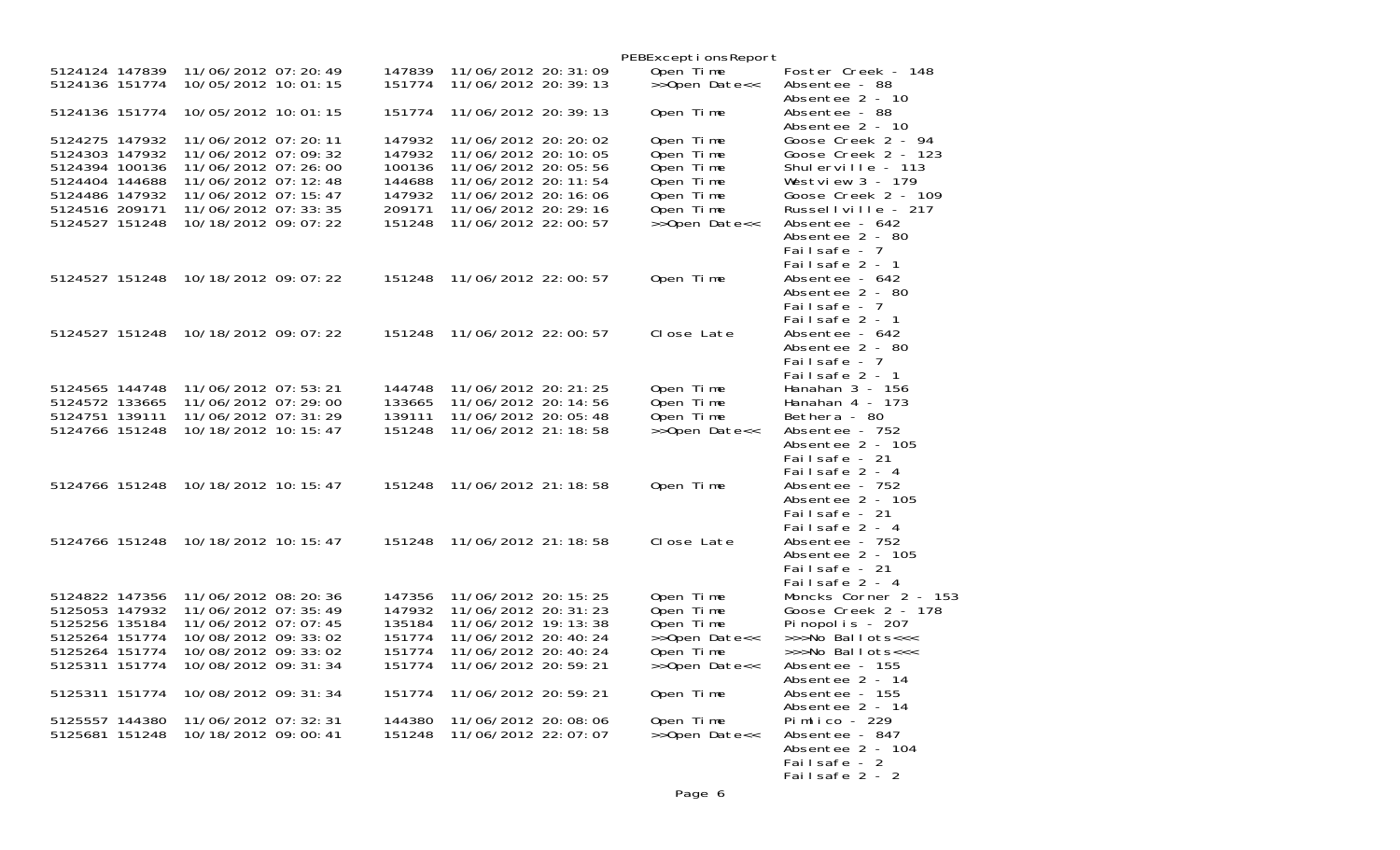PEBExceptionsReport

| | | | | | | |
|---|---|---|---|---|---|---|
| 5124124 | 147839 | 11/06/2012 07:20:49 | 147839 | 11/06/2012 20:31:09 | Open Time | Foster Creek - 148 |
| 5124136 | 151774 | 10/05/2012 10:01:15 | 151774 | 11/06/2012 20:39:13 | >>Open Date<< | Absentee - 88<br>Absentee 2 - 10 |
| 5124136 | 151774 | 10/05/2012 10:01:15 | 151774 | 11/06/2012 20:39:13 | Open Time | Absentee - 88<br>Absentee 2 - 10 |
| 5124275 | 147932 | 11/06/2012 07:20:11 | 147932 | 11/06/2012 20:20:02 | Open Time | Goose Creek 2 - 94 |
| 5124303 | 147932 | 11/06/2012 07:09:32 | 147932 | 11/06/2012 20:10:05 | Open Time | Goose Creek 2 - 123 |
| 5124394 | 100136 | 11/06/2012 07:26:00 | 100136 | 11/06/2012 20:05:56 | Open Time | Shulerville - 113 |
| 5124404 | 144688 | 11/06/2012 07:12:48 | 144688 | 11/06/2012 20:11:54 | Open Time | Westview 3 - 179 |
| 5124486 | 147932 | 11/06/2012 07:15:47 | 147932 | 11/06/2012 20:16:06 | Open Time | Goose Creek 2 - 109 |
| 5124516 | 209171 | 11/06/2012 07:33:35 | 209171 | 11/06/2012 20:29:16 | Open Time | Russellville - 217 |
| 5124527 | 151248 | 10/18/2012 09:07:22 | 151248 | 11/06/2012 22:00:57 | >>Open Date<< | Absentee - 642<br>Absentee 2 - 80<br>Failsafe - 7<br>Failsafe 2 - 1 |
| 5124527 | 151248 | 10/18/2012 09:07:22 | 151248 | 11/06/2012 22:00:57 | Open Time | Absentee - 642<br>Absentee 2 - 80<br>Failsafe - 7<br>Failsafe 2 - 1 |
| 5124527 | 151248 | 10/18/2012 09:07:22 | 151248 | 11/06/2012 22:00:57 | Close Late | Absentee - 642<br>Absentee 2 - 80<br>Failsafe - 7<br>Failsafe 2 - 1 |
| 5124565 | 144748 | 11/06/2012 07:53:21 | 144748 | 11/06/2012 20:21:25 | Open Time | Hanahan 3 - 156 |
| 5124572 | 133665 | 11/06/2012 07:29:00 | 133665 | 11/06/2012 20:14:56 | Open Time | Hanahan 4 - 173 |
| 5124751 | 139111 | 11/06/2012 07:31:29 | 139111 | 11/06/2012 20:05:48 | Open Time | Bethera - 80 |
| 5124766 | 151248 | 10/18/2012 10:15:47 | 151248 | 11/06/2012 21:18:58 | >>Open Date<< | Absentee - 752<br>Absentee 2 - 105<br>Failsafe - 21<br>Failsafe 2 - 4 |
| 5124766 | 151248 | 10/18/2012 10:15:47 | 151248 | 11/06/2012 21:18:58 | Open Time | Absentee - 752<br>Absentee 2 - 105<br>Failsafe - 21<br>Failsafe 2 - 4 |
| 5124766 | 151248 | 10/18/2012 10:15:47 | 151248 | 11/06/2012 21:18:58 | Close Late | Absentee - 752<br>Absentee 2 - 105<br>Failsafe - 21<br>Failsafe 2 - 4 |
| 5124822 | 147356 | 11/06/2012 08:20:36 | 147356 | 11/06/2012 20:15:25 | Open Time | Moncks Corner 2 - 153 |
| 5125053 | 147932 | 11/06/2012 07:35:49 | 147932 | 11/06/2012 20:31:23 | Open Time | Goose Creek 2 - 178 |
| 5125256 | 135184 | 11/06/2012 07:07:45 | 135184 | 11/06/2012 19:13:38 | Open Time | Pinopolis - 207 |
| 5125264 | 151774 | 10/08/2012 09:33:02 | 151774 | 11/06/2012 20:40:24 | >>Open Date<< | >>>No Ballots<<< |
| 5125264 | 151774 | 10/08/2012 09:33:02 | 151774 | 11/06/2012 20:40:24 | Open Time | >>>No Ballots<<< |
| 5125311 | 151774 | 10/08/2012 09:31:34 | 151774 | 11/06/2012 20:59:21 | >>Open Date<< | Absentee - 155<br>Absentee 2 - 14 |
| 5125311 | 151774 | 10/08/2012 09:31:34 | 151774 | 11/06/2012 20:59:21 | Open Time | Absentee - 155<br>Absentee 2 - 14 |
| 5125557 | 144380 | 11/06/2012 07:32:31 | 144380 | 11/06/2012 20:08:06 | Open Time | Pimlico - 229 |
| 5125681 | 151248 | 10/18/2012 09:00:41 | 151248 | 11/06/2012 22:07:07 | >>Open Date<< | Absentee - 847<br>Absentee 2 - 104<br>Failsafe - 2<br>Failsafe 2 - 2 |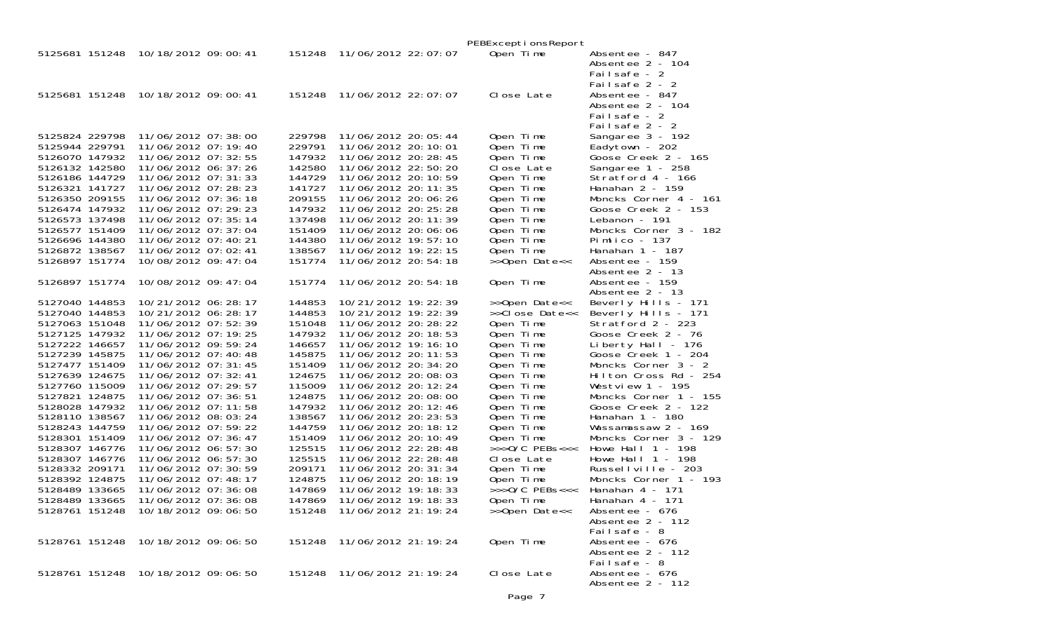PEBExceptionsReport

| | | | | | | |
|---|---|---|---|---|---|---|
| 5125681 | 151248 | 10/18/2012 09:00:41 | 151248 | 11/06/2012 22:07:07 | Open Time | Absentee - 847<br>Absentee 2 - 104<br>Failsafe - 2<br>Failsafe 2 - 2 |
| 5125681 | 151248 | 10/18/2012 09:00:41 | 151248 | 11/06/2012 22:07:07 | Close Late | Absentee - 847<br>Absentee 2 - 104<br>Failsafe - 2<br>Failsafe 2 - 2 |
| 5125824 | 229798 | 11/06/2012 07:38:00 | 229798 | 11/06/2012 20:05:44 | Open Time | Sangaree 3 - 192 |
| 5125944 | 229791 | 11/06/2012 07:19:40 | 229791 | 11/06/2012 20:10:01 | Open Time | Eadytown - 202 |
| 5126070 | 147932 | 11/06/2012 07:32:55 | 147932 | 11/06/2012 20:28:45 | Open Time | Goose Creek 2 - 165 |
| 5126132 | 142580 | 11/06/2012 06:37:26 | 142580 | 11/06/2012 22:50:20 | Close Late | Sangaree 1 - 258 |
| 5126186 | 144729 | 11/06/2012 07:31:33 | 144729 | 11/06/2012 20:10:59 | Open Time | Stratford 4 - 166 |
| 5126321 | 141727 | 11/06/2012 07:28:23 | 141727 | 11/06/2012 20:11:35 | Open Time | Hanahan 2 - 159 |
| 5126350 | 209155 | 11/06/2012 07:36:18 | 209155 | 11/06/2012 20:06:26 | Open Time | Moncks Corner 4 - 161 |
| 5126474 | 147932 | 11/06/2012 07:29:23 | 147932 | 11/06/2012 20:25:28 | Open Time | Goose Creek 2 - 153 |
| 5126573 | 137498 | 11/06/2012 07:35:14 | 137498 | 11/06/2012 20:11:39 | Open Time | Lebanon - 191 |
| 5126577 | 151409 | 11/06/2012 07:37:04 | 151409 | 11/06/2012 20:06:06 | Open Time | Moncks Corner 3 - 182 |
| 5126696 | 144380 | 11/06/2012 07:40:21 | 144380 | 11/06/2012 19:57:10 | Open Time | Pimlico - 137 |
| 5126872 | 138567 | 11/06/2012 07:02:41 | 138567 | 11/06/2012 19:22:15 | Open Time | Hanahan 1 - 187 |
| 5126897 | 151774 | 10/08/2012 09:47:04 | 151774 | 11/06/2012 20:54:18 | >>Open Date<< | Absentee - 159<br>Absentee 2 - 13 |
| 5126897 | 151774 | 10/08/2012 09:47:04 | 151774 | 11/06/2012 20:54:18 | Open Time | Absentee - 159<br>Absentee 2 - 13 |
| 5127040 | 144853 | 10/21/2012 06:28:17 | 144853 | 10/21/2012 19:22:39 | >>Open Date<< | Beverly Hills - 171 |
| 5127040 | 144853 | 10/21/2012 06:28:17 | 144853 | 10/21/2012 19:22:39 | >>Close Date<< | Beverly Hills - 171 |
| 5127063 | 151048 | 11/06/2012 07:52:39 | 151048 | 11/06/2012 20:28:22 | Open Time | Stratford 2 - 223 |
| 5127125 | 147932 | 11/06/2012 07:19:25 | 147932 | 11/06/2012 20:18:53 | Open Time | Goose Creek 2 - 76 |
| 5127222 | 146657 | 11/06/2012 09:59:24 | 146657 | 11/06/2012 19:16:10 | Open Time | Liberty Hall - 176 |
| 5127239 | 145875 | 11/06/2012 07:40:48 | 145875 | 11/06/2012 20:11:53 | Open Time | Goose Creek 1 - 204 |
| 5127477 | 151409 | 11/06/2012 07:31:45 | 151409 | 11/06/2012 20:34:20 | Open Time | Moncks Corner 3 - 2 |
| 5127639 | 124675 | 11/06/2012 07:32:41 | 124675 | 11/06/2012 20:08:03 | Open Time | Hilton Cross Rd - 254 |
| 5127760 | 115009 | 11/06/2012 07:29:57 | 115009 | 11/06/2012 20:12:24 | Open Time | Westview 1 - 195 |
| 5127821 | 124875 | 11/06/2012 07:36:51 | 124875 | 11/06/2012 20:08:00 | Open Time | Moncks Corner 1 - 155 |
| 5128028 | 147932 | 11/06/2012 07:11:58 | 147932 | 11/06/2012 20:12:46 | Open Time | Goose Creek 2 - 122 |
| 5128110 | 138567 | 11/06/2012 08:03:24 | 138567 | 11/06/2012 20:23:53 | Open Time | Hanahan 1 - 180 |
| 5128243 | 144759 | 11/06/2012 07:59:22 | 144759 | 11/06/2012 20:18:12 | Open Time | Wassamassaw 2 - 169 |
| 5128301 | 151409 | 11/06/2012 07:36:47 | 151409 | 11/06/2012 20:10:49 | Open Time | Moncks Corner 3 - 129 |
| 5128307 | 146776 | 11/06/2012 06:57:30 | 125515 | 11/06/2012 22:28:48 | >>>O/C PEBs<<< | Howe Hall 1 - 198 |
| 5128307 | 146776 | 11/06/2012 06:57:30 | 125515 | 11/06/2012 22:28:48 | Close Late | Howe Hall 1 - 198 |
| 5128332 | 209171 | 11/06/2012 07:30:59 | 209171 | 11/06/2012 20:31:34 | Open Time | Russellville - 203 |
| 5128392 | 124875 | 11/06/2012 07:48:17 | 124875 | 11/06/2012 20:18:19 | Open Time | Moncks Corner 1 - 193 |
| 5128489 | 133665 | 11/06/2012 07:36:08 | 147869 | 11/06/2012 19:18:33 | >>>O/C PEBs<<< | Hanahan 4 - 171 |
| 5128489 | 133665 | 11/06/2012 07:36:08 | 147869 | 11/06/2012 19:18:33 | Open Time | Hanahan 4 - 171 |
| 5128761 | 151248 | 10/18/2012 09:06:50 | 151248 | 11/06/2012 21:19:24 | >>Open Date<< | Absentee - 676<br>Absentee 2 - 112<br>Failsafe - 8 |
| 5128761 | 151248 | 10/18/2012 09:06:50 | 151248 | 11/06/2012 21:19:24 | Open Time | Absentee - 676<br>Absentee 2 - 112<br>Failsafe - 8 |
| 5128761 | 151248 | 10/18/2012 09:06:50 | 151248 | 11/06/2012 21:19:24 | Close Late | Absentee - 676<br>Absentee 2 - 112 |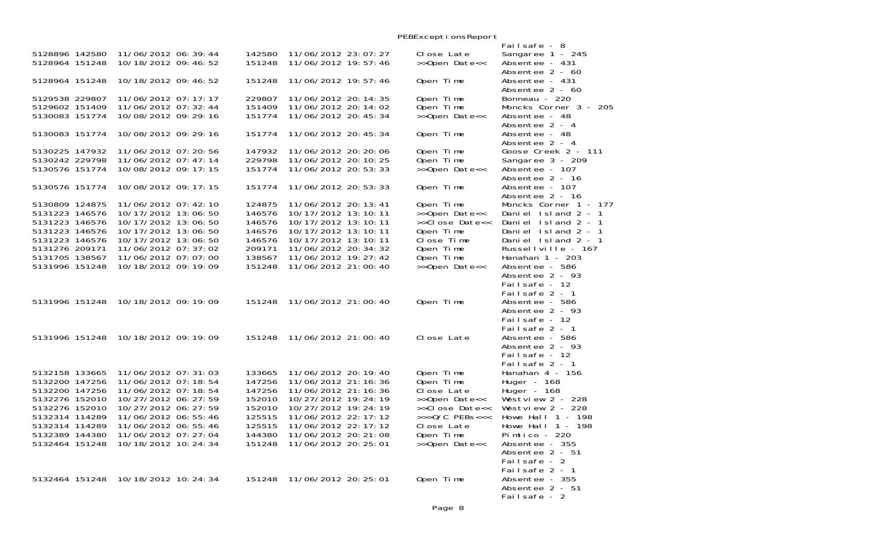| | | | | | | | |
|---|---|---|---|---|---|---|---|
| | | | | | | | Failsafe - 8 |
| 5128896 | 142580 | 11/06/2012 06:39:44 | 142580 | 11/06/2012 23:07:27 | Close Late | | Sangaree 1 - 245 |
| 5128964 | 151248 | 10/18/2012 09:46:52 | 151248 | 11/06/2012 19:57:46 | >>Open Date<< | | Absentee - 431<br>Absentee 2 - 60 |
| 5128964 | 151248 | 10/18/2012 09:46:52 | 151248 | 11/06/2012 19:57:46 | Open Time | | Absentee - 431<br>Absentee 2 - 60 |
| 5129538 | 229807 | 11/06/2012 07:17:17 | 229807 | 11/06/2012 20:14:35 | Open Time | | Bonneau - 220 |
| 5129602 | 151409 | 11/06/2012 07:32:44 | 151409 | 11/06/2012 20:14:02 | Open Time | | Moncks Corner 3 - 205 |
| 5130083 | 151774 | 10/08/2012 09:29:16 | 151774 | 11/06/2012 20:45:34 | >>Open Date<< | | Absentee - 48<br>Absentee 2 - 4 |
| 5130083 | 151774 | 10/08/2012 09:29:16 | 151774 | 11/06/2012 20:45:34 | Open Time | | Absentee - 48<br>Absentee 2 - 4 |
| 5130225 | 147932 | 11/06/2012 07:20:56 | 147932 | 11/06/2012 20:20:06 | Open Time | | Goose Creek 2 - 111 |
| 5130242 | 229798 | 11/06/2012 07:47:14 | 229798 | 11/06/2012 20:10:25 | Open Time | | Sangaree 3 - 209 |
| 5130576 | 151774 | 10/08/2012 09:17:15 | 151774 | 11/06/2012 20:53:33 | >>Open Date<< | | Absentee - 107<br>Absentee 2 - 16 |
| 5130576 | 151774 | 10/08/2012 09:17:15 | 151774 | 11/06/2012 20:53:33 | Open Time | | Absentee - 107<br>Absentee 2 - 16 |
| 5130809 | 124875 | 11/06/2012 07:42:10 | 124875 | 11/06/2012 20:13:41 | Open Time | | Moncks Corner 1 - 177 |
| 5131223 | 146576 | 10/17/2012 13:06:50 | 146576 | 10/17/2012 13:10:11 | >>Open Date<< | | Daniel Island 2 - 1 |
| 5131223 | 146576 | 10/17/2012 13:06:50 | 146576 | 10/17/2012 13:10:11 | >>Close Date<< | | Daniel Island 2 - 1 |
| 5131223 | 146576 | 10/17/2012 13:06:50 | 146576 | 10/17/2012 13:10:11 | Open Time | | Daniel Island 2 - 1 |
| 5131223 | 146576 | 10/17/2012 13:06:50 | 146576 | 10/17/2012 13:10:11 | Close Time | | Daniel Island 2 - 1 |
| 5131276 | 209171 | 11/06/2012 07:37:02 | 209171 | 11/06/2012 20:34:32 | Open Time | | Russellville - 167 |
| 5131705 | 138567 | 11/06/2012 07:07:00 | 138567 | 11/06/2012 19:27:42 | Open Time | | Hanahan 1 - 203 |
| 5131996 | 151248 | 10/18/2012 09:19:09 | 151248 | 11/06/2012 21:00:40 | >>Open Date<< | | Absentee - 586<br>Absentee 2 - 93<br>Failsafe - 12<br>Failsafe 2 - 1 |
| 5131996 | 151248 | 10/18/2012 09:19:09 | 151248 | 11/06/2012 21:00:40 | Open Time | | Absentee - 586<br>Absentee 2 - 93<br>Failsafe - 12<br>Failsafe 2 - 1 |
| 5131996 | 151248 | 10/18/2012 09:19:09 | 151248 | 11/06/2012 21:00:40 | Close Late | | Absentee - 586<br>Absentee 2 - 93<br>Failsafe - 12<br>Failsafe 2 - 1 |
| 5132158 | 133665 | 11/06/2012 07:31:03 | 133665 | 11/06/2012 20:19:40 | Open Time | | Hanahan 4 - 156 |
| 5132200 | 147256 | 11/06/2012 07:18:54 | 147256 | 11/06/2012 21:16:36 | Open Time | | Huger - 168 |
| 5132200 | 147256 | 11/06/2012 07:18:54 | 147256 | 11/06/2012 21:16:36 | Close Late | | Huger - 168 |
| 5132276 | 152010 | 10/27/2012 06:27:59 | 152010 | 10/27/2012 19:24:19 | >>Open Date<< | | Westview 2 - 228 |
| 5132276 | 152010 | 10/27/2012 06:27:59 | 152010 | 10/27/2012 19:24:19 | >>Close Date<< | | Westview 2 - 228 |
| 5132314 | 114289 | 11/06/2012 06:55:46 | 125515 | 11/06/2012 22:17:12 | >>>O/C PEBs<<< | | Howe Hall 1 - 198 |
| 5132314 | 114289 | 11/06/2012 06:55:46 | 125515 | 11/06/2012 22:17:12 | Close Late | | Howe Hall 1 - 198 |
| 5132389 | 144380 | 11/06/2012 07:27:04 | 144380 | 11/06/2012 20:21:08 | Open Time | | Pimlico - 220 |
| 5132464 | 151248 | 10/18/2012 10:24:34 | 151248 | 11/06/2012 20:25:01 | >>Open Date<< | | Absentee - 355<br>Absentee 2 - 51<br>Failsafe - 2<br>Failsafe 2 - 1 |
| 5132464 | 151248 | 10/18/2012 10:24:34 | 151248 | 11/06/2012 20:25:01 | Open Time | | Absentee - 355<br>Absentee 2 - 51<br>Failsafe - 2 |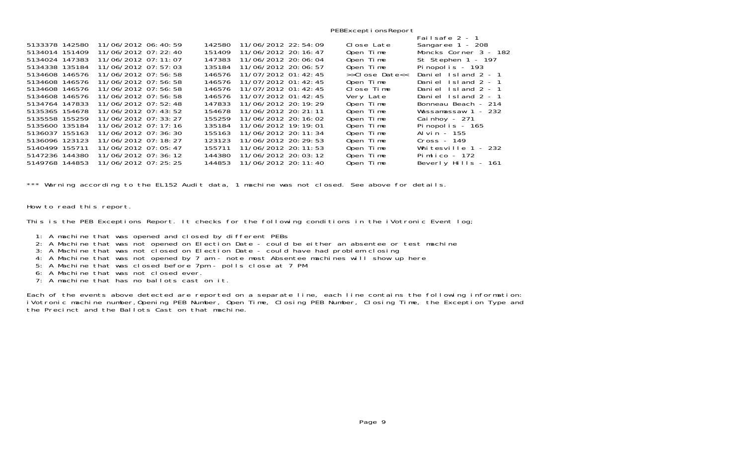PEBExceptionsReport

| | | | | | |
|---|---|---|---|---|---|
| | | | | | Failsafe 2 - 1 |
| 5133378 142580 | 11/06/2012 06:40:59 | 142580 | 11/06/2012 22:54:09 | Close Late | Sangaree 1 - 208 |
| 5134014 151409 | 11/06/2012 07:22:40 | 151409 | 11/06/2012 20:16:47 | Open Time | Moncks Corner 3 - 182 |
| 5134024 147383 | 11/06/2012 07:11:07 | 147383 | 11/06/2012 20:06:04 | Open Time | St Stephen 1 - 197 |
| 5134338 135184 | 11/06/2012 07:57:03 | 135184 | 11/06/2012 20:06:57 | Open Time | Pinopolis - 193 |
| 5134608 146576 | 11/06/2012 07:56:58 | 146576 | 11/07/2012 01:42:45 | >>Close Date<< | Daniel Island 2 - 1 |
| 5134608 146576 | 11/06/2012 07:56:58 | 146576 | 11/07/2012 01:42:45 | Open Time | Daniel Island 2 - 1 |
| 5134608 146576 | 11/06/2012 07:56:58 | 146576 | 11/07/2012 01:42:45 | Close Time | Daniel Island 2 - 1 |
| 5134608 146576 | 11/06/2012 07:56:58 | 146576 | 11/07/2012 01:42:45 | Very Late | Daniel Island 2 - 1 |
| 5134764 147833 | 11/06/2012 07:52:48 | 147833 | 11/06/2012 20:19:29 | Open Time | Bonneau Beach - 214 |
| 5135365 154678 | 11/06/2012 07:43:52 | 154678 | 11/06/2012 20:21:11 | Open Time | Wassamassaw 1 - 232 |
| 5135558 155259 | 11/06/2012 07:33:27 | 155259 | 11/06/2012 20:16:02 | Open Time | Cainhoy - 271 |
| 5135600 135184 | 11/06/2012 07:17:16 | 135184 | 11/06/2012 19:19:01 | Open Time | Pinopolis - 165 |
| 5136037 155163 | 11/06/2012 07:36:30 | 155163 | 11/06/2012 20:11:34 | Open Time | Alvin - 155 |
| 5136096 123123 | 11/06/2012 07:18:27 | 123123 | 11/06/2012 20:29:53 | Open Time | Cross - 149 |
| 5140499 155711 | 11/06/2012 07:05:47 | 155711 | 11/06/2012 20:11:53 | Open Time | Whitesville 1 - 232 |
| 5147236 144380 | 11/06/2012 07:36:12 | 144380 | 11/06/2012 20:03:12 | Open Time | Pimlico - 172 |
| 5149768 144853 | 11/06/2012 07:25:25 | 144853 | 11/06/2012 20:11:40 | Open Time | Beverly Hills - 161 |

*** Warning according to the EL152 Audit data, 1 machine was not closed. See above for details.

How to read this report.

This is the PEB Exceptions Report. It checks for the following conditions in the iVotronic Event log;

1: A machine that was opened and closed by different PEBs
2: A Machine that was not opened on Election Date - could be either an absentee or test machine
3: A Machine that was not closed on Election Date - could have had problem closing
4: A Machine that was not opened by 7 am - note most Absentee machines will show up here
5: A Machine that was closed before 7pm - polls close at 7 PM
6: A Machine that was not closed ever.
7: A machine that has no ballots cast on it.

Each of the events above detected are reported on a separate line, each line contains the following information:
iVotronic machine number,Opening PEB Number, Open Time, Closing PEB Number, Closing Time, the Exception Type and the Precinct and the Ballots Cast on that machine.